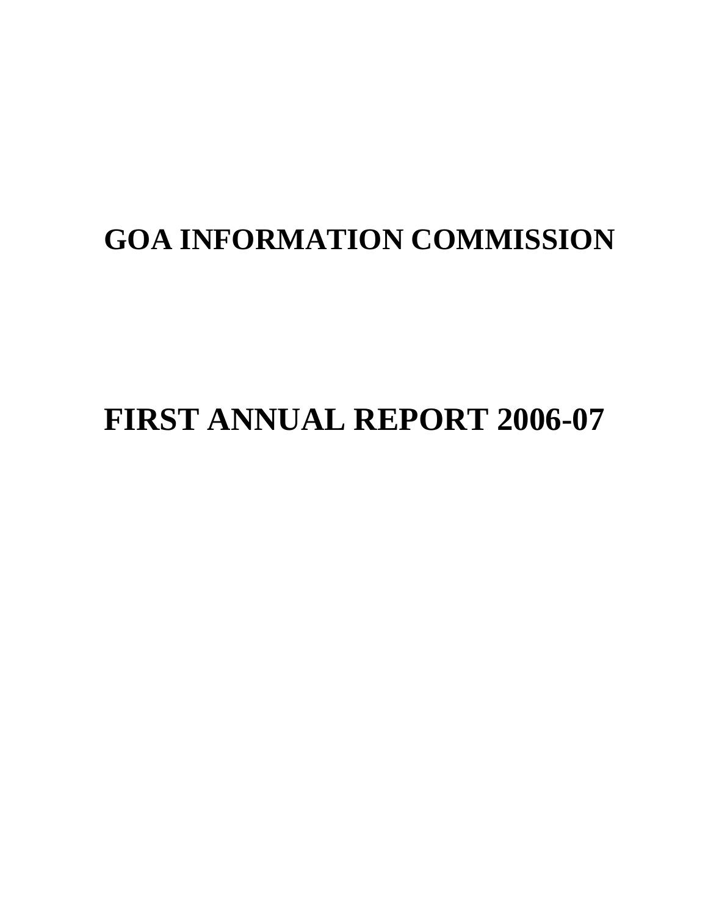# GOA INFORMATION COMMISSION

# FIRST ANNUAL REPORT 2006-07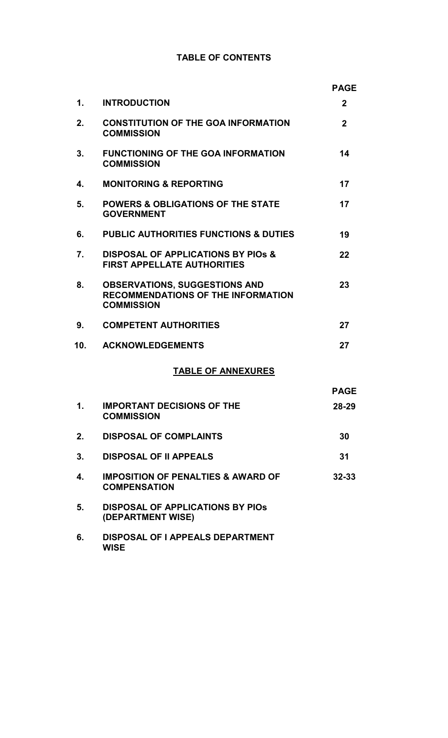# TABLE OF CONTENTS

| | | PAGE |
|---|---|---|
| 1. | INTRODUCTION | 2 |
| 2. | CONSTITUTION OF THE GOA INFORMATION COMMISSION | 2 |
| 3. | FUNCTIONING OF THE GOA INFORMATION COMMISSION | 14 |
| 4. | MONITORING & REPORTING | 17 |
| 5. | POWERS & OBLIGATIONS OF THE STATE GOVERNMENT | 17 |
| 6. | PUBLIC AUTHORITIES FUNCTIONS & DUTIES | 19 |
| 7. | DISPOSAL OF APPLICATIONS BY PIOs & FIRST APPELLATE AUTHORITIES | 22 |
| 8. | OBSERVATIONS, SUGGESTIONS AND RECOMMENDATIONS OF THE INFORMATION COMMISSION | 23 |
| 9. | COMPETENT AUTHORITIES | 27 |
| 10. | ACKNOWLEDGEMENTS | 27 |

## TABLE OF ANNEXURES

| | | PAGE |
|---|---|---|
| 1. | IMPORTANT DECISIONS OF THE COMMISSION | 28-29 |
| 2. | DISPOSAL OF COMPLAINTS | 30 |
| 3. | DISPOSAL OF II APPEALS | 31 |
| 4. | IMPOSITION OF PENALTIES & AWARD OF COMPENSATION | 32-33 |
| 5. | DISPOSAL OF APPLICATIONS BY PIOs (DEPARTMENT WISE) | |
| 6. | DISPOSAL OF I APPEALS DEPARTMENT WISE | |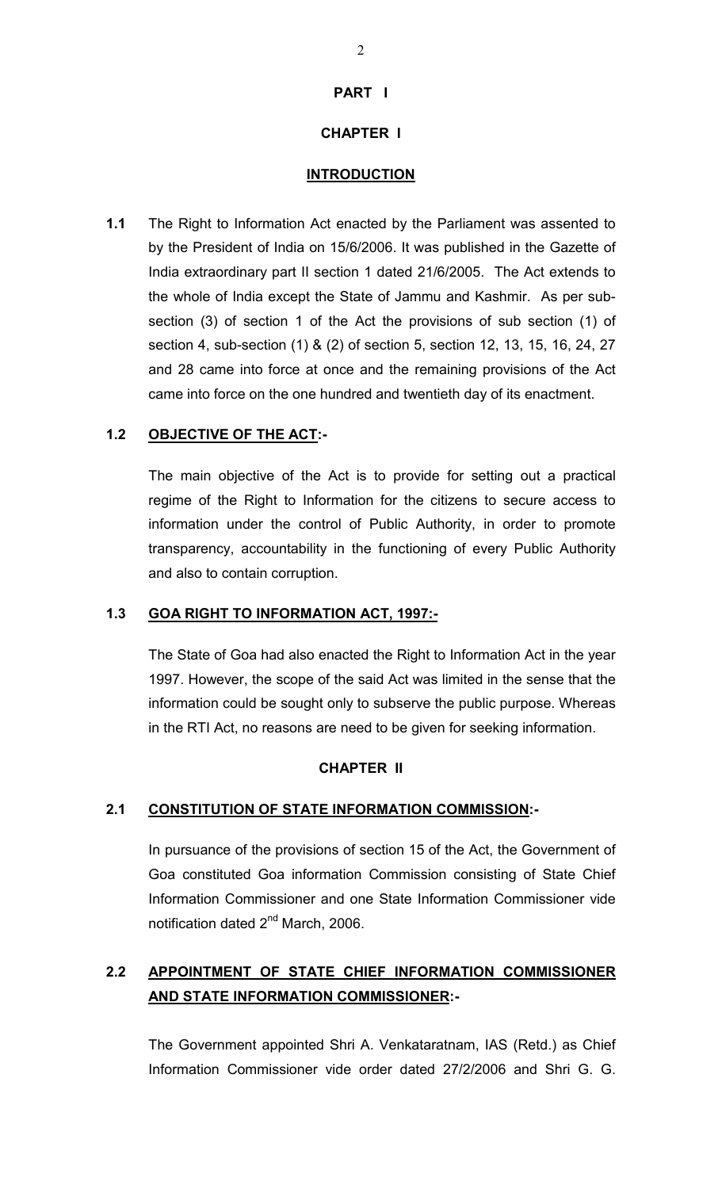# PART I

## CHAPTER I

### INTRODUCTION

**1.1** The Right to Information Act enacted by the Parliament was assented to by the President of India on 15/6/2006. It was published in the Gazette of India extraordinary part II section 1 dated 21/6/2005. The Act extends to the whole of India except the State of Jammu and Kashmir. As per sub-section (3) of section 1 of the Act the provisions of sub section (1) of section 4, sub-section (1) & (2) of section 5, section 12, 13, 15, 16, 24, 27 and 28 came into force at once and the remaining provisions of the Act came into force on the one hundred and twentieth day of its enactment.

### 1.2 OBJECTIVE OF THE ACT:-

The main objective of the Act is to provide for setting out a practical regime of the Right to Information for the citizens to secure access to information under the control of Public Authority, in order to promote transparency, accountability in the functioning of every Public Authority and also to contain corruption.

### 1.3 GOA RIGHT TO INFORMATION ACT, 1997:-

The State of Goa had also enacted the Right to Information Act in the year 1997. However, the scope of the said Act was limited in the sense that the information could be sought only to subserve the public purpose. Whereas in the RTI Act, no reasons are need to be given for seeking information.

## CHAPTER II

### 2.1 CONSTITUTION OF STATE INFORMATION COMMISSION:-

In pursuance of the provisions of section 15 of the Act, the Government of Goa constituted Goa information Commission consisting of State Chief Information Commissioner and one State Information Commissioner vide notification dated 2nd March, 2006.

### 2.2 APPOINTMENT OF STATE CHIEF INFORMATION COMMISSIONER AND STATE INFORMATION COMMISSIONER:-

The Government appointed Shri A. Venkataratnam, IAS (Retd.) as Chief Information Commissioner vide order dated 27/2/2006 and Shri G. G.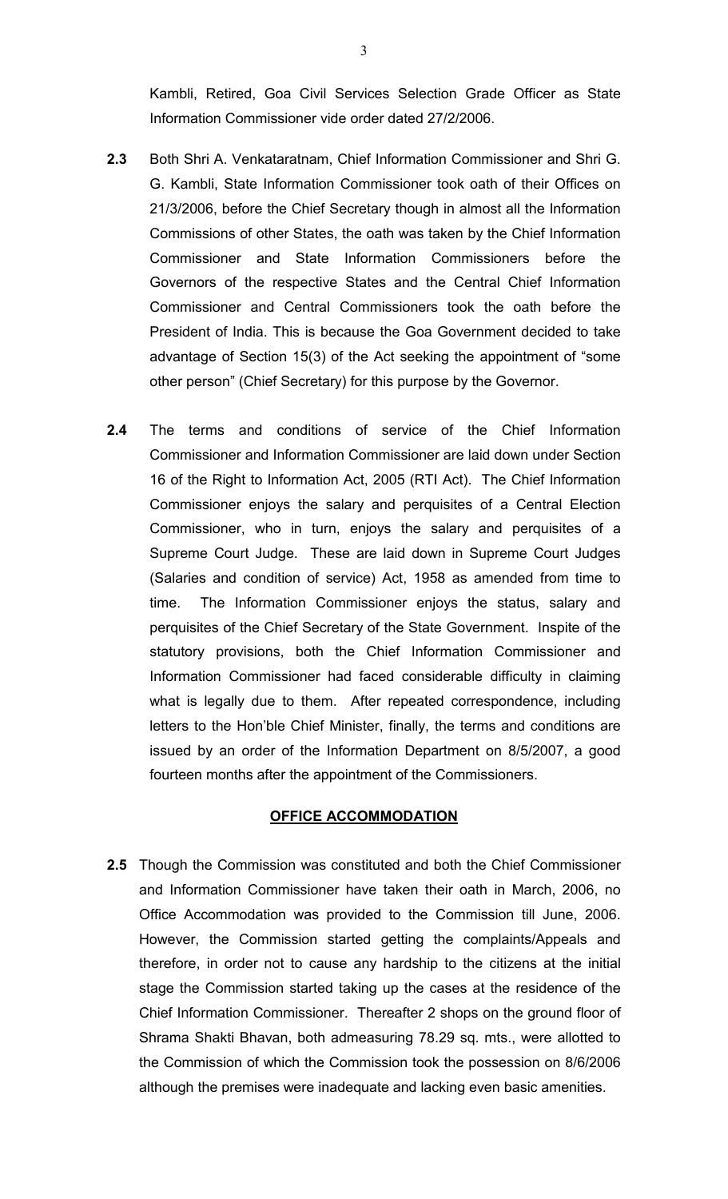Kambli, Retired, Goa Civil Services Selection Grade Officer as State Information Commissioner vide order dated 27/2/2006.

**2.3** Both Shri A. Venkataratnam, Chief Information Commissioner and Shri G. G. Kambli, State Information Commissioner took oath of their Offices on 21/3/2006, before the Chief Secretary though in almost all the Information Commissions of other States, the oath was taken by the Chief Information Commissioner and State Information Commissioners before the Governors of the respective States and the Central Chief Information Commissioner and Central Commissioners took the oath before the President of India. This is because the Goa Government decided to take advantage of Section 15(3) of the Act seeking the appointment of "some other person" (Chief Secretary) for this purpose by the Governor.

**2.4** The terms and conditions of service of the Chief Information Commissioner and Information Commissioner are laid down under Section 16 of the Right to Information Act, 2005 (RTI Act). The Chief Information Commissioner enjoys the salary and perquisites of a Central Election Commissioner, who in turn, enjoys the salary and perquisites of a Supreme Court Judge. These are laid down in Supreme Court Judges (Salaries and condition of service) Act, 1958 as amended from time to time. The Information Commissioner enjoys the status, salary and perquisites of the Chief Secretary of the State Government. Inspite of the statutory provisions, both the Chief Information Commissioner and Information Commissioner had faced considerable difficulty in claiming what is legally due to them. After repeated correspondence, including letters to the Hon'ble Chief Minister, finally, the terms and conditions are issued by an order of the Information Department on 8/5/2007, a good fourteen months after the appointment of the Commissioners.

## OFFICE ACCOMMODATION

**2.5** Though the Commission was constituted and both the Chief Commissioner and Information Commissioner have taken their oath in March, 2006, no Office Accommodation was provided to the Commission till June, 2006. However, the Commission started getting the complaints/Appeals and therefore, in order not to cause any hardship to the citizens at the initial stage the Commission started taking up the cases at the residence of the Chief Information Commissioner. Thereafter 2 shops on the ground floor of Shrama Shakti Bhavan, both admeasuring 78.29 sq. mts., were allotted to the Commission of which the Commission took the possession on 8/6/2006 although the premises were inadequate and lacking even basic amenities.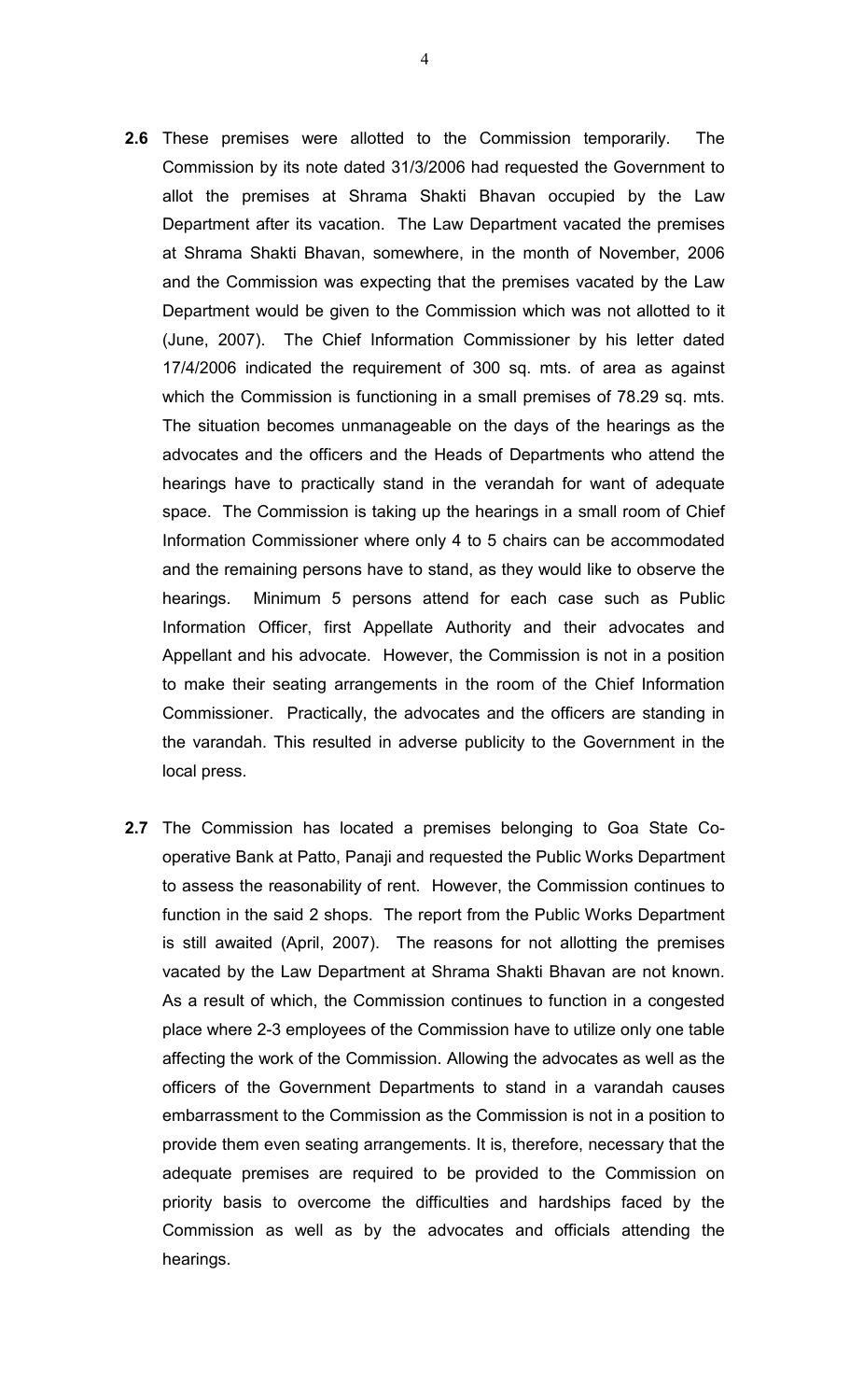**2.6** These premises were allotted to the Commission temporarily. The Commission by its note dated 31/3/2006 had requested the Government to allot the premises at Shrama Shakti Bhavan occupied by the Law Department after its vacation. The Law Department vacated the premises at Shrama Shakti Bhavan, somewhere, in the month of November, 2006 and the Commission was expecting that the premises vacated by the Law Department would be given to the Commission which was not allotted to it (June, 2007). The Chief Information Commissioner by his letter dated 17/4/2006 indicated the requirement of 300 sq. mts. of area as against which the Commission is functioning in a small premises of 78.29 sq. mts. The situation becomes unmanageable on the days of the hearings as the advocates and the officers and the Heads of Departments who attend the hearings have to practically stand in the verandah for want of adequate space. The Commission is taking up the hearings in a small room of Chief Information Commissioner where only 4 to 5 chairs can be accommodated and the remaining persons have to stand, as they would like to observe the hearings. Minimum 5 persons attend for each case such as Public Information Officer, first Appellate Authority and their advocates and Appellant and his advocate. However, the Commission is not in a position to make their seating arrangements in the room of the Chief Information Commissioner. Practically, the advocates and the officers are standing in the varandah. This resulted in adverse publicity to the Government in the local press.

**2.7** The Commission has located a premises belonging to Goa State Co-operative Bank at Patto, Panaji and requested the Public Works Department to assess the reasonability of rent. However, the Commission continues to function in the said 2 shops. The report from the Public Works Department is still awaited (April, 2007). The reasons for not allotting the premises vacated by the Law Department at Shrama Shakti Bhavan are not known. As a result of which, the Commission continues to function in a congested place where 2-3 employees of the Commission have to utilize only one table affecting the work of the Commission. Allowing the advocates as well as the officers of the Government Departments to stand in a varandah causes embarrassment to the Commission as the Commission is not in a position to provide them even seating arrangements. It is, therefore, necessary that the adequate premises are required to be provided to the Commission on priority basis to overcome the difficulties and hardships faced by the Commission as well as by the advocates and officials attending the hearings.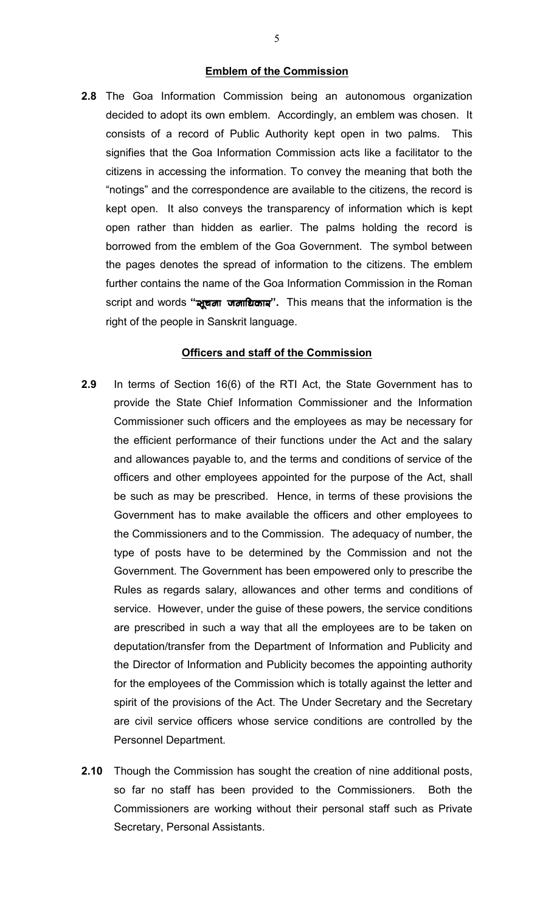**Emblem of the Commission**

**2.8** The Goa Information Commission being an autonomous organization decided to adopt its own emblem. Accordingly, an emblem was chosen. It consists of a record of Public Authority kept open in two palms. This signifies that the Goa Information Commission acts like a facilitator to the citizens in accessing the information. To convey the meaning that both the "notings" and the correspondence are available to the citizens, the record is kept open. It also conveys the transparency of information which is kept open rather than hidden as earlier. The palms holding the record is borrowed from the emblem of the Goa Government. The symbol between the pages denotes the spread of information to the citizens. The emblem further contains the name of the Goa Information Commission in the Roman script and words **"सूचना जनाधिकार".** This means that the information is the right of the people in Sanskrit language.

**Officers and staff of the Commission**

**2.9** In terms of Section 16(6) of the RTI Act, the State Government has to provide the State Chief Information Commissioner and the Information Commissioner such officers and the employees as may be necessary for the efficient performance of their functions under the Act and the salary and allowances payable to, and the terms and conditions of service of the officers and other employees appointed for the purpose of the Act, shall be such as may be prescribed. Hence, in terms of these provisions the Government has to make available the officers and other employees to the Commissioners and to the Commission. The adequacy of number, the type of posts have to be determined by the Commission and not the Government. The Government has been empowered only to prescribe the Rules as regards salary, allowances and other terms and conditions of service. However, under the guise of these powers, the service conditions are prescribed in such a way that all the employees are to be taken on deputation/transfer from the Department of Information and Publicity and the Director of Information and Publicity becomes the appointing authority for the employees of the Commission which is totally against the letter and spirit of the provisions of the Act. The Under Secretary and the Secretary are civil service officers whose service conditions are controlled by the Personnel Department.

**2.10** Though the Commission has sought the creation of nine additional posts, so far no staff has been provided to the Commissioners. Both the Commissioners are working without their personal staff such as Private Secretary, Personal Assistants.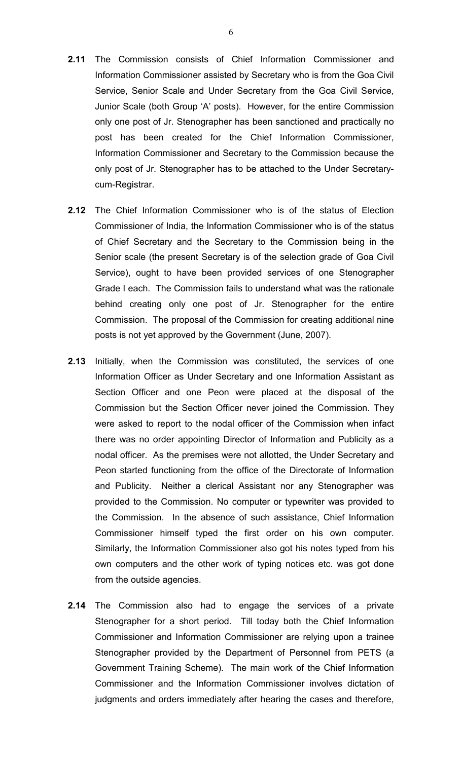**2.11** The Commission consists of Chief Information Commissioner and Information Commissioner assisted by Secretary who is from the Goa Civil Service, Senior Scale and Under Secretary from the Goa Civil Service, Junior Scale (both Group 'A' posts). However, for the entire Commission only one post of Jr. Stenographer has been sanctioned and practically no post has been created for the Chief Information Commissioner, Information Commissioner and Secretary to the Commission because the only post of Jr. Stenographer has to be attached to the Under Secretary-cum-Registrar.

**2.12** The Chief Information Commissioner who is of the status of Election Commissioner of India, the Information Commissioner who is of the status of Chief Secretary and the Secretary to the Commission being in the Senior scale (the present Secretary is of the selection grade of Goa Civil Service), ought to have been provided services of one Stenographer Grade I each. The Commission fails to understand what was the rationale behind creating only one post of Jr. Stenographer for the entire Commission. The proposal of the Commission for creating additional nine posts is not yet approved by the Government (June, 2007).

**2.13** Initially, when the Commission was constituted, the services of one Information Officer as Under Secretary and one Information Assistant as Section Officer and one Peon were placed at the disposal of the Commission but the Section Officer never joined the Commission. They were asked to report to the nodal officer of the Commission when infact there was no order appointing Director of Information and Publicity as a nodal officer. As the premises were not allotted, the Under Secretary and Peon started functioning from the office of the Directorate of Information and Publicity. Neither a clerical Assistant nor any Stenographer was provided to the Commission. No computer or typewriter was provided to the Commission. In the absence of such assistance, Chief Information Commissioner himself typed the first order on his own computer. Similarly, the Information Commissioner also got his notes typed from his own computers and the other work of typing notices etc. was got done from the outside agencies.

**2.14** The Commission also had to engage the services of a private Stenographer for a short period. Till today both the Chief Information Commissioner and Information Commissioner are relying upon a trainee Stenographer provided by the Department of Personnel from PETS (a Government Training Scheme). The main work of the Chief Information Commissioner and the Information Commissioner involves dictation of judgments and orders immediately after hearing the cases and therefore,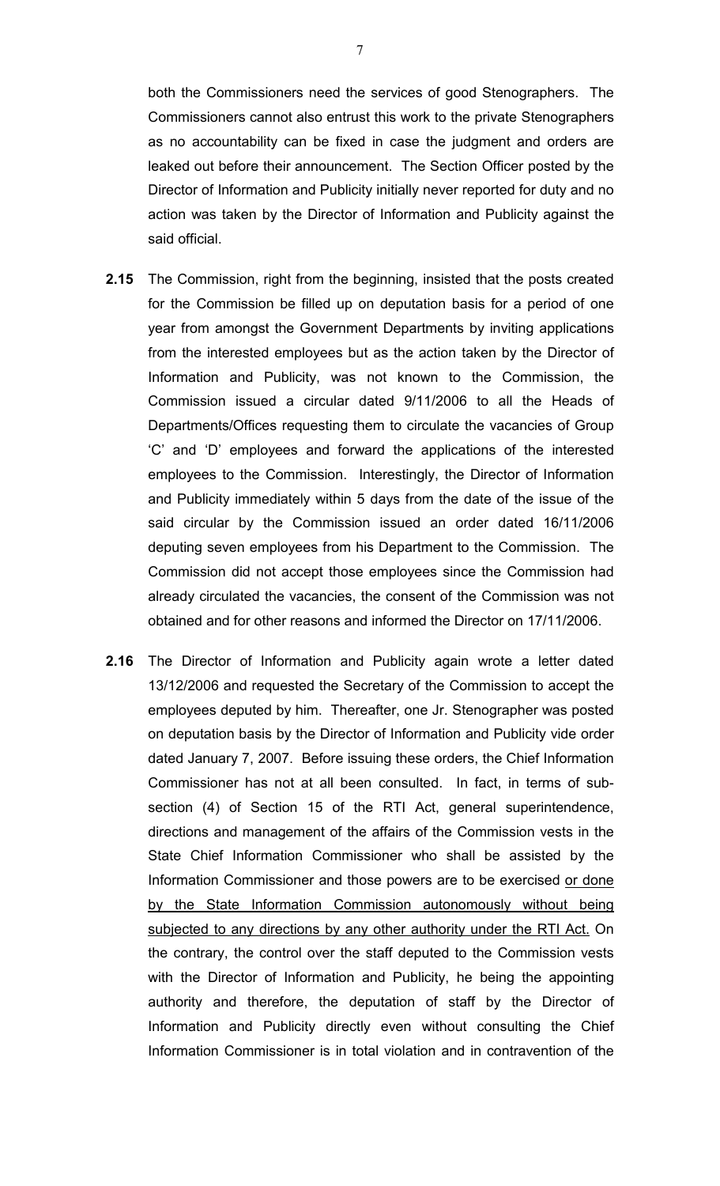both the Commissioners need the services of good Stenographers. The Commissioners cannot also entrust this work to the private Stenographers as no accountability can be fixed in case the judgment and orders are leaked out before their announcement. The Section Officer posted by the Director of Information and Publicity initially never reported for duty and no action was taken by the Director of Information and Publicity against the said official.

**2.15** The Commission, right from the beginning, insisted that the posts created for the Commission be filled up on deputation basis for a period of one year from amongst the Government Departments by inviting applications from the interested employees but as the action taken by the Director of Information and Publicity, was not known to the Commission, the Commission issued a circular dated 9/11/2006 to all the Heads of Departments/Offices requesting them to circulate the vacancies of Group 'C' and 'D' employees and forward the applications of the interested employees to the Commission. Interestingly, the Director of Information and Publicity immediately within 5 days from the date of the issue of the said circular by the Commission issued an order dated 16/11/2006 deputing seven employees from his Department to the Commission. The Commission did not accept those employees since the Commission had already circulated the vacancies, the consent of the Commission was not obtained and for other reasons and informed the Director on 17/11/2006.

**2.16** The Director of Information and Publicity again wrote a letter dated 13/12/2006 and requested the Secretary of the Commission to accept the employees deputed by him. Thereafter, one Jr. Stenographer was posted on deputation basis by the Director of Information and Publicity vide order dated January 7, 2007. Before issuing these orders, the Chief Information Commissioner has not at all been consulted. In fact, in terms of sub-section (4) of Section 15 of the RTI Act, general superintendence, directions and management of the affairs of the Commission vests in the State Chief Information Commissioner who shall be assisted by the Information Commissioner and those powers are to be exercised <u>or done by the State Information Commission autonomously without being subjected to any directions by any other authority under the RTI Act.</u> On the contrary, the control over the staff deputed to the Commission vests with the Director of Information and Publicity, he being the appointing authority and therefore, the deputation of staff by the Director of Information and Publicity directly even without consulting the Chief Information Commissioner is in total violation and in contravention of the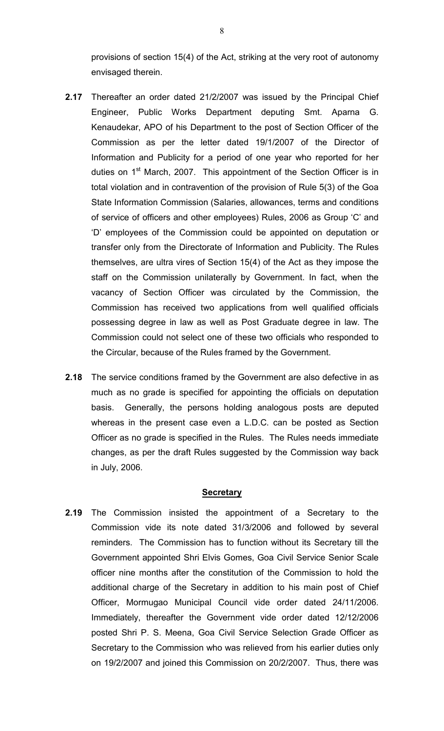provisions of section 15(4) of the Act, striking at the very root of autonomy envisaged therein.

**2.17** Thereafter an order dated 21/2/2007 was issued by the Principal Chief Engineer, Public Works Department deputing Smt. Aparna G. Kenaudekar, APO of his Department to the post of Section Officer of the Commission as per the letter dated 19/1/2007 of the Director of Information and Publicity for a period of one year who reported for her duties on 1st March, 2007. This appointment of the Section Officer is in total violation and in contravention of the provision of Rule 5(3) of the Goa State Information Commission (Salaries, allowances, terms and conditions of service of officers and other employees) Rules, 2006 as Group 'C' and 'D' employees of the Commission could be appointed on deputation or transfer only from the Directorate of Information and Publicity. The Rules themselves, are ultra vires of Section 15(4) of the Act as they impose the staff on the Commission unilaterally by Government. In fact, when the vacancy of Section Officer was circulated by the Commission, the Commission has received two applications from well qualified officials possessing degree in law as well as Post Graduate degree in law. The Commission could not select one of these two officials who responded to the Circular, because of the Rules framed by the Government.

**2.18** The service conditions framed by the Government are also defective in as much as no grade is specified for appointing the officials on deputation basis. Generally, the persons holding analogous posts are deputed whereas in the present case even a L.D.C. can be posted as Section Officer as no grade is specified in the Rules. The Rules needs immediate changes, as per the draft Rules suggested by the Commission way back in July, 2006.

## Secretary

**2.19** The Commission insisted the appointment of a Secretary to the Commission vide its note dated 31/3/2006 and followed by several reminders. The Commission has to function without its Secretary till the Government appointed Shri Elvis Gomes, Goa Civil Service Senior Scale officer nine months after the constitution of the Commission to hold the additional charge of the Secretary in addition to his main post of Chief Officer, Mormugao Municipal Council vide order dated 24/11/2006. Immediately, thereafter the Government vide order dated 12/12/2006 posted Shri P. S. Meena, Goa Civil Service Selection Grade Officer as Secretary to the Commission who was relieved from his earlier duties only on 19/2/2007 and joined this Commission on 20/2/2007. Thus, there was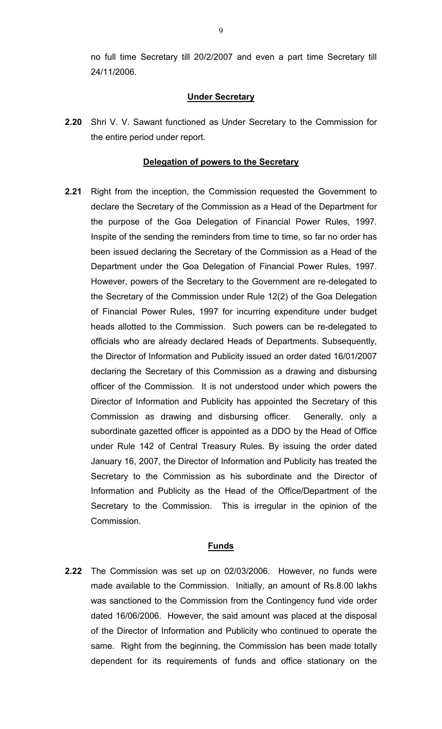no full time Secretary till 20/2/2007 and even a part time Secretary till 24/11/2006.

## Under Secretary

**2.20** Shri V. V. Sawant functioned as Under Secretary to the Commission for the entire period under report.

## Delegation of powers to the Secretary

**2.21** Right from the inception, the Commission requested the Government to declare the Secretary of the Commission as a Head of the Department for the purpose of the Goa Delegation of Financial Power Rules, 1997. Inspite of the sending the reminders from time to time, so far no order has been issued declaring the Secretary of the Commission as a Head of the Department under the Goa Delegation of Financial Power Rules, 1997. However, powers of the Secretary to the Government are re-delegated to the Secretary of the Commission under Rule 12(2) of the Goa Delegation of Financial Power Rules, 1997 for incurring expenditure under budget heads allotted to the Commission. Such powers can be re-delegated to officials who are already declared Heads of Departments. Subsequently, the Director of Information and Publicity issued an order dated 16/01/2007 declaring the Secretary of this Commission as a drawing and disbursing officer of the Commission. It is not understood under which powers the Director of Information and Publicity has appointed the Secretary of this Commission as drawing and disbursing officer. Generally, only a subordinate gazetted officer is appointed as a DDO by the Head of Office under Rule 142 of Central Treasury Rules. By issuing the order dated January 16, 2007, the Director of Information and Publicity has treated the Secretary to the Commission as his subordinate and the Director of Information and Publicity as the Head of the Office/Department of the Secretary to the Commission. This is irregular in the opinion of the Commission.

## Funds

**2.22** The Commission was set up on 02/03/2006. However, no funds were made available to the Commission. Initially, an amount of Rs.8.00 lakhs was sanctioned to the Commission from the Contingency fund vide order dated 16/06/2006. However, the said amount was placed at the disposal of the Director of Information and Publicity who continued to operate the same. Right from the beginning, the Commission has been made totally dependent for its requirements of funds and office stationary on the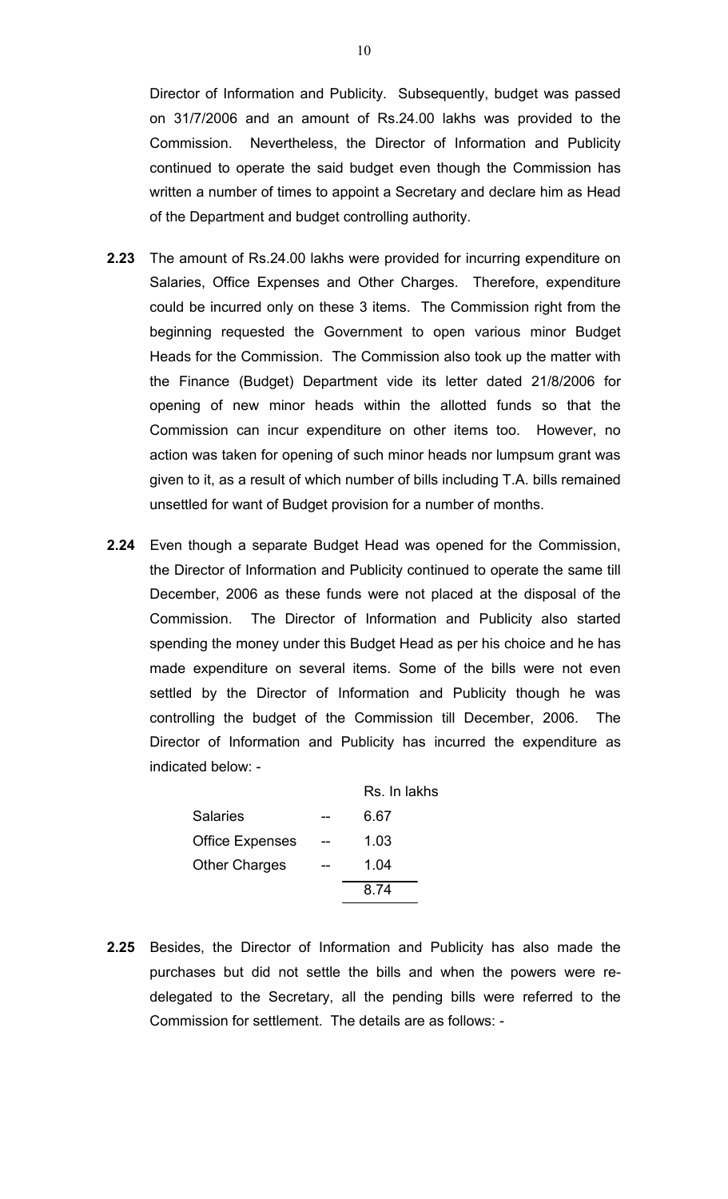Director of Information and Publicity. Subsequently, budget was passed on 31/7/2006 and an amount of Rs.24.00 lakhs was provided to the Commission. Nevertheless, the Director of Information and Publicity continued to operate the said budget even though the Commission has written a number of times to appoint a Secretary and declare him as Head of the Department and budget controlling authority.

**2.23** The amount of Rs.24.00 lakhs were provided for incurring expenditure on Salaries, Office Expenses and Other Charges. Therefore, expenditure could be incurred only on these 3 items. The Commission right from the beginning requested the Government to open various minor Budget Heads for the Commission. The Commission also took up the matter with the Finance (Budget) Department vide its letter dated 21/8/2006 for opening of new minor heads within the allotted funds so that the Commission can incur expenditure on other items too. However, no action was taken for opening of such minor heads nor lumpsum grant was given to it, as a result of which number of bills including T.A. bills remained unsettled for want of Budget provision for a number of months.

**2.24** Even though a separate Budget Head was opened for the Commission, the Director of Information and Publicity continued to operate the same till December, 2006 as these funds were not placed at the disposal of the Commission. The Director of Information and Publicity also started spending the money under this Budget Head as per his choice and he has made expenditure on several items. Some of the bills were not even settled by the Director of Information and Publicity though he was controlling the budget of the Commission till December, 2006. The Director of Information and Publicity has incurred the expenditure as indicated below: -

| | | Rs. In lakhs |
|---|---|---|
| Salaries | -- | 6.67 |
| Office Expenses | -- | 1.03 |
| Other Charges | -- | 1.04 |
| | | 8.74 |

**2.25** Besides, the Director of Information and Publicity has also made the purchases but did not settle the bills and when the powers were re-delegated to the Secretary, all the pending bills were referred to the Commission for settlement. The details are as follows: -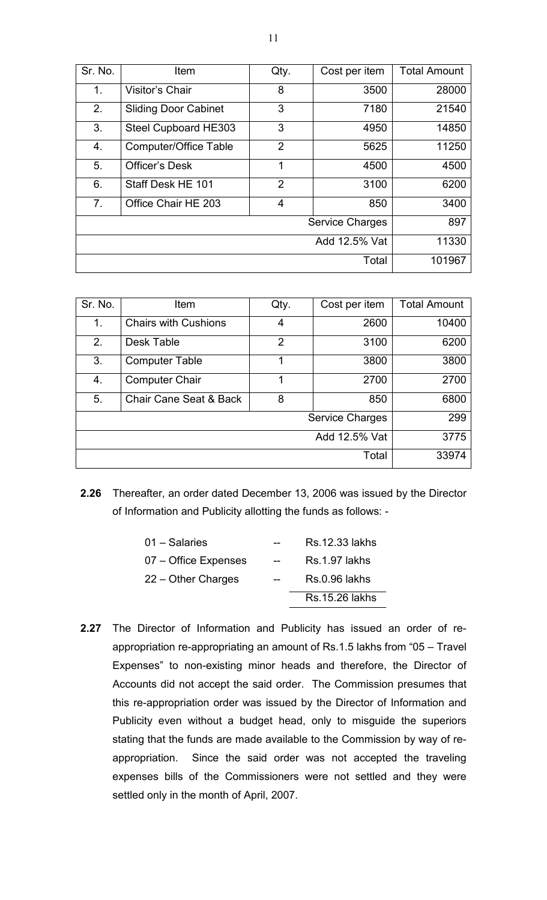| Sr. No. | Item | Qty. | Cost per item | Total Amount |
|---|---|---|---|---|
| 1. | Visitor's Chair | 8 | 3500 | 28000 |
| 2. | Sliding Door Cabinet | 3 | 7180 | 21540 |
| 3. | Steel Cupboard HE303 | 3 | 4950 | 14850 |
| 4. | Computer/Office Table | 2 | 5625 | 11250 |
| 5. | Officer's Desk | 1 | 4500 | 4500 |
| 6. | Staff Desk HE 101 | 2 | 3100 | 6200 |
| 7. | Office Chair HE 203 | 4 | 850 | 3400 |
| | | | Service Charges | 897 |
| | | | Add 12.5% Vat | 11330 |
| | | | Total | 101967 |

| Sr. No. | Item | Qty. | Cost per item | Total Amount |
|---|---|---|---|---|
| 1. | Chairs with Cushions | 4 | 2600 | 10400 |
| 2. | Desk Table | 2 | 3100 | 6200 |
| 3. | Computer Table | 1 | 3800 | 3800 |
| 4. | Computer Chair | 1 | 2700 | 2700 |
| 5. | Chair Cane Seat & Back | 8 | 850 | 6800 |
| | | | Service Charges | 299 |
| | | | Add 12.5% Vat | 3775 |
| | | | Total | 33974 |

**2.26** Thereafter, an order dated December 13, 2006 was issued by the Director of Information and Publicity allotting the funds as follows: -

| | | |
|---|---|---|
| 01 – Salaries | -- | Rs.12.33 lakhs |
| 07 – Office Expenses | -- | Rs.1.97 lakhs |
| 22 – Other Charges | -- | Rs.0.96 lakhs |
| | | Rs.15.26 lakhs |

**2.27** The Director of Information and Publicity has issued an order of re-appropriation re-appropriating an amount of Rs.1.5 lakhs from "05 – Travel Expenses" to non-existing minor heads and therefore, the Director of Accounts did not accept the said order. The Commission presumes that this re-appropriation order was issued by the Director of Information and Publicity even without a budget head, only to misguide the superiors stating that the funds are made available to the Commission by way of re-appropriation. Since the said order was not accepted the traveling expenses bills of the Commissioners were not settled and they were settled only in the month of April, 2007.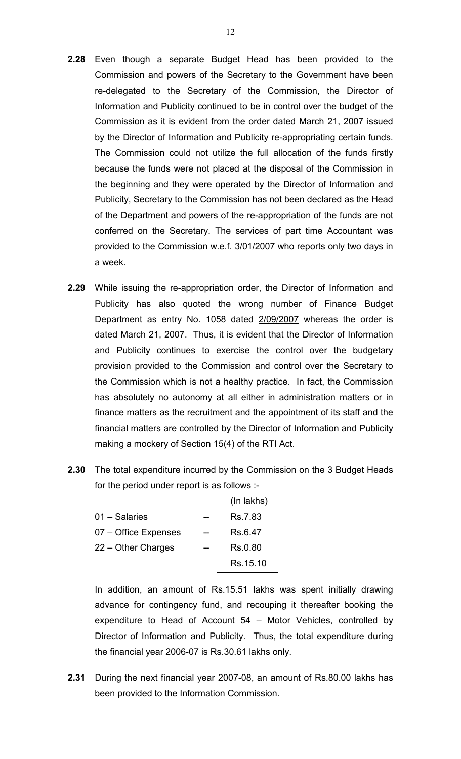**2.28** Even though a separate Budget Head has been provided to the Commission and powers of the Secretary to the Government have been re-delegated to the Secretary of the Commission, the Director of Information and Publicity continued to be in control over the budget of the Commission as it is evident from the order dated March 21, 2007 issued by the Director of Information and Publicity re-appropriating certain funds. The Commission could not utilize the full allocation of the funds firstly because the funds were not placed at the disposal of the Commission in the beginning and they were operated by the Director of Information and Publicity, Secretary to the Commission has not been declared as the Head of the Department and powers of the re-appropriation of the funds are not conferred on the Secretary. The services of part time Accountant was provided to the Commission w.e.f. 3/01/2007 who reports only two days in a week.

**2.29** While issuing the re-appropriation order, the Director of Information and Publicity has also quoted the wrong number of Finance Budget Department as entry No. 1058 dated 2/09/2007 whereas the order is dated March 21, 2007. Thus, it is evident that the Director of Information and Publicity continues to exercise the control over the budgetary provision provided to the Commission and control over the Secretary to the Commission which is not a healthy practice. In fact, the Commission has absolutely no autonomy at all either in administration matters or in finance matters as the recruitment and the appointment of its staff and the financial matters are controlled by the Director of Information and Publicity making a mockery of Section 15(4) of the RTI Act.

**2.30** The total expenditure incurred by the Commission on the 3 Budget Heads for the period under report is as follows :-

| | | (In lakhs) |
|---|---|---|
| 01 – Salaries | -- | Rs.7.83 |
| 07 – Office Expenses | -- | Rs.6.47 |
| 22 – Other Charges | -- | Rs.0.80 |
| | | Rs.15.10 |

In addition, an amount of Rs.15.51 lakhs was spent initially drawing advance for contingency fund, and recouping it thereafter booking the expenditure to Head of Account 54 – Motor Vehicles, controlled by Director of Information and Publicity. Thus, the total expenditure during the financial year 2006-07 is Rs.30.61 lakhs only.

**2.31** During the next financial year 2007-08, an amount of Rs.80.00 lakhs has been provided to the Information Commission.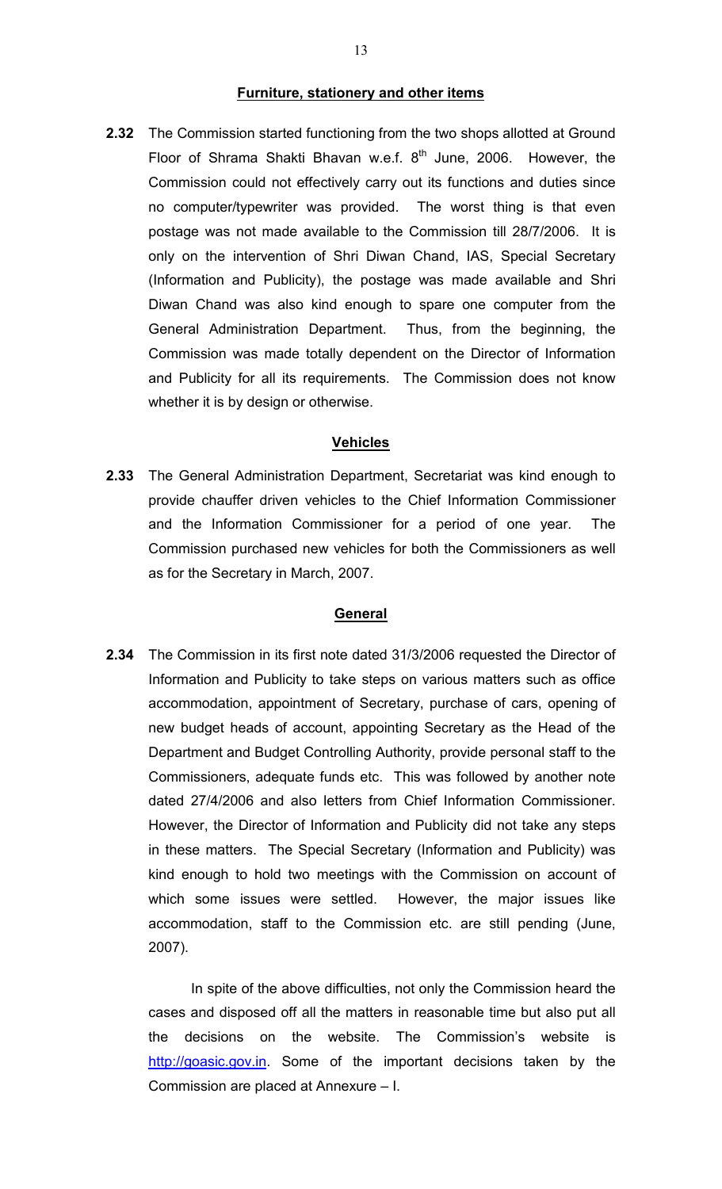### Furniture, stationery and other items

**2.32** The Commission started functioning from the two shops allotted at Ground Floor of Shrama Shakti Bhavan w.e.f. 8th June, 2006. However, the Commission could not effectively carry out its functions and duties since no computer/typewriter was provided. The worst thing is that even postage was not made available to the Commission till 28/7/2006. It is only on the intervention of Shri Diwan Chand, IAS, Special Secretary (Information and Publicity), the postage was made available and Shri Diwan Chand was also kind enough to spare one computer from the General Administration Department. Thus, from the beginning, the Commission was made totally dependent on the Director of Information and Publicity for all its requirements. The Commission does not know whether it is by design or otherwise.

### Vehicles

**2.33** The General Administration Department, Secretariat was kind enough to provide chauffer driven vehicles to the Chief Information Commissioner and the Information Commissioner for a period of one year. The Commission purchased new vehicles for both the Commissioners as well as for the Secretary in March, 2007.

### General

**2.34** The Commission in its first note dated 31/3/2006 requested the Director of Information and Publicity to take steps on various matters such as office accommodation, appointment of Secretary, purchase of cars, opening of new budget heads of account, appointing Secretary as the Head of the Department and Budget Controlling Authority, provide personal staff to the Commissioners, adequate funds etc. This was followed by another note dated 27/4/2006 and also letters from Chief Information Commissioner. However, the Director of Information and Publicity did not take any steps in these matters. The Special Secretary (Information and Publicity) was kind enough to hold two meetings with the Commission on account of which some issues were settled. However, the major issues like accommodation, staff to the Commission etc. are still pending (June, 2007).

In spite of the above difficulties, not only the Commission heard the cases and disposed off all the matters in reasonable time but also put all the decisions on the website. The Commission's website is http://goasic.gov.in. Some of the important decisions taken by the Commission are placed at Annexure – I.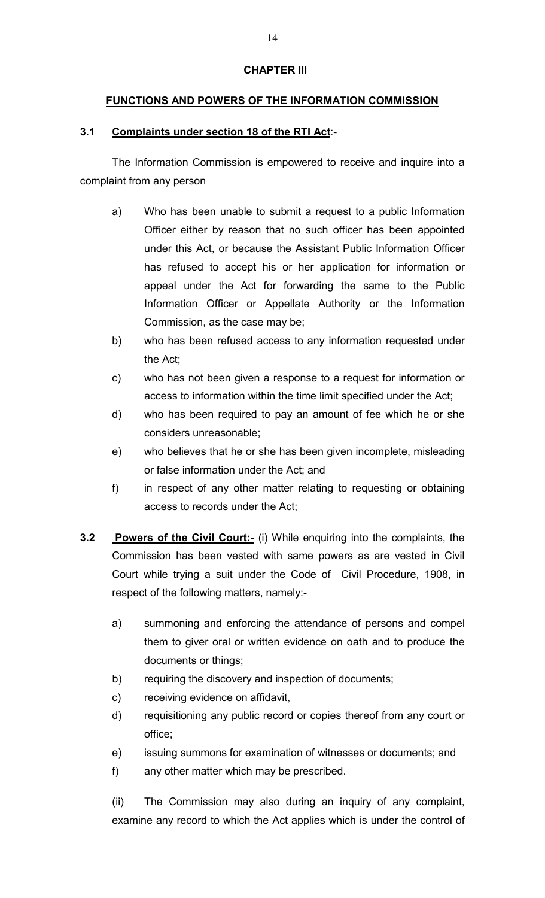## CHAPTER III

## FUNCTIONS AND POWERS OF THE INFORMATION COMMISSION

### 3.1 Complaints under section 18 of the RTI Act:-

The Information Commission is empowered to receive and inquire into a complaint from any person

a) Who has been unable to submit a request to a public Information Officer either by reason that no such officer has been appointed under this Act, or because the Assistant Public Information Officer has refused to accept his or her application for information or appeal under the Act for forwarding the same to the Public Information Officer or Appellate Authority or the Information Commission, as the case may be;

b) who has been refused access to any information requested under the Act;

c) who has not been given a response to a request for information or access to information within the time limit specified under the Act;

d) who has been required to pay an amount of fee which he or she considers unreasonable;

e) who believes that he or she has been given incomplete, misleading or false information under the Act; and

f) in respect of any other matter relating to requesting or obtaining access to records under the Act;

**3.2 Powers of the Civil Court:-** (i) While enquiring into the complaints, the Commission has been vested with same powers as are vested in Civil Court while trying a suit under the Code of Civil Procedure, 1908, in respect of the following matters, namely:-

a) summoning and enforcing the attendance of persons and compel them to giver oral or written evidence on oath and to produce the documents or things;

b) requiring the discovery and inspection of documents;

c) receiving evidence on affidavit,

d) requisitioning any public record or copies thereof from any court or office;

e) issuing summons for examination of witnesses or documents; and

f) any other matter which may be prescribed.

(ii) The Commission may also during an inquiry of any complaint, examine any record to which the Act applies which is under the control of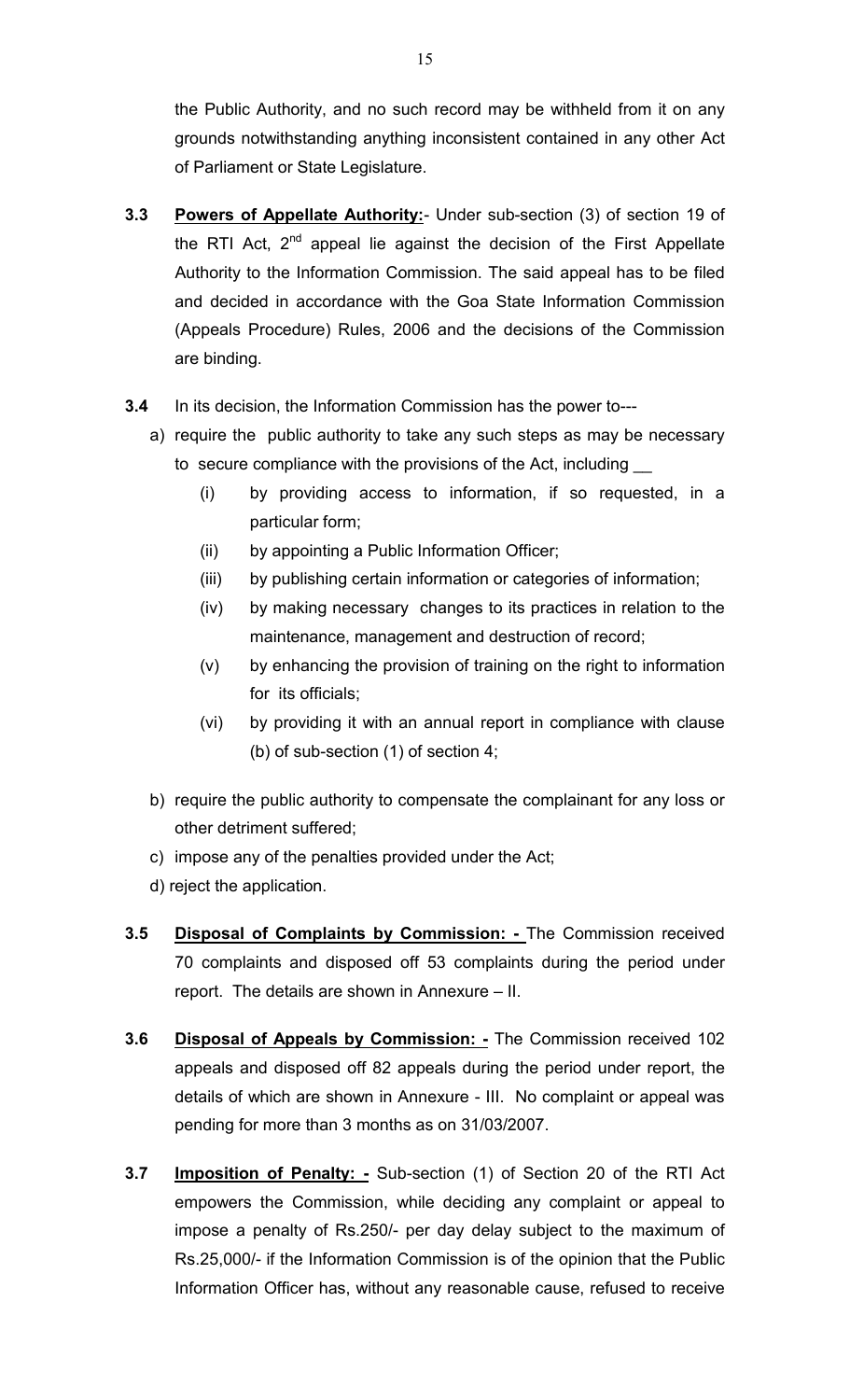the Public Authority, and no such record may be withheld from it on any grounds notwithstanding anything inconsistent contained in any other Act of Parliament or State Legislature.

**3.3** **<u>Powers of Appellate Authority:</u>**- Under sub-section (3) of section 19 of the RTI Act, 2nd appeal lie against the decision of the First Appellate Authority to the Information Commission. The said appeal has to be filed and decided in accordance with the Goa State Information Commission (Appeals Procedure) Rules, 2006 and the decisions of the Commission are binding.

**3.4** In its decision, the Information Commission has the power to---

a) require the public authority to take any such steps as may be necessary to secure compliance with the provisions of the Act, including __

  (i) by providing access to information, if so requested, in a particular form;

  (ii) by appointing a Public Information Officer;

  (iii) by publishing certain information or categories of information;

  (iv) by making necessary changes to its practices in relation to the maintenance, management and destruction of record;

  (v) by enhancing the provision of training on the right to information for its officials;

  (vi) by providing it with an annual report in compliance with clause (b) of sub-section (1) of section 4;

b) require the public authority to compensate the complainant for any loss or other detriment suffered;

c) impose any of the penalties provided under the Act;

d) reject the application.

**3.5** **<u>Disposal of Complaints by Commission: -</u>** The Commission received 70 complaints and disposed off 53 complaints during the period under report. The details are shown in Annexure – II.

**3.6** **<u>Disposal of Appeals by Commission: -</u>** The Commission received 102 appeals and disposed off 82 appeals during the period under report, the details of which are shown in Annexure - III. No complaint or appeal was pending for more than 3 months as on 31/03/2007.

**3.7** **<u>Imposition of Penalty: -</u>** Sub-section (1) of Section 20 of the RTI Act empowers the Commission, while deciding any complaint or appeal to impose a penalty of Rs.250/- per day delay subject to the maximum of Rs.25,000/- if the Information Commission is of the opinion that the Public Information Officer has, without any reasonable cause, refused to receive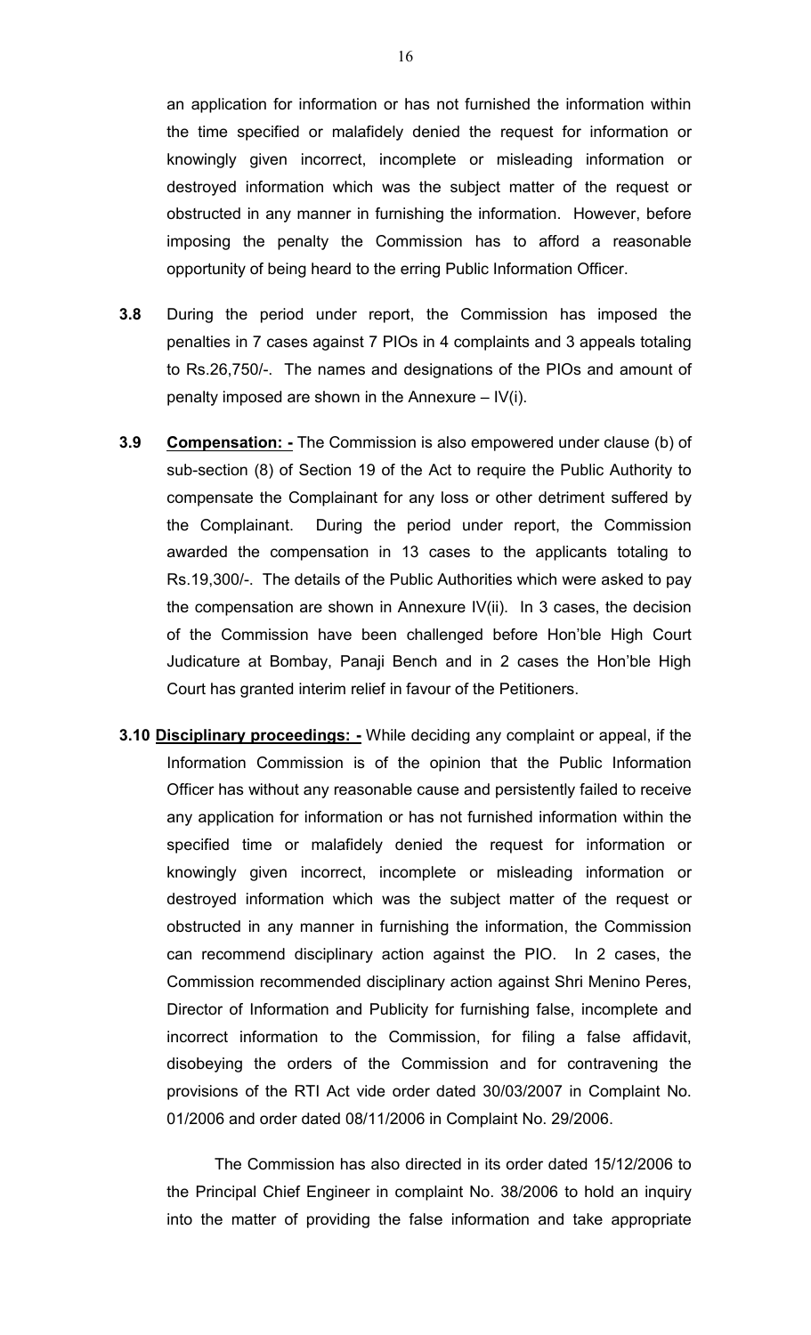an application for information or has not furnished the information within the time specified or malafidely denied the request for information or knowingly given incorrect, incomplete or misleading information or destroyed information which was the subject matter of the request or obstructed in any manner in furnishing the information. However, before imposing the penalty the Commission has to afford a reasonable opportunity of being heard to the erring Public Information Officer.

**3.8** During the period under report, the Commission has imposed the penalties in 7 cases against 7 PIOs in 4 complaints and 3 appeals totaling to Rs.26,750/-. The names and designations of the PIOs and amount of penalty imposed are shown in the Annexure – IV(i).

**3.9** **<u>Compensation: -</u>** The Commission is also empowered under clause (b) of sub-section (8) of Section 19 of the Act to require the Public Authority to compensate the Complainant for any loss or other detriment suffered by the Complainant. During the period under report, the Commission awarded the compensation in 13 cases to the applicants totaling to Rs.19,300/-. The details of the Public Authorities which were asked to pay the compensation are shown in Annexure IV(ii). In 3 cases, the decision of the Commission have been challenged before Hon'ble High Court Judicature at Bombay, Panaji Bench and in 2 cases the Hon'ble High Court has granted interim relief in favour of the Petitioners.

**3.10** **<u>Disciplinary proceedings: -</u>** While deciding any complaint or appeal, if the Information Commission is of the opinion that the Public Information Officer has without any reasonable cause and persistently failed to receive any application for information or has not furnished information within the specified time or malafidely denied the request for information or knowingly given incorrect, incomplete or misleading information or destroyed information which was the subject matter of the request or obstructed in any manner in furnishing the information, the Commission can recommend disciplinary action against the PIO. In 2 cases, the Commission recommended disciplinary action against Shri Menino Peres, Director of Information and Publicity for furnishing false, incomplete and incorrect information to the Commission, for filing a false affidavit, disobeying the orders of the Commission and for contravening the provisions of the RTI Act vide order dated 30/03/2007 in Complaint No. 01/2006 and order dated 08/11/2006 in Complaint No. 29/2006.

The Commission has also directed in its order dated 15/12/2006 to the Principal Chief Engineer in complaint No. 38/2006 to hold an inquiry into the matter of providing the false information and take appropriate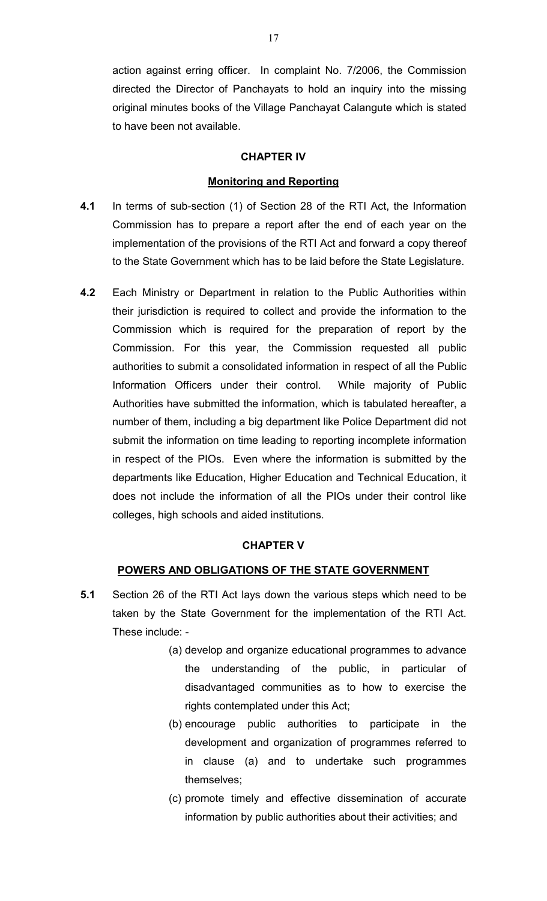action against erring officer. In complaint No. 7/2006, the Commission directed the Director of Panchayats to hold an inquiry into the missing original minutes books of the Village Panchayat Calangute which is stated to have been not available.

## CHAPTER IV

### Monitoring and Reporting

**4.1** In terms of sub-section (1) of Section 28 of the RTI Act, the Information Commission has to prepare a report after the end of each year on the implementation of the provisions of the RTI Act and forward a copy thereof to the State Government which has to be laid before the State Legislature.

**4.2** Each Ministry or Department in relation to the Public Authorities within their jurisdiction is required to collect and provide the information to the Commission which is required for the preparation of report by the Commission. For this year, the Commission requested all public authorities to submit a consolidated information in respect of all the Public Information Officers under their control. While majority of Public Authorities have submitted the information, which is tabulated hereafter, a number of them, including a big department like Police Department did not submit the information on time leading to reporting incomplete information in respect of the PIOs. Even where the information is submitted by the departments like Education, Higher Education and Technical Education, it does not include the information of all the PIOs under their control like colleges, high schools and aided institutions.

## CHAPTER V

### POWERS AND OBLIGATIONS OF THE STATE GOVERNMENT

**5.1** Section 26 of the RTI Act lays down the various steps which need to be taken by the State Government for the implementation of the RTI Act. These include: -

(a) develop and organize educational programmes to advance the understanding of the public, in particular of disadvantaged communities as to how to exercise the rights contemplated under this Act;

(b) encourage public authorities to participate in the development and organization of programmes referred to in clause (a) and to undertake such programmes themselves;

(c) promote timely and effective dissemination of accurate information by public authorities about their activities; and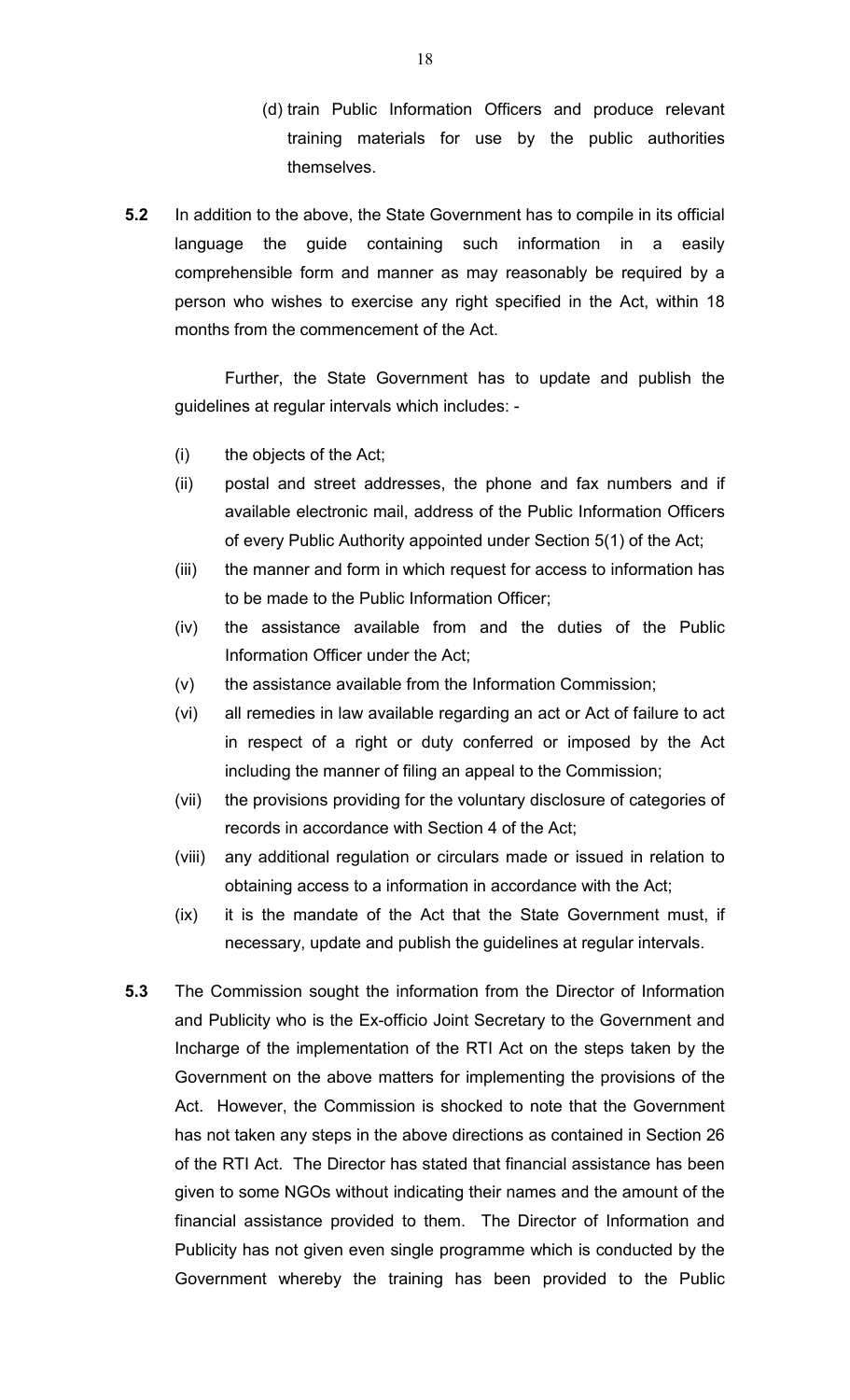(d) train Public Information Officers and produce relevant training materials for use by the public authorities themselves.

**5.2** In addition to the above, the State Government has to compile in its official language the guide containing such information in a easily comprehensible form and manner as may reasonably be required by a person who wishes to exercise any right specified in the Act, within 18 months from the commencement of the Act.

Further, the State Government has to update and publish the guidelines at regular intervals which includes: -

(i) the objects of the Act;

(ii) postal and street addresses, the phone and fax numbers and if available electronic mail, address of the Public Information Officers of every Public Authority appointed under Section 5(1) of the Act;

(iii) the manner and form in which request for access to information has to be made to the Public Information Officer;

(iv) the assistance available from and the duties of the Public Information Officer under the Act;

(v) the assistance available from the Information Commission;

(vi) all remedies in law available regarding an act or Act of failure to act in respect of a right or duty conferred or imposed by the Act including the manner of filing an appeal to the Commission;

(vii) the provisions providing for the voluntary disclosure of categories of records in accordance with Section 4 of the Act;

(viii) any additional regulation or circulars made or issued in relation to obtaining access to a information in accordance with the Act;

(ix) it is the mandate of the Act that the State Government must, if necessary, update and publish the guidelines at regular intervals.

**5.3** The Commission sought the information from the Director of Information and Publicity who is the Ex-officio Joint Secretary to the Government and Incharge of the implementation of the RTI Act on the steps taken by the Government on the above matters for implementing the provisions of the Act. However, the Commission is shocked to note that the Government has not taken any steps in the above directions as contained in Section 26 of the RTI Act. The Director has stated that financial assistance has been given to some NGOs without indicating their names and the amount of the financial assistance provided to them. The Director of Information and Publicity has not given even single programme which is conducted by the Government whereby the training has been provided to the Public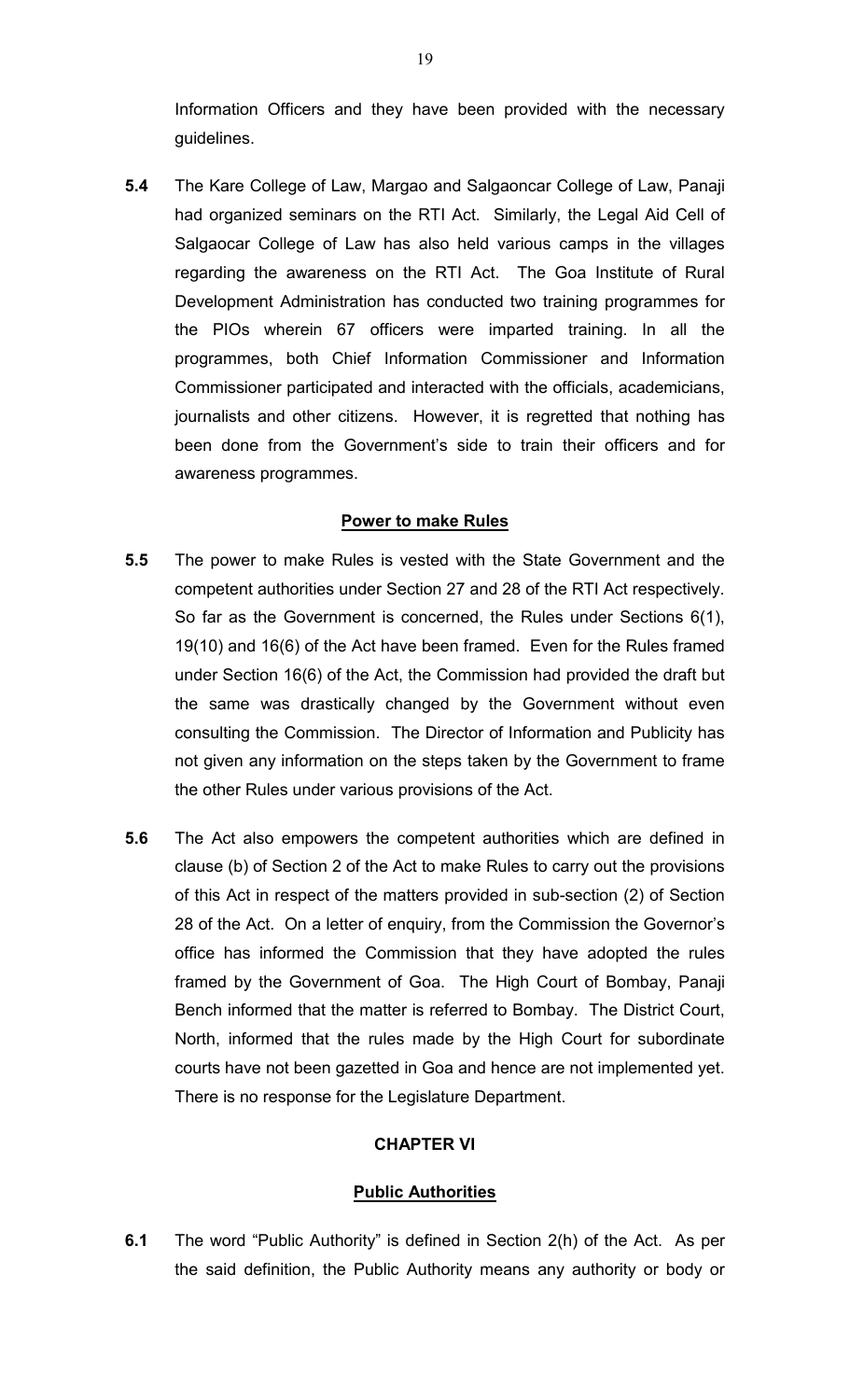Information Officers and they have been provided with the necessary guidelines.

**5.4** The Kare College of Law, Margao and Salgaoncar College of Law, Panaji had organized seminars on the RTI Act. Similarly, the Legal Aid Cell of Salgaocar College of Law has also held various camps in the villages regarding the awareness on the RTI Act. The Goa Institute of Rural Development Administration has conducted two training programmes for the PIOs wherein 67 officers were imparted training. In all the programmes, both Chief Information Commissioner and Information Commissioner participated and interacted with the officials, academicians, journalists and other citizens. However, it is regretted that nothing has been done from the Government's side to train their officers and for awareness programmes.

## Power to make Rules

**5.5** The power to make Rules is vested with the State Government and the competent authorities under Section 27 and 28 of the RTI Act respectively. So far as the Government is concerned, the Rules under Sections 6(1), 19(10) and 16(6) of the Act have been framed. Even for the Rules framed under Section 16(6) of the Act, the Commission had provided the draft but the same was drastically changed by the Government without even consulting the Commission. The Director of Information and Publicity has not given any information on the steps taken by the Government to frame the other Rules under various provisions of the Act.

**5.6** The Act also empowers the competent authorities which are defined in clause (b) of Section 2 of the Act to make Rules to carry out the provisions of this Act in respect of the matters provided in sub-section (2) of Section 28 of the Act. On a letter of enquiry, from the Commission the Governor's office has informed the Commission that they have adopted the rules framed by the Government of Goa. The High Court of Bombay, Panaji Bench informed that the matter is referred to Bombay. The District Court, North, informed that the rules made by the High Court for subordinate courts have not been gazetted in Goa and hence are not implemented yet. There is no response for the Legislature Department.

# CHAPTER VI

## Public Authorities

**6.1** The word "Public Authority" is defined in Section 2(h) of the Act. As per the said definition, the Public Authority means any authority or body or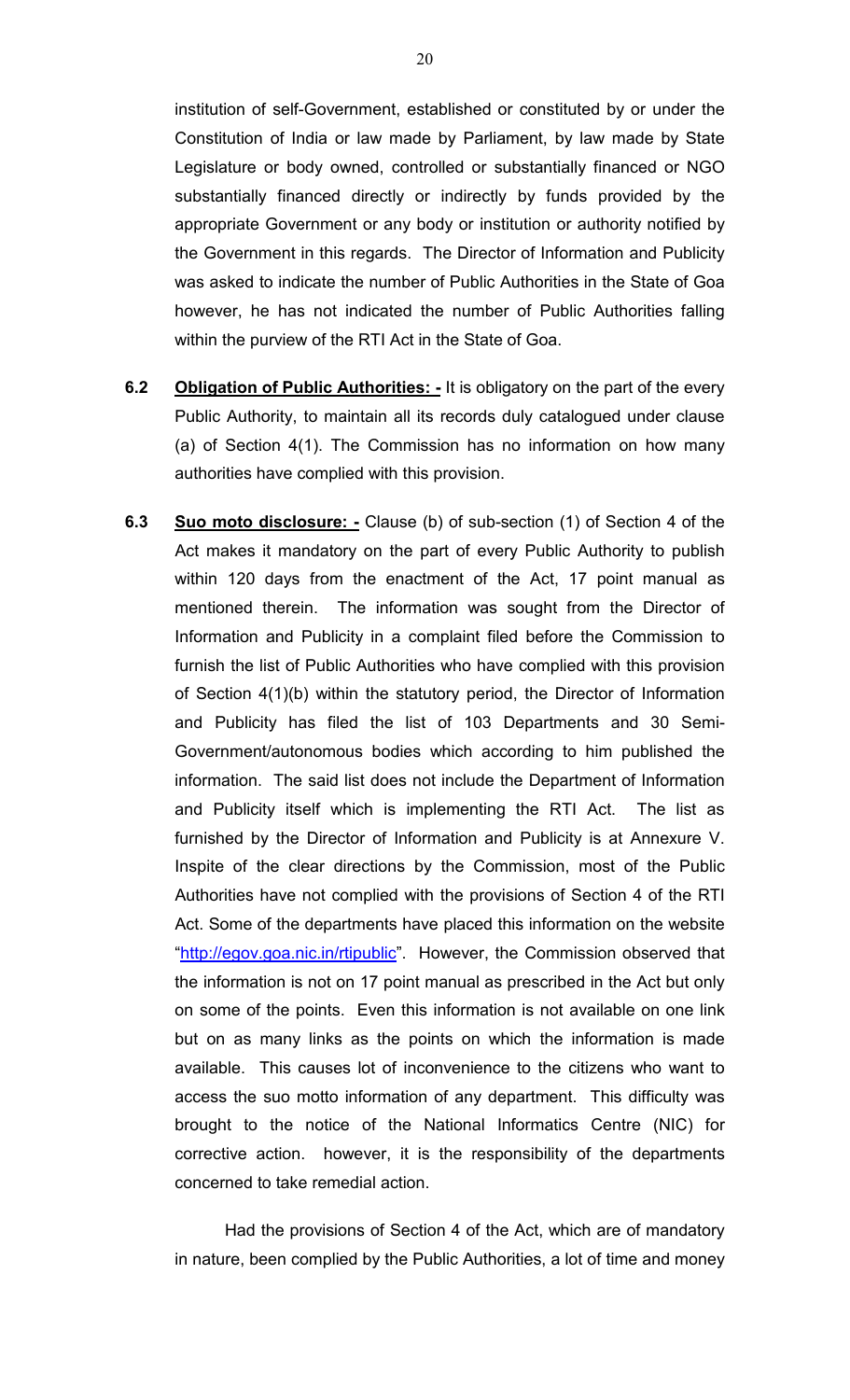institution of self-Government, established or constituted by or under the Constitution of India or law made by Parliament, by law made by State Legislature or body owned, controlled or substantially financed or NGO substantially financed directly or indirectly by funds provided by the appropriate Government or any body or institution or authority notified by the Government in this regards. The Director of Information and Publicity was asked to indicate the number of Public Authorities in the State of Goa however, he has not indicated the number of Public Authorities falling within the purview of the RTI Act in the State of Goa.

**6.2** **Obligation of Public Authorities: -** It is obligatory on the part of the every Public Authority, to maintain all its records duly catalogued under clause (a) of Section 4(1). The Commission has no information on how many authorities have complied with this provision.

**6.3** **Suo moto disclosure: -** Clause (b) of sub-section (1) of Section 4 of the Act makes it mandatory on the part of every Public Authority to publish within 120 days from the enactment of the Act, 17 point manual as mentioned therein. The information was sought from the Director of Information and Publicity in a complaint filed before the Commission to furnish the list of Public Authorities who have complied with this provision of Section 4(1)(b) within the statutory period, the Director of Information and Publicity has filed the list of 103 Departments and 30 Semi-Government/autonomous bodies which according to him published the information. The said list does not include the Department of Information and Publicity itself which is implementing the RTI Act. The list as furnished by the Director of Information and Publicity is at Annexure V. Inspite of the clear directions by the Commission, most of the Public Authorities have not complied with the provisions of Section 4 of the RTI Act. Some of the departments have placed this information on the website "http://egov.goa.nic.in/rtipublic". However, the Commission observed that the information is not on 17 point manual as prescribed in the Act but only on some of the points. Even this information is not available on one link but on as many links as the points on which the information is made available. This causes lot of inconvenience to the citizens who want to access the suo motto information of any department. This difficulty was brought to the notice of the National Informatics Centre (NIC) for corrective action. however, it is the responsibility of the departments concerned to take remedial action.

Had the provisions of Section 4 of the Act, which are of mandatory in nature, been complied by the Public Authorities, a lot of time and money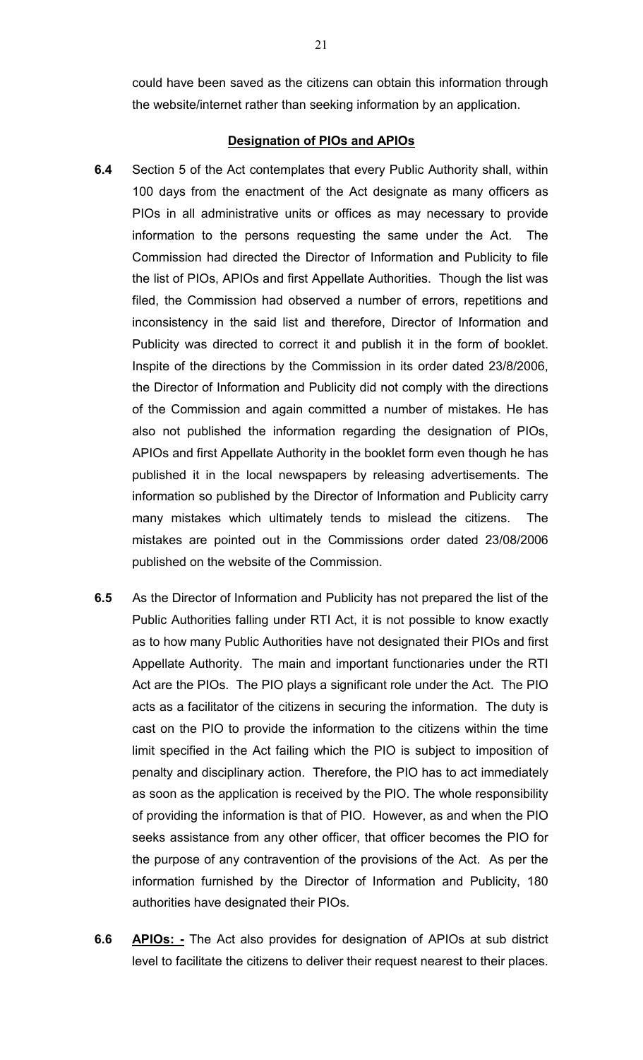could have been saved as the citizens can obtain this information through the website/internet rather than seeking information by an application.

**Designation of PIOs and APIOs**

**6.4** Section 5 of the Act contemplates that every Public Authority shall, within 100 days from the enactment of the Act designate as many officers as PIOs in all administrative units or offices as may necessary to provide information to the persons requesting the same under the Act. The Commission had directed the Director of Information and Publicity to file the list of PIOs, APIOs and first Appellate Authorities. Though the list was filed, the Commission had observed a number of errors, repetitions and inconsistency in the said list and therefore, Director of Information and Publicity was directed to correct it and publish it in the form of booklet. Inspite of the directions by the Commission in its order dated 23/8/2006, the Director of Information and Publicity did not comply with the directions of the Commission and again committed a number of mistakes. He has also not published the information regarding the designation of PIOs, APIOs and first Appellate Authority in the booklet form even though he has published it in the local newspapers by releasing advertisements. The information so published by the Director of Information and Publicity carry many mistakes which ultimately tends to mislead the citizens. The mistakes are pointed out in the Commissions order dated 23/08/2006 published on the website of the Commission.

**6.5** As the Director of Information and Publicity has not prepared the list of the Public Authorities falling under RTI Act, it is not possible to know exactly as to how many Public Authorities have not designated their PIOs and first Appellate Authority. The main and important functionaries under the RTI Act are the PIOs. The PIO plays a significant role under the Act. The PIO acts as a facilitator of the citizens in securing the information. The duty is cast on the PIO to provide the information to the citizens within the time limit specified in the Act failing which the PIO is subject to imposition of penalty and disciplinary action. Therefore, the PIO has to act immediately as soon as the application is received by the PIO. The whole responsibility of providing the information is that of PIO. However, as and when the PIO seeks assistance from any other officer, that officer becomes the PIO for the purpose of any contravention of the provisions of the Act. As per the information furnished by the Director of Information and Publicity, 180 authorities have designated their PIOs.

**6.6** **APIOs: -** The Act also provides for designation of APIOs at sub district level to facilitate the citizens to deliver their request nearest to their places.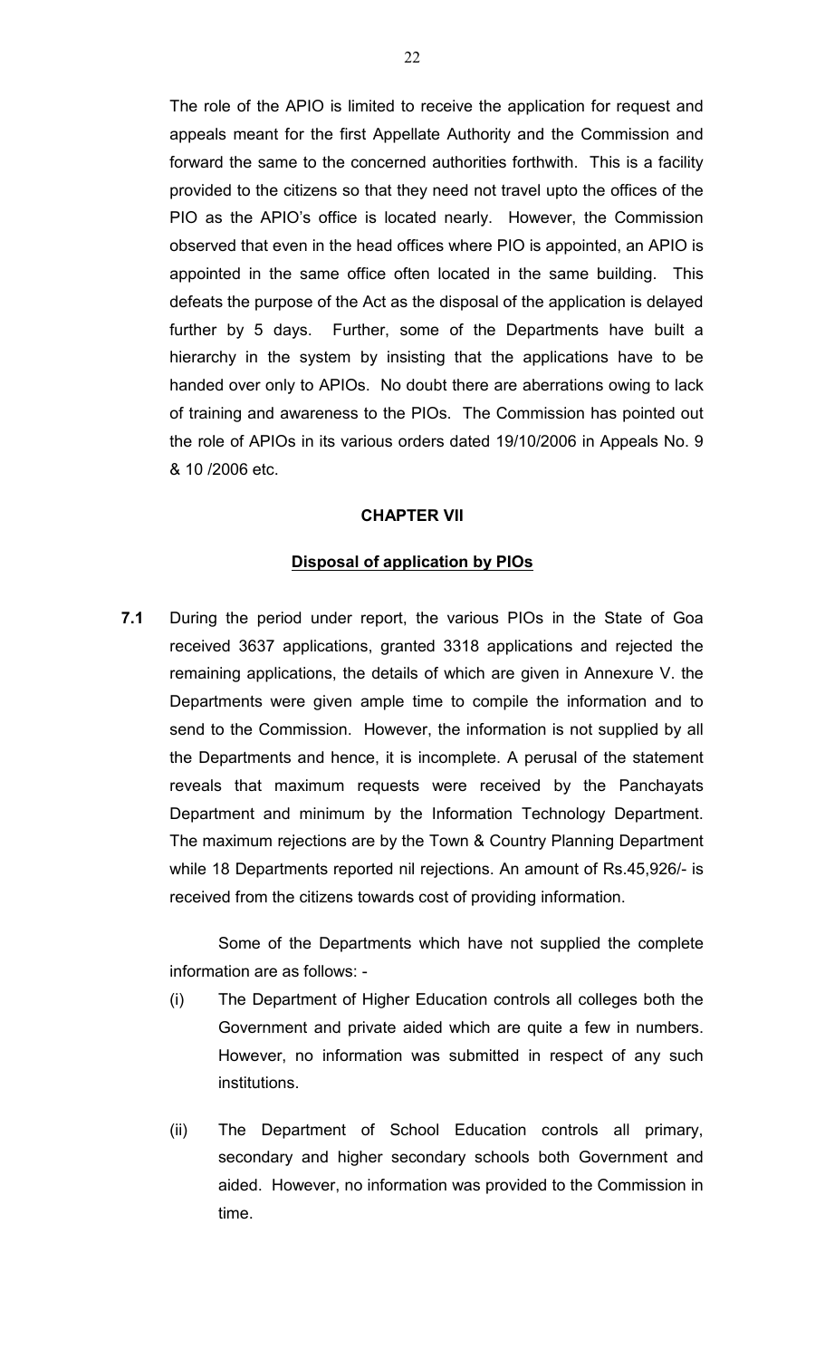The role of the APIO is limited to receive the application for request and appeals meant for the first Appellate Authority and the Commission and forward the same to the concerned authorities forthwith. This is a facility provided to the citizens so that they need not travel upto the offices of the PIO as the APIO's office is located nearly. However, the Commission observed that even in the head offices where PIO is appointed, an APIO is appointed in the same office often located in the same building. This defeats the purpose of the Act as the disposal of the application is delayed further by 5 days. Further, some of the Departments have built a hierarchy in the system by insisting that the applications have to be handed over only to APIOs. No doubt there are aberrations owing to lack of training and awareness to the PIOs. The Commission has pointed out the role of APIOs in its various orders dated 19/10/2006 in Appeals No. 9 & 10 /2006 etc.

## CHAPTER VII

### Disposal of application by PIOs

**7.1** During the period under report, the various PIOs in the State of Goa received 3637 applications, granted 3318 applications and rejected the remaining applications, the details of which are given in Annexure V. the Departments were given ample time to compile the information and to send to the Commission. However, the information is not supplied by all the Departments and hence, it is incomplete. A perusal of the statement reveals that maximum requests were received by the Panchayats Department and minimum by the Information Technology Department. The maximum rejections are by the Town & Country Planning Department while 18 Departments reported nil rejections. An amount of Rs.45,926/- is received from the citizens towards cost of providing information.

Some of the Departments which have not supplied the complete information are as follows: -

(i) The Department of Higher Education controls all colleges both the Government and private aided which are quite a few in numbers. However, no information was submitted in respect of any such institutions.

(ii) The Department of School Education controls all primary, secondary and higher secondary schools both Government and aided. However, no information was provided to the Commission in time.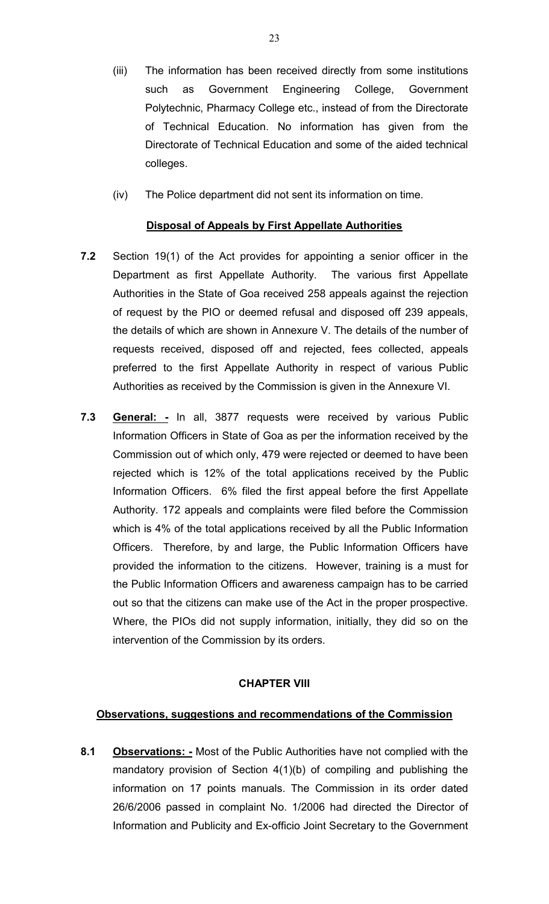(iii) The information has been received directly from some institutions such as Government Engineering College, Government Polytechnic, Pharmacy College etc., instead of from the Directorate of Technical Education. No information has given from the Directorate of Technical Education and some of the aided technical colleges.

(iv) The Police department did not sent its information on time.

**<u>Disposal of Appeals by First Appellate Authorities</u>**

**7.2** Section 19(1) of the Act provides for appointing a senior officer in the Department as first Appellate Authority. The various first Appellate Authorities in the State of Goa received 258 appeals against the rejection of request by the PIO or deemed refusal and disposed off 239 appeals, the details of which are shown in Annexure V. The details of the number of requests received, disposed off and rejected, fees collected, appeals preferred to the first Appellate Authority in respect of various Public Authorities as received by the Commission is given in the Annexure VI.

**7.3** **<u>General: -</u>** In all, 3877 requests were received by various Public Information Officers in State of Goa as per the information received by the Commission out of which only, 479 were rejected or deemed to have been rejected which is 12% of the total applications received by the Public Information Officers. 6% filed the first appeal before the first Appellate Authority. 172 appeals and complaints were filed before the Commission which is 4% of the total applications received by all the Public Information Officers. Therefore, by and large, the Public Information Officers have provided the information to the citizens. However, training is a must for the Public Information Officers and awareness campaign has to be carried out so that the citizens can make use of the Act in the proper prospective. Where, the PIOs did not supply information, initially, they did so on the intervention of the Commission by its orders.

## CHAPTER VIII

**<u>Observations, suggestions and recommendations of the Commission</u>**

**8.1** **<u>Observations: -</u>** Most of the Public Authorities have not complied with the mandatory provision of Section 4(1)(b) of compiling and publishing the information on 17 points manuals. The Commission in its order dated 26/6/2006 passed in complaint No. 1/2006 had directed the Director of Information and Publicity and Ex-officio Joint Secretary to the Government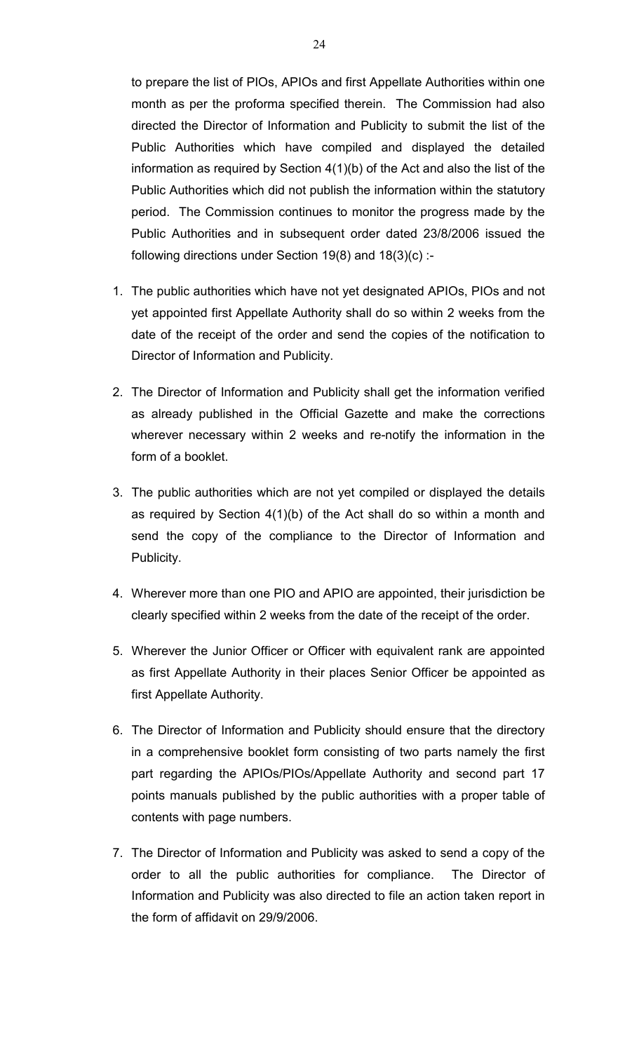to prepare the list of PIOs, APIOs and first Appellate Authorities within one month as per the proforma specified therein. The Commission had also directed the Director of Information and Publicity to submit the list of the Public Authorities which have compiled and displayed the detailed information as required by Section 4(1)(b) of the Act and also the list of the Public Authorities which did not publish the information within the statutory period. The Commission continues to monitor the progress made by the Public Authorities and in subsequent order dated 23/8/2006 issued the following directions under Section 19(8) and 18(3)(c) :-

1. The public authorities which have not yet designated APIOs, PIOs and not yet appointed first Appellate Authority shall do so within 2 weeks from the date of the receipt of the order and send the copies of the notification to Director of Information and Publicity.

2. The Director of Information and Publicity shall get the information verified as already published in the Official Gazette and make the corrections wherever necessary within 2 weeks and re-notify the information in the form of a booklet.

3. The public authorities which are not yet compiled or displayed the details as required by Section 4(1)(b) of the Act shall do so within a month and send the copy of the compliance to the Director of Information and Publicity.

4. Wherever more than one PIO and APIO are appointed, their jurisdiction be clearly specified within 2 weeks from the date of the receipt of the order.

5. Wherever the Junior Officer or Officer with equivalent rank are appointed as first Appellate Authority in their places Senior Officer be appointed as first Appellate Authority.

6. The Director of Information and Publicity should ensure that the directory in a comprehensive booklet form consisting of two parts namely the first part regarding the APIOs/PIOs/Appellate Authority and second part 17 points manuals published by the public authorities with a proper table of contents with page numbers.

7. The Director of Information and Publicity was asked to send a copy of the order to all the public authorities for compliance. The Director of Information and Publicity was also directed to file an action taken report in the form of affidavit on 29/9/2006.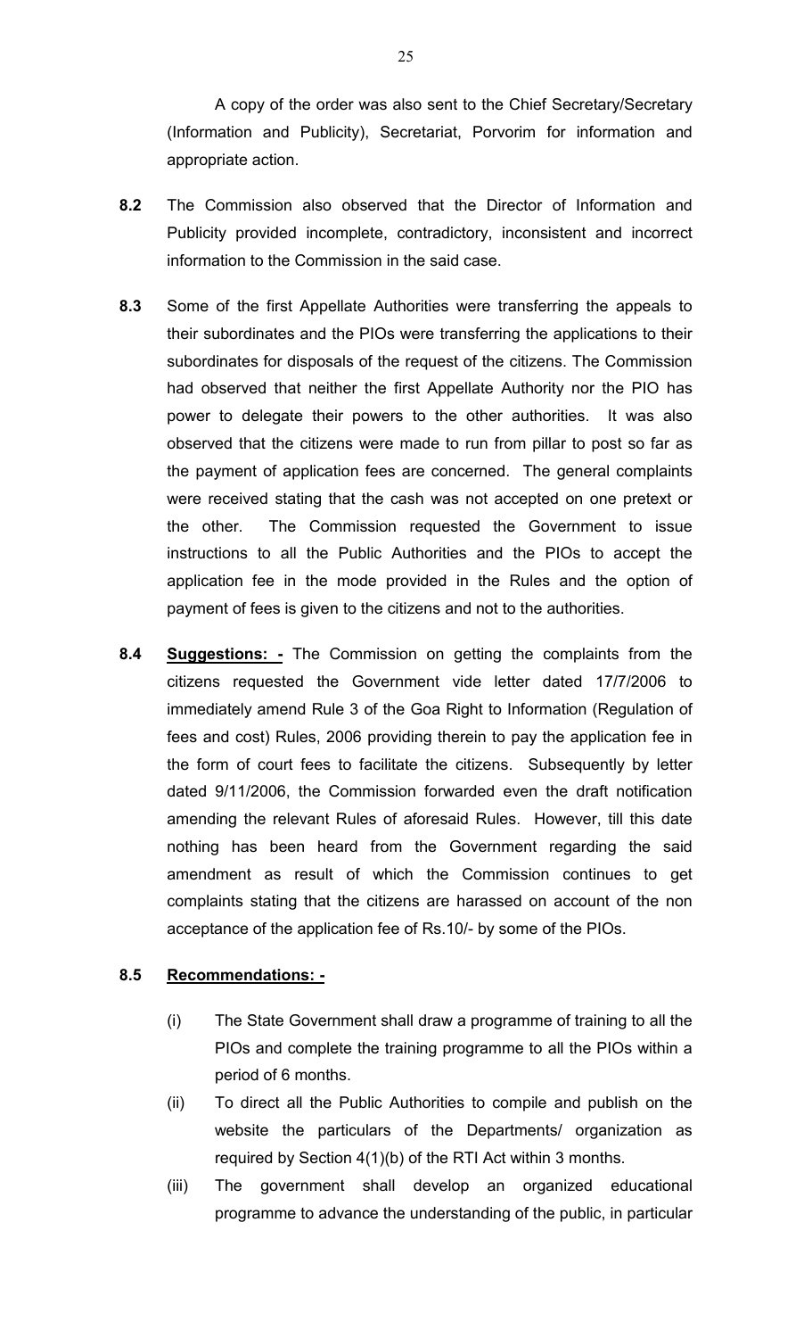A copy of the order was also sent to the Chief Secretary/Secretary (Information and Publicity), Secretariat, Porvorim for information and appropriate action.

**8.2** The Commission also observed that the Director of Information and Publicity provided incomplete, contradictory, inconsistent and incorrect information to the Commission in the said case.

**8.3** Some of the first Appellate Authorities were transferring the appeals to their subordinates and the PIOs were transferring the applications to their subordinates for disposals of the request of the citizens. The Commission had observed that neither the first Appellate Authority nor the PIO has power to delegate their powers to the other authorities. It was also observed that the citizens were made to run from pillar to post so far as the payment of application fees are concerned. The general complaints were received stating that the cash was not accepted on one pretext or the other. The Commission requested the Government to issue instructions to all the Public Authorities and the PIOs to accept the application fee in the mode provided in the Rules and the option of payment of fees is given to the citizens and not to the authorities.

**8.4** **<u>Suggestions: -</u>** The Commission on getting the complaints from the citizens requested the Government vide letter dated 17/7/2006 to immediately amend Rule 3 of the Goa Right to Information (Regulation of fees and cost) Rules, 2006 providing therein to pay the application fee in the form of court fees to facilitate the citizens. Subsequently by letter dated 9/11/2006, the Commission forwarded even the draft notification amending the relevant Rules of aforesaid Rules. However, till this date nothing has been heard from the Government regarding the said amendment as result of which the Commission continues to get complaints stating that the citizens are harassed on account of the non acceptance of the application fee of Rs.10/- by some of the PIOs.

**8.5** **<u>Recommendations: -</u>**

(i) The State Government shall draw a programme of training to all the PIOs and complete the training programme to all the PIOs within a period of 6 months.

(ii) To direct all the Public Authorities to compile and publish on the website the particulars of the Departments/ organization as required by Section 4(1)(b) of the RTI Act within 3 months.

(iii) The government shall develop an organized educational programme to advance the understanding of the public, in particular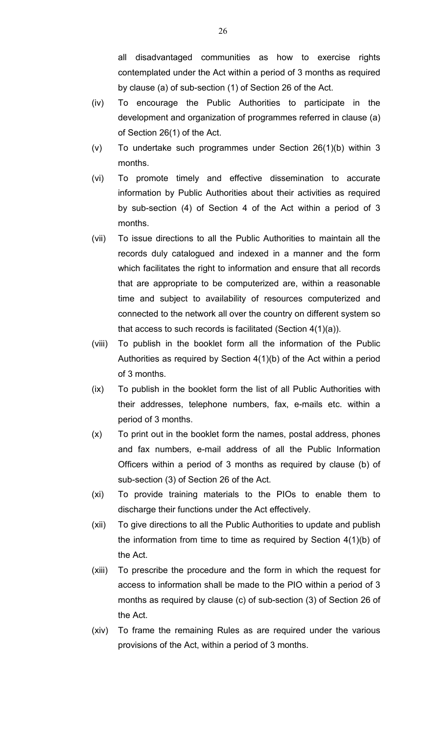all disadvantaged communities as how to exercise rights contemplated under the Act within a period of 3 months as required by clause (a) of sub-section (1) of Section 26 of the Act.

(iv) To encourage the Public Authorities to participate in the development and organization of programmes referred in clause (a) of Section 26(1) of the Act.

(v) To undertake such programmes under Section 26(1)(b) within 3 months.

(vi) To promote timely and effective dissemination to accurate information by Public Authorities about their activities as required by sub-section (4) of Section 4 of the Act within a period of 3 months.

(vii) To issue directions to all the Public Authorities to maintain all the records duly catalogued and indexed in a manner and the form which facilitates the right to information and ensure that all records that are appropriate to be computerized are, within a reasonable time and subject to availability of resources computerized and connected to the network all over the country on different system so that access to such records is facilitated (Section 4(1)(a)).

(viii) To publish in the booklet form all the information of the Public Authorities as required by Section 4(1)(b) of the Act within a period of 3 months.

(ix) To publish in the booklet form the list of all Public Authorities with their addresses, telephone numbers, fax, e-mails etc. within a period of 3 months.

(x) To print out in the booklet form the names, postal address, phones and fax numbers, e-mail address of all the Public Information Officers within a period of 3 months as required by clause (b) of sub-section (3) of Section 26 of the Act.

(xi) To provide training materials to the PIOs to enable them to discharge their functions under the Act effectively.

(xii) To give directions to all the Public Authorities to update and publish the information from time to time as required by Section 4(1)(b) of the Act.

(xiii) To prescribe the procedure and the form in which the request for access to information shall be made to the PIO within a period of 3 months as required by clause (c) of sub-section (3) of Section 26 of the Act.

(xiv) To frame the remaining Rules as are required under the various provisions of the Act, within a period of 3 months.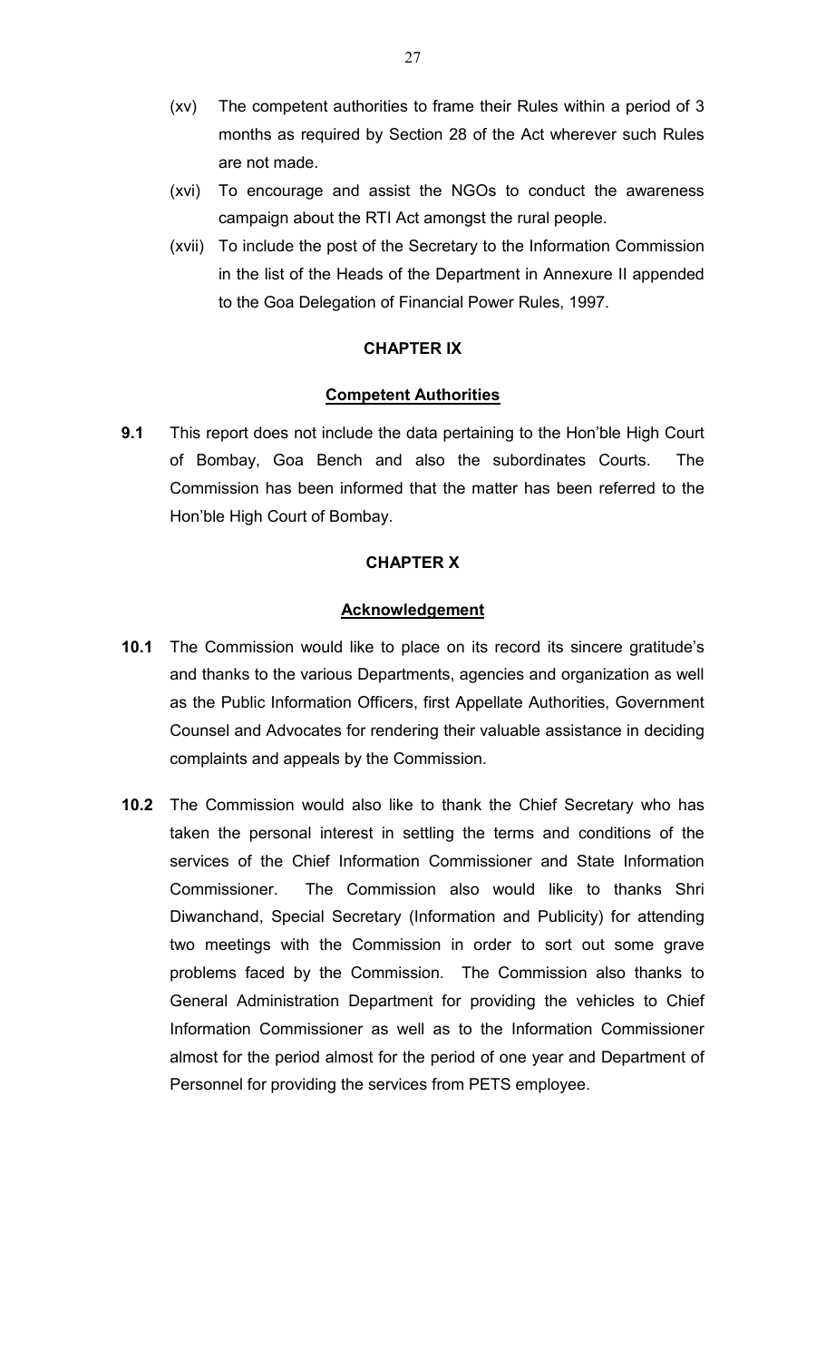(xv) The competent authorities to frame their Rules within a period of 3 months as required by Section 28 of the Act wherever such Rules are not made.

(xvi) To encourage and assist the NGOs to conduct the awareness campaign about the RTI Act amongst the rural people.

(xvii) To include the post of the Secretary to the Information Commission in the list of the Heads of the Department in Annexure II appended to the Goa Delegation of Financial Power Rules, 1997.

## CHAPTER IX

### Competent Authorities

**9.1** This report does not include the data pertaining to the Hon'ble High Court of Bombay, Goa Bench and also the subordinates Courts. The Commission has been informed that the matter has been referred to the Hon'ble High Court of Bombay.

## CHAPTER X

### Acknowledgement

**10.1** The Commission would like to place on its record its sincere gratitude's and thanks to the various Departments, agencies and organization as well as the Public Information Officers, first Appellate Authorities, Government Counsel and Advocates for rendering their valuable assistance in deciding complaints and appeals by the Commission.

**10.2** The Commission would also like to thank the Chief Secretary who has taken the personal interest in settling the terms and conditions of the services of the Chief Information Commissioner and State Information Commissioner. The Commission also would like to thanks Shri Diwanchand, Special Secretary (Information and Publicity) for attending two meetings with the Commission in order to sort out some grave problems faced by the Commission. The Commission also thanks to General Administration Department for providing the vehicles to Chief Information Commissioner as well as to the Information Commissioner almost for the period almost for the period of one year and Department of Personnel for providing the services from PETS employee.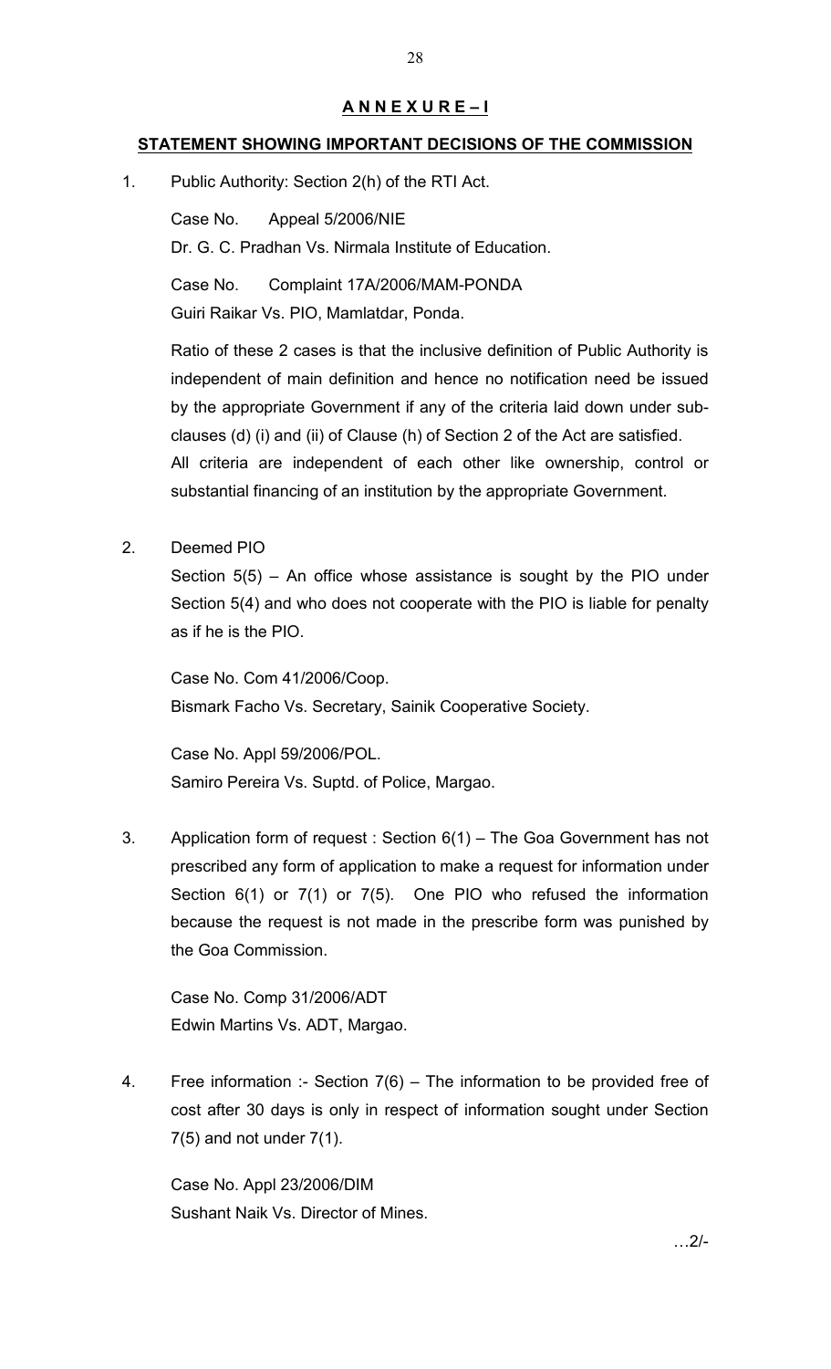## A N N E X U R E – I

### STATEMENT SHOWING IMPORTANT DECISIONS OF THE COMMISSION

1. Public Authority: Section 2(h) of the RTI Act.

   Case No. Appeal 5/2006/NIE
   Dr. G. C. Pradhan Vs. Nirmala Institute of Education.

   Case No. Complaint 17A/2006/MAM-PONDA
   Guiri Raikar Vs. PIO, Mamlatdar, Ponda.

   Ratio of these 2 cases is that the inclusive definition of Public Authority is independent of main definition and hence no notification need be issued by the appropriate Government if any of the criteria laid down under sub-clauses (d) (i) and (ii) of Clause (h) of Section 2 of the Act are satisfied. All criteria are independent of each other like ownership, control or substantial financing of an institution by the appropriate Government.

2. Deemed PIO

   Section 5(5) – An office whose assistance is sought by the PIO under Section 5(4) and who does not cooperate with the PIO is liable for penalty as if he is the PIO.

   Case No. Com 41/2006/Coop.
   Bismark Facho Vs. Secretary, Sainik Cooperative Society.

   Case No. Appl 59/2006/POL.
   Samiro Pereira Vs. Suptd. of Police, Margao.

3. Application form of request : Section 6(1) – The Goa Government has not prescribed any form of application to make a request for information under Section 6(1) or 7(1) or 7(5). One PIO who refused the information because the request is not made in the prescribe form was punished by the Goa Commission.

   Case No. Comp 31/2006/ADT
   Edwin Martins Vs. ADT, Margao.

4. Free information :- Section 7(6) – The information to be provided free of cost after 30 days is only in respect of information sought under Section 7(5) and not under 7(1).

   Case No. Appl 23/2006/DIM
   Sushant Naik Vs. Director of Mines.

…2/-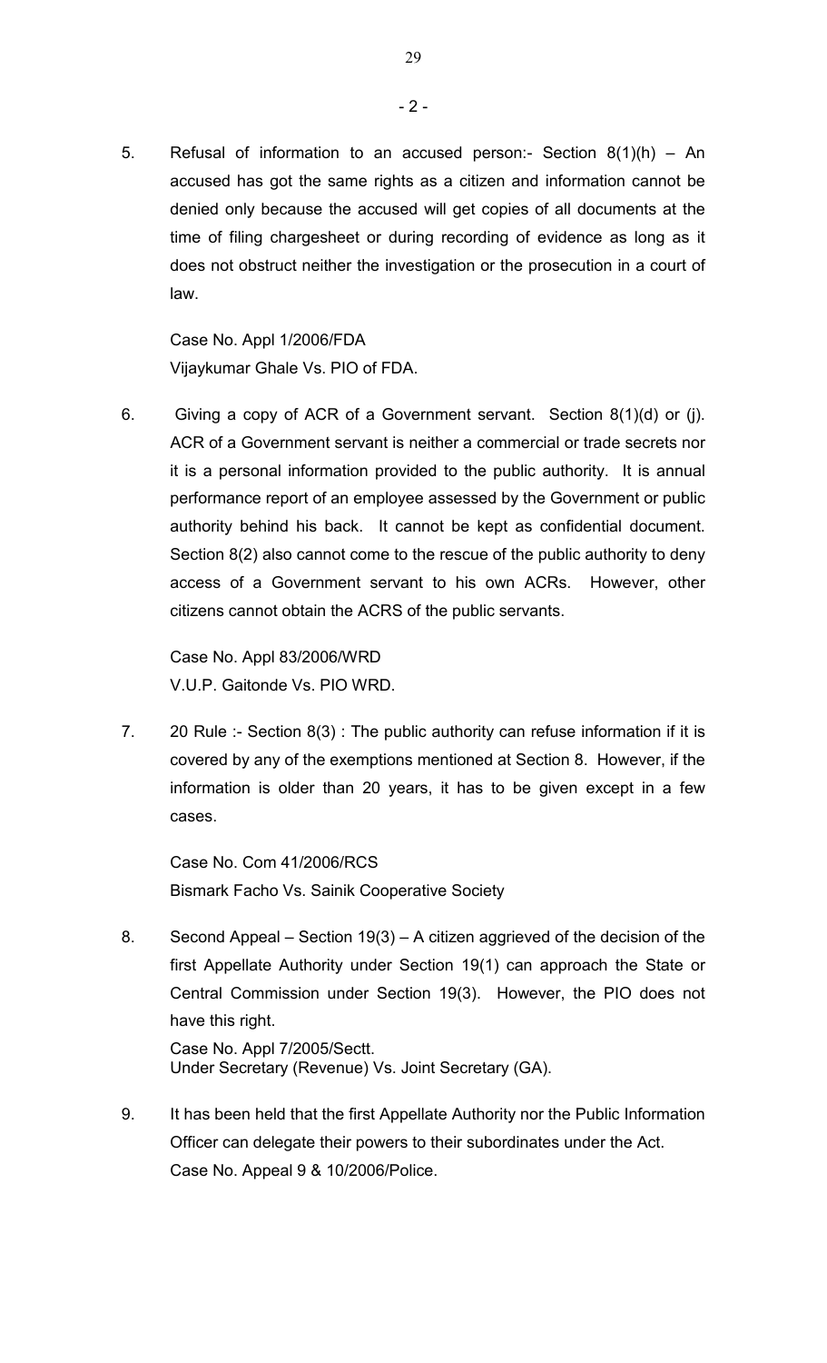5. Refusal of information to an accused person:- Section 8(1)(h) – An accused has got the same rights as a citizen and information cannot be denied only because the accused will get copies of all documents at the time of filing chargesheet or during recording of evidence as long as it does not obstruct neither the investigation or the prosecution in a court of law.

   Case No. Appl 1/2006/FDA
   Vijaykumar Ghale Vs. PIO of FDA.

6. Giving a copy of ACR of a Government servant. Section 8(1)(d) or (j). ACR of a Government servant is neither a commercial or trade secrets nor it is a personal information provided to the public authority. It is annual performance report of an employee assessed by the Government or public authority behind his back. It cannot be kept as confidential document. Section 8(2) also cannot come to the rescue of the public authority to deny access of a Government servant to his own ACRs. However, other citizens cannot obtain the ACRS of the public servants.

   Case No. Appl 83/2006/WRD
   V.U.P. Gaitonde Vs. PIO WRD.

7. 20 Rule :- Section 8(3) : The public authority can refuse information if it is covered by any of the exemptions mentioned at Section 8. However, if the information is older than 20 years, it has to be given except in a few cases.

   Case No. Com 41/2006/RCS
   Bismark Facho Vs. Sainik Cooperative Society

8. Second Appeal – Section 19(3) – A citizen aggrieved of the decision of the first Appellate Authority under Section 19(1) can approach the State or Central Commission under Section 19(3). However, the PIO does not have this right.
   Case No. Appl 7/2005/Sectt.
   Under Secretary (Revenue) Vs. Joint Secretary (GA).

9. It has been held that the first Appellate Authority nor the Public Information Officer can delegate their powers to their subordinates under the Act.
   Case No. Appeal 9 & 10/2006/Police.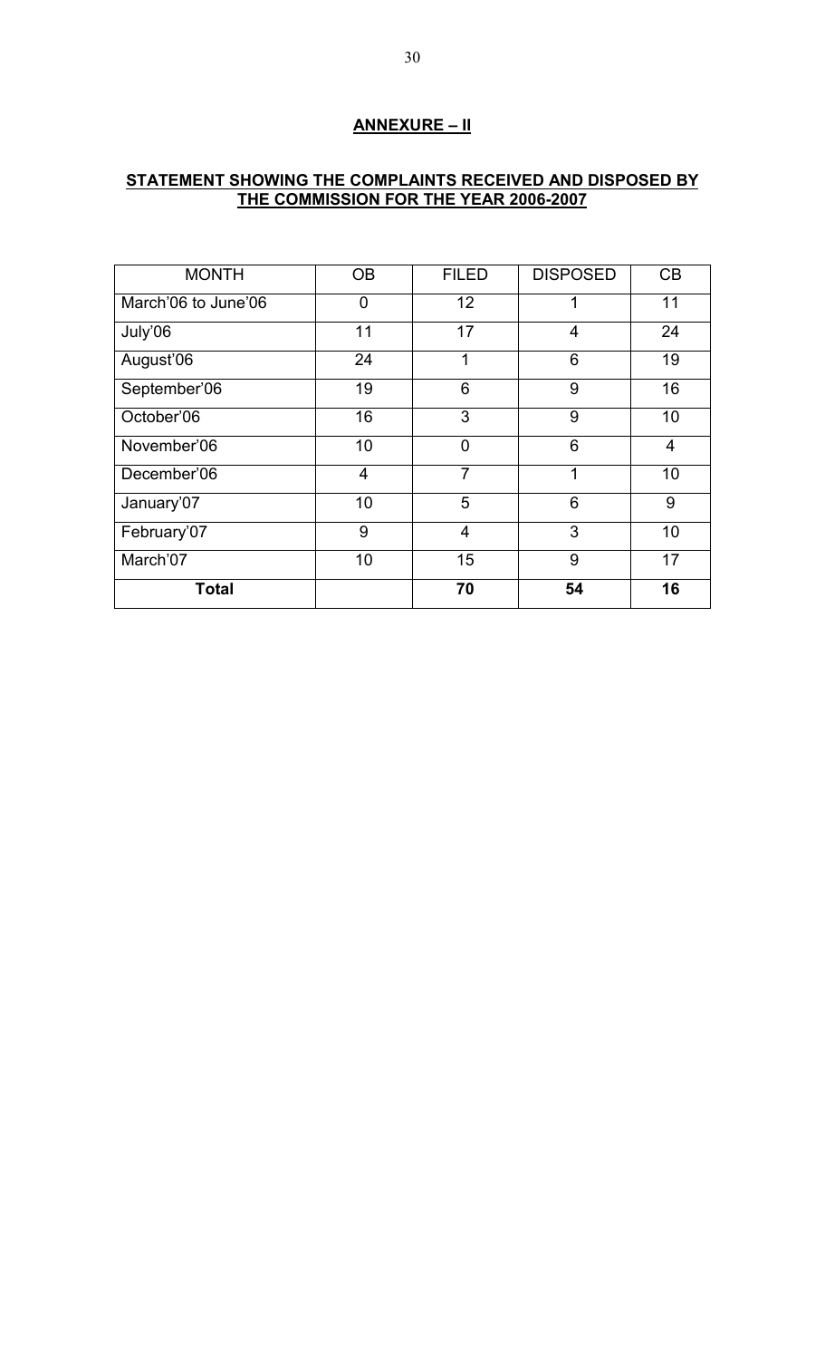## ANNEXURE – II

### STATEMENT SHOWING THE COMPLAINTS RECEIVED AND DISPOSED BY THE COMMISSION FOR THE YEAR 2006-2007

| MONTH | OB | FILED | DISPOSED | CB |
|---|---|---|---|---|
| March'06 to June'06 | 0 | 12 | 1 | 11 |
| July'06 | 11 | 17 | 4 | 24 |
| August'06 | 24 | 1 | 6 | 19 |
| September'06 | 19 | 6 | 9 | 16 |
| October'06 | 16 | 3 | 9 | 10 |
| November'06 | 10 | 0 | 6 | 4 |
| December'06 | 4 | 7 | 1 | 10 |
| January'07 | 10 | 5 | 6 | 9 |
| February'07 | 9 | 4 | 3 | 10 |
| March'07 | 10 | 15 | 9 | 17 |
| **Total** | | **70** | **54** | **16** |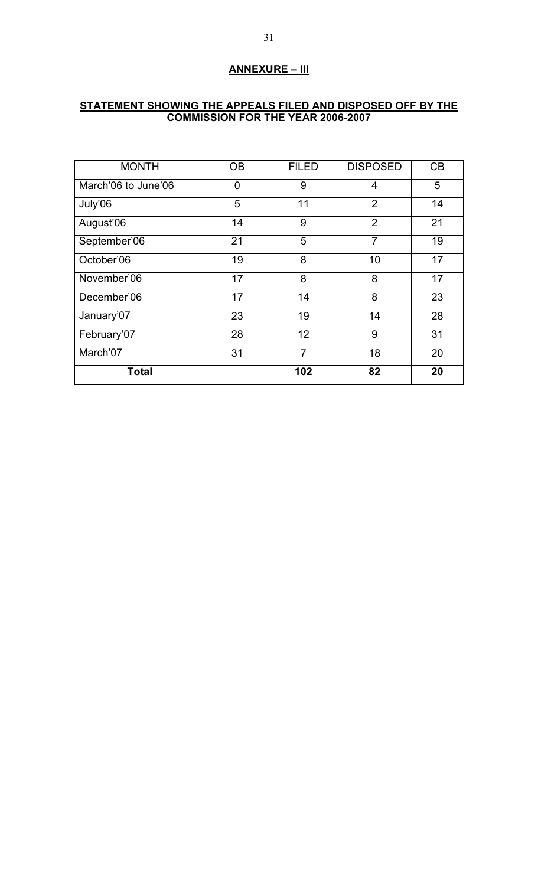## ANNEXURE – III

### STATEMENT SHOWING THE APPEALS FILED AND DISPOSED OFF BY THE COMMISSION FOR THE YEAR 2006-2007

| MONTH | OB | FILED | DISPOSED | CB |
|---|---|---|---|---|
| March'06 to June'06 | 0 | 9 | 4 | 5 |
| July'06 | 5 | 11 | 2 | 14 |
| August'06 | 14 | 9 | 2 | 21 |
| September'06 | 21 | 5 | 7 | 19 |
| October'06 | 19 | 8 | 10 | 17 |
| November'06 | 17 | 8 | 8 | 17 |
| December'06 | 17 | 14 | 8 | 23 |
| January'07 | 23 | 19 | 14 | 28 |
| February'07 | 28 | 12 | 9 | 31 |
| March'07 | 31 | 7 | 18 | 20 |
| **Total** | | **102** | **82** | **20** |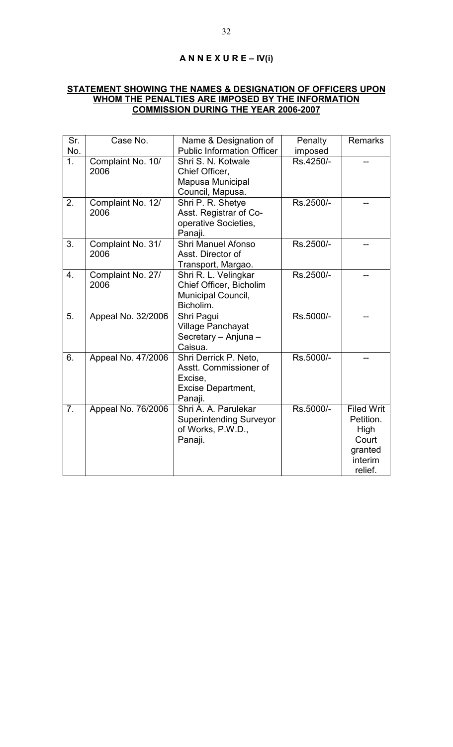## A N N E X U R E – IV(i)

**STATEMENT SHOWING THE NAMES & DESIGNATION OF OFFICERS UPON WHOM THE PENALTIES ARE IMPOSED BY THE INFORMATION COMMISSION DURING THE YEAR 2006-2007**

| Sr. No. | Case No. | Name & Designation of Public Information Officer | Penalty imposed | Remarks |
|---|---|---|---|---|
| 1. | Complaint No. 10/ 2006 | Shri S. N. Kotwale Chief Officer, Mapusa Municipal Council, Mapusa. | Rs.4250/- | -- |
| 2. | Complaint No. 12/ 2006 | Shri P. R. Shetye Asst. Registrar of Co-operative Societies, Panaji. | Rs.2500/- | -- |
| 3. | Complaint No. 31/ 2006 | Shri Manuel Afonso Asst. Director of Transport, Margao. | Rs.2500/- | -- |
| 4. | Complaint No. 27/ 2006 | Shri R. L. Velingkar Chief Officer, Bicholim Municipal Council, Bicholim. | Rs.2500/- | -- |
| 5. | Appeal No. 32/2006 | Shri Pagui Village Panchayat Secretary – Anjuna – Caisua. | Rs.5000/- | -- |
| 6. | Appeal No. 47/2006 | Shri Derrick P. Neto, Asstt. Commissioner of Excise, Excise Department, Panaji. | Rs.5000/- | -- |
| 7. | Appeal No. 76/2006 | Shri A. A. Parulekar Superintending Surveyor of Works, P.W.D., Panaji. | Rs.5000/- | Filed Writ Petition. High Court granted interim relief. |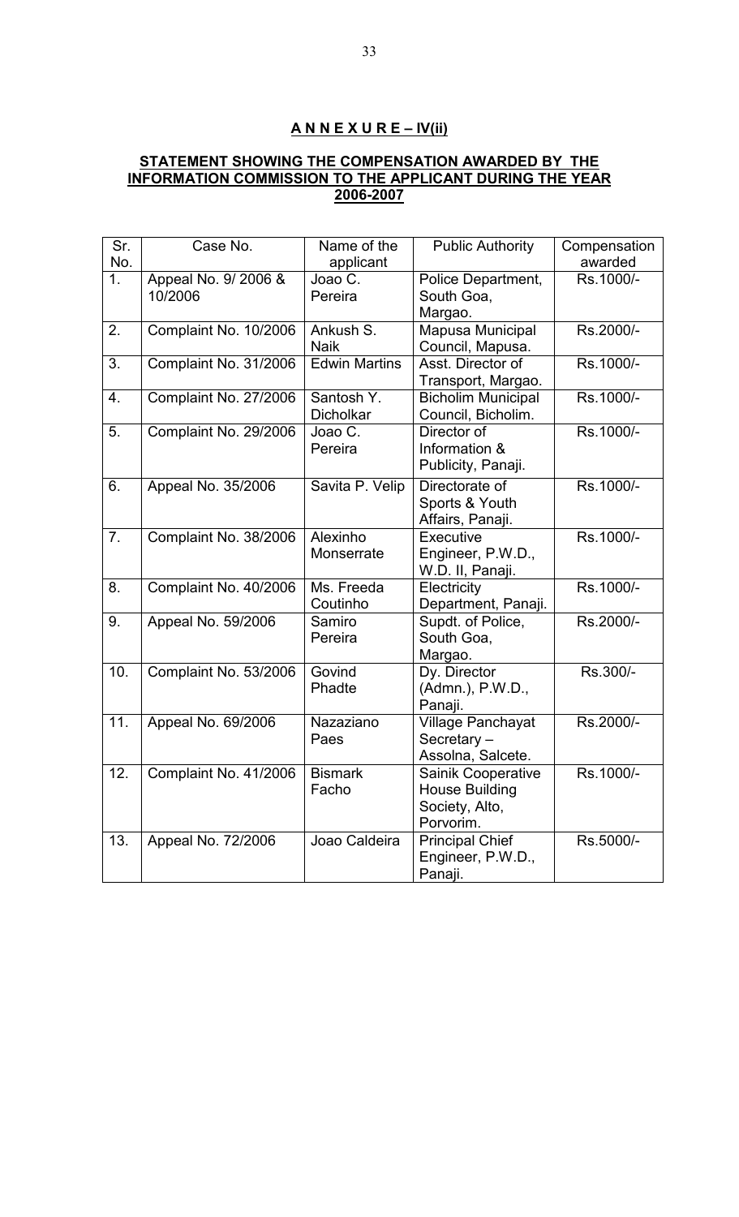## A N N E X U R E – IV(ii)

### STATEMENT SHOWING THE COMPENSATION AWARDED BY THE INFORMATION COMMISSION TO THE APPLICANT DURING THE YEAR 2006-2007

| Sr. No. | Case No. | Name of the applicant | Public Authority | Compensation awarded |
|---|---|---|---|---|
| 1. | Appeal No. 9/ 2006 & 10/2006 | Joao C. Pereira | Police Department, South Goa, Margao. | Rs.1000/- |
| 2. | Complaint No. 10/2006 | Ankush S. Naik | Mapusa Municipal Council, Mapusa. | Rs.2000/- |
| 3. | Complaint No. 31/2006 | Edwin Martins | Asst. Director of Transport, Margao. | Rs.1000/- |
| 4. | Complaint No. 27/2006 | Santosh Y. Dicholkar | Bicholim Municipal Council, Bicholim. | Rs.1000/- |
| 5. | Complaint No. 29/2006 | Joao C. Pereira | Director of Information & Publicity, Panaji. | Rs.1000/- |
| 6. | Appeal No. 35/2006 | Savita P. Velip | Directorate of Sports & Youth Affairs, Panaji. | Rs.1000/- |
| 7. | Complaint No. 38/2006 | Alexinho Monserrate | Executive Engineer, P.W.D., W.D. II, Panaji. | Rs.1000/- |
| 8. | Complaint No. 40/2006 | Ms. Freeda Coutinho | Electricity Department, Panaji. | Rs.1000/- |
| 9. | Appeal No. 59/2006 | Samiro Pereira | Supdt. of Police, South Goa, Margao. | Rs.2000/- |
| 10. | Complaint No. 53/2006 | Govind Phadte | Dy. Director (Admn.), P.W.D., Panaji. | Rs.300/- |
| 11. | Appeal No. 69/2006 | Nazaziano Paes | Village Panchayat Secretary – Assolna, Salcete. | Rs.2000/- |
| 12. | Complaint No. 41/2006 | Bismark Facho | Sainik Cooperative House Building Society, Alto, Porvorim. | Rs.1000/- |
| 13. | Appeal No. 72/2006 | Joao Caldeira | Principal Chief Engineer, P.W.D., Panaji. | Rs.5000/- |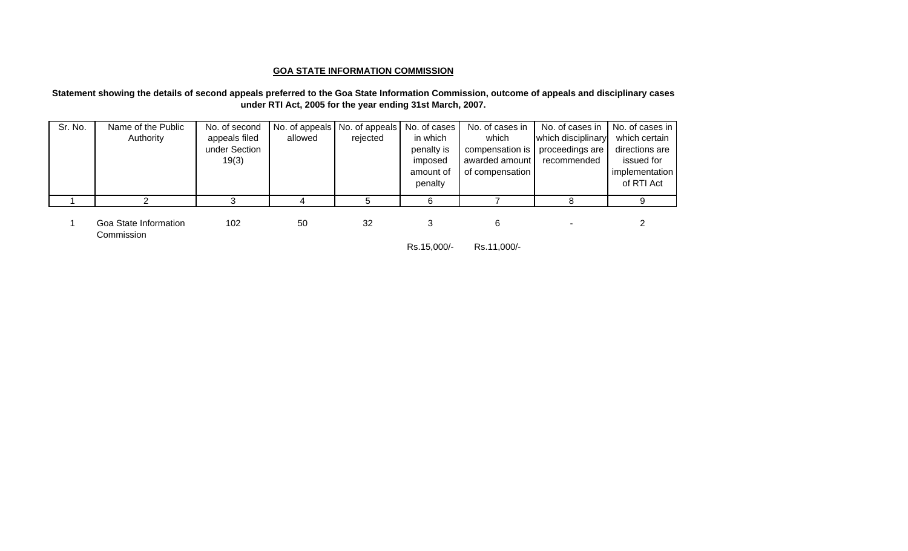**GOA STATE INFORMATION COMMISSION**

**Statement showing the details of second appeals preferred to the Goa State Information Commission, outcome of appeals and disciplinary cases under RTI Act, 2005 for the year ending 31st March, 2007.**

| Sr. No. | Name of the Public Authority | No. of second appeals filed under Section 19(3) | No. of appeals allowed | No. of appeals rejected | No. of cases in which penalty is imposed amount of penalty | No. of cases in which compensation is awarded amount of compensation | No. of cases in which disciplinary proceedings are recommended | No. of cases in which certain directions are issued for implementation of RTI Act |
|---|---|---|---|---|---|---|---|---|
| 1 | 2 | 3 | 4 | 5 | 6 | 7 | 8 | 9 |
| 1 | Goa State Information Commission | 102 | 50 | 32 | 3<br>Rs.15,000/- | 6<br>Rs.11,000/- | - | 2 |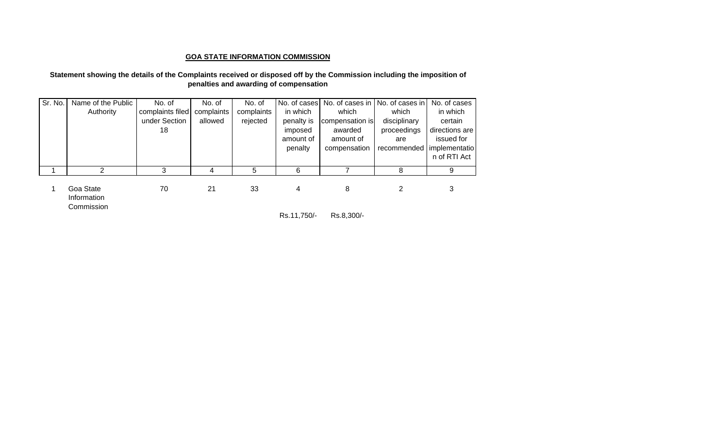**GOA STATE INFORMATION COMMISSION**

**Statement showing the details of the Complaints received or disposed off by the Commission including the imposition of penalties and awarding of compensation**

| Sr. No. | Name of the Public Authority | No. of complaints filed under Section 18 | No. of complaints allowed | No. of complaints rejected | No. of cases in which penalty is imposed amount of penalty | No. of cases in which compensation is awarded amount of compensation | No. of cases in which disciplinary proceedings are recommended | No. of cases in which certain directions are issued for implementation of RTI Act |
|---|---|---|---|---|---|---|---|---|
| 1 | 2 | 3 | 4 | 5 | 6 | 7 | 8 | 9 |
| 1 | Goa State Information Commission | 70 | 21 | 33 | 4 | 8 | 2 | 3 |
| | | | | | Rs.11,750/- | Rs.8,300/- | | |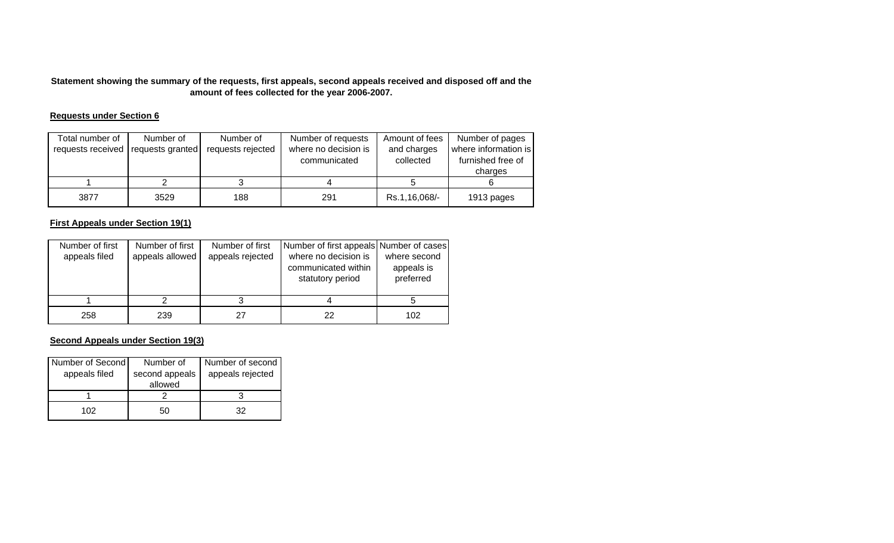**Statement showing the summary of the requests, first appeals, second appeals received and disposed off and the amount of fees collected for the year 2006-2007.**

**Requests under Section 6**

| Total number of requests received | Number of requests granted | Number of requests rejected | Number of requests where no decision is communicated | Amount of fees and charges collected | Number of pages where information is furnished free of charges |
|---|---|---|---|---|---|
| 1 | 2 | 3 | 4 | 5 | 6 |
| 3877 | 3529 | 188 | 291 | Rs.1,16,068/- | 1913 pages |

**First Appeals under Section 19(1)**

| Number of first appeals filed | Number of first appeals allowed | Number of first appeals rejected | Number of first appeals where no decision is communicated within statutory period | Number of cases where second appeals is preferred |
|---|---|---|---|---|
| 1 | 2 | 3 | 4 | 5 |
| 258 | 239 | 27 | 22 | 102 |

**Second Appeals under Section 19(3)**

| Number of Second appeals filed | Number of second appeals allowed | Number of second appeals rejected |
|---|---|---|
| 1 | 2 | 3 |
| 102 | 50 | 32 |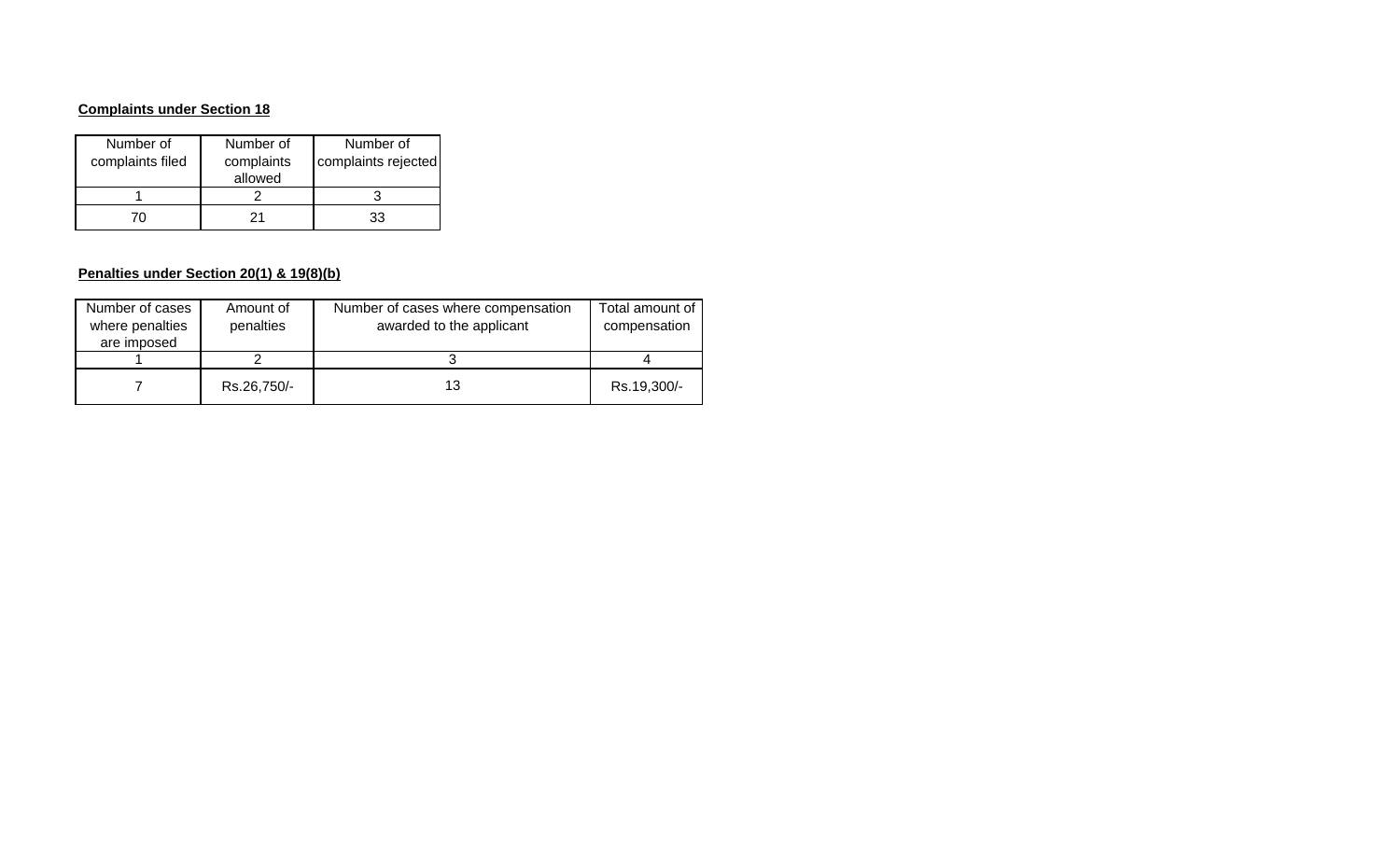**Complaints under Section 18**

| Number of complaints filed | Number of complaints allowed | Number of complaints rejected |
|---|---|---|
| 1 | 2 | 3 |
| 70 | 21 | 33 |

**Penalties under Section 20(1) & 19(8)(b)**

| Number of cases where penalties are imposed | Amount of penalties | Number of cases where compensation awarded to the applicant | Total amount of compensation |
|---|---|---|---|
| 1 | 2 | 3 | 4 |
| 7 | Rs.26,750/- | 13 | Rs.19,300/- |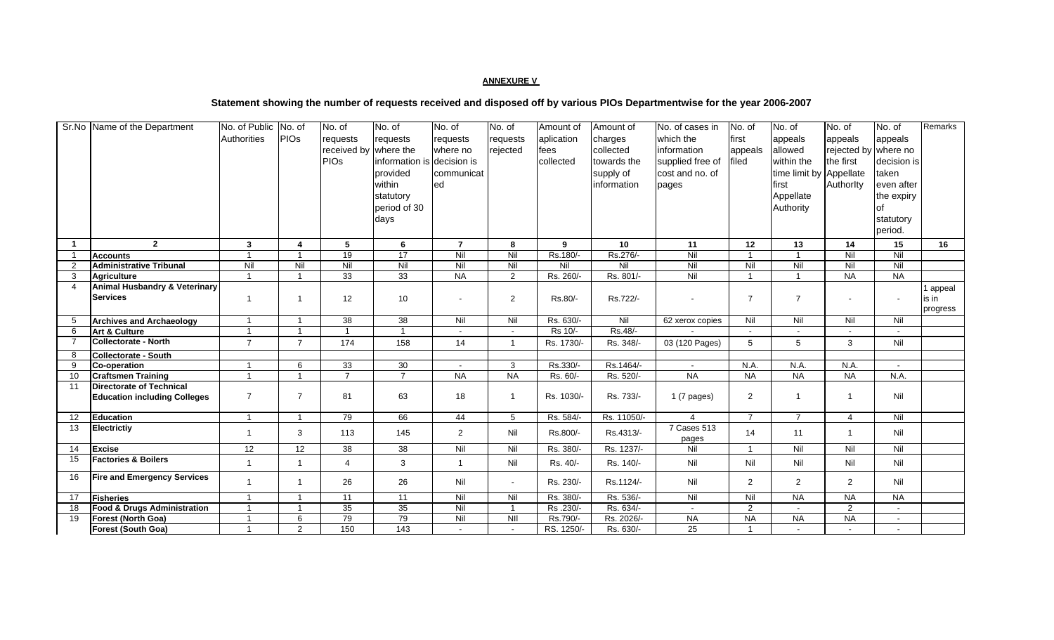**ANNEXURE V**

**Statement showing the number of requests received and disposed off by various PIOs Departmentwise for the year 2006-2007**

| Sr.No | Name of the Department | No. of Public Authorities | No. of PIOs | No. of requests received by PIOs | No. of requests where the information is provided within statutory period of 30 days | No. of requests where no decision is communicated | No. of requests rejected | Amount of aplication fees collected | Amount of charges collected towards the supply of information | No. of cases in which the information supplied free of cost and no. of pages | No. of first appeals filed | No. of appeals allowed within the time limit by first Appellate Authority | No. of appeals rejected by the first Appellate Authority | No. of appeals where no decision is taken even after the expiry of statutory period. | Remarks |
|---|---|---|---|---|---|---|---|---|---|---|---|---|---|---|---|
| **1** | **2** | **3** | **4** | **5** | **6** | **7** | **8** | **9** | **10** | **11** | **12** | **13** | **14** | **15** | **16** |
| 1 | **Accounts** | 1 | 1 | 19 | 17 | Nil | Nil | Rs.180/- | Rs.276/- | Nil | 1 | 1 | Nil | Nil | |
| 2 | **Administrative Tribunal** | Nil | Nil | Nil | Nil | Nil | Nil | Nil | Nil | Nil | Nil | Nil | Nil | Nil | |
| 3 | **Agriculture** | 1 | 1 | 33 | 33 | NA | 2 | Rs. 260/- | Rs. 801/- | Nil | 1 | 1 | NA | NA | |
| 4 | **Animal Husbandry & Veterinary Services** | 1 | 1 | 12 | 10 | - | 2 | Rs.80/- | Rs.722/- | - | 7 | 7 | - | - | 1 appeal is in progress |
| 5 | **Archives and Archaeology** | 1 | 1 | 38 | 38 | Nil | Nil | Rs. 630/- | Nil | 62 xerox copies | Nil | Nil | Nil | Nil | |
| 6 | **Art & Culture** | 1 | 1 | 1 | 1 | - | - | Rs 10/- | Rs.48/- | - | - | - | - | - | |
| 7 | **Collectorate - North** | 7 | 7 | 174 | 158 | 14 | 1 | Rs. 1730/- | Rs. 348/- | 03 (120 Pages) | 5 | 5 | 3 | Nil | |
| 8 | **Collectorate - South** | | | | | | | | | | | | | | |
| 9 | **Co-operation** | 1 | 6 | 33 | 30 | - | 3 | Rs.330/- | Rs.1464/- | - | N.A. | N.A. | N.A. | - | |
| 10 | **Craftsmen Training** | 1 | 1 | 7 | 7 | NA | NA | Rs. 60/- | Rs. 520/- | NA | NA | NA | NA | N.A. | |
| 11 | **Directorate of Technical Education including Colleges** | 7 | 7 | 81 | 63 | 18 | 1 | Rs. 1030/- | Rs. 733/- | 1 (7 pages) | 2 | 1 | 1 | Nil | |
| 12 | **Education** | 1 | 1 | 79 | 66 | 44 | 5 | Rs. 584/- | Rs. 11050/- | 4 | 7 | 7 | 4 | Nil | |
| 13 | **Electrictiy** | 1 | 3 | 113 | 145 | 2 | Nil | Rs.800/- | Rs.4313/- | 7 Cases 513 pages | 14 | 11 | 1 | Nil | |
| 14 | **Excise** | 12 | 12 | 38 | 38 | Nil | Nil | Rs. 380/- | Rs. 1237/- | Nil | 1 | Nil | Nil | Nil | |
| 15 | **Factories & Boilers** | 1 | 1 | 4 | 3 | 1 | Nil | Rs. 40/- | Rs. 140/- | Nil | Nil | Nil | Nil | Nil | |
| 16 | **Fire and Emergency Services** | 1 | 1 | 26 | 26 | Nil | - | Rs. 230/- | Rs.1124/- | Nil | 2 | 2 | 2 | Nil | |
| 17 | **Fisheries** | 1 | 1 | 11 | 11 | Nil | Nil | Rs. 380/- | Rs. 536/- | Nil | Nil | NA | NA | NA | |
| 18 | **Food & Drugs Administration** | 1 | 1 | 35 | 35 | Nil | 1 | Rs .230/- | Rs. 634/- | - | 2 | - | 2 | - | |
| 19 | **Forest (North Goa)** | 1 | 6 | 79 | 79 | Nil | NIl | Rs.790/- | Rs. 2026/- | NA | NA | NA | NA | - | |
| | **Forest (South Goa)** | 1 | 2 | 150 | 143 | - | - | RS. 1250/- | Rs. 630/- | 25 | 1 | - | - | - | |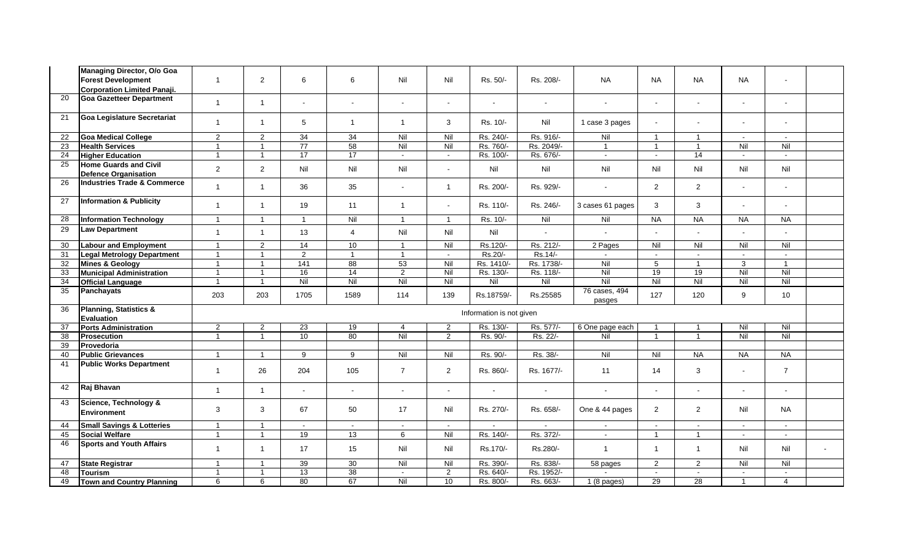| | | | | | | | | | | | | | | | |
|---|---|---|---|---|---|---|---|---|---|---|---|---|---|---|---|
| | Managing Director, O/o Goa Forest Development Corporation Limited Panaji. | 1 | 2 | 6 | 6 | Nil | Nil | Rs. 50/- | Rs. 208/- | NA | NA | NA | NA | - | |
| 20 | Goa Gazetteer Department | 1 | 1 | - | - | - | - | - | - | - | - | - | - | - | |
| 21 | Goa Legislature Secretariat | 1 | 1 | 5 | 1 | 1 | 3 | Rs. 10/- | Nil | 1 case 3 pages | - | - | - | - | |
| 22 | Goa Medical College | 2 | 2 | 34 | 34 | Nil | Nil | Rs. 240/- | Rs. 916/- | Nil | 1 | 1 | - | - | |
| 23 | Health Services | 1 | 1 | 77 | 58 | Nil | Nil | Rs. 760/- | Rs. 2049/- | 1 | 1 | 1 | Nil | Nil | |
| 24 | Higher Education | 1 | 1 | 17 | 17 | - | - | Rs. 100/- | Rs. 676/- | - | - | 14 | - | - | |
| 25 | Home Guards and Civil Defence Organisation | 2 | 2 | Nil | Nil | Nil | - | Nil | Nil | Nil | Nil | Nil | Nil | Nil | |
| 26 | Industries Trade & Commerce | 1 | 1 | 36 | 35 | - | 1 | Rs. 200/- | Rs. 929/- | - | 2 | 2 | - | - | |
| 27 | Information & Publicity | 1 | 1 | 19 | 11 | 1 | - | Rs. 110/- | Rs. 246/- | 3 cases 61 pages | 3 | 3 | - | - | |
| 28 | Information Technology | 1 | 1 | 1 | Nil | 1 | 1 | Rs. 10/- | Nil | Nil | NA | NA | NA | NA | |
| 29 | Law Department | 1 | 1 | 13 | 4 | Nil | Nil | Nil | - | - | - | - | - | - | |
| 30 | Labour and Employment | 1 | 2 | 14 | 10 | 1 | Nil | Rs.120/- | Rs. 212/- | 2 Pages | Nil | Nil | Nil | Nil | |
| 31 | Legal Metrology Department | 1 | 1 | 2 | 1 | 1 | - | Rs.20/- | Rs.14/- | - | - | - | - | - | |
| 32 | Mines & Geology | 1 | 1 | 141 | 88 | 53 | Nil | Rs. 1410/- | Rs. 1738/- | Nil | 5 | 1 | 3 | 1 | |
| 33 | Municipal Administration | 1 | 1 | 16 | 14 | 2 | Nil | Rs. 130/- | Rs. 118/- | Nil | 19 | 19 | Nil | Nil | |
| 34 | Official Language | 1 | 1 | Nil | Nil | Nil | Nil | Nil | Nil | Nil | Nil | Nil | Nil | Nil | |
| 35 | Panchayats | 203 | 203 | 1705 | 1589 | 114 | 139 | Rs.18759/- | Rs.25585 | 76 cases, 494 pasges | 127 | 120 | 9 | 10 | |
| 36 | Planning, Statistics & Evaluation | Information is not given | | | | | | | | | | | | | |
| 37 | Ports Administration | 2 | 2 | 23 | 19 | 4 | 2 | Rs. 130/- | Rs. 577/- | 6 One page each | 1 | 1 | Nil | Nil | |
| 38 | Prosecution | 1 | 1 | 10 | 80 | Nil | 2 | Rs. 90/- | Rs. 22/- | Nil | 1 | 1 | Nil | Nil | |
| 39 | Provedoria | | | | | | | | | | | | | | |
| 40 | Public Grievances | 1 | 1 | 9 | 9 | Nil | Nil | Rs. 90/- | Rs. 38/- | Nil | Nil | NA | NA | NA | |
| 41 | Public Works Department | 1 | 26 | 204 | 105 | 7 | 2 | Rs. 860/- | Rs. 1677/- | 11 | 14 | 3 | - | 7 | |
| 42 | Raj Bhavan | 1 | 1 | - | - | - | - | - | - | - | - | - | - | - | |
| 43 | Science, Technology & Environment | 3 | 3 | 67 | 50 | 17 | Nil | Rs. 270/- | Rs. 658/- | One & 44 pages | 2 | 2 | Nil | NA | |
| 44 | Small Savings & Lotteries | 1 | 1 | - | - | - | - | - | - | - | - | - | - | - | |
| 45 | Social Welfare | 1 | 1 | 19 | 13 | 6 | Nil | Rs. 140/- | Rs. 372/- | - | 1 | 1 | - | - | |
| 46 | Sports and Youth Affairs | 1 | 1 | 17 | 15 | Nil | Nil | Rs.170/- | Rs.280/- | 1 | 1 | 1 | Nil | Nil | - |
| 47 | State Registrar | 1 | 1 | 39 | 30 | Nil | Nil | Rs. 390/- | Rs. 838/- | 58 pages | 2 | 2 | Nil | Nil | |
| 48 | Tourism | 1 | 1 | 13 | 38 | - | 2 | Rs. 640/- | Rs. 1952/- | - | - | - | - | - | |
| 49 | Town and Country Planning | 6 | 6 | 80 | 67 | Nil | 10 | Rs. 800/- | Rs. 663/- | 1 (8 pages) | 29 | 28 | 1 | 4 | |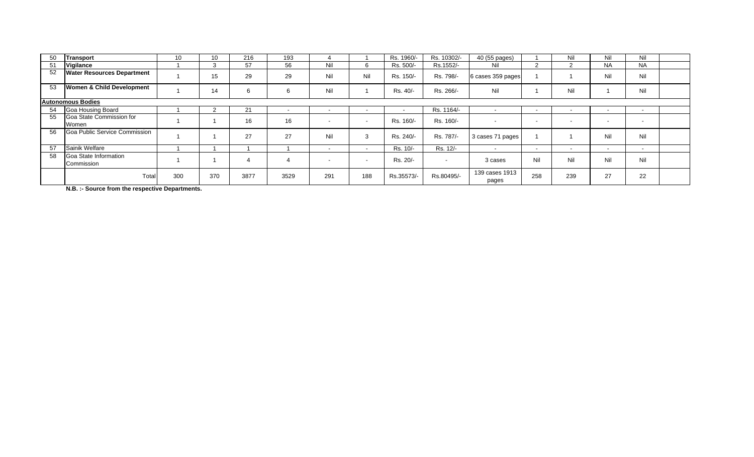| | | | | | | | | | | | | | | | |
|---|---|---|---|---|---|---|---|---|---|---|---|---|---|---|---|
| 50 | **Transport** | 10 | 10 | 216 | 193 | 4 | 1 | Rs. 1960/- | Rs. 10302/- | 40 (55 pages) | 1 | Nil | Nil | Nil | |
| 51 | **Vigilance** | 1 | 3 | 57 | 56 | Nil | 6 | Rs. 500/- | Rs.1552/- | Nil | 2 | 2 | NA | NA | |
| 52 | **Water Resources Department** | 1 | 15 | 29 | 29 | Nil | Nil | Rs. 150/- | Rs. 798/- | 6 cases 359 pages | 1 | 1 | Nil | Nil | |
| 53 | **Women & Child Development** | 1 | 14 | 6 | 6 | Nil | 1 | Rs. 40/- | Rs. 266/- | Nil | 1 | Nil | 1 | Nil | |
| **Autonomous Bodies** | | | | | | | | | | | | | | | |
| 54 | Goa Housing Board | 1 | 2 | 21 | - | - | - | - | Rs. 1164/- | - | - | - | - | - | |
| 55 | Goa State Commission for Women | 1 | 1 | 16 | 16 | - | - | Rs. 160/- | Rs. 160/- | - | - | - | - | - | |
| 56 | Goa Public Service Commission | 1 | 1 | 27 | 27 | Nil | 3 | Rs. 240/- | Rs. 787/- | 3 cases 71 pages | 1 | 1 | Nil | Nil | |
| 57 | Sainik Welfare | 1 | 1 | 1 | 1 | - | - | Rs. 10/- | Rs. 12/- | - | - | - | - | - | |
| 58 | Goa State Information Commission | 1 | 1 | 4 | 4 | - | - | Rs. 20/- | - | 3 cases | Nil | Nil | Nil | Nil | |
| | Total | 300 | 370 | 3877 | 3529 | 291 | 188 | Rs.35573/- | Rs.80495/- | 139 cases 1913 pages | 258 | 239 | 27 | 22 | |

**N.B. :- Source from the respective Departments.**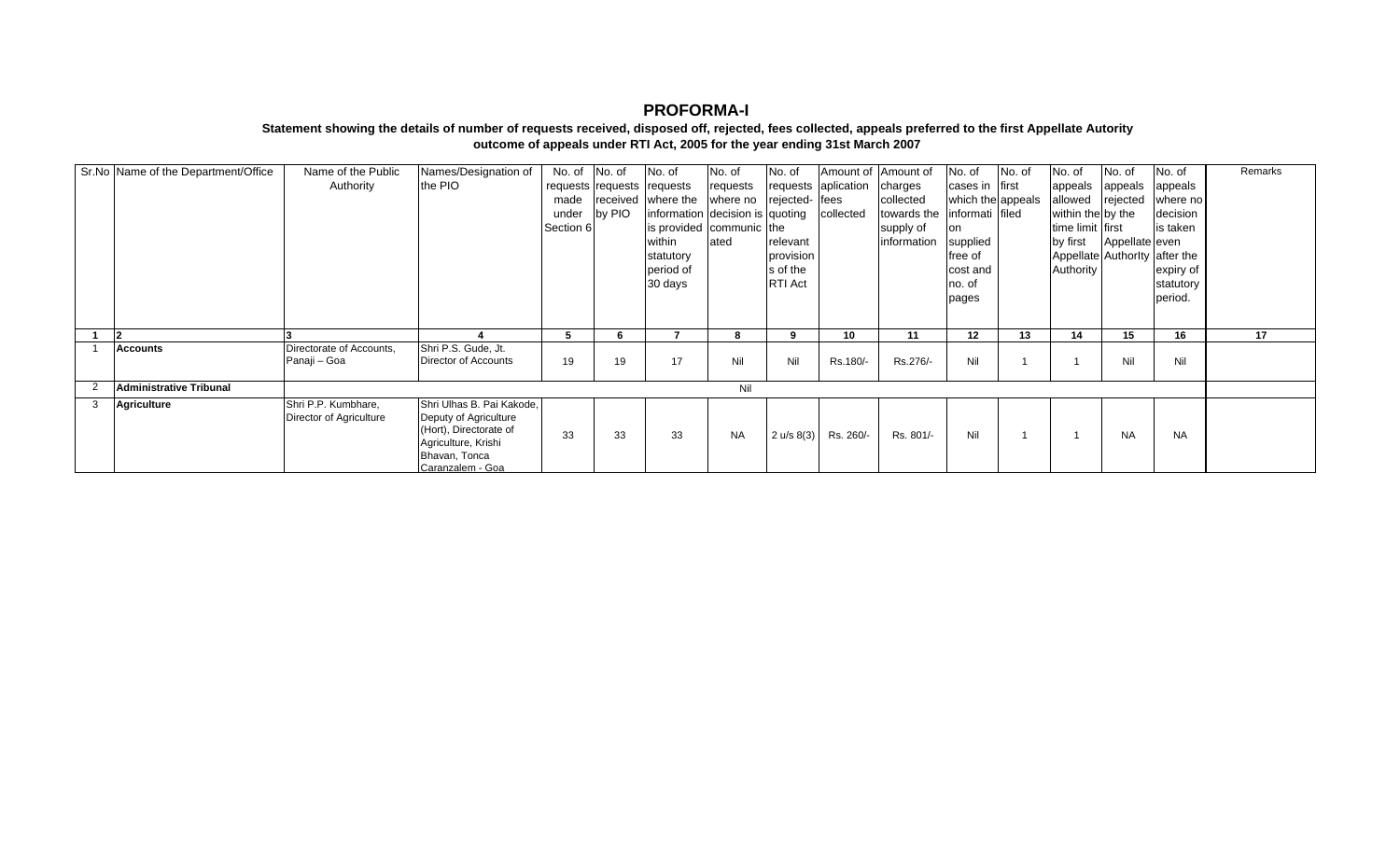# PROFORMA-I

**Statement showing the details of number of requests received, disposed off, rejected, fees collected, appeals preferred to the first Appellate Autority outcome of appeals under RTI Act, 2005 for the year ending 31st March 2007**

| Sr.No | Name of the Department/Office | Name of the Public Authority | Names/Designation of the PIO | No. of requests made under Section 6 | No. of requests received by PIO | No. of requests where the information is provided within statutory period of 30 days | No. of requests where no decision is communicated | No. of requests rejected-quoting the relevant provisions of the RTI Act | Amount of aplication fees collected | Amount of charges collected towards the supply of information | No. of cases in which the information supplied free of cost and no. of pages | No. of first appeals filed | No. of appeals allowed within the time limit by first Appellate Authority | No. of appeals rejected by the first Appellate Authority | No. of appeals where no decision is taken even after the expiry of statutory period. | Remarks |
|---|---|---|---|---|---|---|---|---|---|---|---|---|---|---|---|---|
| 1 | 2 | 3 | 4 | 5 | 6 | 7 | 8 | 9 | 10 | 11 | 12 | 13 | 14 | 15 | 16 | 17 |
| 1 | **Accounts** | Directorate of Accounts, Panaji – Goa | Shri P.S. Gude, Jt. Director of Accounts | 19 | 19 | 17 | Nil | Nil | Rs.180/- | Rs.276/- | Nil | 1 | 1 | Nil | Nil | |
| 2 | **Administrative Tribunal** | | | | | | Nil | | | | | | | | | |
| 3 | **Agriculture** | Shri P.P. Kumbhare, Director of Agriculture | Shri Ulhas B. Pai Kakode, Deputy of Agriculture (Hort), Directorate of Agriculture, Krishi Bhavan, Tonca Caranzalem - Goa | 33 | 33 | 33 | NA | 2 u/s 8(3) | Rs. 260/- | Rs. 801/- | Nil | 1 | 1 | NA | NA | |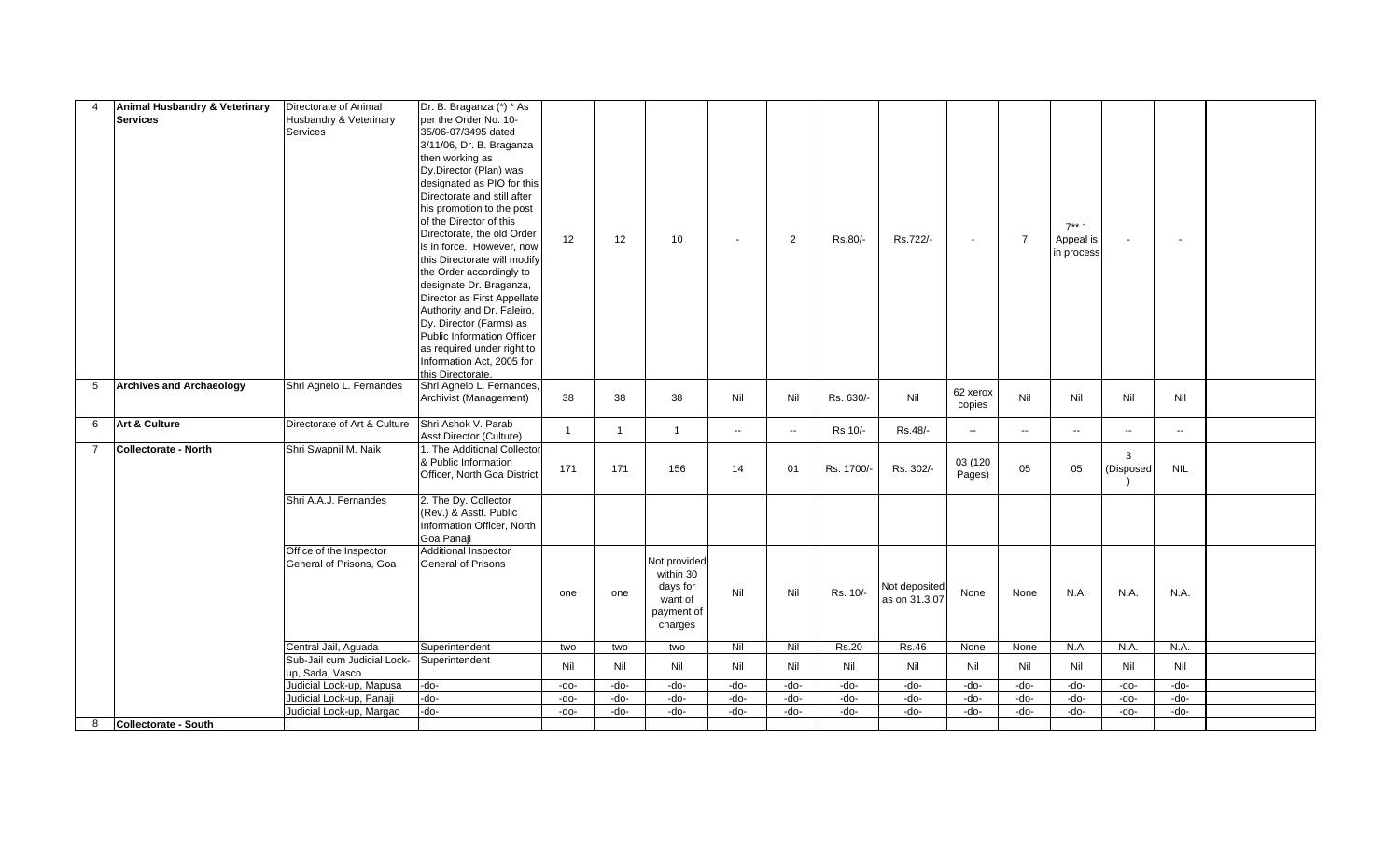| 4 | **Animal Husbandry & Veterinary Services** | Directorate of Animal Husbandry & Veterinary Services | Dr. B. Braganza (*) * As per the Order No. 10-35/06-07/3495 dated 3/11/06, Dr. B. Braganza then working as Dy.Director (Plan) was designated as PIO for this Directorate and still after his promotion to the post of the Director of this Directorate, the old Order is in force. However, now this Directorate will modify the Order accordingly to designate Dr. Braganza, Director as First Appellate Authority and Dr. Faleiro, Dy. Director (Farms) as Public Information Officer as required under right to Information Act, 2005 for this Directorate. | 12 | 12 | 10 | - | 2 | Rs.80/- | Rs.722/- | - | 7 | 7** 1 Appeal is in process | - | - | |
|---|---|---|---|---|---|---|---|---|---|---|---|---|---|---|---|---|
| 5 | **Archives and Archaeology** | Shri Agnelo L. Fernandes | Shri Agnelo L. Fernandes, Archivist (Management) | 38 | 38 | 38 | Nil | Nil | Rs. 630/- | Nil | 62 xerox copies | Nil | Nil | Nil | Nil | |
| 6 | **Art & Culture** | Directorate of Art & Culture | Shri Ashok V. Parab Asst.Director (Culture) | 1 | 1 | 1 | -- | -- | Rs 10/- | Rs.48/- | -- | -- | -- | -- | -- | |
| 7 | **Collectorate - North** | Shri Swapnil M. Naik | 1. The Additional Collector & Public Information Officer, North Goa District | 171 | 171 | 156 | 14 | 01 | Rs. 1700/- | Rs. 302/- | 03 (120 Pages) | 05 | 05 | 3 (Disposed) | NIL | |
| | | Shri A.A.J. Fernandes | 2. The Dy. Collector (Rev.) & Asstt. Public Information Officer, North Goa Panaji | | | | | | | | | | | | | |
| | | Office of the Inspector General of Prisons, Goa | Additional Inspector General of Prisons | one | one | Not provided within 30 days for want of payment of charges | Nil | Nil | Rs. 10/- | Not deposited as on 31.3.07 | None | None | N.A. | N.A. | N.A. | |
| | | Central Jail, Aguada | Superintendent | two | two | two | Nil | Nil | Rs.20 | Rs.46 | None | None | N.A. | N.A. | N.A. | |
| | | Sub-Jail cum Judicial Lock-up, Sada, Vasco | Superintendent | Nil | Nil | Nil | Nil | Nil | Nil | Nil | Nil | Nil | Nil | Nil | Nil | |
| | | Judicial Lock-up, Mapusa | -do- | -do- | -do- | -do- | -do- | -do- | -do- | -do- | -do- | -do- | -do- | -do- | -do- | |
| | | Judicial Lock-up, Panaji | -do- | -do- | -do- | -do- | -do- | -do- | -do- | -do- | -do- | -do- | -do- | -do- | -do- | |
| | | Judicial Lock-up, Margao | -do- | -do- | -do- | -do- | -do- | -do- | -do- | -do- | -do- | -do- | -do- | -do- | -do- | |
| 8 | **Collectorate - South** | | | | | | | | | | | | | | | |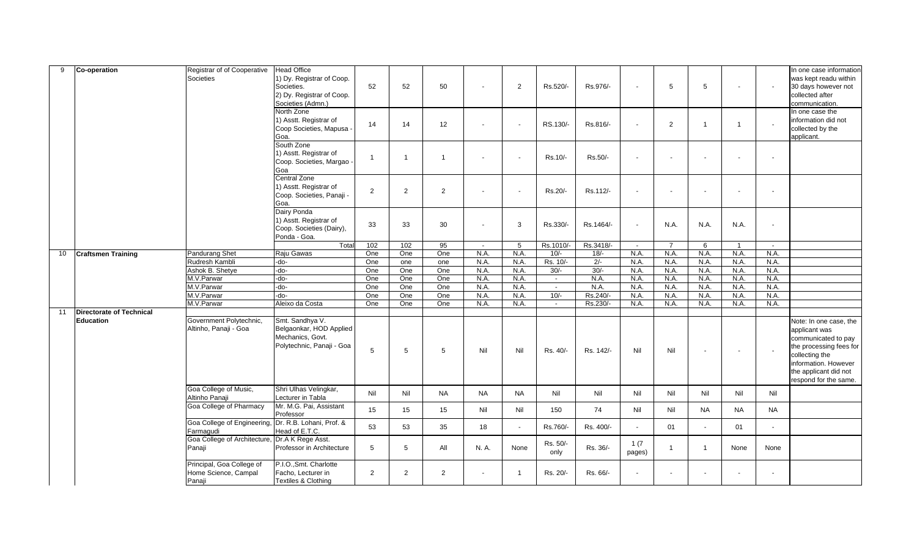| 9 | Co-operation | Registrar of of Cooperative Societies | Head Office 1) Dy. Registrar of Coop. Societies. 2) Dy. Registrar of Coop. Societies (Admn.) | 52 | 52 | 50 | - | 2 | Rs.520/- | Rs.976/- | - | 5 | 5 | - | - | In one case information was kept readu within 30 days however not collected after communication. |
|---|---|---|---|---|---|---|---|---|---|---|---|---|---|---|---|---|
| | | | North Zone 1) Asstt. Registrar of Coop Societies, Mapusa - Goa. | 14 | 14 | 12 | - | - | RS.130/- | Rs.816/- | - | 2 | 1 | 1 | - | In one case the information did not collected by the applicant. |
| | | | South Zone 1) Asstt. Registrar of Coop. Societies, Margao - Goa | 1 | 1 | 1 | - | - | Rs.10/- | Rs.50/- | - | - | - | - | - | |
| | | | Central Zone 1) Asstt. Registrar of Coop. Societies, Panaji - Goa. | 2 | 2 | 2 | - | - | Rs.20/- | Rs.112/- | - | - | - | - | - | |
| | | | Dairy Ponda 1) Asstt. Registrar of Coop. Societies (Dairy), Ponda - Goa. | 33 | 33 | 30 | - | 3 | Rs.330/- | Rs.1464/- | - | N.A. | N.A. | N.A. | - | |
| | | | Total | 102 | 102 | 95 | - | 5 | Rs.1010/- | Rs.3418/- | - | 7 | 6 | 1 | - | |
| 10 | Craftsmen Training | Pandurang Shet | Raju Gawas | One | One | One | N.A. | N.A. | 10/- | 18/- | N.A. | N.A. | N.A. | N.A. | N.A. | |
| | | Rudresh Kambli | -do- | One | one | one | N.A. | N.A. | Rs. 10/- | 2/- | N.A. | N.A. | N.A. | N.A. | N.A. | |
| | | Ashok B. Shetye | -do- | One | One | One | N.A. | N.A. | 30/- | 30/- | N.A. | N.A. | N.A. | N.A. | N.A. | |
| | | M.V.Parwar | -do- | One | One | One | N.A. | N.A. | - | N.A. | N.A. | N.A. | N.A. | N.A. | N.A. | |
| | | M.V.Parwar | -do- | One | One | One | N.A. | N.A. | - | N.A. | N.A. | N.A. | N.A. | N.A. | N.A. | |
| | | M.V.Parwar | -do- | One | One | One | N.A. | N.A. | 10/- | Rs.240/- | N.A. | N.A. | N.A. | N.A. | N.A. | |
| | | M.V.Parwar | Aleixo da Costa | One | One | One | N.A. | N.A. | - | Rs.230/- | N.A. | N.A. | N.A. | N.A. | N.A. | |
| 11 | Directorate of Technical Education | Government Polytechnic, Altinho, Panaji - Goa | Smt. Sandhya V. Belgaonkar, HOD Applied Mechanics, Govt. Polytechnic, Panaji - Goa | 5 | 5 | 5 | Nil | Nil | Rs. 40/- | Rs. 142/- | Nil | Nil | - | - | - | Note: In one case, the applicant was communicated to pay the processing fees for collecting the information. However the applicant did not respond for the same. |
| | | Goa College of Music, Altinho Panaji | Shri Ulhas Velingkar, Lecturer in Tabla | Nil | Nil | NA | NA | NA | Nil | Nil | Nil | Nil | Nil | Nil | Nil | |
| | | Goa College of Pharmacy | Mr. M.G. Pai, Assistant Professor | 15 | 15 | 15 | Nil | Nil | 150 | 74 | Nil | Nil | NA | NA | NA | |
| | | Goa College of Engineering, Farmagudi | Dr. R.B. Lohani, Prof. & Head of E.T.C. | 53 | 53 | 35 | 18 | - | Rs.760/- | Rs. 400/- | - | 01 | - | 01 | - | |
| | | Goa College of Architecture, Panaji | Dr.A K Rege Asst. Professor in Architecture | 5 | 5 | All | N. A. | None | Rs. 50/- only | Rs. 36/- | 1 (7 pages) | 1 | 1 | None | None | |
| | | Principal, Goa College of Home Science, Campal Panaji | P.I.O.,Smt. Charlotte Facho, Lecturer in Textiles & Clothing | 2 | 2 | 2 | - | 1 | Rs. 20/- | Rs. 66/- | - | - | - | - | - | |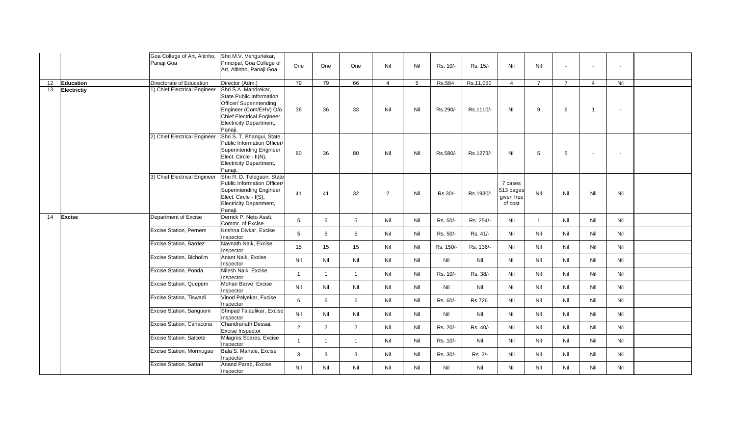| | | | | | | | | | | | | | | | | |
|---|---|---|---|---|---|---|---|---|---|---|---|---|---|---|---|---|
| | | Goa College of Art, Altinho, Panaji Goa | Shri M.V. Vengurlekar, Principal, Goa College of Art, Altinho, Panaji Goa | One | One | One | Nil | Nil | Rs. 10/- | Rs. 15/- | Nil | Nil | - | - | - | |
| 12 | **Education** | Directorate of Education | Director (Adm.) | 79 | 79 | 66 | 4 | 5 | Rs.584 | Rs.11,050 | 4 | 7 | 7 | 4 | Nil | |
| 13 | **Electrictiy** | 1) Chief Electrical Engineer | Shri S.A. Mandrekar, State Public Information Officer/ Superintending Engineer (Com/EHV) O/o Chief Electrical Engineer, Electricity Department, Panaji. | 36 | 36 | 33 | Nil | Nil | Rs.290/- | Rs.1110/- | Nil | 9 | 6 | 1 | - | |
| | | 2) Chief Electrical Engineer | Shri S. T. Bhangui, State Public Information Officer/ Superintending Engineer Elect. Circle - II(N), Electricity Department, Panaji. | 80 | 36 | 80 | Nil | Nil | Rs.580/- | Rs.1273/- | Nil | 5 | 5 | - | - | |
| | | 3) Chief Electrical Engineer | Shri R. D. Telegaon, State Public Information Officer/ Superintending Engineer Elect. Circle - I(S), Electricity Department, Panaji. | 41 | 41 | 32 | 2 | Nil | Rs.30/- | Rs.1930/- | 7 cases 513 pages given free of cost | Nil | Nil | Nil | Nil | |
| 14 | **Excise** | Department of Excise | Derrick P. Neto Asstt. Commr. of Excise | 5 | 5 | 5 | Nil | Nil | Rs. 50/- | Rs. 254/- | Nil | 1 | Nil | Nil | Nil | |
| | | Excise Station, Pernem | Krishna Divkar, Excise Inspector | 5 | 5 | 5 | Nil | Nil | Rs. 50/- | Rs. 41/- | Nil | Nil | Nil | Nil | Nil | |
| | | Excise Station, Bardez | Navnath Naik, Excise Inspector | 15 | 15 | 15 | Nil | Nil | Rs. 150/- | Rs. 136/- | Nil | Nil | Nil | Nil | Nil | |
| | | Excise Station, Bicholim | Anant Naik, Excise Inspector | Nil | Nil | Nil | Nil | Nil | Nil | Nil | Nil | Nil | Nil | Nil | Nil | |
| | | Excise Station, Ponda | Nilesh Naik, Excise Inspector | 1 | 1 | 1 | Nil | Nil | Rs. 10/- | Rs. 38/- | Nil | Nil | Nil | Nil | Nil | |
| | | Excise Station, Quepem | Mohan Barve, Excise Inspector | Nil | Nil | Nil | Nil | Nil | Nil | Nil | Nil | Nil | Nil | Nil | Nil | |
| | | Excise Station, Tiswadi | Vinod Palyekar, Excise Inspector | 6 | 6 | 6 | Nil | Nil | Rs. 60/- | Rs.726 | Nil | Nil | Nil | Nil | Nil | |
| | | Excise Station, Sanguem | Shripad Talaulikar, Excise Inspector | Nil | Nil | Nil | Nil | Nil | Nil | Nil | Nil | Nil | Nil | Nil | Nil | |
| | | Excise Station, Canacona | Chandranath Dessai, Excise Inspector | 2 | 2 | 2 | Nil | Nil | Rs. 20/- | Rs. 40/- | Nil | Nil | Nil | Nil | Nil | |
| | | Excise Station, Salcete | Milagres Soares, Excise Inspector | 1 | 1 | 1 | Nil | Nil | Rs. 10/- | Nil | Nil | Nil | Nil | Nil | Nil | |
| | | Excise Station, Mormugao | Bala S. Mahale, Excise Inspector | 3 | 3 | 3 | Nil | Nil | Rs. 30/- | Rs. 2/- | Nil | Nil | Nil | Nil | Nil | |
| | | Excise Station, Sattari | Anand Parab, Excise Inspector | Nil | Nil | Nil | Nil | Nil | Nil | Nil | Nil | Nil | Nil | Nil | Nil | |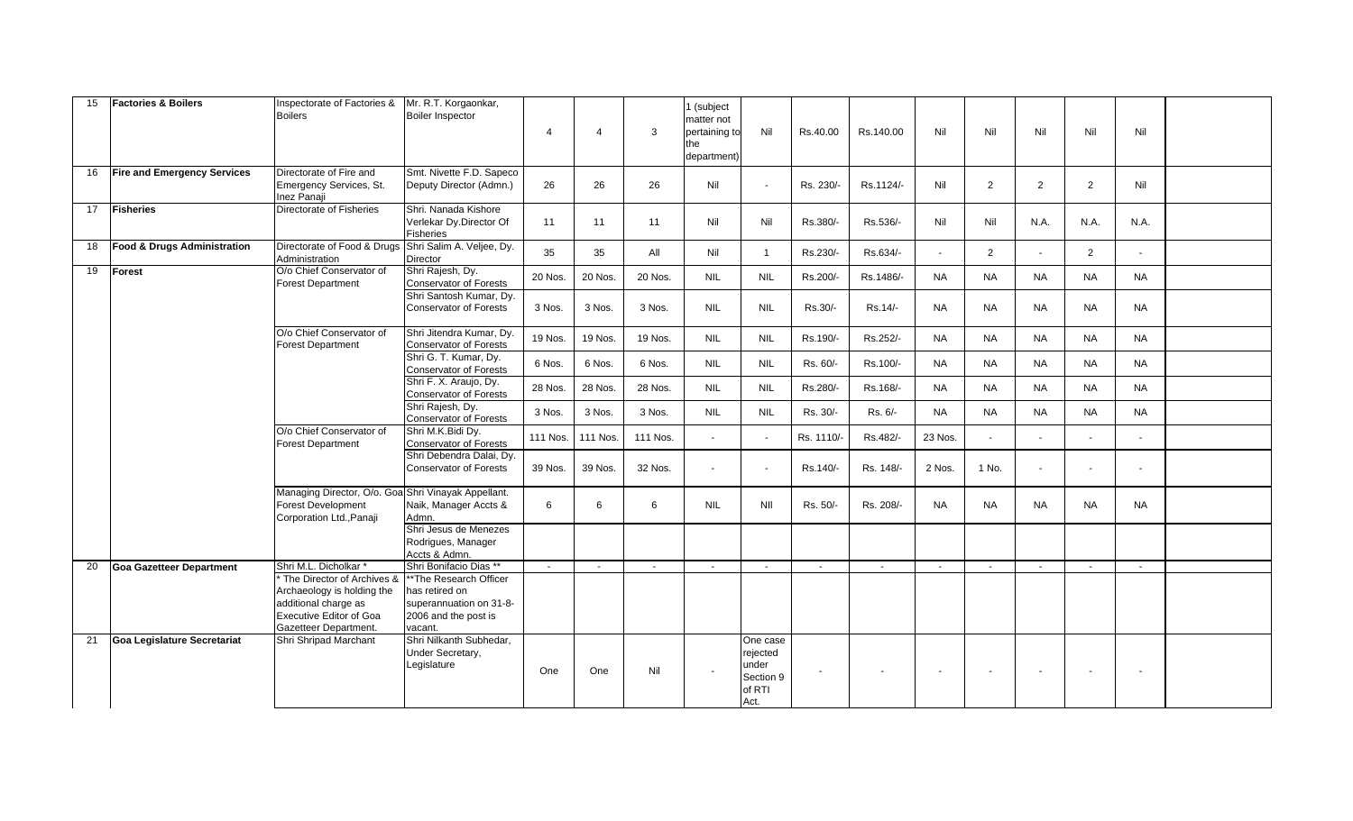| 15 | Factories & Boilers | Inspectorate of Factories & Boilers | Mr. R.T. Korgaonkar, Boiler Inspector | 4 | 4 | 3 | 1 (subject matter not pertaining to the department) | Nil | Rs.40.00 | Rs.140.00 | Nil | Nil | Nil | Nil | Nil | |
|---|---|---|---|---|---|---|---|---|---|---|---|---|---|---|---|---|
| 16 | Fire and Emergency Services | Directorate of Fire and Emergency Services, St. Inez Panaji | Smt. Nivette F.D. Sapeco Deputy Director (Admn.) | 26 | 26 | 26 | Nil | - | Rs. 230/- | Rs.1124/- | Nil | 2 | 2 | 2 | Nil | |
| 17 | Fisheries | Directorate of Fisheries | Shri. Nanada Kishore Verlekar Dy.Director Of Fisheries | 11 | 11 | 11 | Nil | Nil | Rs.380/- | Rs.536/- | Nil | Nil | N.A. | N.A. | N.A. | |
| 18 | Food & Drugs Administration | Directorate of Food & Drugs Administration | Shri Salim A. Veljee, Dy. Director | 35 | 35 | All | Nil | 1 | Rs.230/- | Rs.634/- | - | 2 | - | 2 | - | |
| 19 | Forest | O/o Chief Conservator of Forest Department | Shri Rajesh, Dy. Conservator of Forests | 20 Nos. | 20 Nos. | 20 Nos. | NIL | NIL | Rs.200/- | Rs.1486/- | NA | NA | NA | NA | NA | |
| | | | Shri Santosh Kumar, Dy. Conservator of Forests | 3 Nos. | 3 Nos. | 3 Nos. | NIL | NIL | Rs.30/- | Rs.14/- | NA | NA | NA | NA | NA | |
| | | O/o Chief Conservator of Forest Department | Shri Jitendra Kumar, Dy. Conservator of Forests | 19 Nos. | 19 Nos. | 19 Nos. | NIL | NIL | Rs.190/- | Rs.252/- | NA | NA | NA | NA | NA | |
| | | | Shri G. T. Kumar, Dy. Conservator of Forests | 6 Nos. | 6 Nos. | 6 Nos. | NIL | NIL | Rs. 60/- | Rs.100/- | NA | NA | NA | NA | NA | |
| | | | Shri F. X. Araujo, Dy. Conservator of Forests | 28 Nos. | 28 Nos. | 28 Nos. | NIL | NIL | Rs.280/- | Rs.168/- | NA | NA | NA | NA | NA | |
| | | | Shri Rajesh, Dy. Conservator of Forests | 3 Nos. | 3 Nos. | 3 Nos. | NIL | NIL | Rs. 30/- | Rs. 6/- | NA | NA | NA | NA | NA | |
| | | O/o Chief Conservator of Forest Department | Shri M.K.Bidi Dy. Conservator of Forests | 111 Nos. | 111 Nos. | 111 Nos. | - | - | Rs. 1110/- | Rs.482/- | 23 Nos. | - | - | - | - | |
| | | | Shri Debendra Dalai, Dy. Conservator of Forests | 39 Nos. | 39 Nos. | 32 Nos. | - | - | Rs.140/- | Rs. 148/- | 2 Nos. | 1 No. | - | - | - | |
| | | Managing Director, O/o. Goa Forest Development Corporation Ltd.,Panaji | Shri Vinayak Appellant. Naik, Manager Accts & Admn. | 6 | 6 | 6 | NIL | NIl | Rs. 50/- | Rs. 208/- | NA | NA | NA | NA | NA | |
| | | | Shri Jesus de Menezes Rodrigues, Manager Accts & Admn. | | | | | | | | | | | | | |
| 20 | Goa Gazetteer Department | Shri M.L. Dicholkar * | Shri Bonifacio Dias ** | - | - | - | - | - | - | - | - | - | - | - | - | |
| | | * The Director of Archives & Archaeology is holding the additional charge as Executive Editor of Goa Gazetteer Department. | **The Research Officer has retired on superannuation on 31-8-2006 and the post is vacant. | | | | | | | | | | | | | |
| 21 | Goa Legislature Secretariat | Shri Shripad Marchant | Shri Nilkanth Subhedar, Under Secretary, Legislature | One | One | Nil | - | One case rejected under Section 9 of RTI Act. | - | - | - | - | - | - | - | |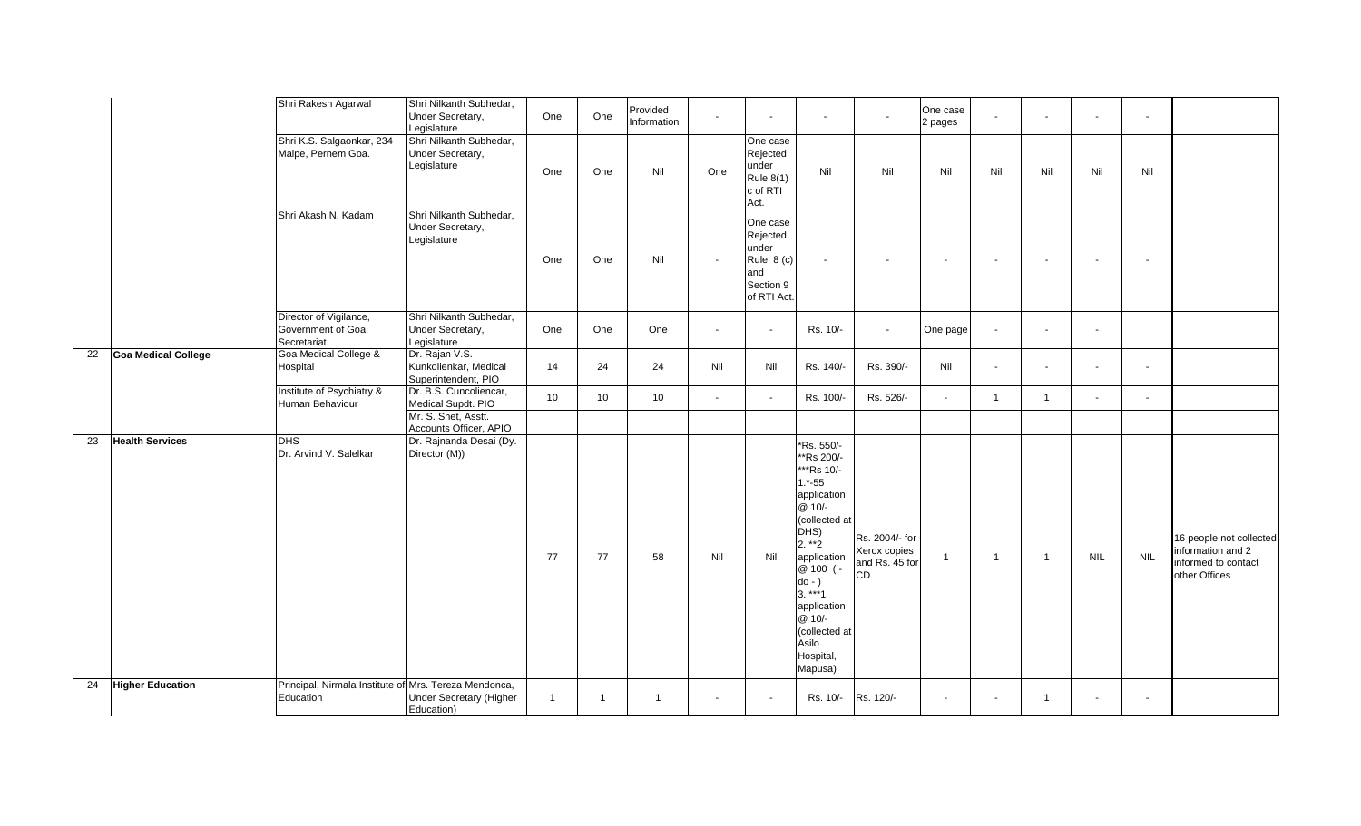| | | | | | | | | | | | | | | | |
|---|---|---|---|---|---|---|---|---|---|---|---|---|---|---|---|
| | | Shri Rakesh Agarwal | Shri Nilkanth Subhedar, Under Secretary, Legislature | One | One | Provided Information | - | - | - | - | One case 2 pages | - | - | - | - | |
| | | Shri K.S. Salgaonkar, 234 Malpe, Pernem Goa. | Shri Nilkanth Subhedar, Under Secretary, Legislature | One | One | Nil | One | One case Rejected under Rule 8(1) c of RTI Act. | Nil | Nil | Nil | Nil | Nil | Nil | Nil | |
| | | Shri Akash N. Kadam | Shri Nilkanth Subhedar, Under Secretary, Legislature | One | One | Nil | - | One case Rejected under Rule 8 (c) and Section 9 of RTI Act. | - | - | - | - | - | - | - | |
| | | Director of Vigilance, Government of Goa, Secretariat. | Shri Nilkanth Subhedar, Under Secretary, Legislature | One | One | One | - | - | Rs. 10/- | - | One page | - | - | - | | |
| 22 | Goa Medical College | Goa Medical College & Hospital | Dr. Rajan V.S. Kunkolienkar, Medical Superintendent, PIO | 14 | 24 | 24 | Nil | Nil | Rs. 140/- | Rs. 390/- | Nil | - | - | - | - | |
| | | Institute of Psychiatry & Human Behaviour | Dr. B.S. Cuncoliencar, Medical Supdt. PIO | 10 | 10 | 10 | - | - | Rs. 100/- | Rs. 526/- | - | 1 | 1 | - | - | |
| | | | Mr. S. Shet, Asstt. Accounts Officer, APIO | | | | | | | | | | | | | |
| 23 | Health Services | DHS Dr. Arvind V. Salelkar | Dr. Rajnanda Desai (Dy. Director (M)) | 77 | 77 | 58 | Nil | Nil | *Rs. 550/- **Rs 200/- ***Rs 10/- 1.*-55 application @ 10/- (collected at DHS) 2. **2 application @ 100 ( - do - ) 3. ***1 application @ 10/- (collected at Asilo Hospital, Mapusa) | Rs. 2004/- for Xerox copies and Rs. 45 for CD | 1 | 1 | 1 | NIL | NIL | 16 people not collected information and 2 informed to contact other Offices |
| 24 | Higher Education | Principal, Nirmala Institute of Education | Mrs. Tereza Mendonca, Under Secretary (Higher Education) | 1 | 1 | 1 | - | - | Rs. 10/- | Rs. 120/- | - | - | 1 | - | - | |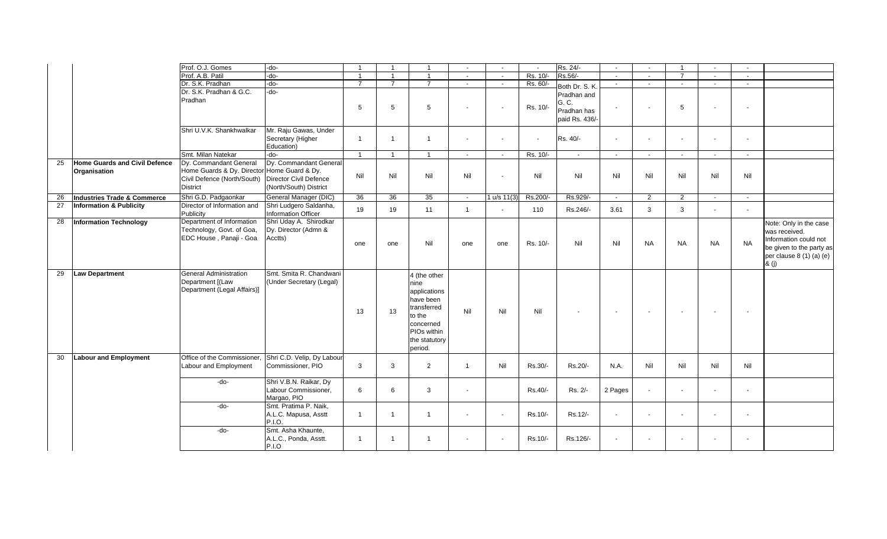| | | | | | | | | | | | | | | | | |
|---|---|---|---|---|---|---|---|---|---|---|---|---|---|---|---|---|
| | | Prof. O.J. Gomes | -do- | 1 | 1 | 1 | - | - | - | Rs. 24/- | - | - | 1 | - | - | |
| | | Prof. A.B. Patil | -do- | 1 | 1 | 1 | - | - | Rs. 10/- | Rs.56/- | - | - | 7 | - | - | |
| | | Dr. S.K. Pradhan | -do- | 7 | 7 | 7 | - | - | Rs. 60/- | Both Dr. S. K. Pradhan and G. C. Pradhan has paid Rs. 436/- | - | - | - | - | - | |
| | | Dr. S.K. Pradhan & G.C. Pradhan | -do- | 5 | 5 | 5 | - | - | Rs. 10/- | | - | - | 5 | - | - | |
| | | Shri U.V.K. Shankhwalkar | Mr. Raju Gawas, Under Secretary (Higher Education) | 1 | 1 | 1 | - | - | - | Rs. 40/- | - | - | - | - | - | |
| | | Smt. Milan Natekar | -do- | 1 | 1 | 1 | - | - | Rs. 10/- | - | - | - | - | - | - | |
| 25 | **Home Guards and Civil Defence Organisation** | Dy. Commandant General Home Guards & Dy. Director Civil Defence (North/South) District | Dy. Commandant General Home Guard & Dy. Director Civil Defence (North/South) District | Nil | Nil | Nil | Nil | - | Nil | Nil | Nil | Nil | Nil | Nil | Nil | |
| 26 | **Industries Trade & Commerce** | Shri G.D. Padgaonkar | General Manager (DIC) | 36 | 36 | 35 | - | 1 u/s 11(3) | Rs.200/- | Rs.929/- | - | 2 | 2 | - | - | |
| 27 | **Information & Publicity** | Director of Information and Publicity | Shri Ludgero Saldanha, Information Officer | 19 | 19 | 11 | 1 | - | 110 | Rs.246/- | 3.61 | 3 | 3 | - | - | |
| 28 | **Information Technology** | Department of Information Technology, Govt. of Goa, EDC House , Panaji - Goa | Shri Uday A. Shirodkar Dy. Director (Admn & Acctts) | one | one | Nil | one | one | Rs. 10/- | Nil | Nil | NA | NA | NA | NA | Note: Only in the case was received. Information could not be given to the party as per clause 8 (1) (a) (e) & (j) |
| 29 | **Law Department** | General Administration Department [(Law Department (Legal Affairs)] | Smt. Smita R. Chandwani (Under Secretary (Legal) | 13 | 13 | 4 (the other nine applications have been transferred to the concerned PIOs within the statutory period. | Nil | Nil | Nil | - | - | - | - | - | - | |
| 30 | **Labour and Employment** | Office of the Commissioner, Labour and Employment | Shri C.D. Velip, Dy Labour Commissioner, PIO | 3 | 3 | 2 | 1 | Nil | Rs.30/- | Rs.20/- | N.A. | Nil | Nil | Nil | Nil | |
| | | -do- | Shri V.B.N. Raikar, Dy Labour Commissioner, Margao, PIO | 6 | 6 | 3 | - | | Rs.40/- | Rs. 2/- | 2 Pages | - | - | - | - | |
| | | -do- | Smt. Pratima P. Naik, A.L.C. Mapusa, Asstt P.I.O. | 1 | 1 | 1 | - | - | Rs.10/- | Rs.12/- | - | - | - | - | - | |
| | | -do- | Smt. Asha Khaunte, A.L.C., Ponda, Asstt. P.I.O | 1 | 1 | 1 | - | - | Rs.10/- | Rs.126/- | - | - | - | - | - | |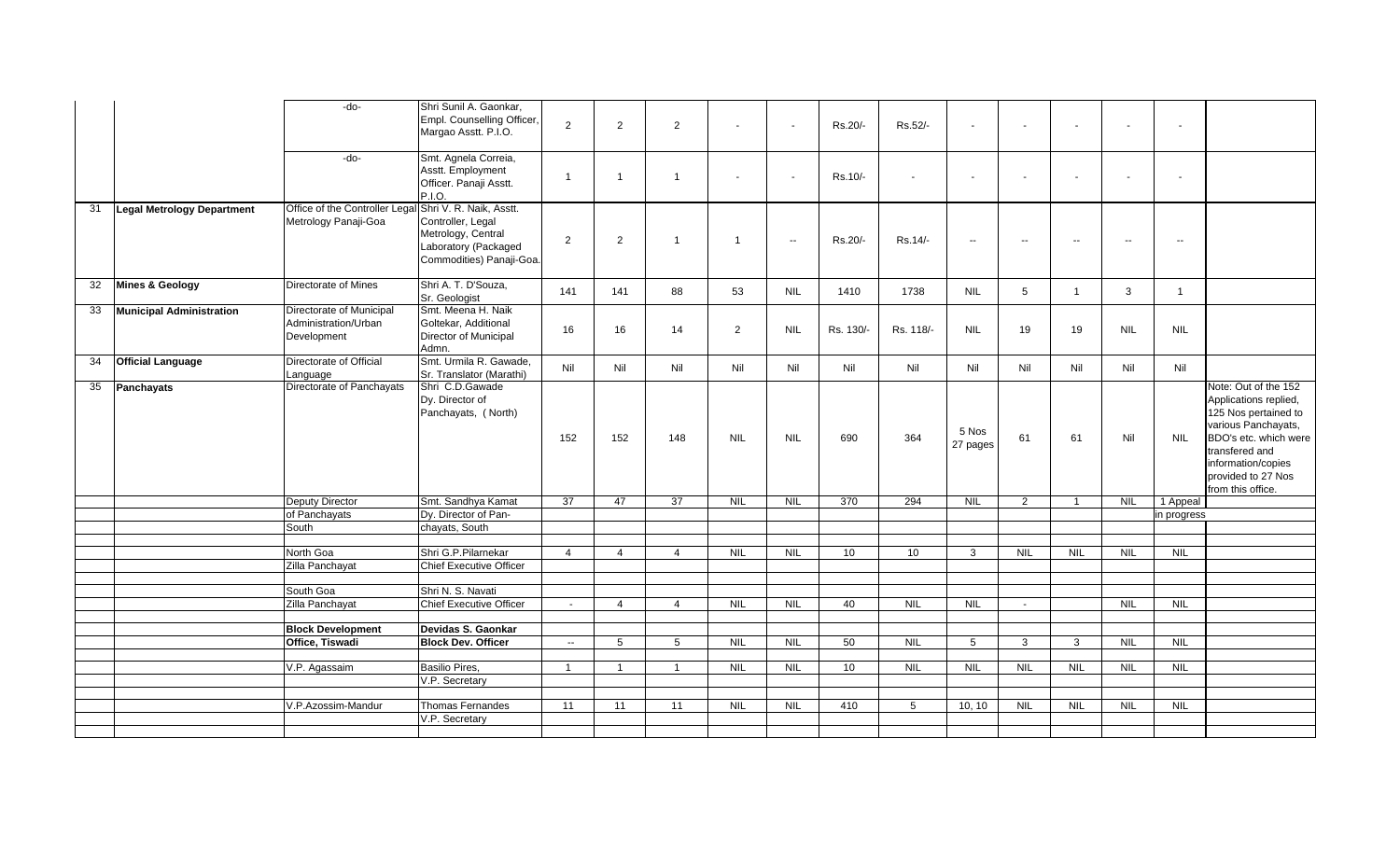| | | | | | | | | | | | | | | | | |
|---|---|---|---|---|---|---|---|---|---|---|---|---|---|---|---|---|
| | | -do- | Shri Sunil A. Gaonkar, Empl. Counselling Officer, Margao Asstt. P.I.O. | 2 | 2 | 2 | - | - | Rs.20/- | Rs.52/- | - | - | - | - | - | |
| | | -do- | Smt. Agnela Correia, Asstt. Employment Officer. Panaji Asstt. P.I.O. | 1 | 1 | 1 | - | - | Rs.10/- | - | - | - | - | - | - | |
| 31 | **Legal Metrology Department** | Office of the Controller Legal Metrology Panaji-Goa | Shri V. R. Naik, Asstt. Controller, Legal Metrology, Central Laboratory (Packaged Commodities) Panaji-Goa. | 2 | 2 | 1 | 1 | -- | Rs.20/- | Rs.14/- | -- | -- | -- | -- | -- | |
| 32 | **Mines & Geology** | Directorate of Mines | Shri A. T. D'Souza, Sr. Geologist | 141 | 141 | 88 | 53 | NIL | 1410 | 1738 | NIL | 5 | 1 | 3 | 1 | |
| 33 | **Municipal Administration** | Directorate of Municipal Administration/Urban Development | Smt. Meena H. Naik Goltekar, Additional Director of Municipal Admn. | 16 | 16 | 14 | 2 | NIL | Rs. 130/- | Rs. 118/- | NIL | 19 | 19 | NIL | NIL | |
| 34 | **Official Language** | Directorate of Official Language | Smt. Urmila R. Gawade, Sr. Translator (Marathi) | Nil | Nil | Nil | Nil | Nil | Nil | Nil | Nil | Nil | Nil | Nil | Nil | |
| 35 | **Panchayats** | Directorate of Panchayats | Shri C.D.Gawade Dy. Director of Panchayats, ( North) | 152 | 152 | 148 | NIL | NIL | 690 | 364 | 5 Nos 27 pages | 61 | 61 | Nil | NIL | Note: Out of the 152 Applications replied, 125 Nos pertained to various Panchayats, BDO's etc. which were transfered and information/copies provided to 27 Nos from this office. |
| | | Deputy Director of Panchayats South | Smt. Sandhya Kamat Dy. Director of Panchayats, South | 37 | 47 | 37 | NIL | NIL | 370 | 294 | NIL | 2 | 1 | NIL | 1 Appeal in progress | |
| | | North Goa Zilla Panchayat | Shri G.P.Pilarnekar Chief Executive Officer | 4 | 4 | 4 | NIL | NIL | 10 | 10 | 3 | NIL | NIL | NIL | NIL | |
| | | South Goa Zilla Panchayat | Shri N. S. Navati Chief Executive Officer | - | 4 | 4 | NIL | NIL | 40 | NIL | NIL | - | | NIL | NIL | |
| | | **Block Development Office, Tiswadi** | **Devidas S. Gaonkar Block Dev. Officer** | -- | 5 | 5 | NIL | NIL | 50 | NIL | 5 | 3 | 3 | NIL | NIL | |
| | | V.P. Agassaim | Basilio Pires, V.P. Secretary | 1 | 1 | 1 | NIL | NIL | 10 | NIL | NIL | NIL | NIL | NIL | NIL | |
| | | V.P.Azossim-Mandur | Thomas Fernandes V.P. Secretary | 11 | 11 | 11 | NIL | NIL | 410 | 5 | 10, 10 | NIL | NIL | NIL | NIL | |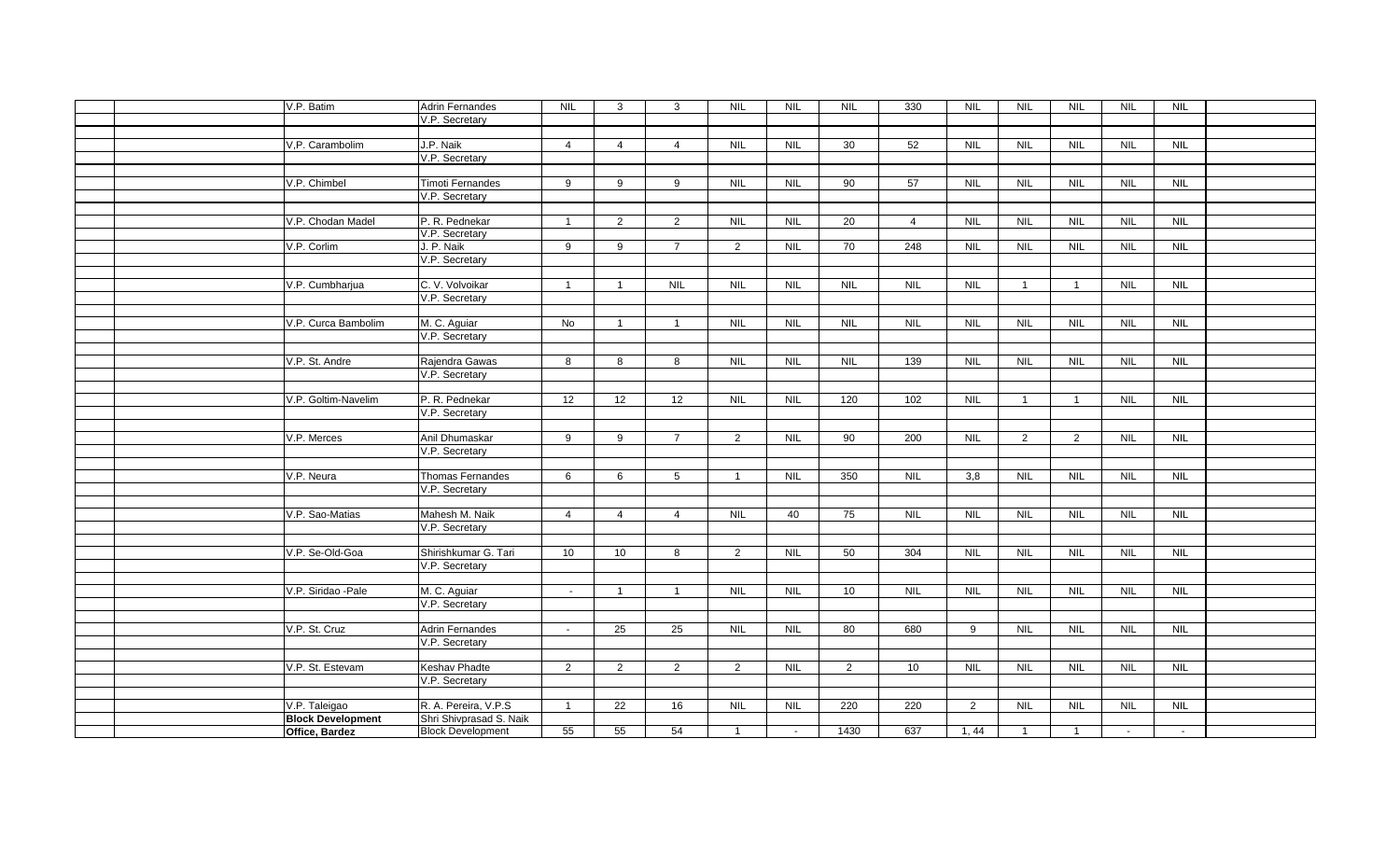| | | | | | | | | | | | | | | | | |
|---|---|---|---|---|---|---|---|---|---|---|---|---|---|---|---|---|
| | | V.P. Batim | Adrin Fernandes | NIL | 3 | 3 | NIL | NIL | NIL | 330 | NIL | NIL | NIL | NIL | NIL | |
| | | | V.P. Secretary | | | | | | | | | | | | | |
| | | V,P. Carambolim | J.P. Naik | 4 | 4 | 4 | NIL | NIL | 30 | 52 | NIL | NIL | NIL | NIL | NIL | |
| | | | V.P. Secretary | | | | | | | | | | | | | |
| | | V.P. Chimbel | Timoti Fernandes | 9 | 9 | 9 | NIL | NIL | 90 | 57 | NIL | NIL | NIL | NIL | NIL | |
| | | | V.P. Secretary | | | | | | | | | | | | | |
| | | V.P. Chodan Madel | P. R. Pednekar | 1 | 2 | 2 | NIL | NIL | 20 | 4 | NIL | NIL | NIL | NIL | NIL | |
| | | | V.P. Secretary | | | | | | | | | | | | | |
| | | V.P. Corlim | J. P. Naik | 9 | 9 | 7 | 2 | NIL | 70 | 248 | NIL | NIL | NIL | NIL | NIL | |
| | | | V.P. Secretary | | | | | | | | | | | | | |
| | | V.P. Cumbharjua | C. V. Volvoikar | 1 | 1 | NIL | NIL | NIL | NIL | NIL | NIL | 1 | 1 | NIL | NIL | |
| | | | V.P. Secretary | | | | | | | | | | | | | |
| | | V.P. Curca Bambolim | M. C. Aguiar | No | 1 | 1 | NIL | NIL | NIL | NIL | NIL | NIL | NIL | NIL | NIL | |
| | | | V.P. Secretary | | | | | | | | | | | | | |
| | | V.P. St. Andre | Rajendra Gawas | 8 | 8 | 8 | NIL | NIL | NIL | 139 | NIL | NIL | NIL | NIL | NIL | |
| | | | V.P. Secretary | | | | | | | | | | | | | |
| | | V.P. Goltim-Navelim | P. R. Pednekar | 12 | 12 | 12 | NIL | NIL | 120 | 102 | NIL | 1 | 1 | NIL | NIL | |
| | | | V.P. Secretary | | | | | | | | | | | | | |
| | | V.P. Merces | Anil Dhumaskar | 9 | 9 | 7 | 2 | NIL | 90 | 200 | NIL | 2 | 2 | NIL | NIL | |
| | | | V.P. Secretary | | | | | | | | | | | | | |
| | | V.P. Neura | Thomas Fernandes | 6 | 6 | 5 | 1 | NIL | 350 | NIL | 3,8 | NIL | NIL | NIL | NIL | |
| | | | V.P. Secretary | | | | | | | | | | | | | |
| | | V.P. Sao-Matias | Mahesh M. Naik | 4 | 4 | 4 | NIL | 40 | 75 | NIL | NIL | NIL | NIL | NIL | NIL | |
| | | | V.P. Secretary | | | | | | | | | | | | | |
| | | V.P. Se-Old-Goa | Shirishkumar G. Tari | 10 | 10 | 8 | 2 | NIL | 50 | 304 | NIL | NIL | NIL | NIL | NIL | |
| | | | V.P. Secretary | | | | | | | | | | | | | |
| | | V.P. Siridao -Pale | M. C. Aguiar | - | 1 | 1 | NIL | NIL | 10 | NIL | NIL | NIL | NIL | NIL | NIL | |
| | | | V.P. Secretary | | | | | | | | | | | | | |
| | | V.P. St. Cruz | Adrin Fernandes | - | 25 | 25 | NIL | NIL | 80 | 680 | 9 | NIL | NIL | NIL | NIL | |
| | | | V.P. Secretary | | | | | | | | | | | | | |
| | | V.P. St. Estevam | Keshav Phadte | 2 | 2 | 2 | 2 | NIL | 2 | 10 | NIL | NIL | NIL | NIL | NIL | |
| | | | V.P. Secretary | | | | | | | | | | | | | |
| | | V.P. Taleigao | R. A. Pereira, V.P.S | 1 | 22 | 16 | NIL | NIL | 220 | 220 | 2 | NIL | NIL | NIL | NIL | |
| | | **Block Development** | Shri Shivprasad S. Naik | | | | | | | | | | | | | |
| | | **Office, Bardez** | Block Development | 55 | 55 | 54 | 1 | - | 1430 | 637 | 1, 44 | 1 | 1 | - | - | |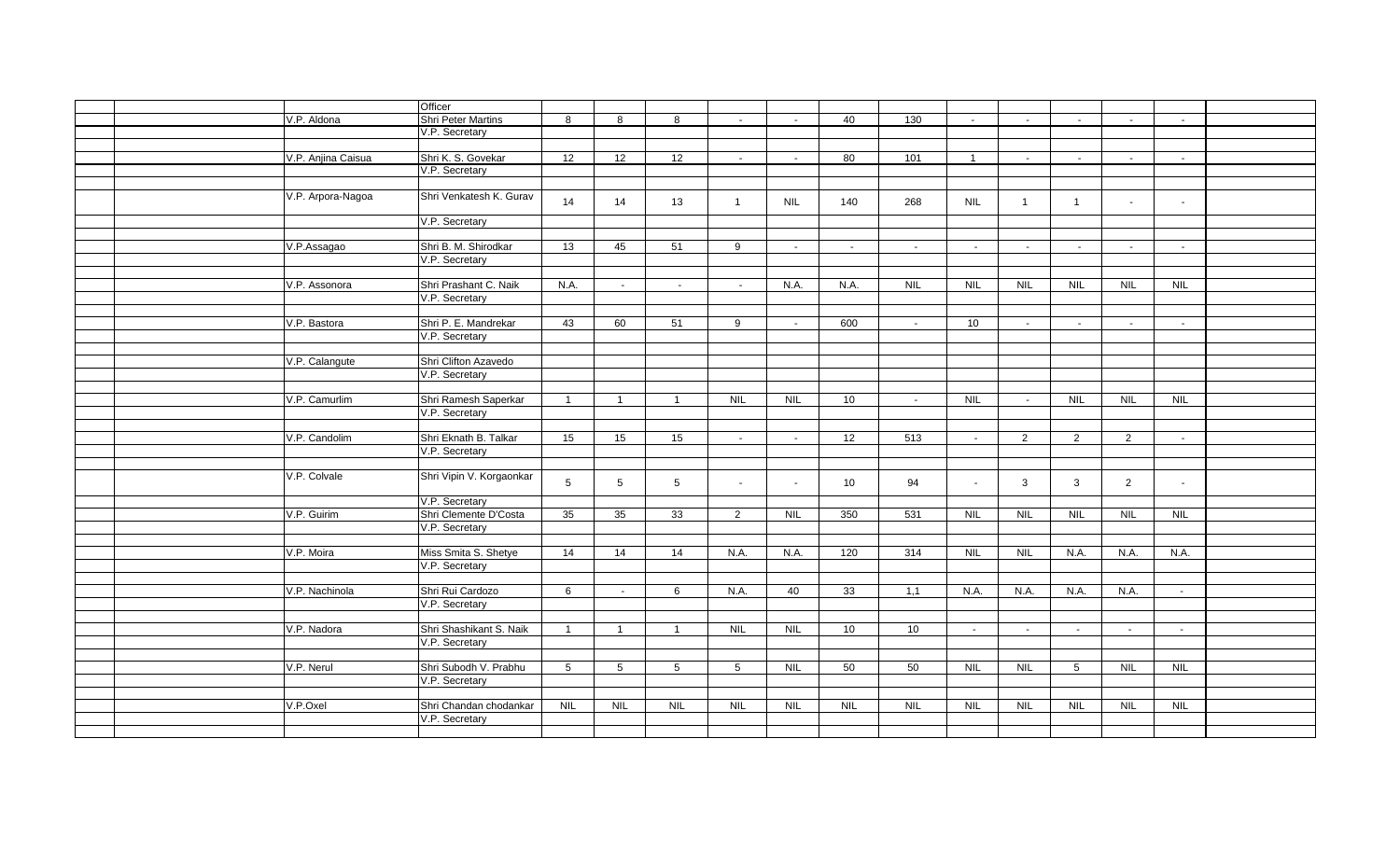| | | | Officer | | | | | | | | | | | | | |
|---|---|---|---|---|---|---|---|---|---|---|---|---|---|---|---|---|
| | | V.P. Aldona | Shri Peter Martins | 8 | 8 | 8 | - | - | 40 | 130 | - | - | - | - | - | |
| | | | V.P. Secretary | | | | | | | | | | | | | |
| | | V.P. Anjina Caisua | Shri K. S. Govekar | 12 | 12 | 12 | - | - | 80 | 101 | 1 | - | - | - | - | |
| | | | V.P. Secretary | | | | | | | | | | | | | |
| | | V.P. Arpora-Nagoa | Shri Venkatesh K. Gurav | 14 | 14 | 13 | 1 | NIL | 140 | 268 | NIL | 1 | 1 | - | - | |
| | | | V.P. Secretary | | | | | | | | | | | | | |
| | | V.P.Assagao | Shri B. M. Shirodkar | 13 | 45 | 51 | 9 | - | - | - | - | - | - | - | - | |
| | | | V.P. Secretary | | | | | | | | | | | | | |
| | | V.P. Assonora | Shri Prashant C. Naik | N.A. | - | - | - | N.A. | N.A. | NIL | NIL | NIL | NIL | NIL | NIL | |
| | | | V.P. Secretary | | | | | | | | | | | | | |
| | | V.P. Bastora | Shri P. E. Mandrekar | 43 | 60 | 51 | 9 | - | 600 | - | 10 | - | - | - | - | |
| | | | V.P. Secretary | | | | | | | | | | | | | |
| | | V.P. Calangute | Shri Clifton Azavedo | | | | | | | | | | | | | |
| | | | V.P. Secretary | | | | | | | | | | | | | |
| | | V.P. Camurlim | Shri Ramesh Saperkar | 1 | 1 | 1 | NIL | NIL | 10 | - | NIL | - | NIL | NIL | NIL | |
| | | | V.P. Secretary | | | | | | | | | | | | | |
| | | V.P. Candolim | Shri Eknath B. Talkar | 15 | 15 | 15 | - | - | 12 | 513 | - | 2 | 2 | 2 | - | |
| | | | V.P. Secretary | | | | | | | | | | | | | |
| | | V.P. Colvale | Shri Vipin V. Korgaonkar | 5 | 5 | 5 | - | - | 10 | 94 | - | 3 | 3 | 2 | - | |
| | | | V.P. Secretary | | | | | | | | | | | | | |
| | | V.P. Guirim | Shri Clemente D'Costa | 35 | 35 | 33 | 2 | NIL | 350 | 531 | NIL | NIL | NIL | NIL | NIL | |
| | | | V.P. Secretary | | | | | | | | | | | | | |
| | | V.P. Moira | Miss Smita S. Shetye | 14 | 14 | 14 | N.A. | N.A. | 120 | 314 | NIL | NIL | N.A. | N.A. | N.A. | |
| | | | V.P. Secretary | | | | | | | | | | | | | |
| | | V.P. Nachinola | Shri Rui Cardozo | 6 | - | 6 | N.A. | 40 | 33 | 1,1 | N.A. | N.A. | N.A. | N.A. | - | |
| | | | V.P. Secretary | | | | | | | | | | | | | |
| | | V.P. Nadora | Shri Shashikant S. Naik | 1 | 1 | 1 | NIL | NIL | 10 | 10 | - | - | - | - | - | |
| | | | V.P. Secretary | | | | | | | | | | | | | |
| | | V.P. Nerul | Shri Subodh V. Prabhu | 5 | 5 | 5 | 5 | NIL | 50 | 50 | NIL | NIL | 5 | NIL | NIL | |
| | | | V.P. Secretary | | | | | | | | | | | | | |
| | | V.P.Oxel | Shri Chandan chodankar | NIL | NIL | NIL | NIL | NIL | NIL | NIL | NIL | NIL | NIL | NIL | NIL | |
| | | | V.P. Secretary | | | | | | | | | | | | | |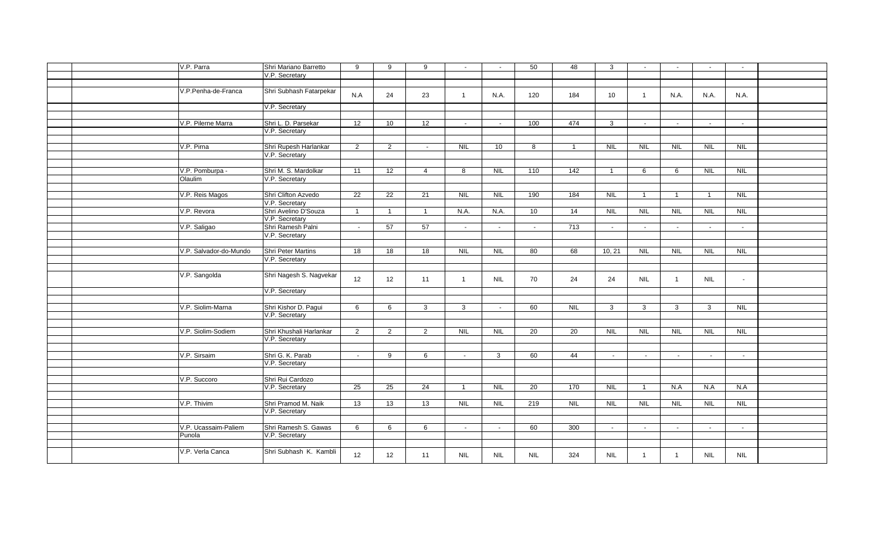| | | | | | | | | | | | | | | | | |
|---|---|---|---|---|---|---|---|---|---|---|---|---|---|---|---|---|
| | | V.P. Parra | Shri Mariano Barretto | 9 | 9 | 9 | - | - | 50 | 48 | 3 | - | - | - | - | |
| | | | V.P. Secretary | | | | | | | | | | | | | |
| | | V.P.Penha-de-Franca | Shri Subhash Fatarpekar | N.A | 24 | 23 | 1 | N.A. | 120 | 184 | 10 | 1 | N.A. | N.A. | N.A. | |
| | | | V.P. Secretary | | | | | | | | | | | | | |
| | | V.P. Pilerne Marra | Shri L. D. Parsekar | 12 | 10 | 12 | - | - | 100 | 474 | 3 | - | - | - | - | |
| | | | V.P. Secretary | | | | | | | | | | | | | |
| | | V.P. Pirna | Shri Rupesh Harlankar | 2 | 2 | - | NIL | 10 | 8 | 1 | NIL | NIL | NIL | NIL | NIL | |
| | | | V.P. Secretary | | | | | | | | | | | | | |
| | | V.P. Pomburpa - Olaulim | Shri M. S. Mardolkar | 11 | 12 | 4 | 8 | NIL | 110 | 142 | 1 | 6 | 6 | NIL | NIL | |
| | | | V.P. Secretary | | | | | | | | | | | | | |
| | | V.P. Reis Magos | Shri Clifton Azvedo | 22 | 22 | 21 | NIL | NIL | 190 | 184 | NIL | 1 | 1 | 1 | NIL | |
| | | | V.P. Secretary | | | | | | | | | | | | | |
| | | V.P. Revora | Shri Avelino D'Souza | 1 | 1 | 1 | N.A. | N.A. | 10 | 14 | NIL | NIL | NIL | NIL | NIL | |
| | | | V.P. Secretary | | | | | | | | | | | | | |
| | | V.P. Saligao | Shri Ramesh Palni | - | 57 | 57 | - | - | - | 713 | - | - | - | - | - | |
| | | | V.P. Secretary | | | | | | | | | | | | | |
| | | V.P. Salvador-do-Mundo | Shri Peter Martins | 18 | 18 | 18 | NIL | NIL | 80 | 68 | 10, 21 | NIL | NIL | NIL | NIL | |
| | | | V.P. Secretary | | | | | | | | | | | | | |
| | | V.P. Sangolda | Shri Nagesh S. Nagvekar | 12 | 12 | 11 | 1 | NIL | 70 | 24 | 24 | NIL | 1 | NIL | - | |
| | | | V.P. Secretary | | | | | | | | | | | | | |
| | | V.P. Siolim-Marna | Shri Kishor D. Pagui | 6 | 6 | 3 | 3 | - | 60 | NIL | 3 | 3 | 3 | 3 | NIL | |
| | | | V.P. Secretary | | | | | | | | | | | | | |
| | | V.P. Siolim-Sodiem | Shri Khushali Harlankar | 2 | 2 | 2 | NIL | NIL | 20 | 20 | NIL | NIL | NIL | NIL | NIL | |
| | | | V.P. Secretary | | | | | | | | | | | | | |
| | | V.P. Sirsaim | Shri G. K. Parab | - | 9 | 6 | - | 3 | 60 | 44 | - | - | - | - | - | |
| | | | V.P. Secretary | | | | | | | | | | | | | |
| | | V.P. Succoro | Shri Rui Cardozo | | | | | | | | | | | | | |
| | | | V.P. Secretary | 25 | 25 | 24 | 1 | NIL | 20 | 170 | NIL | 1 | N.A | N.A | N.A | |
| | | V.P. Thivim | Shri Pramod M. Naik | 13 | 13 | 13 | NIL | NIL | 219 | NIL | NIL | NIL | NIL | NIL | NIL | |
| | | | V.P. Secretary | | | | | | | | | | | | | |
| | | V.P. Ucassaim-Paliem Punola | Shri Ramesh S. Gawas | 6 | 6 | 6 | - | - | 60 | 300 | - | - | - | - | - | |
| | | | V.P. Secretary | | | | | | | | | | | | | |
| | | V.P. Verla Canca | Shri Subhash K. Kambli | 12 | 12 | 11 | NIL | NIL | NIL | 324 | NIL | 1 | 1 | NIL | NIL | |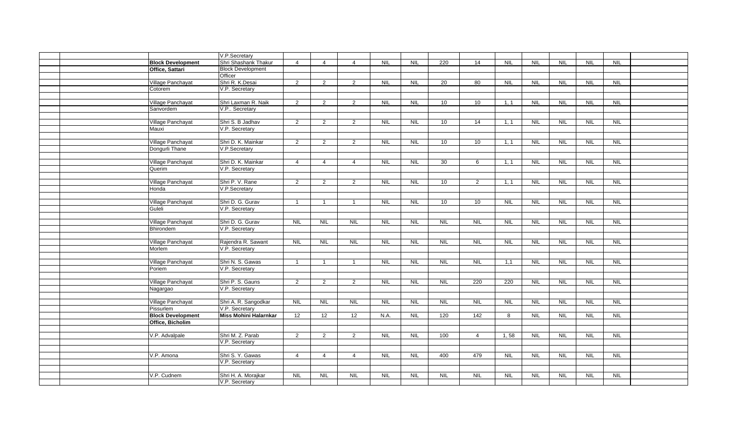| | | | | | | | | | | | | | | | | |
|---|---|---|---|---|---|---|---|---|---|---|---|---|---|---|---|---|
| | | | V.P.Secretary | | | | | | | | | | | | | |
| | | **Block Development Office, Sattari** | Shri Shashank Thakur Block Development Officer | 4 | 4 | 4 | NIL | NIL | 220 | 14 | NIL | NIL | NIL | NIL | NIL | |
| | | Village Panchayat Cotorem | Shri R. K.Desai V.P. Secretary | 2 | 2 | 2 | NIL | NIL | 20 | 80 | NIL | NIL | NIL | NIL | NIL | |
| | | Village Panchayat Sanvordem | Shri Laxman R. Naik V.P.. Secretary | 2 | 2 | 2 | NIL | NIL | 10 | 10 | 1, 1 | NIL | NIL | NIL | NIL | |
| | | Village Panchayat Mauxi | Shri S. B Jadhav V.P. Secretary | 2 | 2 | 2 | NIL | NIL | 10 | 14 | 1, 1 | NIL | NIL | NIL | NIL | |
| | | Village Panchayat Dongurli Thane | Shri D. K. Mainkar V.P.Secretary | 2 | 2 | 2 | NIL | NIL | 10 | 10 | 1, 1 | NIL | NIL | NIL | NIL | |
| | | Village Panchayat Querim | Shri D. K. Mainkar V.P. Secretary | 4 | 4 | 4 | NIL | NIL | 30 | 6 | 1, 1 | NIL | NIL | NIL | NIL | |
| | | Village Panchayat Honda | Shri P. V. Rane V.P.Secretary | 2 | 2 | 2 | NIL | NIL | 10 | 2 | 1, 1 | NIL | NIL | NIL | NIL | |
| | | Village Panchayat Guleli | Shri D. G. Gurav V.P. Secretary | 1 | 1 | 1 | NIL | NIL | 10 | 10 | NIL | NIL | NIL | NIL | NIL | |
| | | Village Panchayat Bhirondem | Shri D. G. Gurav V.P. Secretary | NIL | NIL | NIL | NIL | NIL | NIL | NIL | NIL | NIL | NIL | NIL | NIL | |
| | | Village Panchayat Morlem | Rajendra R. Sawant V.P. Secretary | NIL | NIL | NIL | NIL | NIL | NIL | NIL | NIL | NIL | NIL | NIL | NIL | |
| | | Village Panchayat Poriem | Shri N. S. Gawas V.P. Secretary | 1 | 1 | 1 | NIL | NIL | NIL | NIL | 1,1 | NIL | NIL | NIL | NIL | |
| | | Village Panchayat Nagargao | Shri P. S. Gauns V.P. Secretary | 2 | 2 | 2 | NIL | NIL | NIL | 220 | 220 | NIL | NIL | NIL | NIL | |
| | | Village Panchayat Pissurlem | Shri A. R. Sangodkar V.P. Secretary | NIL | NIL | NIL | NIL | NIL | NIL | NIL | NIL | NIL | NIL | NIL | NIL | |
| | | **Block Development Office, Bicholim** | **Miss Mohini Halarnkar** | 12 | 12 | 12 | N.A. | NIL | 120 | 142 | 8 | NIL | NIL | NIL | NIL | |
| | | V.P. Advalpale | Shri M. Z. Parab V.P. Secretary | 2 | 2 | 2 | NIL | NIL | 100 | 4 | 1, 58 | NIL | NIL | NIL | NIL | |
| | | V.P. Amona | Shri S. Y. Gawas V.P. Secretary | 4 | 4 | 4 | NIL | NIL | 400 | 479 | NIL | NIL | NIL | NIL | NIL | |
| | | V.P. Cudnem | Shri H. A. Morajkar V.P. Secretary | NIL | NIL | NIL | NIL | NIL | NIL | NIL | NIL | NIL | NIL | NIL | NIL | |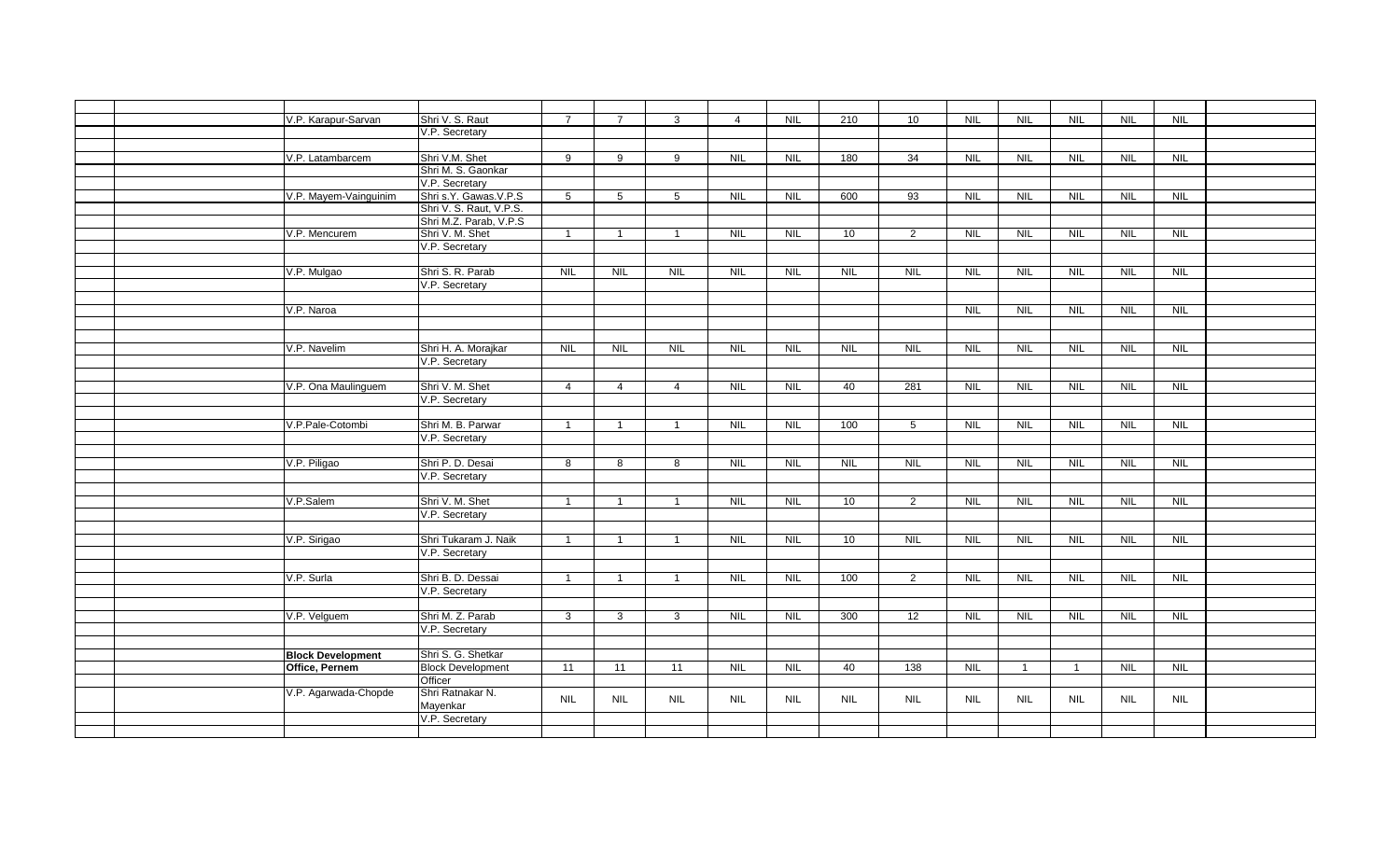| | | | | | | | | | | | | | | | | | |
|---|---|---|---|---|---|---|---|---|---|---|---|---|---|---|---|---|---|
| | | V.P. Karapur-Sarvan | Shri V. S. Raut | 7 | 7 | 3 | 4 | NIL | 210 | 10 | NIL | NIL | NIL | NIL | NIL | |
| | | | V.P. Secretary | | | | | | | | | | | | | |
| | | | | | | | | | | | | | | | | |
| | | V.P. Latambarcem | Shri V.M. Shet | 9 | 9 | 9 | NIL | NIL | 180 | 34 | NIL | NIL | NIL | NIL | NIL | |
| | | | Shri M. S. Gaonkar | | | | | | | | | | | | | |
| | | | V.P. Secretary | | | | | | | | | | | | | |
| | | V.P. Mayem-Vainguinim | Shri s.Y. Gawas.V.P.S | 5 | 5 | 5 | NIL | NIL | 600 | 93 | NIL | NIL | NIL | NIL | NIL | |
| | | | Shri V. S. Raut, V.P.S. | | | | | | | | | | | | | |
| | | | Shri M.Z. Parab, V.P.S | | | | | | | | | | | | | |
| | | V.P. Mencurem | Shri V. M. Shet | 1 | 1 | 1 | NIL | NIL | 10 | 2 | NIL | NIL | NIL | NIL | NIL | |
| | | | V.P. Secretary | | | | | | | | | | | | | |
| | | | | | | | | | | | | | | | | |
| | | V.P. Mulgao | Shri S. R. Parab | NIL | NIL | NIL | NIL | NIL | NIL | NIL | NIL | NIL | NIL | NIL | NIL | |
| | | | V.P. Secretary | | | | | | | | | | | | | |
| | | | | | | | | | | | | | | | | |
| | | V.P. Naroa | | | | | | | | | NIL | NIL | NIL | NIL | NIL | |
| | | | | | | | | | | | | | | | | |
| | | | | | | | | | | | | | | | | |
| | | V.P. Navelim | Shri H. A. Morajkar | NIL | NIL | NIL | NIL | NIL | NIL | NIL | NIL | NIL | NIL | NIL | NIL | |
| | | | V.P. Secretary | | | | | | | | | | | | | |
| | | | | | | | | | | | | | | | | |
| | | V.P. Ona Maulinguem | Shri V. M. Shet | 4 | 4 | 4 | NIL | NIL | 40 | 281 | NIL | NIL | NIL | NIL | NIL | |
| | | | V.P. Secretary | | | | | | | | | | | | | |
| | | | | | | | | | | | | | | | | |
| | | V.P.Pale-Cotombi | Shri M. B. Parwar | 1 | 1 | 1 | NIL | NIL | 100 | 5 | NIL | NIL | NIL | NIL | NIL | |
| | | | V.P. Secretary | | | | | | | | | | | | | |
| | | | | | | | | | | | | | | | | |
| | | V.P. Piligao | Shri P. D. Desai | 8 | 8 | 8 | NIL | NIL | NIL | NIL | NIL | NIL | NIL | NIL | NIL | |
| | | | V.P. Secretary | | | | | | | | | | | | | |
| | | | | | | | | | | | | | | | | |
| | | V.P.Salem | Shri V. M. Shet | 1 | 1 | 1 | NIL | NIL | 10 | 2 | NIL | NIL | NIL | NIL | NIL | |
| | | | V.P. Secretary | | | | | | | | | | | | | |
| | | | | | | | | | | | | | | | | |
| | | V.P. Sirigao | Shri Tukaram J. Naik | 1 | 1 | 1 | NIL | NIL | 10 | NIL | NIL | NIL | NIL | NIL | NIL | |
| | | | V.P. Secretary | | | | | | | | | | | | | |
| | | | | | | | | | | | | | | | | |
| | | V.P. Surla | Shri B. D. Dessai | 1 | 1 | 1 | NIL | NIL | 100 | 2 | NIL | NIL | NIL | NIL | NIL | |
| | | | V.P. Secretary | | | | | | | | | | | | | |
| | | | | | | | | | | | | | | | | |
| | | V.P. Velguem | Shri M. Z. Parab | 3 | 3 | 3 | NIL | NIL | 300 | 12 | NIL | NIL | NIL | NIL | NIL | |
| | | | V.P. Secretary | | | | | | | | | | | | | |
| | | | | | | | | | | | | | | | | |
| | | **Block Development** | Shri S. G. Shetkar | | | | | | | | | | | | | |
| | | **Office, Pernem** | Block Development Officer | 11 | 11 | 11 | NIL | NIL | 40 | 138 | NIL | 1 | 1 | NIL | NIL | |
| | | V.P. Agarwada-Chopde | Shri Ratnakar N. Mayenkar | NIL | NIL | NIL | NIL | NIL | NIL | NIL | NIL | NIL | NIL | NIL | NIL | |
| | | | V.P. Secretary | | | | | | | | | | | | | |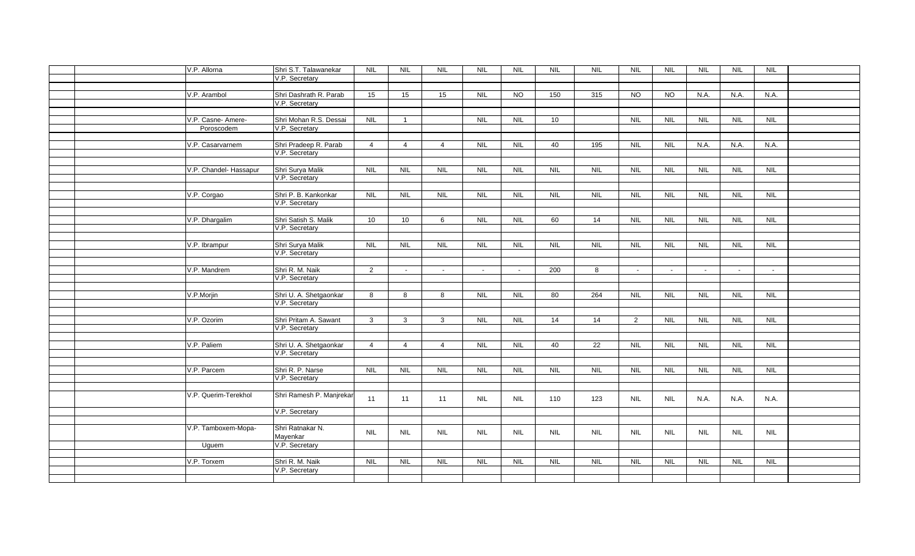| | | | | | | | | | | | | | |
|---|---|---|---|---|---|---|---|---|---|---|---|---|---|
| V.P. Allorna | Shri S.T. Talawanekar | NIL | NIL | NIL | NIL | NIL | NIL | NIL | NIL | NIL | NIL | NIL | NIL |
| | V.P. Secretary | | | | | | | | | | | | |
| V.P. Arambol | Shri Dashrath R. Parab | 15 | 15 | 15 | NIL | NO | 150 | 315 | NO | NO | N.A. | N.A. | N.A. |
| | V.P. Secretary | | | | | | | | | | | | |
| V.P. Casne- Amere- | Shri Mohan R.S. Dessai | NIL | 1 | | NIL | NIL | 10 | | NIL | NIL | NIL | NIL | NIL |
| Poroscodem | V.P. Secretary | | | | | | | | | | | | |
| V.P. Casarvarnem | Shri Pradeep R. Parab | 4 | 4 | 4 | NIL | NIL | 40 | 195 | NIL | NIL | N.A. | N.A. | N.A. |
| | V.P. Secretary | | | | | | | | | | | | |
| V.P. Chandel- Hassapur | Shri Surya Malik | NIL | NIL | NIL | NIL | NIL | NIL | NIL | NIL | NIL | NIL | NIL | NIL |
| | V.P. Secretary | | | | | | | | | | | | |
| V.P. Corgao | Shri P. B. Kankonkar | NIL | NIL | NIL | NIL | NIL | NIL | NIL | NIL | NIL | NIL | NIL | NIL |
| | V.P. Secretary | | | | | | | | | | | | |
| V.P. Dhargalim | Shri Satish S. Malik | 10 | 10 | 6 | NIL | NIL | 60 | 14 | NIL | NIL | NIL | NIL | NIL |
| | V.P. Secretary | | | | | | | | | | | | |
| V.P. Ibrampur | Shri Surya Malik | NIL | NIL | NIL | NIL | NIL | NIL | NIL | NIL | NIL | NIL | NIL | NIL |
| | V.P. Secretary | | | | | | | | | | | | |
| V.P. Mandrem | Shri R. M. Naik | 2 | - | - | - | - | 200 | 8 | - | - | - | - | - |
| | V.P. Secretary | | | | | | | | | | | | |
| V.P.Morjin | Shri U. A. Shetgaonkar | 8 | 8 | 8 | NIL | NIL | 80 | 264 | NIL | NIL | NIL | NIL | NIL |
| | V.P. Secretary | | | | | | | | | | | | |
| V.P. Ozorim | Shri Pritam A. Sawant | 3 | 3 | 3 | NIL | NIL | 14 | 14 | 2 | NIL | NIL | NIL | NIL |
| | V.P. Secretary | | | | | | | | | | | | |
| V.P. Paliem | Shri U. A. Shetgaonkar | 4 | 4 | 4 | NIL | NIL | 40 | 22 | NIL | NIL | NIL | NIL | NIL |
| | V.P. Secretary | | | | | | | | | | | | |
| V.P. Parcem | Shri R. P. Narse | NIL | NIL | NIL | NIL | NIL | NIL | NIL | NIL | NIL | NIL | NIL | NIL |
| | V.P. Secretary | | | | | | | | | | | | |
| V.P. Querim-Terekhol | Shri Ramesh P. Manjrekar | 11 | 11 | 11 | NIL | NIL | 110 | 123 | NIL | NIL | N.A. | N.A. | N.A. |
| | V.P. Secretary | | | | | | | | | | | | |
| V.P. Tamboxem-Mopa- | Shri Ratnakar N. Mayenkar | NIL | NIL | NIL | NIL | NIL | NIL | NIL | NIL | NIL | NIL | NIL | NIL |
| Uguem | V.P. Secretary | | | | | | | | | | | | |
| V.P. Torxem | Shri R. M. Naik | NIL | NIL | NIL | NIL | NIL | NIL | NIL | NIL | NIL | NIL | NIL | NIL |
| | V.P. Secretary | | | | | | | | | | | | |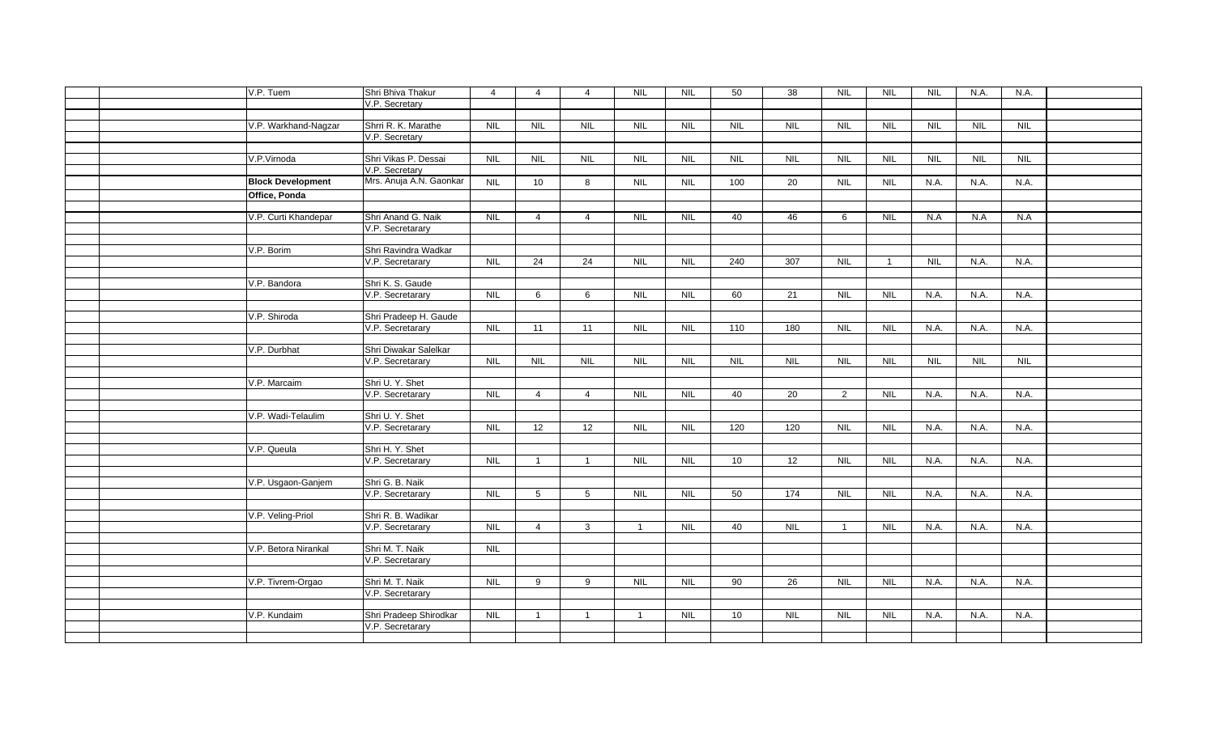| | | | | | | | | | | | | | | | | |
|---|---|---|---|---|---|---|---|---|---|---|---|---|---|---|---|---|
| | | V.P. Tuem | Shri Bhiva Thakur | 4 | 4 | 4 | NIL | NIL | 50 | 38 | NIL | NIL | NIL | N.A. | N.A. | |
| | | | V.P. Secretary | | | | | | | | | | | | | |
| | | | | | | | | | | | | | | | | |
| | | V.P. Warkhand-Nagzar | Shrri R. K. Marathe | NIL | NIL | NIL | NIL | NIL | NIL | NIL | NIL | NIL | NIL | NIL | NIL | |
| | | | V.P. Secretary | | | | | | | | | | | | | |
| | | | | | | | | | | | | | | | | |
| | | V.P.Virnoda | Shri Vikas P. Dessai | NIL | NIL | NIL | NIL | NIL | NIL | NIL | NIL | NIL | NIL | NIL | NIL | |
| | | | V.P. Secretary | | | | | | | | | | | | | |
| | | **Block Development** | Mrs. Anuja A.N. Gaonkar | NIL | 10 | 8 | NIL | NIL | 100 | 20 | NIL | NIL | N.A. | N.A. | N.A. | |
| | | **Office, Ponda** | | | | | | | | | | | | | | |
| | | | | | | | | | | | | | | | | |
| | | V.P. Curti Khandepar | Shri Anand G. Naik | NIL | 4 | 4 | NIL | NIL | 40 | 46 | 6 | NIL | N.A | N.A | N.A | |
| | | | V.P. Secretarary | | | | | | | | | | | | | |
| | | | | | | | | | | | | | | | | |
| | | V.P. Borim | Shri Ravindra Wadkar | | | | | | | | | | | | | |
| | | | V.P. Secretarary | NIL | 24 | 24 | NIL | NIL | 240 | 307 | NIL | 1 | NIL | N.A. | N.A. | |
| | | | | | | | | | | | | | | | | |
| | | V.P. Bandora | Shri K. S. Gaude | | | | | | | | | | | | | |
| | | | V.P. Secretarary | NIL | 6 | 6 | NIL | NIL | 60 | 21 | NIL | NIL | N.A. | N.A. | N.A. | |
| | | | | | | | | | | | | | | | | |
| | | V.P. Shiroda | Shri Pradeep H. Gaude | | | | | | | | | | | | | |
| | | | V.P. Secretarary | NIL | 11 | 11 | NIL | NIL | 110 | 180 | NIL | NIL | N.A. | N.A. | N.A. | |
| | | | | | | | | | | | | | | | | |
| | | V.P. Durbhat | Shri Diwakar Salelkar | | | | | | | | | | | | | |
| | | | V.P. Secretarary | NIL | NIL | NIL | NIL | NIL | NIL | NIL | NIL | NIL | NIL | NIL | NIL | |
| | | | | | | | | | | | | | | | | |
| | | V.P. Marcaim | Shri U. Y. Shet | | | | | | | | | | | | | |
| | | | V.P. Secretarary | NIL | 4 | 4 | NIL | NIL | 40 | 20 | 2 | NIL | N.A. | N.A. | N.A. | |
| | | | | | | | | | | | | | | | | |
| | | V.P. Wadi-Telaulim | Shri U. Y. Shet | | | | | | | | | | | | | |
| | | | V.P. Secretarary | NIL | 12 | 12 | NIL | NIL | 120 | 120 | NIL | NIL | N.A. | N.A. | N.A. | |
| | | | | | | | | | | | | | | | | |
| | | V.P. Queula | Shri H. Y. Shet | | | | | | | | | | | | | |
| | | | V.P. Secretarary | NIL | 1 | 1 | NIL | NIL | 10 | 12 | NIL | NIL | N.A. | N.A. | N.A. | |
| | | | | | | | | | | | | | | | | |
| | | V.P. Usgaon-Ganjem | Shri G. B. Naik | | | | | | | | | | | | | |
| | | | V.P. Secretarary | NIL | 5 | 5 | NIL | NIL | 50 | 174 | NIL | NIL | N.A. | N.A. | N.A. | |
| | | | | | | | | | | | | | | | | |
| | | V.P. Veling-Priol | Shri R. B. Wadikar | | | | | | | | | | | | | |
| | | | V.P. Secretarary | NIL | 4 | 3 | 1 | NIL | 40 | NIL | 1 | NIL | N.A. | N.A. | N.A. | |
| | | | | | | | | | | | | | | | | |
| | | V.P. Betora Nirankal | Shri M. T. Naik | NIL | | | | | | | | | | | | |
| | | | V.P. Secretarary | | | | | | | | | | | | | |
| | | | | | | | | | | | | | | | | |
| | | V.P. Tivrem-Orgao | Shri M. T. Naik | NIL | 9 | 9 | NIL | NIL | 90 | 26 | NIL | NIL | N.A. | N.A. | N.A. | |
| | | | V.P. Secretarary | | | | | | | | | | | | | |
| | | | | | | | | | | | | | | | | |
| | | V.P. Kundaim | Shri Pradeep Shirodkar | NIL | 1 | 1 | 1 | NIL | 10 | NIL | NIL | NIL | N.A. | N.A. | N.A. | |
| | | | V.P. Secretarary | | | | | | | | | | | | | |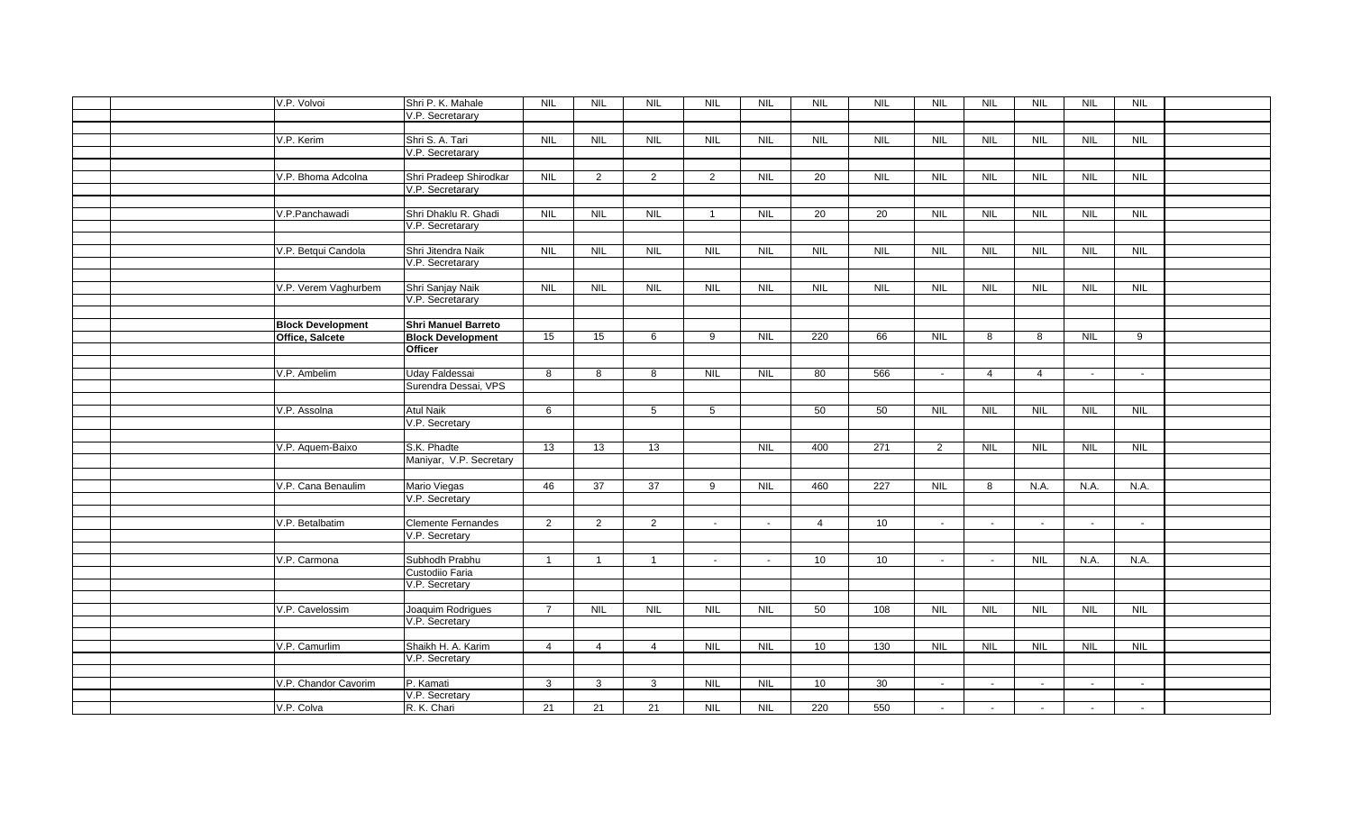| | | | | | | | | | | | | | |
|---|---|---|---|---|---|---|---|---|---|---|---|---|---|
| V.P. Volvoi | Shri P. K. Mahale | NIL | NIL | NIL | NIL | NIL | NIL | NIL | NIL | NIL | NIL | NIL | NIL |
| | V.P. Secretarary | | | | | | | | | | | | |
| V.P. Kerim | Shri S. A. Tari | NIL | NIL | NIL | NIL | NIL | NIL | NIL | NIL | NIL | NIL | NIL | NIL |
| | V.P. Secretarary | | | | | | | | | | | | |
| V.P. Bhoma Adcolna | Shri Pradeep Shirodkar | NIL | 2 | 2 | 2 | NIL | 20 | NIL | NIL | NIL | NIL | NIL | NIL |
| | V.P. Secretarary | | | | | | | | | | | | |
| V.P.Panchawadi | Shri Dhaklu R. Ghadi | NIL | NIL | NIL | 1 | NIL | 20 | 20 | NIL | NIL | NIL | NIL | NIL |
| | V.P. Secretarary | | | | | | | | | | | | |
| V.P. Betqui Candola | Shri Jitendra Naik | NIL | NIL | NIL | NIL | NIL | NIL | NIL | NIL | NIL | NIL | NIL | NIL |
| | V.P. Secretarary | | | | | | | | | | | | |
| V.P. Verem Vaghurbem | Shri Sanjay Naik | NIL | NIL | NIL | NIL | NIL | NIL | NIL | NIL | NIL | NIL | NIL | NIL |
| | V.P. Secretarary | | | | | | | | | | | | |
| **Block Development** | **Shri Manuel Barreto** | | | | | | | | | | | | |
| **Office, Salcete** | **Block Development** | 15 | 15 | 6 | 9 | NIL | 220 | 66 | NIL | 8 | 8 | NIL | 9 |
| | **Officer** | | | | | | | | | | | | |
| V.P. Ambelim | Uday Faldessai | 8 | 8 | 8 | NIL | NIL | 80 | 566 | - | 4 | 4 | - | - |
| | Surendra Dessai, VPS | | | | | | | | | | | | |
| V.P. Assolna | Atul Naik | 6 | | 5 | 5 | | 50 | 50 | NIL | NIL | NIL | NIL | NIL |
| | V.P. Secretary | | | | | | | | | | | | |
| V.P. Aquem-Baixo | S.K. Phadte | 13 | 13 | 13 | | NIL | 400 | 271 | 2 | NIL | NIL | NIL | NIL |
| | Maniyar, V.P. Secretary | | | | | | | | | | | | |
| V.P. Cana Benaulim | Mario Viegas | 46 | 37 | 37 | 9 | NIL | 460 | 227 | NIL | 8 | N.A. | N.A. | N.A. |
| | V.P. Secretary | | | | | | | | | | | | |
| V.P. Betalbatim | Clemente Fernandes | 2 | 2 | 2 | - | - | 4 | 10 | - | - | - | - | - |
| | V.P. Secretary | | | | | | | | | | | | |
| V.P. Carmona | Subhodh Prabhu | 1 | 1 | 1 | - | - | 10 | 10 | - | - | NIL | N.A. | N.A. |
| | Custodiio Faria | | | | | | | | | | | | |
| | V.P. Secretary | | | | | | | | | | | | |
| V.P. Cavelossim | Joaquim Rodrigues | 7 | NIL | NIL | NIL | NIL | 50 | 108 | NIL | NIL | NIL | NIL | NIL |
| | V.P. Secretary | | | | | | | | | | | | |
| V.P. Camurlim | Shaikh H. A. Karim | 4 | 4 | 4 | NIL | NIL | 10 | 130 | NIL | NIL | NIL | NIL | NIL |
| | V.P. Secretary | | | | | | | | | | | | |
| V.P. Chandor Cavorim | P. Kamati | 3 | 3 | 3 | NIL | NIL | 10 | 30 | - | - | - | - | - |
| | V.P. Secretary | | | | | | | | | | | | |
| V.P. Colva | R. K. Chari | 21 | 21 | 21 | NIL | NIL | 220 | 550 | - | - | - | - | - |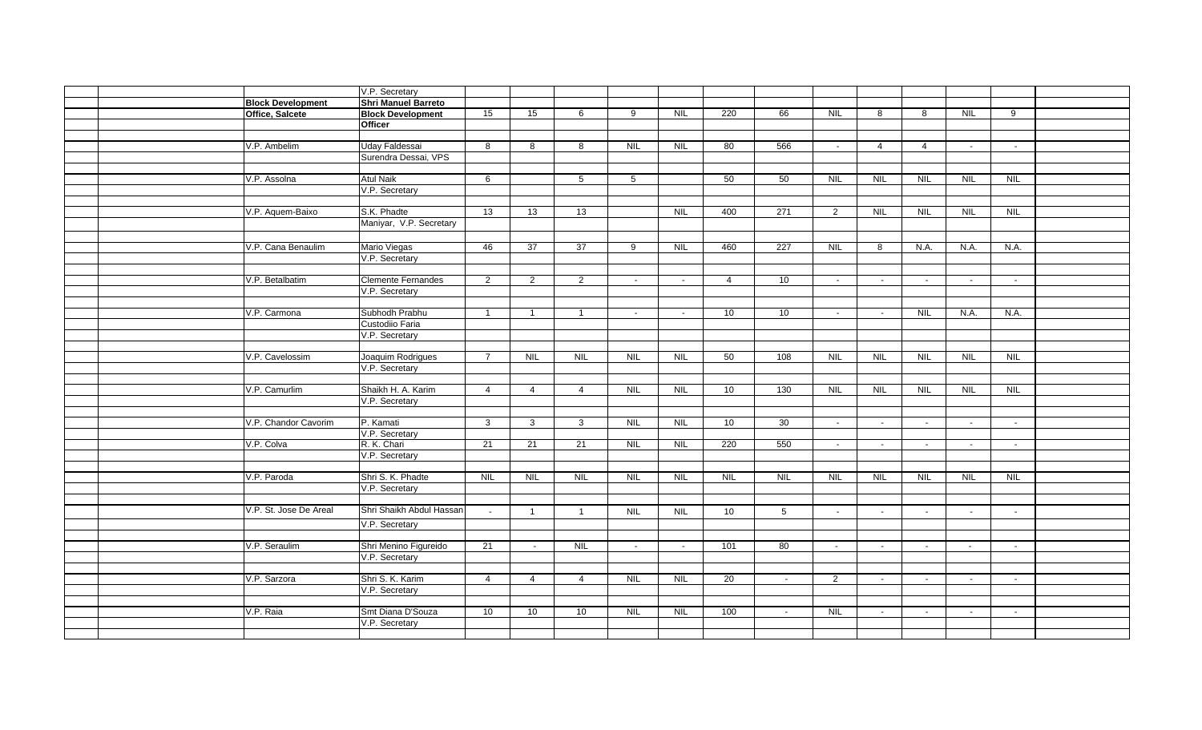| | | | | | | | | | | | | | |
|---|---|---|---|---|---|---|---|---|---|---|---|---|---|
| | V.P. Secretary | | | | | | | | | | | | |
| **Block Development** | **Shri Manuel Barreto** | | | | | | | | | | | | |
| **Office, Salcete** | **Block Development** | 15 | 15 | 6 | 9 | NIL | 220 | 66 | NIL | 8 | 8 | NIL | 9 |
| | **Officer** | | | | | | | | | | | | |
| V.P. Ambelim | Uday Faldessai | 8 | 8 | 8 | NIL | NIL | 80 | 566 | - | 4 | 4 | - | - |
| | Surendra Dessai, VPS | | | | | | | | | | | | |
| V.P. Assolna | Atul Naik | 6 | | 5 | 5 | | 50 | 50 | NIL | NIL | NIL | NIL | NIL |
| | V.P. Secretary | | | | | | | | | | | | |
| V.P. Aquem-Baixo | S.K. Phadte | 13 | 13 | 13 | | NIL | 400 | 271 | 2 | NIL | NIL | NIL | NIL |
| | Maniyar, V.P. Secretary | | | | | | | | | | | | |
| V.P. Cana Benaulim | Mario Viegas | 46 | 37 | 37 | 9 | NIL | 460 | 227 | NIL | 8 | N.A. | N.A. | N.A. |
| | V.P. Secretary | | | | | | | | | | | | |
| V.P. Betalbatim | Clemente Fernandes | 2 | 2 | 2 | - | - | 4 | 10 | - | - | - | - | - |
| | V.P. Secretary | | | | | | | | | | | | |
| V.P. Carmona | Subhodh Prabhu | 1 | 1 | 1 | - | - | 10 | 10 | - | - | NIL | N.A. | N.A. |
| | Custodiio Faria | | | | | | | | | | | | |
| | V.P. Secretary | | | | | | | | | | | | |
| V.P. Cavelossim | Joaquim Rodrigues | 7 | NIL | NIL | NIL | NIL | 50 | 108 | NIL | NIL | NIL | NIL | NIL |
| | V.P. Secretary | | | | | | | | | | | | |
| V.P. Camurlim | Shaikh H. A. Karim | 4 | 4 | 4 | NIL | NIL | 10 | 130 | NIL | NIL | NIL | NIL | NIL |
| | V.P. Secretary | | | | | | | | | | | | |
| V.P. Chandor Cavorim | P. Kamati | 3 | 3 | 3 | NIL | NIL | 10 | 30 | - | - | - | - | - |
| | V.P. Secretary | | | | | | | | | | | | |
| V.P. Colva | R. K. Chari | 21 | 21 | 21 | NIL | NIL | 220 | 550 | - | - | - | - | - |
| | V.P. Secretary | | | | | | | | | | | | |
| V.P. Paroda | Shri S. K. Phadte | NIL | NIL | NIL | NIL | NIL | NIL | NIL | NIL | NIL | NIL | NIL | NIL |
| | V.P. Secretary | | | | | | | | | | | | |
| V.P. St. Jose De Areal | Shri Shaikh Abdul Hassan | - | 1 | 1 | NIL | NIL | 10 | 5 | - | - | - | - | - |
| | V.P. Secretary | | | | | | | | | | | | |
| V.P. Seraulim | Shri Menino Figureido | 21 | - | NIL | - | - | 101 | 80 | - | - | - | - | - |
| | V.P. Secretary | | | | | | | | | | | | |
| V.P. Sarzora | Shri S. K. Karim | 4 | 4 | 4 | NIL | NIL | 20 | - | 2 | - | - | - | - |
| | V.P. Secretary | | | | | | | | | | | | |
| V.P. Raia | Smt Diana D'Souza | 10 | 10 | 10 | NIL | NIL | 100 | - | NIL | - | - | - | - |
| | V.P. Secretary | | | | | | | | | | | | |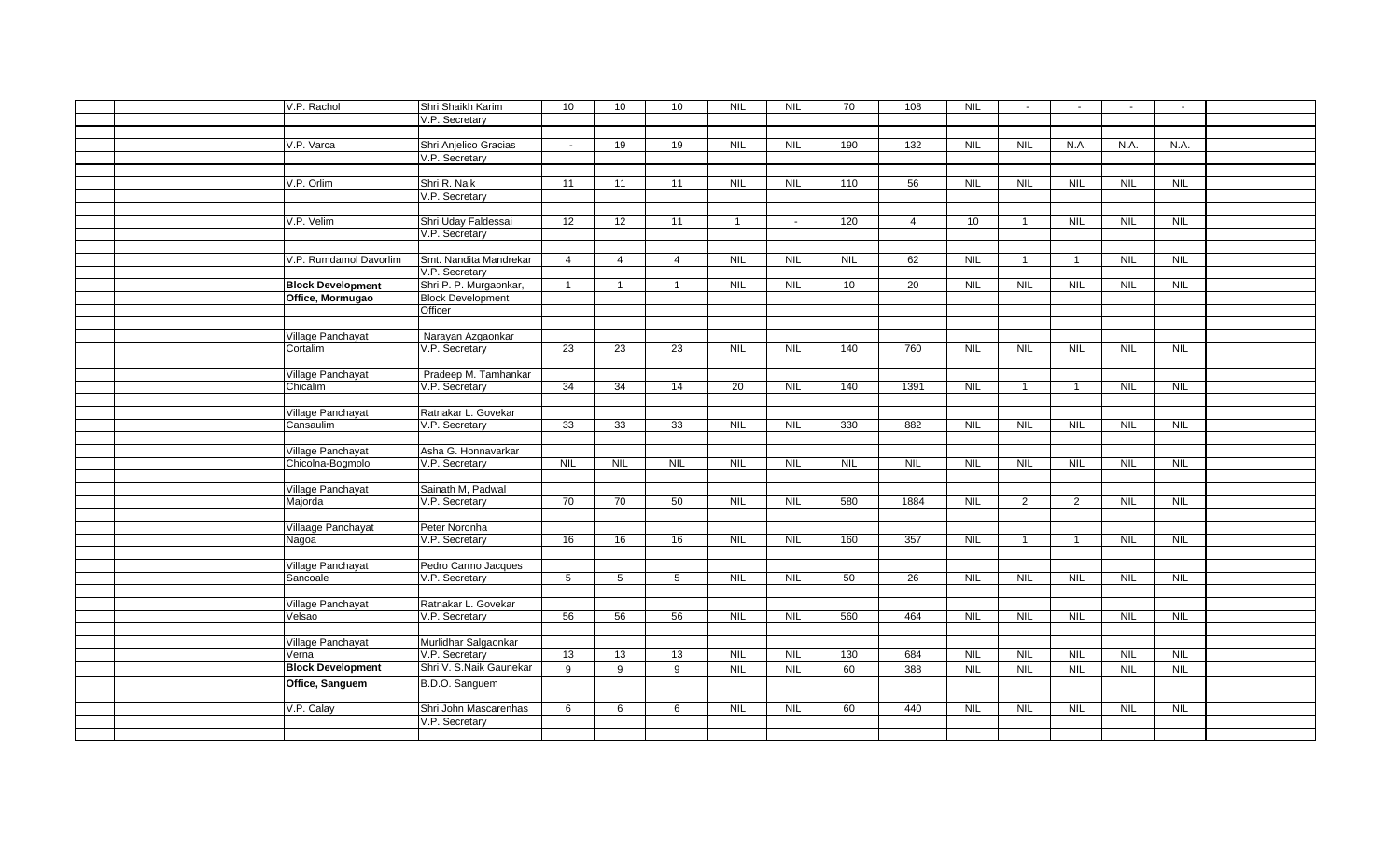| | | | | | | | | | | | | | | | | |
|---|---|---|---|---|---|---|---|---|---|---|---|---|---|---|---|---|
| | | V.P. Rachol | Shri Shaikh Karim<br>V.P. Secretary | 10 | 10 | 10 | NIL | NIL | 70 | 108 | NIL | - | - | - | - | |
| | | V.P. Varca | Shri Anjelico Gracias<br>V.P. Secretary | - | 19 | 19 | NIL | NIL | 190 | 132 | NIL | NIL | N.A. | N.A. | N.A. | |
| | | V.P. Orlim | Shri R. Naik<br>V.P. Secretary | 11 | 11 | 11 | NIL | NIL | 110 | 56 | NIL | NIL | NIL | NIL | NIL | |
| | | V.P. Velim | Shri Uday Faldessai<br>V.P. Secretary | 12 | 12 | 11 | 1 | - | 120 | 4 | 10 | 1 | NIL | NIL | NIL | |
| | | V.P. Rumdamol Davorlim | Smt. Nandita Mandrekar<br>V.P. Secretary | 4 | 4 | 4 | NIL | NIL | NIL | 62 | NIL | 1 | 1 | NIL | NIL | |
| | | **Block Development Office, Mormugao** | Shri P. P. Murgaonkar,<br>Block Development Officer | 1 | 1 | 1 | NIL | NIL | 10 | 20 | NIL | NIL | NIL | NIL | NIL | |
| | | Village Panchayat Cortalim | Narayan Azgaonkar<br>V.P. Secretary | 23 | 23 | 23 | NIL | NIL | 140 | 760 | NIL | NIL | NIL | NIL | NIL | |
| | | Village Panchayat Chicalim | Pradeep M. Tamhankar<br>V.P. Secretary | 34 | 34 | 14 | 20 | NIL | 140 | 1391 | NIL | 1 | 1 | NIL | NIL | |
| | | Village Panchayat Cansaulim | Ratnakar L. Govekar<br>V.P. Secretary | 33 | 33 | 33 | NIL | NIL | 330 | 882 | NIL | NIL | NIL | NIL | NIL | |
| | | Village Panchayat Chicolna-Bogmolo | Asha G. Honnavarkar<br>V.P. Secretary | NIL | NIL | NIL | NIL | NIL | NIL | NIL | NIL | NIL | NIL | NIL | NIL | |
| | | Village Panchayat Majorda | Sainath M, Padwal<br>V.P. Secretary | 70 | 70 | 50 | NIL | NIL | 580 | 1884 | NIL | 2 | 2 | NIL | NIL | |
| | | Villaage Panchayat Nagoa | Peter Noronha<br>V.P. Secretary | 16 | 16 | 16 | NIL | NIL | 160 | 357 | NIL | 1 | 1 | NIL | NIL | |
| | | Village Panchayat Sancoale | Pedro Carmo Jacques<br>V.P. Secretary | 5 | 5 | 5 | NIL | NIL | 50 | 26 | NIL | NIL | NIL | NIL | NIL | |
| | | Village Panchayat Velsao | Ratnakar L. Govekar<br>V.P. Secretary | 56 | 56 | 56 | NIL | NIL | 560 | 464 | NIL | NIL | NIL | NIL | NIL | |
| | | Village Panchayat Verna | Murlidhar Salgaonkar<br>V.P. Secretary | 13 | 13 | 13 | NIL | NIL | 130 | 684 | NIL | NIL | NIL | NIL | NIL | |
| | | **Block Development Office, Sanguem** | Shri V. S.Naik Gaunekar<br>B.D.O. Sanguem | 9 | 9 | 9 | NIL | NIL | 60 | 388 | NIL | NIL | NIL | NIL | NIL | |
| | | V.P. Calay | Shri John Mascarenhas<br>V.P. Secretary | 6 | 6 | 6 | NIL | NIL | 60 | 440 | NIL | NIL | NIL | NIL | NIL | |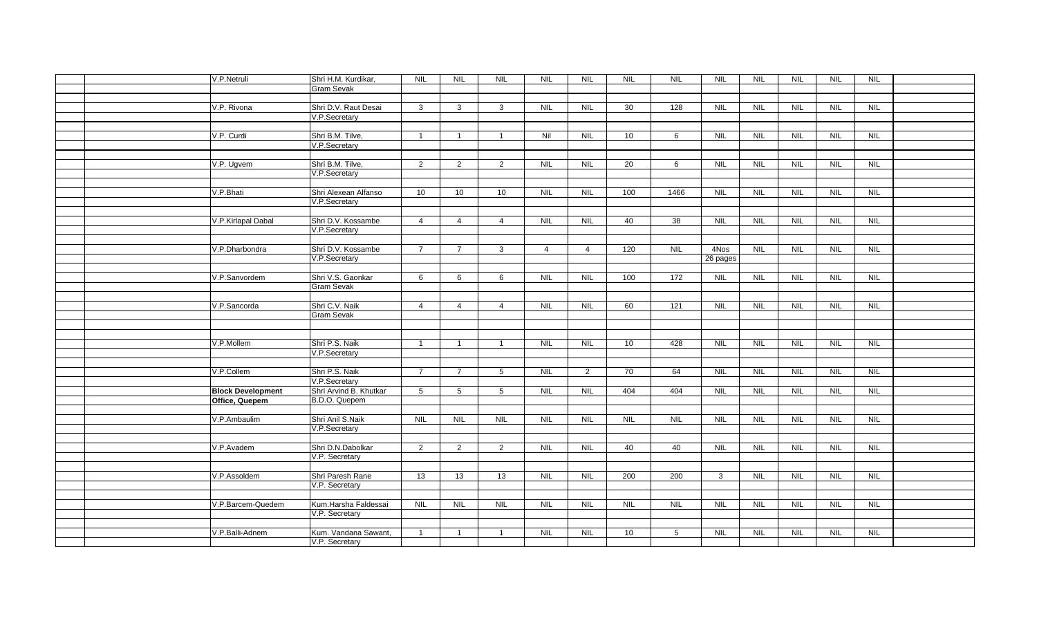| | | | | | | | | | | | | | | | | |
|---|---|---|---|---|---|---|---|---|---|---|---|---|---|---|---|---|
| | | V.P.Netruli | Shri H.M. Kurdikar, Gram Sevak | NIL | NIL | NIL | NIL | NIL | NIL | NIL | NIL | NIL | NIL | NIL | NIL | |
| | | V.P. Rivona | Shri D.V. Raut Desai V.P.Secretary | 3 | 3 | 3 | NIL | NIL | 30 | 128 | NIL | NIL | NIL | NIL | NIL | |
| | | V.P. Curdi | Shri B.M. Tilve, V.P.Secretary | 1 | 1 | 1 | Nil | NIL | 10 | 6 | NIL | NIL | NIL | NIL | NIL | |
| | | V.P. Ugvem | Shri B.M. Tilve, V.P.Secretary | 2 | 2 | 2 | NIL | NIL | 20 | 6 | NIL | NIL | NIL | NIL | NIL | |
| | | V.P.Bhati | Shri Alexean Alfanso V.P.Secretary | 10 | 10 | 10 | NIL | NIL | 100 | 1466 | NIL | NIL | NIL | NIL | NIL | |
| | | V.P.Kirlapal Dabal | Shri D.V. Kossambe V.P.Secretary | 4 | 4 | 4 | NIL | NIL | 40 | 38 | NIL | NIL | NIL | NIL | NIL | |
| | | V.P.Dharbondra | Shri D.V. Kossambe V.P.Secretary | 7 | 7 | 3 | 4 | 4 | 120 | NIL | 4Nos 26 pages | NIL | NIL | NIL | NIL | |
| | | V.P.Sanvordem | Shri V.S. Gaonkar Gram Sevak | 6 | 6 | 6 | NIL | NIL | 100 | 172 | NIL | NIL | NIL | NIL | NIL | |
| | | V.P.Sancorda | Shri C.V. Naik Gram Sevak | 4 | 4 | 4 | NIL | NIL | 60 | 121 | NIL | NIL | NIL | NIL | NIL | |
| | | V.P.Mollem | Shri P.S. Naik V.P.Secretary | 1 | 1 | 1 | NIL | NIL | 10 | 428 | NIL | NIL | NIL | NIL | NIL | |
| | | V.P.Collem | Shri P.S. Naik V.P.Secretary | 7 | 7 | 5 | NIL | 2 | 70 | 64 | NIL | NIL | NIL | NIL | NIL | |
| | | **Block Development Office, Quepem** | Shri Arvind B. Khutkar B.D.O. Quepem | 5 | 5 | 5 | NIL | NIL | 404 | 404 | NIL | NIL | NIL | NIL | NIL | |
| | | V.P.Ambaulim | Shri Anil S.Naik V.P.Secretary | NIL | NIL | NIL | NIL | NIL | NIL | NIL | NIL | NIL | NIL | NIL | NIL | |
| | | V.P.Avadem | Shri D.N.Dabolkar V.P. Secretary | 2 | 2 | 2 | NIL | NIL | 40 | 40 | NIL | NIL | NIL | NIL | NIL | |
| | | V.P.Assoldem | Shri Paresh Rane V.P. Secretary | 13 | 13 | 13 | NIL | NIL | 200 | 200 | 3 | NIL | NIL | NIL | NIL | |
| | | V.P.Barcem-Quedem | Kum.Harsha Faldessai V.P. Secretary | NIL | NIL | NIL | NIL | NIL | NIL | NIL | NIL | NIL | NIL | NIL | NIL | |
| | | V.P.Balli-Adnem | Kum. Vandana Sawant, V.P. Secretary | 1 | 1 | 1 | NIL | NIL | 10 | 5 | NIL | NIL | NIL | NIL | NIL | |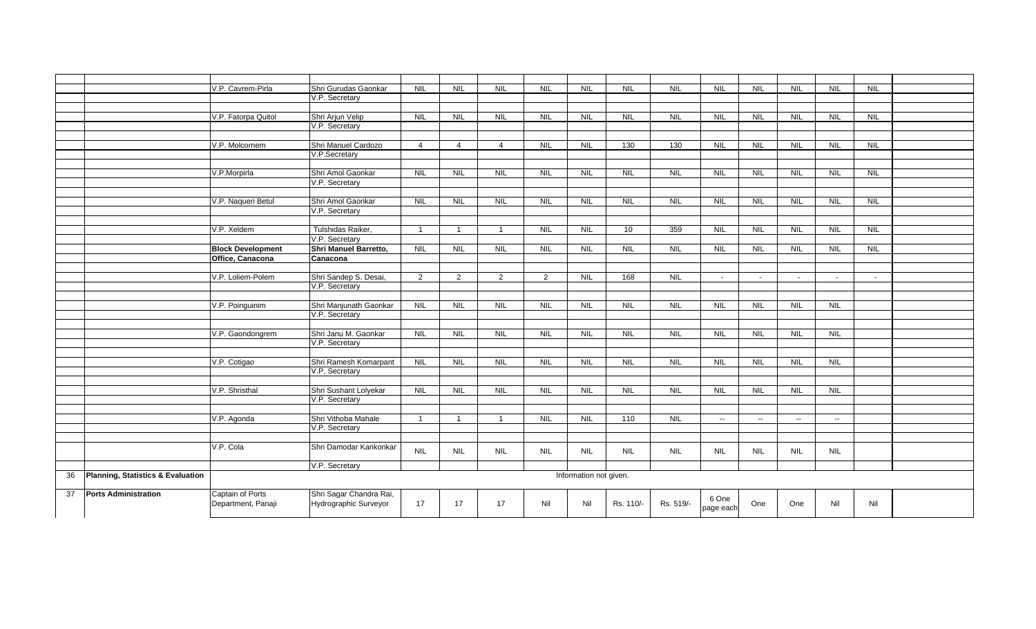| | | | | | | | | | | | | | | | | |
|---|---|---|---|---|---|---|---|---|---|---|---|---|---|---|---|---|
| | | V.P. Cavrem-Pirla | Shri Gurudas Gaonkar V.P. Secretary | NIL | NIL | NIL | NIL | NIL | NIL | NIL | NIL | NIL | NIL | NIL | NIL | |
| | | V.P. Fatorpa Quitol | Shri Arjun Velip V.P. Secretary | NIL | NIL | NIL | NIL | NIL | NIL | NIL | NIL | NIL | NIL | NIL | NIL | |
| | | V.P. Molcornem | Shri Manuel Cardozo V.P.Secretary | 4 | 4 | 4 | NIL | NIL | 130 | 130 | NIL | NIL | NIL | NIL | NIL | |
| | | V.P.Morpirla | Shri Amol Gaonkar V.P. Secretary | NIL | NIL | NIL | NIL | NIL | NIL | NIL | NIL | NIL | NIL | NIL | NIL | |
| | | V.P. Naqueri Betul | Shri Amol Gaonkar V.P. Secretary | NIL | NIL | NIL | NIL | NIL | NIL | NIL | NIL | NIL | NIL | NIL | NIL | |
| | | V.P. Xeldem | Tulshidas Raiker, V.P. Secretary | 1 | 1 | 1 | NIL | NIL | 10 | 359 | NIL | NIL | NIL | NIL | NIL | |
| | | **Block Development Office, Canacona** | **Shri Manuel Barretto, Canacona** | NIL | NIL | NIL | NIL | NIL | NIL | NIL | NIL | NIL | NIL | NIL | NIL | |
| | | V.P. Loliem-Polem | Shri Sandep S. Desai, V.P. Secretary | 2 | 2 | 2 | 2 | NIL | 168 | NIL | - | - | - | - | - | |
| | | V.P. Poinguinim | Shri Manjunath Gaonkar V.P. Secretary | NIL | NIL | NIL | NIL | NIL | NIL | NIL | NIL | NIL | NIL | NIL | | |
| | | V.P. Gaondongrem | Shri Janu M. Gaonkar V.P. Secretary | NIL | NIL | NIL | NIL | NIL | NIL | NIL | NIL | NIL | NIL | NIL | | |
| | | V.P. Cotigao | Shri Ramesh Komarpant V.P. Secretary | NIL | NIL | NIL | NIL | NIL | NIL | NIL | NIL | NIL | NIL | NIL | | |
| | | V.P. Shristhal | Shri Sushant Lolyekar V.P. Secretary | NIL | NIL | NIL | NIL | NIL | NIL | NIL | NIL | NIL | NIL | NIL | | |
| | | V.P. Agonda | Shri Vithoba Mahale V.P. Secretary | 1 | 1 | 1 | NIL | NIL | 110 | NIL | -- | -- | -- | -- | | |
| | | V.P. Cola | Shri Damodar Kankonkar V.P. Secretary | NIL | NIL | NIL | NIL | NIL | NIL | NIL | NIL | NIL | NIL | NIL | | |
| 36 | **Planning, Statistics & Evaluation** | Information not given. | | | | | | | | | | | | | | |
| 37 | **Ports Administration** | Captain of Ports Department, Panaji | Shri Sagar Chandra Rai, Hydrographic Surveyor | 17 | 17 | 17 | Nil | Nil | Rs. 110/- | Rs. 519/- | 6 One page each | One | One | Nil | Nil | |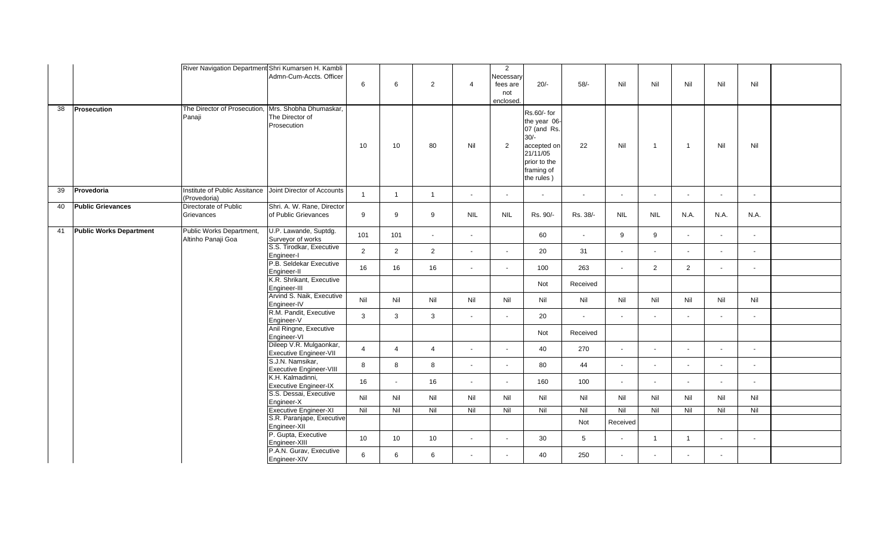| | | | | | | | | | | | | | | | | |
|---|---|---|---|---|---|---|---|---|---|---|---|---|---|---|---|---|
| | | River Navigation Department | Shri Kumarsen H. Kambli Admn-Cum-Accts. Officer | 6 | 6 | 2 | 4 | 2 Necessary fees are not enclosed. | 20/- | 58/- | Nil | Nil | Nil | Nil | Nil | |
| 38 | **Prosecution** | The Director of Prosecution, Panaji | Mrs. Shobha Dhumaskar, The Director of Prosecution | 10 | 10 | 80 | Nil | 2 | Rs.60/- for the year 06-07 (and Rs. 30/- accepted on 21/11/05 prior to the framing of the rules ) | 22 | Nil | 1 | 1 | Nil | Nil | |
| 39 | **Provedoria** | Institute of Public Assitance (Provedoria) | Joint Director of Accounts | 1 | 1 | 1 | - | - | - | - | - | - | - | - | - | |
| 40 | **Public Grievances** | Directorate of Public Grievances | Shri. A. W. Rane, Director of Public Grievances | 9 | 9 | 9 | NIL | NIL | Rs. 90/- | Rs. 38/- | NIL | NIL | N.A. | N.A. | N.A. | |
| 41 | **Public Works Department** | Public Works Department, Altinho Panaji Goa | U.P. Lawande, Suptdg. Surveyor of works | 101 | 101 | - | - | | 60 | - | 9 | 9 | - | - | - | |
| | | | S.S. Tirodkar, Executive Engineer-I | 2 | 2 | 2 | - | - | 20 | 31 | - | - | - | - | - | |
| | | | P.B. Seldekar Executive Engineer-II | 16 | 16 | 16 | - | - | 100 | 263 | - | 2 | 2 | - | - | |
| | | | K.R. Shrikant, Executive Engineer-III | | | | | | Not | Received | | | | | | |
| | | | Arvind S. Naik, Executive Engineer-IV | Nil | Nil | Nil | Nil | Nil | Nil | Nil | Nil | Nil | Nil | Nil | Nil | |
| | | | R.M. Pandit, Executive Engineer-V | 3 | 3 | 3 | - | - | 20 | - | - | - | - | - | - | |
| | | | Anil Ringne, Executive Engineer-VI | | | | | | Not | Received | | | | | | |
| | | | Dileep V.R. Mulgaonkar, Executive Engineer-VII | 4 | 4 | 4 | - | - | 40 | 270 | - | - | - | - | - | |
| | | | S.J.N. Namsikar, Executive Engineer-VIII | 8 | 8 | 8 | - | - | 80 | 44 | - | - | - | - | - | |
| | | | K.H. Kalmadinni, Executive Engineer-IX | 16 | - | 16 | - | - | 160 | 100 | - | - | - | - | - | |
| | | | S.S. Dessai, Executive Engineer-X | Nil | Nil | Nil | Nil | Nil | Nil | Nil | Nil | Nil | Nil | Nil | Nil | |
| | | | Executive Engineer-XI | Nil | Nil | Nil | Nil | Nil | Nil | Nil | Nil | Nil | Nil | Nil | Nil | |
| | | | S.R. Paranjape, Executive Engineer-XII | | | | | | | Not | Received | | | | | |
| | | | P. Gupta, Executive Engineer-XIII | 10 | 10 | 10 | - | - | 30 | 5 | - | 1 | 1 | - | - | |
| | | | P.A.N. Gurav, Executive Engineer-XIV | 6 | 6 | 6 | - | - | 40 | 250 | - | - | - | - | | |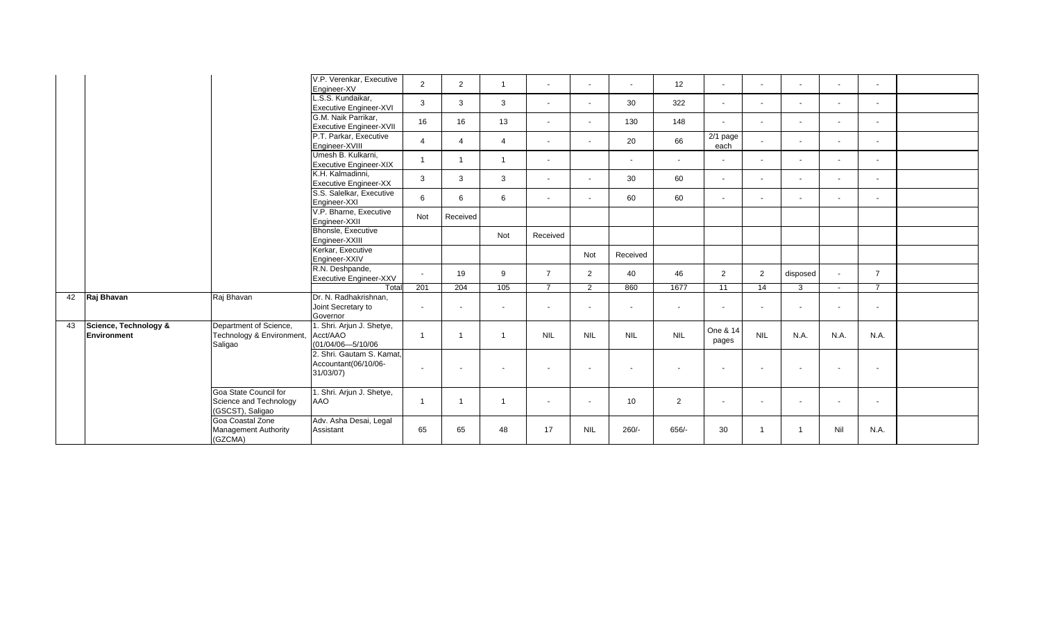|  |  |  | V.P. Verenkar, Executive Engineer-XV | 2 | 2 | 1 | - | - | - | 12 | - | - | - | - | - |  |
|---|---|---|---|---|---|---|---|---|---|---|---|---|---|---|---|---|
|  |  |  | L.S.S. Kundaikar, Executive Engineer-XVI | 3 | 3 | 3 | - | - | 30 | 322 | - | - | - | - | - |  |
|  |  |  | G.M. Naik Parrikar, Executive Engineer-XVII | 16 | 16 | 13 | - | - | 130 | 148 | - | - | - | - | - |  |
|  |  |  | P.T. Parkar, Executive Engineer-XVIII | 4 | 4 | 4 | - | - | 20 | 66 | 2/1 page each | - | - | - | - |  |
|  |  |  | Umesh B. Kulkarni, Executive Engineer-XIX | 1 | 1 | 1 | - |  | - | - | - | - | - | - | - |  |
|  |  |  | K.H. Kalmadinni, Executive Engineer-XX | 3 | 3 | 3 | - | - | 30 | 60 | - | - | - | - | - |  |
|  |  |  | S.S. Salelkar, Executive Engineer-XXI | 6 | 6 | 6 | - | - | 60 | 60 | - | - | - | - | - |  |
|  |  |  | V.P. Bharne, Executive Engineer-XXII | Not | Received |  |  |  |  |  |  |  |  |  |  |  |
|  |  |  | Bhonsle, Executive Engineer-XXIII |  |  | Not | Received |  |  |  |  |  |  |  |  |  |
|  |  |  | Kerkar, Executive Engineer-XXIV |  |  |  |  | Not | Received |  |  |  |  |  |  |  |
|  |  |  | R.N. Deshpande, Executive Engineer-XXV | - | 19 | 9 | 7 | 2 | 40 | 46 | 2 | 2 | disposed | - | 7 |  |
|  |  |  | Total | 201 | 204 | 105 | 7 | 2 | 860 | 1677 | 11 | 14 | 3 | - | 7 |  |
| 42 | **Raj Bhavan** | Raj Bhavan | Dr. N. Radhakrishnan, Joint Secretary to Governor | - | - | - | - | - | - | - | - | - | - | - | - |  |
| 43 | **Science, Technology & Environment** | Department of Science, Technology & Environment, Saligao | 1. Shri. Arjun J. Shetye, Acct/AAO (01/04/06—5/10/06 | 1 | 1 | 1 | NIL | NIL | NIL | NIL | One & 14 pages | NIL | N.A. | N.A. | N.A. |  |
|  |  |  | 2. Shri. Gautam S. Kamat, Accountant(06/10/06-31/03/07) | - | - | - | - | - | - | - | - | - | - | - | - |  |
|  |  | Goa State Council for Science and Technology (GSCST), Saligao | 1. Shri. Arjun J. Shetye, AAO | 1 | 1 | 1 | - | - | 10 | 2 | - | - | - | - | - |  |
|  |  | Goa Coastal Zone Management Authority (GZCMA) | Adv. Asha Desai, Legal Assistant | 65 | 65 | 48 | 17 | NIL | 260/- | 656/- | 30 | 1 | 1 | Nil | N.A. |  |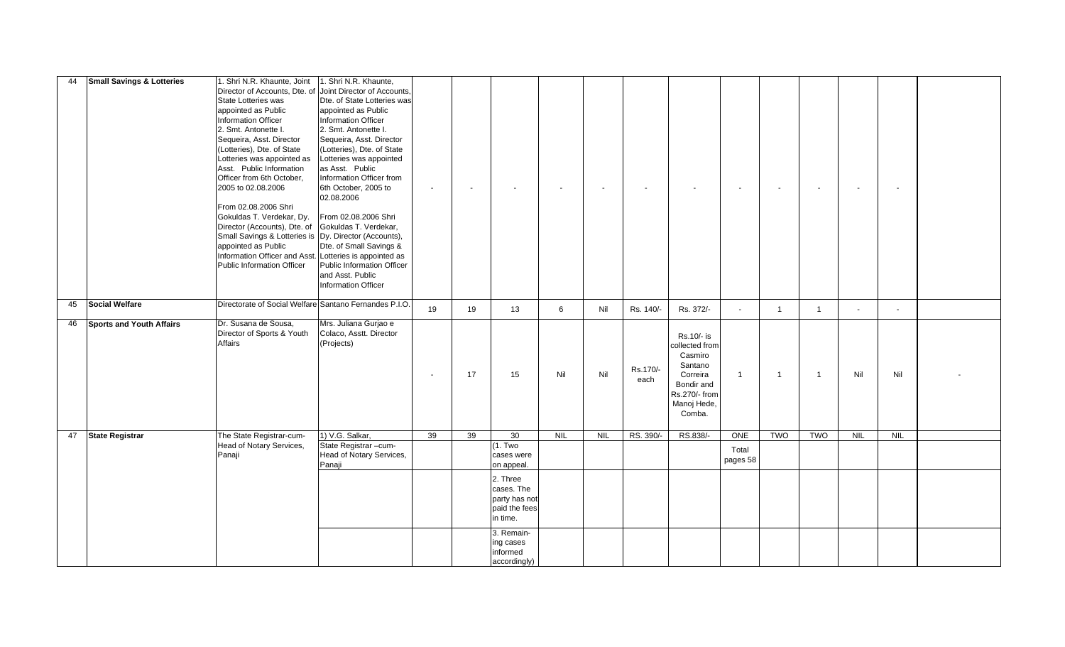| 44 | **Small Savings & Lotteries** | 1. Shri N.R. Khaunte, Joint Director of Accounts, Dte. of State Lotteries was appointed as Public Information Officer<br>2. Smt. Antonette I. Sequeira, Asst. Director (Lotteries), Dte. of State Lotteries was appointed as Asst. Public Information Officer from 6th October, 2005 to 02.08.2006<br><br>From 02.08.2006 Shri Gokuldas T. Verdekar, Dy. Director (Accounts), Dte. of Small Savings & Lotteries is appointed as Public Information Officer and Asst. Public Information Officer | 1. Shri N.R. Khaunte, Joint Director of Accounts, Dte. of State Lotteries was appointed as Public Information Officer<br>2. Smt. Antonette I. Sequeira, Asst. Director (Lotteries), Dte. of State Lotteries was appointed as Asst. Public Information Officer from 6th October, 2005 to 02.08.2006<br><br>From 02.08.2006 Shri Gokuldas T. Verdekar, Dy. Director (Accounts), Dte. of Small Savings & Lotteries is appointed as Public Information Officer and Asst. Public Information Officer | - | - | - | - | - | - | - | - | - | - | - | - | |
|---|---|---|---|---|---|---|---|---|---|---|---|---|---|---|---|---|
| 45 | **Social Welfare** | Directorate of Social Welfare | Santano Fernandes P.I.O. | 19 | 19 | 13 | 6 | Nil | Rs. 140/- | Rs. 372/- | - | 1 | 1 | - | - | |
| 46 | **Sports and Youth Affairs** | Dr. Susana de Sousa, Director of Sports & Youth Affairs | Mrs. Juliana Gurjao e Colaco, Asstt. Director (Projects) | - | 17 | 15 | Nil | Nil | Rs.170/- each | Rs.10/- is collected from Casmiro Santano Correira Bondir and Rs.270/- from Manoj Hede, Comba. | 1 | 1 | 1 | Nil | Nil | - |
| 47 | **State Registrar** | The State Registrar-cum-Head of Notary Services, Panaji | 1) V.G. Salkar, State Registrar –cum-Head of Notary Services, Panaji | 39 | 39 | 30<br>(1. Two cases were on appeal.<br>2. Three cases. The party has not paid the fees in time.<br>3. Remain-ing cases informed accordingly) | NIL | NIL | RS. 390/- | RS.838/- | ONE<br>Total pages 58 | TWO | TWO | NIL | NIL | |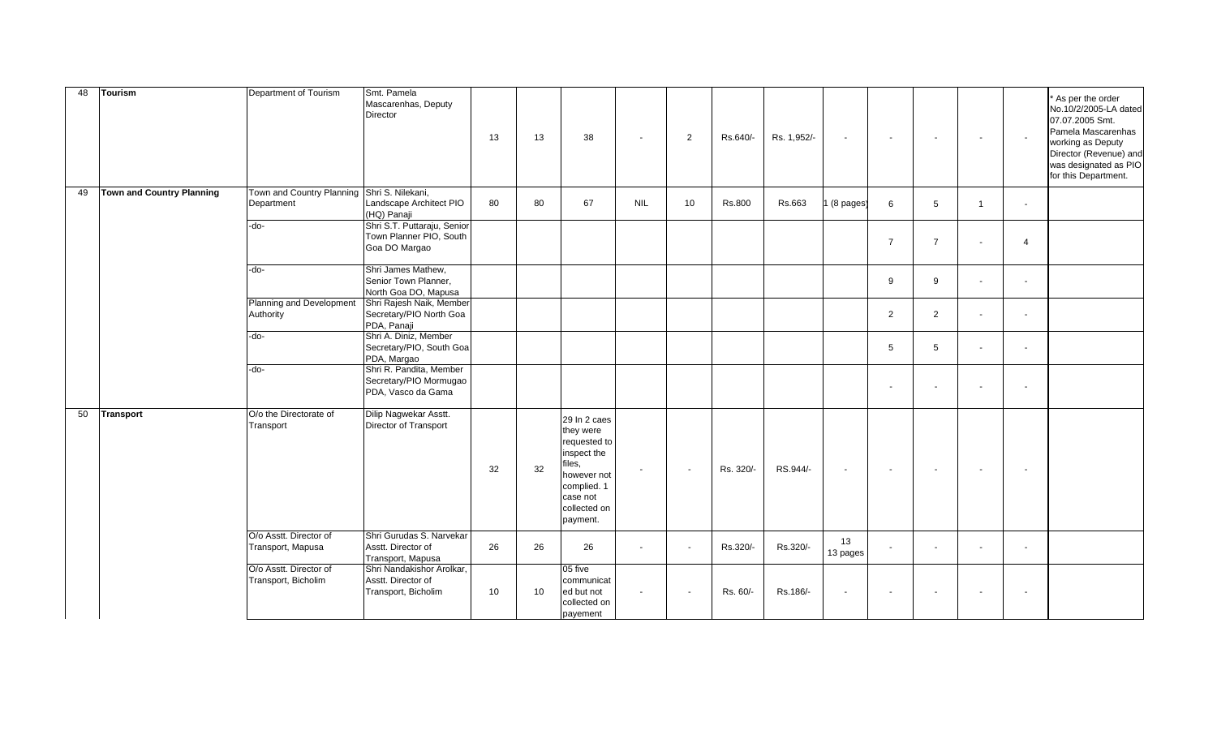| 48 | Tourism | Department of Tourism | Smt. Pamela Mascarenhas, Deputy Director | 13 | 13 | 38 | - | 2 | Rs.640/- | Rs. 1,952/- | - | - | - | - | - | * As per the order No.10/2/2005-LA dated 07.07.2005 Smt. Pamela Mascarenhas working as Deputy Director (Revenue) and was designated as PIO for this Department. |
|---|---|---|---|---|---|---|---|---|---|---|---|---|---|---|---|---|
| 49 | Town and Country Planning | Town and Country Planning Department | Shri S. Nilekani, Landscape Architect PIO (HQ) Panaji | 80 | 80 | 67 | NIL | 10 | Rs.800 | Rs.663 | 1 (8 pages) | 6 | 5 | 1 | - | |
| | | -do- | Shri S.T. Puttaraju, Senior Town Planner PIO, South Goa DO Margao | | | | | | | | | 7 | 7 | - | 4 | |
| | | -do- | Shri James Mathew, Senior Town Planner, North Goa DO, Mapusa | | | | | | | | | 9 | 9 | - | - | |
| | | Planning and Development Authority | Shri Rajesh Naik, Member Secretary/PIO North Goa PDA, Panaji | | | | | | | | | 2 | 2 | - | - | |
| | | -do- | Shri A. Diniz, Member Secretary/PIO, South Goa PDA, Margao | | | | | | | | | 5 | 5 | - | - | |
| | | -do- | Shri R. Pandita, Member Secretary/PIO Mormugao PDA, Vasco da Gama | | | | | | | | | - | - | - | - | |
| 50 | Transport | O/o the Directorate of Transport | Dilip Nagwekar Asstt. Director of Transport | 32 | 32 | 29 In 2 caes they were requested to inspect the files, however not complied. 1 case not collected on payment. | - | - | Rs. 320/- | RS.944/- | - | - | - | - | - | |
| | | O/o Asstt. Director of Transport, Mapusa | Shri Gurudas S. Narvekar Asstt. Director of Transport, Mapusa | 26 | 26 | 26 | - | - | Rs.320/- | Rs.320/- | 13 13 pages | - | - | - | - | |
| | | O/o Asstt. Director of Transport, Bicholim | Shri Nandakishor Arolkar, Asstt. Director of Transport, Bicholim | 10 | 10 | 05 five communicated but not collected on payement | - | - | Rs. 60/- | Rs.186/- | - | - | - | - | - | |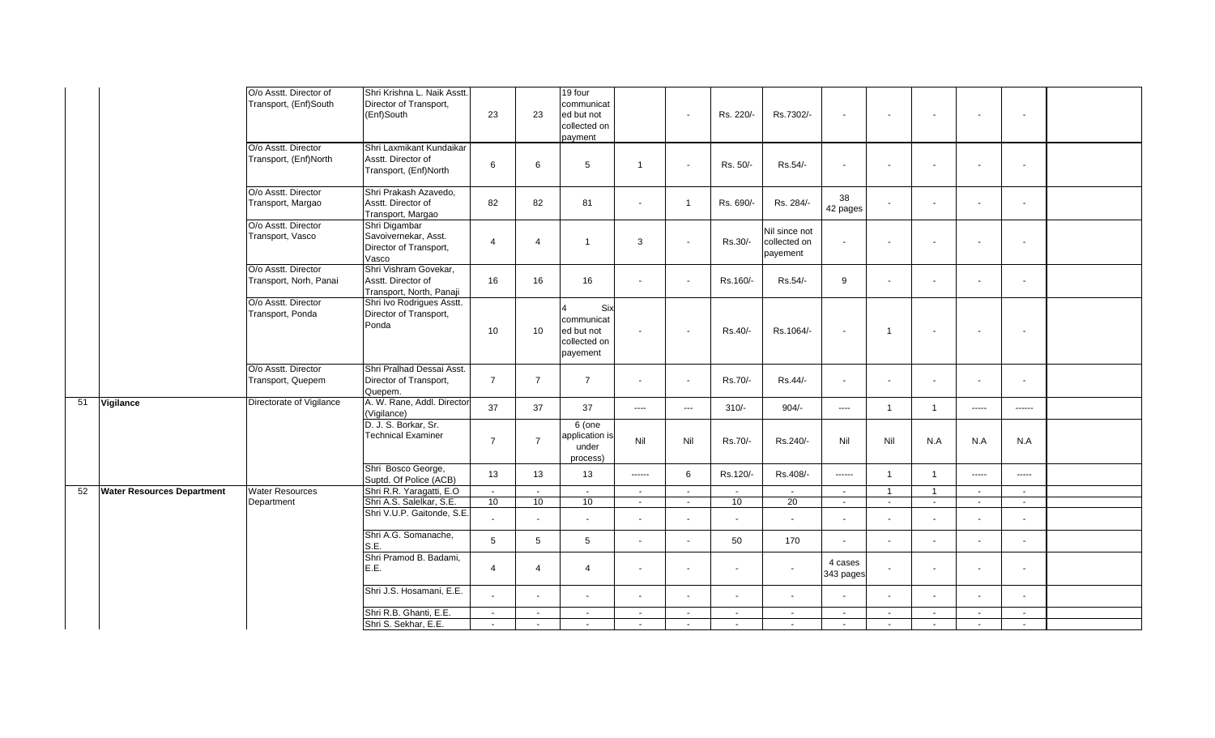| | | | | | | | | | | | | | | | | | |
|---|---|---|---|---|---|---|---|---|---|---|---|---|---|---|---|---|---|
| | | O/o Asstt. Director of Transport, (Enf)South | Shri Krishna L. Naik Asstt. Director of Transport, (Enf)South | 23 | 23 | 19 four communicated but not collected on payment | | - | Rs. 220/- | Rs.7302/- | - | - | - | - | - | |
| | | O/o Asstt. Director Transport, (Enf)North | Shri Laxmikant Kundaikar Asstt. Director of Transport, (Enf)North | 6 | 6 | 5 | 1 | - | Rs. 50/- | Rs.54/- | - | - | - | - | - | |
| | | O/o Asstt. Director Transport, Margao | Shri Prakash Azavedo, Asstt. Director of Transport, Margao | 82 | 82 | 81 | - | 1 | Rs. 690/- | Rs. 284/- | 38 42 pages | - | - | - | - | |
| | | O/o Asstt. Director Transport, Vasco | Shri Digambar Savoivernekar, Asst. Director of Transport, Vasco | 4 | 4 | 1 | 3 | - | Rs.30/- | Nil since not collected on payement | - | - | - | - | - | |
| | | O/o Asstt. Director Transport, Norh, Panai | Shri Vishram Govekar, Asstt. Director of Transport, North, Panaji | 16 | 16 | 16 | - | - | Rs.160/- | Rs.54/- | 9 | - | - | - | - | |
| | | O/o Asstt. Director Transport, Ponda | Shri Ivo Rodrigues Asstt. Director of Transport, Ponda | 10 | 10 | 4 Six communicated but not collected on payement | - | - | Rs.40/- | Rs.1064/- | - | 1 | - | - | - | |
| | | O/o Asstt. Director Transport, Quepem | Shri Pralhad Dessai Asst. Director of Transport, Quepem. | 7 | 7 | 7 | - | - | Rs.70/- | Rs.44/- | - | - | - | - | - | |
| 51 | **Vigilance** | Directorate of Vigilance | A. W. Rane, Addl. Director (Vigilance) | 37 | 37 | 37 | ---- | --- | 310/- | 904/- | ---- | 1 | 1 | ----- | ------ | |
| | | | D. J. S. Borkar, Sr. Technical Examiner | 7 | 7 | 6 (one application is under process) | Nil | Nil | Rs.70/- | Rs.240/- | Nil | Nil | N.A | N.A | N.A | |
| | | | Shri Bosco George, Suptd. Of Police (ACB) | 13 | 13 | 13 | ------ | 6 | Rs.120/- | Rs.408/- | ------ | 1 | 1 | ----- | ----- | |
| 52 | **Water Resources Department** | Water Resources Department | Shri R.R. Yaragatti, E.O | - | - | - | - | - | - | - | - | 1 | 1 | - | - | |
| | | | Shri A.S. Salelkar, S.E. | 10 | 10 | 10 | - | - | 10 | 20 | - | - | - | - | - | |
| | | | Shri V.U.P. Gaitonde, S.E. | - | - | - | - | - | - | - | - | - | - | - | - | |
| | | | Shri A.G. Somanache, S.E. | 5 | 5 | 5 | - | - | 50 | 170 | - | - | - | - | - | |
| | | | Shri Pramod B. Badami, E.E. | 4 | 4 | 4 | - | - | - | - | 4 cases 343 pages | - | - | - | - | |
| | | | Shri J.S. Hosamani, E.E. | - | - | - | - | - | - | - | - | - | - | - | - | |
| | | | Shri R.B. Ghanti, E.E. | - | - | - | - | - | - | - | - | - | - | - | - | |
| | | | Shri S. Sekhar, E.E. | - | - | - | - | - | - | - | - | - | - | - | - | |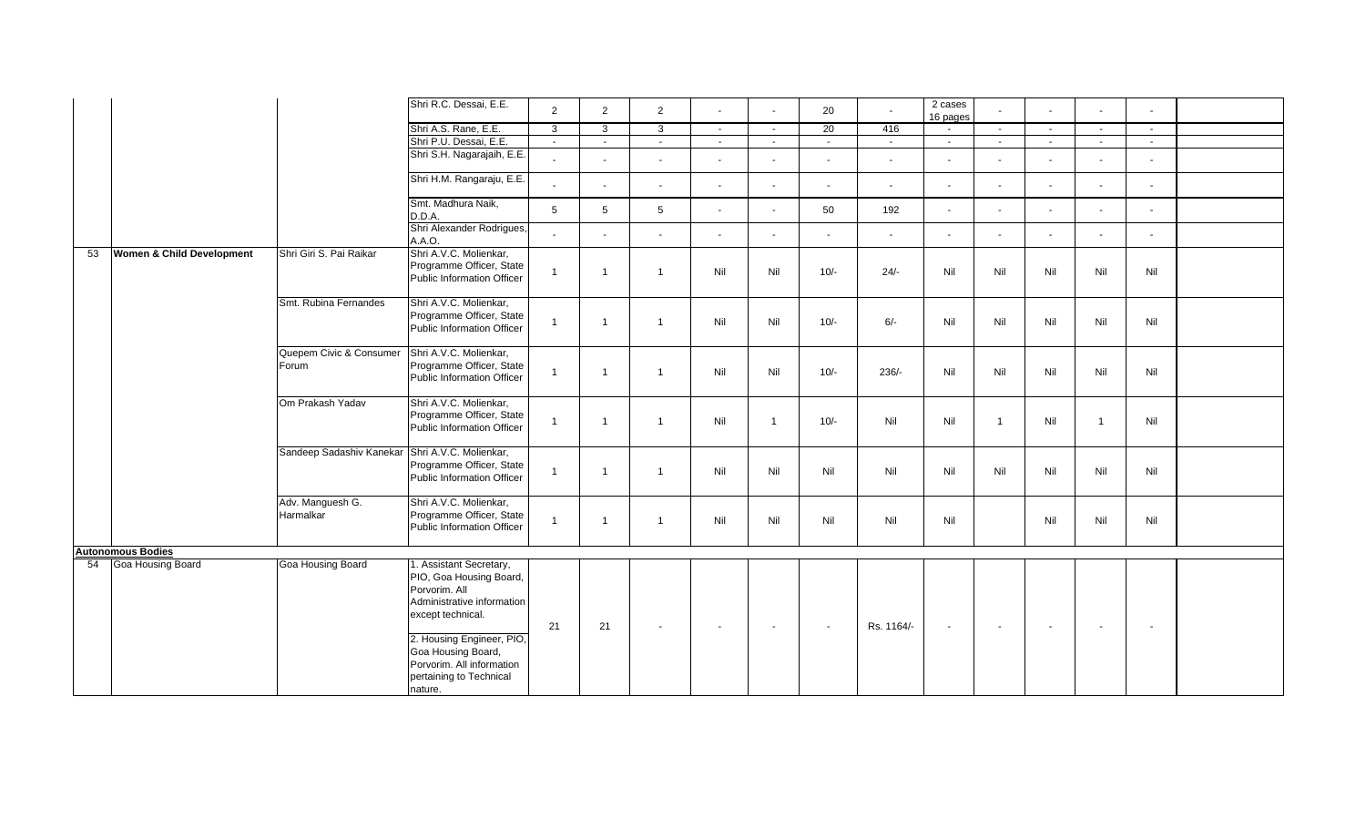| | | | | | | | | | | | | | | | | | |
|---|---|---|---|---|---|---|---|---|---|---|---|---|---|---|---|---|---|
| | | | Shri R.C. Dessai, E.E. | 2 | 2 | 2 | - | - | 20 | - | 2 cases 16 pages | - | - | - | - | |
| | | | Shri A.S. Rane, E.E. | 3 | 3 | 3 | - | - | 20 | 416 | - | - | - | - | - | |
| | | | Shri P.U. Dessai, E.E. | - | - | - | - | - | - | - | - | - | - | - | - | |
| | | | Shri S.H. Nagarajaih, E.E. | - | - | - | - | - | - | - | - | - | - | - | - | |
| | | | Shri H.M. Rangaraju, E.E. | - | - | - | - | - | - | - | - | - | - | - | - | |
| | | | Smt. Madhura Naik, D.D.A. | 5 | 5 | 5 | - | - | 50 | 192 | - | - | - | - | - | |
| | | | Shri Alexander Rodrigues, A.A.O. | - | - | - | - | - | - | - | - | - | - | - | - | |
| 53 | **Women & Child Development** | Shri Giri S. Pai Raikar | Shri A.V.C. Molienkar, Programme Officer, State Public Information Officer | 1 | 1 | 1 | Nil | Nil | 10/- | 24/- | Nil | Nil | Nil | Nil | Nil | |
| | | Smt. Rubina Fernandes | Shri A.V.C. Molienkar, Programme Officer, State Public Information Officer | 1 | 1 | 1 | Nil | Nil | 10/- | 6/- | Nil | Nil | Nil | Nil | Nil | |
| | | Quepem Civic & Consumer Forum | Shri A.V.C. Molienkar, Programme Officer, State Public Information Officer | 1 | 1 | 1 | Nil | Nil | 10/- | 236/- | Nil | Nil | Nil | Nil | Nil | |
| | | Om Prakash Yadav | Shri A.V.C. Molienkar, Programme Officer, State Public Information Officer | 1 | 1 | 1 | Nil | 1 | 10/- | Nil | Nil | 1 | Nil | 1 | Nil | |
| | | Sandeep Sadashiv Kanekar | Shri A.V.C. Molienkar, Programme Officer, State Public Information Officer | 1 | 1 | 1 | Nil | Nil | Nil | Nil | Nil | Nil | Nil | Nil | Nil | |
| | | Adv. Manguesh G. Harmalkar | Shri A.V.C. Molienkar, Programme Officer, State Public Information Officer | 1 | 1 | 1 | Nil | Nil | Nil | Nil | Nil | | Nil | Nil | Nil | |
| **Autonomous Bodies** | | | | | | | | | | | | | | | | |
| 54 | Goa Housing Board | Goa Housing Board | 1. Assistant Secretary, PIO, Goa Housing Board, Porvorim. All Administrative information except technical. 2. Housing Engineer, PIO, Goa Housing Board, Porvorim. All information pertaining to Technical nature. | 21 | 21 | - | - | - | - | Rs. 1164/- | - | - | - | - | - | |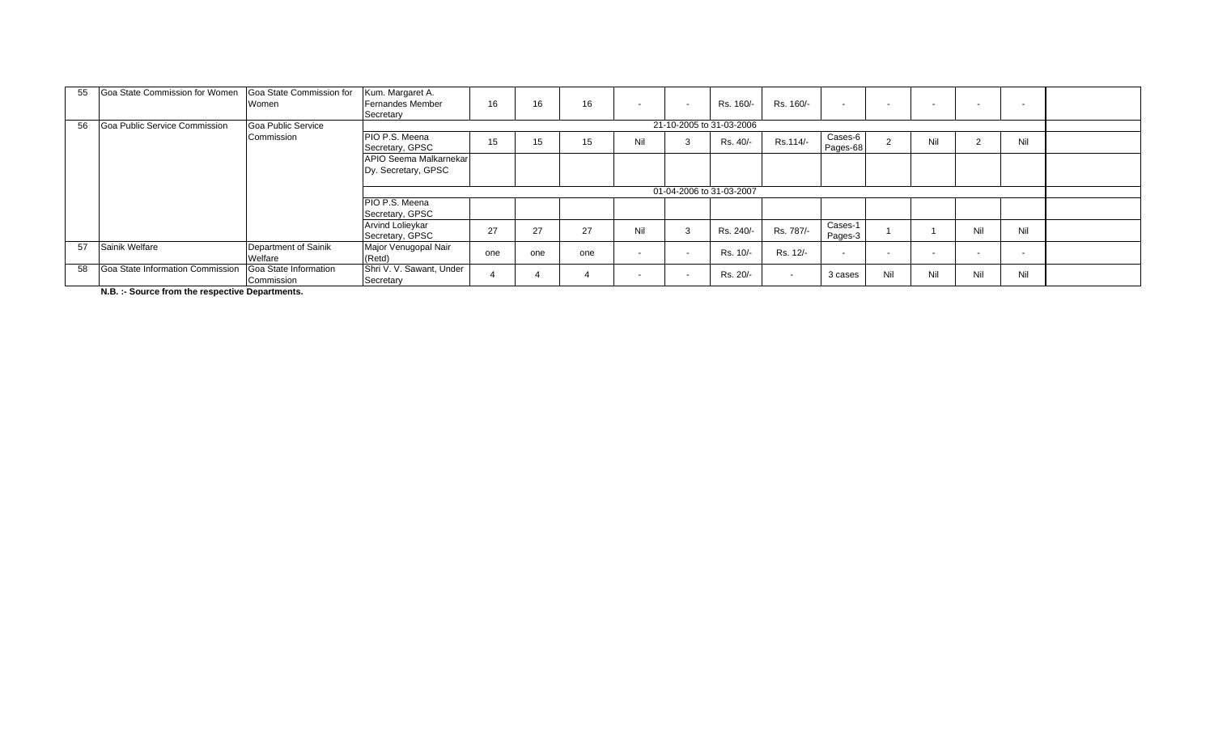| 55 | Goa State Commission for Women | Goa State Commission for Women | Kum. Margaret A. Fernandes Member Secretary | 16 | 16 | 16 | - | - | Rs. 160/- | Rs. 160/- | - | - | - | - | - | |
|---|---|---|---|---|---|---|---|---|---|---|---|---|---|---|---|---|
| 56 | Goa Public Service Commission | Goa Public Service Commission | 21-10-2005 to 31-03-2006 | | | | | | | | | | | | | |
| | | | PIO P.S. Meena Secretary, GPSC | 15 | 15 | 15 | Nil | 3 | Rs. 40/- | Rs.114/- | Cases-6 Pages-68 | 2 | Nil | 2 | Nil | |
| | | | APIO Seema Malkarnekar Dy. Secretary, GPSC | | | | | | | | | | | | | |
| | | | 01-04-2006 to 31-03-2007 | | | | | | | | | | | | | |
| | | | PIO P.S. Meena Secretary, GPSC | | | | | | | | | | | | | |
| | | | Arvind Lolieykar Secretary, GPSC | 27 | 27 | 27 | Nil | 3 | Rs. 240/- | Rs. 787/- | Cases-1 Pages-3 | 1 | 1 | Nil | Nil | |
| 57 | Sainik Welfare | Department of Sainik Welfare | Major Venugopal Nair (Retd) | one | one | one | - | - | Rs. 10/- | Rs. 12/- | - | - | - | - | - | |
| 58 | Goa State Information Commission | Goa State Information Commission | Shri V. V. Sawant, Under Secretary | 4 | 4 | 4 | - | - | Rs. 20/- | - | 3 cases | Nil | Nil | Nil | Nil | |

**N.B. :- Source from the respective Departments.**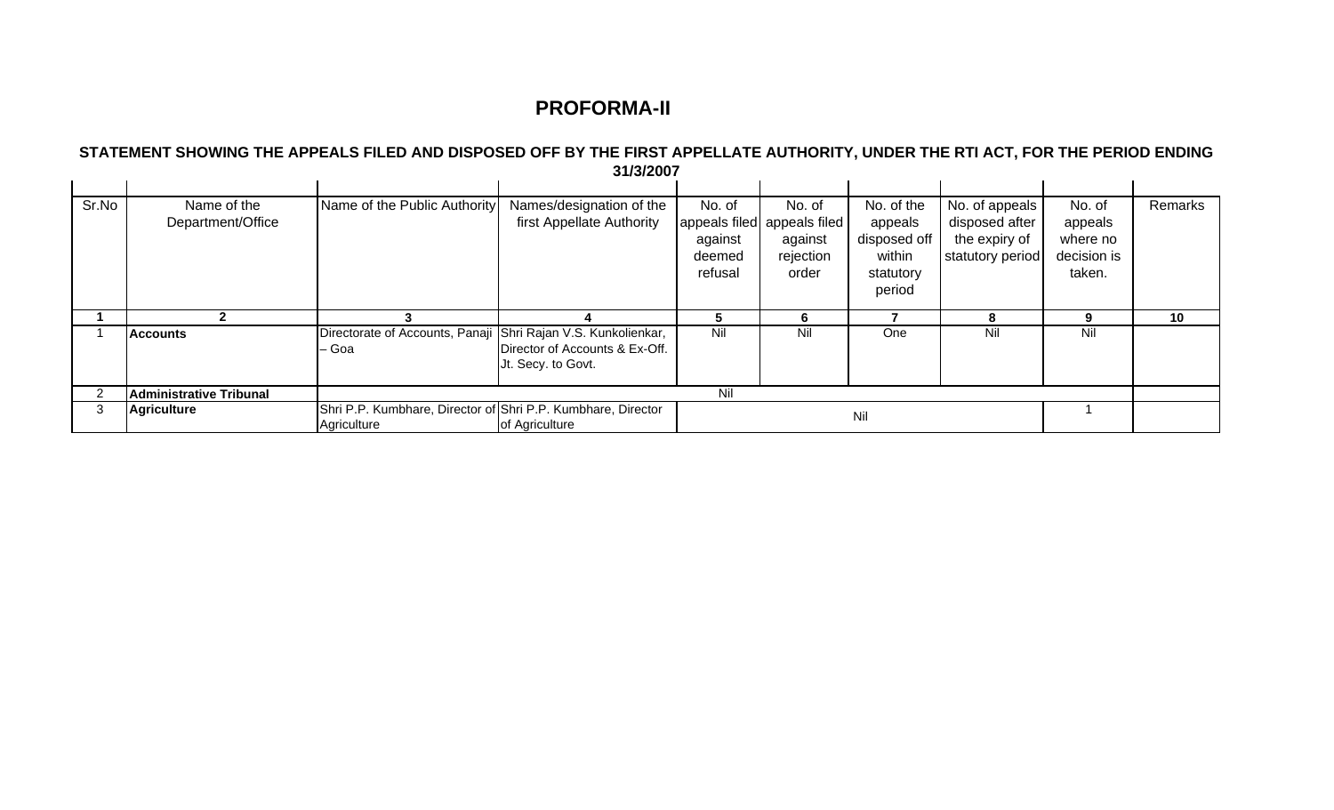## PROFORMA-II

### STATEMENT SHOWING THE APPEALS FILED AND DISPOSED OFF BY THE FIRST APPELLATE AUTHORITY, UNDER THE RTI ACT, FOR THE PERIOD ENDING 31/3/2007

| Sr.No | Name of the Department/Office | Name of the Public Authority | Names/designation of the first Appellate Authority | No. of appeals filed against deemed refusal | No. of appeals filed against rejection order | No. of the appeals disposed off within statutory period | No. of appeals disposed after the expiry of statutory period | No. of appeals where no decision is taken. | Remarks |
|---|---|---|---|---|---|---|---|---|---|
| **1** | **2** | **3** | **4** | **5** | **6** | **7** | **8** | **9** | **10** |
| 1 | **Accounts** | Directorate of Accounts, Panaji – Goa | Shri Rajan V.S. Kunkolienkar, Director of Accounts & Ex-Off. Jt. Secy. to Govt. | Nil | Nil | One | Nil | Nil | |
| 2 | **Administrative Tribunal** | Nil | | | | | | | |
| 3 | **Agriculture** | Shri P.P. Kumbhare, Director of Agriculture | Shri P.P. Kumbhare, Director of Agriculture | Nil | | | | 1 | |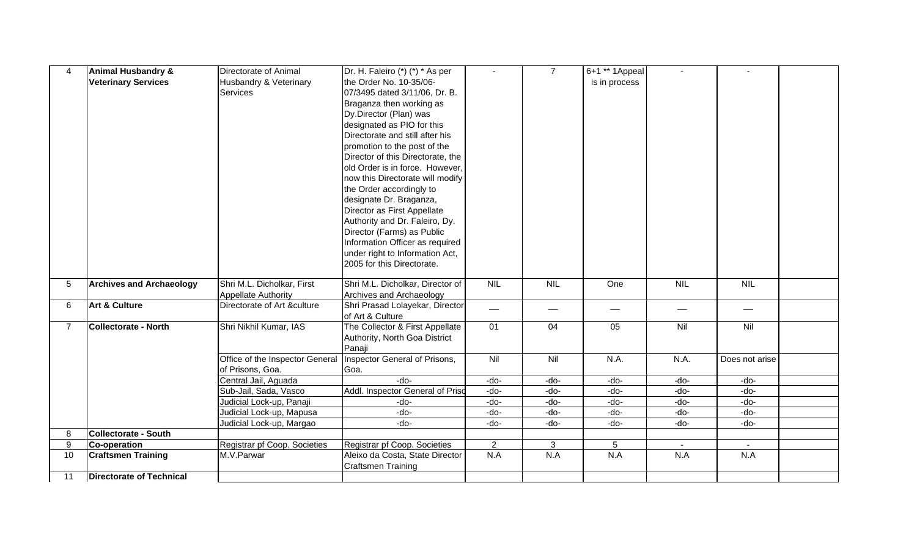| 4 | **Animal Husbandry & Veterinary Services** | Directorate of Animal Husbandry & Veterinary Services | Dr. H. Faleiro (*) (*) * As per the Order No. 10-35/06-07/3495 dated 3/11/06, Dr. B. Braganza then working as Dy.Director (Plan) was designated as PIO for this Directorate and still after his promotion to the post of the Director of this Directorate, the old Order is in force. However, now this Directorate will modify the Order accordingly to designate Dr. Braganza, Director as First Appellate Authority and Dr. Faleiro, Dy. Director (Farms) as Public Information Officer as required under right to Information Act, 2005 for this Directorate. | - | 7 | 6+1 ** 1Appeal is in process | - | - | |
|---|---|---|---|---|---|---|---|---|---|
| 5 | **Archives and Archaeology** | Shri M.L. Dicholkar, First Appellate Authority | Shri M.L. Dicholkar, Director of Archives and Archaeology | NIL | NIL | One | NIL | NIL | |
| 6 | **Art & Culture** | Directorate of Art &culture | Shri Prasad Lolayekar, Director of Art & Culture | — | — | — | — | — | |
| 7 | **Collectorate - North** | Shri Nikhil Kumar, IAS | The Collector & First Appellate Authority, North Goa District Panaji | 01 | 04 | 05 | Nil | Nil | |
| | | Office of the Inspector General of Prisons, Goa. | Inspector General of Prisons, Goa. | Nil | Nil | N.A. | N.A. | Does not arise | |
| | | Central Jail, Aguada | -do- | -do- | -do- | -do- | -do- | -do- | |
| | | Sub-Jail, Sada, Vasco | Addl. Inspector General of Priso | -do- | -do- | -do- | -do- | -do- | |
| | | Judicial Lock-up, Panaji | -do- | -do- | -do- | -do- | -do- | -do- | |
| | | Judicial Lock-up, Mapusa | -do- | -do- | -do- | -do- | -do- | -do- | |
| | | Judicial Lock-up, Margao | -do- | -do- | -do- | -do- | -do- | -do- | |
| 8 | **Collectorate - South** | | | | | | | | |
| 9 | **Co-operation** | Registrar pf Coop. Societies | Registrar pf Coop. Societies | 2 | 3 | 5 | - | - | |
| 10 | **Craftsmen Training** | M.V.Parwar | Aleixo da Costa, State Director Craftsmen Training | N.A | N.A | N.A | N.A | N.A | |
| 11 | **Directorate of Technical** | | | | | | | | |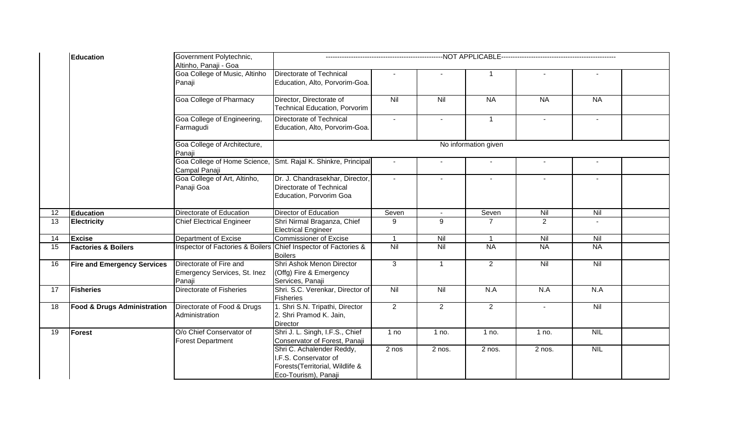| | | | | | | | | | |
|---|---|---|---|---|---|---|---|---|---|
| | **Education** | Government Polytechnic, Altinho, Panaji - Goa | ----------------------------------------------------NOT APPLICABLE---------------------------------------------------- | | | | | | |
| | | Goa College of Music, Altinho Panaji | Directorate of Technical Education, Alto, Porvorim-Goa. | - | - | 1 | - | - | |
| | | Goa College of Pharmacy | Director, Directorate of Technical Education, Porvorim | Nil | Nil | NA | NA | NA | |
| | | Goa College of Engineering, Farmagudi | Directorate of Technical Education, Alto, Porvorim-Goa. | - | - | 1 | - | - | |
| | | Goa College of Architecture, Panaji | No information given | | | | | | |
| | | Goa College of Home Science, Campal Panaji | Smt. Rajal K. Shinkre, Principal | - | - | - | - | - | |
| | | Goa College of Art, Altinho, Panaji Goa | Dr. J. Chandrasekhar, Director, Directorate of Technical Education, Porvorim Goa | - | - | - | - | - | |
| 12 | **Education** | Directorate of Education | Director of Education | Seven | - | Seven | Nil | Nil | |
| 13 | **Electricity** | Chief Electrical Engineer | Shri Nirmal Braganza, Chief Electrical Engineer | 9 | 9 | 7 | 2 | - | |
| 14 | **Excise** | Department of Excise | Commissioner of Excise | 1 | Nil | 1 | Nil | Nil | |
| 15 | **Factories & Boilers** | Inspector of Factories & Boilers | Chief Inspector of Factories & Boilers | Nil | Nil | NA | NA | NA | |
| 16 | **Fire and Emergency Services** | Directorate of Fire and Emergency Services, St. Inez Panaji | Shri Ashok Menon Director (Offg) Fire & Emergency Services, Panaji | 3 | 1 | 2 | Nil | Nil | |
| 17 | **Fisheries** | Directorate of Fisheries | Shri. S.C. Verenkar, Director of Fisheries | Nil | Nil | N.A | N.A | N.A | |
| 18 | **Food & Drugs Administration** | Directorate of Food & Drugs Administration | 1. Shri S.N. Tripathi, Director 2. Shri Pramod K. Jain, Director | 2 | 2 | 2 | - | Nil | |
| 19 | **Forest** | O/o Chief Conservator of Forest Department | Shri J. L. Singh, I.F.S., Chief Conservator of Forest, Panaji | 1 no | 1 no. | 1 no. | 1 no. | NIL | |
| | | | Shri C. Achalender Reddy, I.F.S. Conservator of Forests(Territorial, Wildlife & Eco-Tourism), Panaji | 2 nos | 2 nos. | 2 nos. | 2 nos. | NIL | |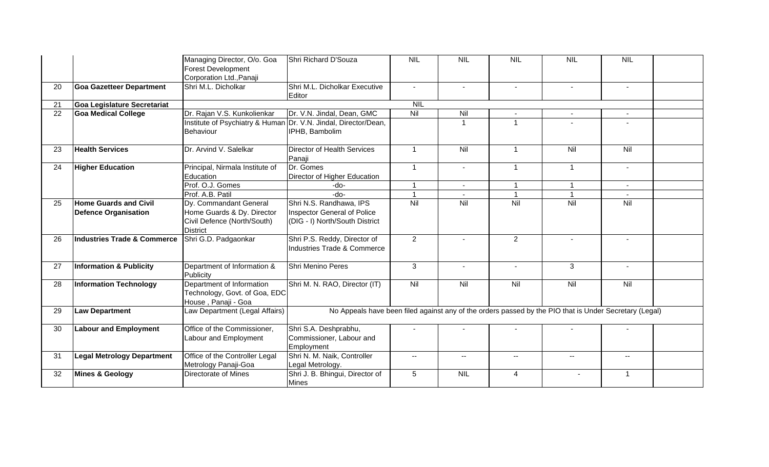|  |  |  |  |  |  |  |  |  |  |
|---|---|---|---|---|---|---|---|---|---|
|  |  | Managing Director, O/o. Goa Forest Development Corporation Ltd.,Panaji | Shri Richard D'Souza | NIL | NIL | NIL | NIL | NIL |  |
| 20 | **Goa Gazetteer Department** | Shri M.L. Dicholkar | Shri M.L. Dicholkar Executive Editor | - | - | - | - | - |  |
| 21 | **Goa Legislature Secretariat** |  |  | NIL |  |  |  |  |  |
| 22 | **Goa Medical College** | Dr. Rajan V.S. Kunkolienkar | Dr. V.N. Jindal, Dean, GMC | Nil | Nil | - | - | - |  |
|  |  | Institute of Psychiatry & Human Behaviour | Dr. V.N. Jindal, Director/Dean, IPHB, Bambolim |  | 1 | 1 | - | - |  |
| 23 | **Health Services** | Dr. Arvind V. Salelkar | Director of Health Services Panaji | 1 | Nil | 1 | Nil | Nil |  |
| 24 | **Higher Education** | Principal, Nirmala Institute of Education | Dr. Gomes Director of Higher Education | 1 | - | 1 | 1 | - |  |
|  |  | Prof. O.J. Gomes | -do- | 1 | - | 1 | 1 | - |  |
|  |  | Prof. A.B. Patil | -do- | 1 | - | 1 | 1 | - |  |
| 25 | **Home Guards and Civil Defence Organisation** | Dy. Commandant General Home Guards & Dy. Director Civil Defence (North/South) District | Shri N.S. Randhawa, IPS Inspector General of Police (DIG - I) North/South District | Nil | Nil | Nil | Nil | Nil |  |
| 26 | **Industries Trade & Commerce** | Shri G.D. Padgaonkar | Shri P.S. Reddy, Director of Industries Trade & Commerce | 2 | - | 2 | - | - |  |
| 27 | **Information & Publicity** | Department of Information & Publicity | Shri Menino Peres | 3 | - | - | 3 | - |  |
| 28 | **Information Technology** | Department of Information Technology, Govt. of Goa, EDC House , Panaji - Goa | Shri M. N. RAO, Director (IT) | Nil | Nil | Nil | Nil | Nil |  |
| 29 | **Law Department** | Law Department (Legal Affairs) | No Appeals have been filed against any of the orders passed by the PIO that is Under Secretary (Legal) |  |  |  |  |  |  |
| 30 | **Labour and Employment** | Office of the Commissioner, Labour and Employment | Shri S.A. Deshprabhu, Commissioner, Labour and Employment | - | - | - | - | - |  |
| 31 | **Legal Metrology Department** | Office of the Controller Legal Metrology Panaji-Goa | Shri N. M. Naik, Controller Legal Metrology. | -- | -- | -- | -- | -- |  |
| 32 | **Mines & Geology** | Directorate of Mines | Shri J. B. Bhingui, Director of Mines | 5 | NIL | 4 | - | 1 |  |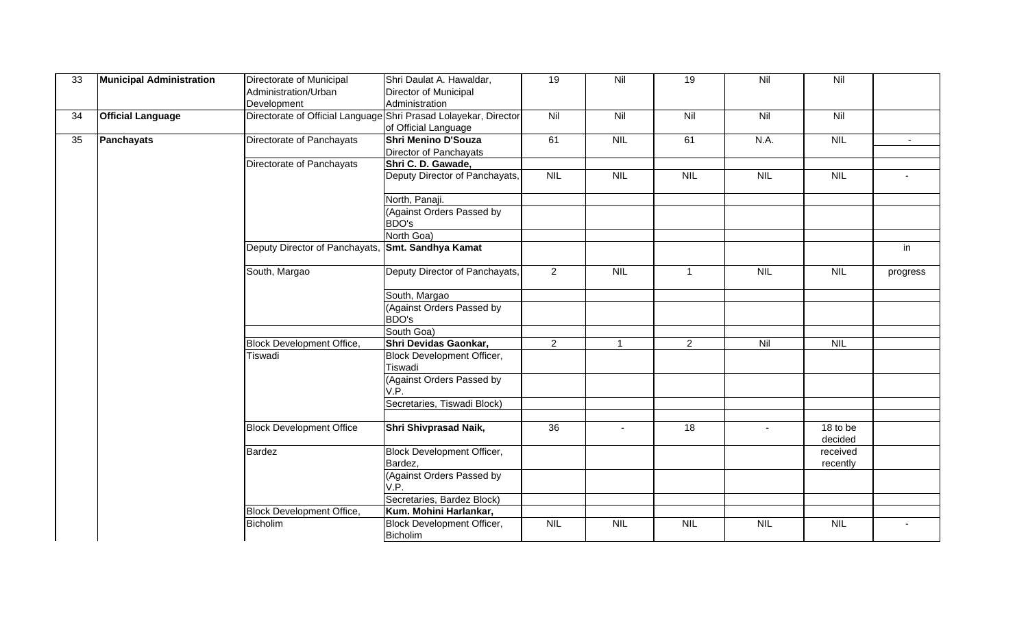| 33 | **Municipal Administration** | Directorate of Municipal Administration/Urban Development | Shri Daulat A. Hawaldar, Director of Municipal Administration | 19 | Nil | 19 | Nil | Nil | |
|---|---|---|---|---|---|---|---|---|---|
| 34 | **Official Language** | Directorate of Official Language | Shri Prasad Lolayekar, Director of Official Language | Nil | Nil | Nil | Nil | Nil | |
| 35 | **Panchayats** | Directorate of Panchayats | **Shri Menino D'Souza** Director of Panchayats | 61 | NIL | 61 | N.A. | NIL | - |
| | | Directorate of Panchayats | **Shri C. D. Gawade,** Deputy Director of Panchayats, North, Panaji. (Against Orders Passed by BDO's North Goa) | NIL | NIL | NIL | NIL | NIL | - |
| | | Deputy Director of Panchayats, South, Margao | **Smt. Sandhya Kamat** Deputy Director of Panchayats, South, Margao (Against Orders Passed by BDO's South Goa) | 2 | NIL | 1 | NIL | NIL | in progress |
| | | Block Development Office, Tiswadi | **Shri Devidas Gaonkar,** Block Development Officer, Tiswadi (Against Orders Passed by V.P. Secretaries, Tiswadi Block) | 2 | 1 | 2 | Nil | NIL | |
| | | Block Development Office Bardez | **Shri Shivprasad Naik,** Block Development Officer, Bardez, (Against Orders Passed by V.P. Secretaries, Bardez Block) | 36 | - | 18 | - | 18 to be decided received recently | |
| | | Block Development Office, Bicholim | **Kum. Mohini Harlankar,** Block Development Officer, Bicholim | NIL | NIL | NIL | NIL | NIL | - |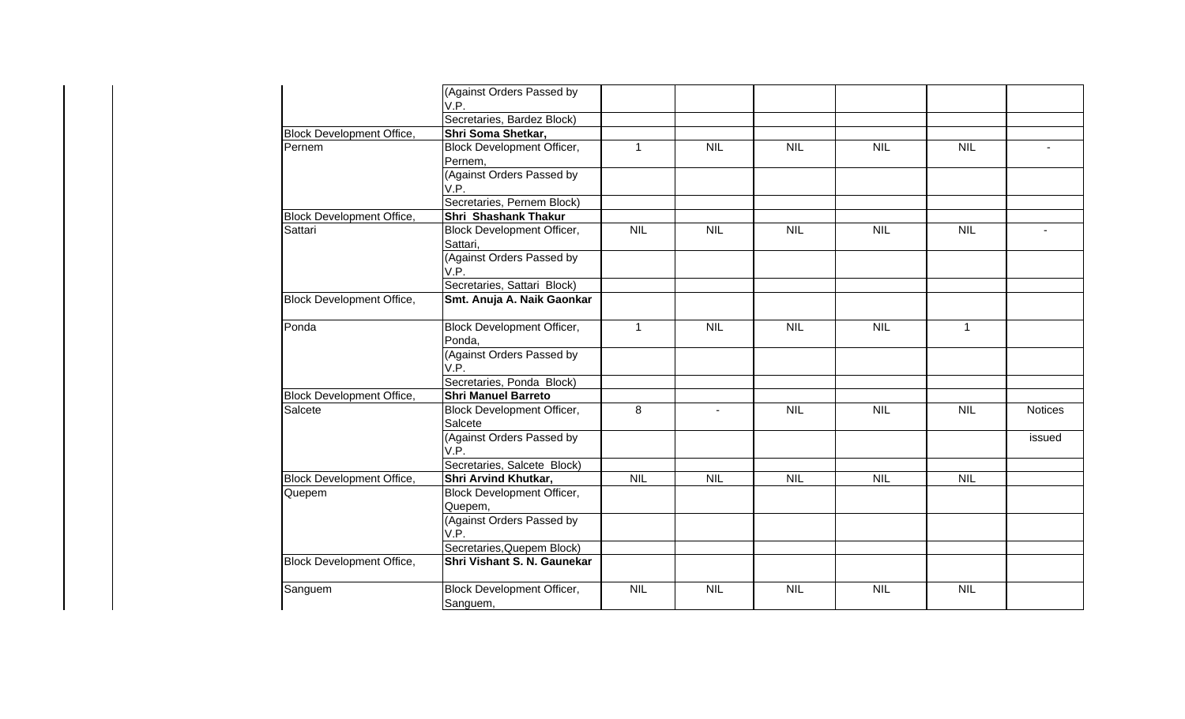| | | | | | | | |
|---|---|---|---|---|---|---|---|
| | (Against Orders Passed by V.P. | | | | | | |
| | Secretaries, Bardez Block) | | | | | | |
| Block Development Office, | **Shri Soma Shetkar,** | | | | | | |
| Pernem | Block Development Officer, Pernem, | 1 | NIL | NIL | NIL | NIL | - |
| | (Against Orders Passed by V.P. | | | | | | |
| | Secretaries, Pernem Block) | | | | | | |
| Block Development Office, | **Shri Shashank Thakur** | | | | | | |
| Sattari | Block Development Officer, Sattari, | NIL | NIL | NIL | NIL | NIL | - |
| | (Against Orders Passed by V.P. | | | | | | |
| | Secretaries, Sattari Block) | | | | | | |
| Block Development Office, | **Smt. Anuja A. Naik Gaonkar** | | | | | | |
| Ponda | Block Development Officer, Ponda, | 1 | NIL | NIL | NIL | 1 | |
| | (Against Orders Passed by V.P. | | | | | | |
| | Secretaries, Ponda Block) | | | | | | |
| Block Development Office, | **Shri Manuel Barreto** | | | | | | |
| Salcete | Block Development Officer, Salcete | 8 | - | NIL | NIL | NIL | Notices |
| | (Against Orders Passed by V.P. | | | | | | issued |
| | Secretaries, Salcete Block) | | | | | | |
| Block Development Office, | **Shri Arvind Khutkar,** | NIL | NIL | NIL | NIL | NIL | |
| Quepem | Block Development Officer, Quepem, | | | | | | |
| | (Against Orders Passed by V.P. | | | | | | |
| | Secretaries,Quepem Block) | | | | | | |
| Block Development Office, | **Shri Vishant S. N. Gaunekar** | | | | | | |
| Sanguem | Block Development Officer, Sanguem, | NIL | NIL | NIL | NIL | NIL | |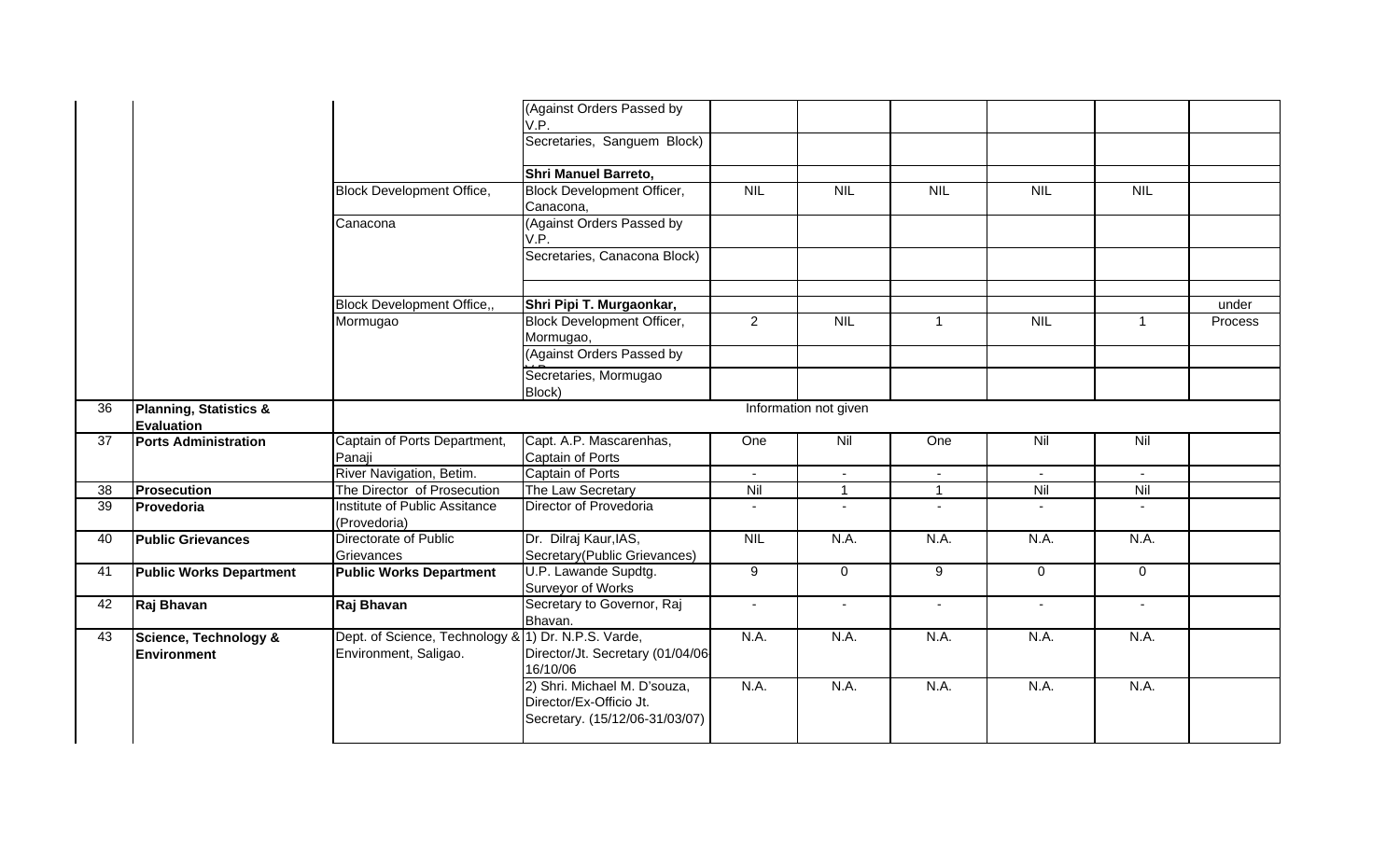| | | | | | | | | | |
|---|---|---|---|---|---|---|---|---|---|
| | | | (Against Orders Passed by V.P. | | | | | | |
| | | | Secretaries, Sanguem Block) | | | | | | |
| | | | **Shri Manuel Barreto,** | | | | | | |
| | | Block Development Office, | Block Development Officer, Canacona, | NIL | NIL | NIL | NIL | NIL | |
| | | Canacona | (Against Orders Passed by V.P. | | | | | | |
| | | | Secretaries, Canacona Block) | | | | | | |
| | | | | | | | | | |
| | | Block Development Office,, | **Shri Pipi T. Murgaonkar,** | | | | | | under |
| | | Mormugao | Block Development Officer, Mormugao, | 2 | NIL | 1 | NIL | 1 | Process |
| | | | (Against Orders Passed by | | | | | | |
| | | | Secretaries, Mormugao Block) | | | | | | |
| 36 | **Planning, Statistics & Evaluation** | Information not given | | | | | | | |
| 37 | **Ports Administration** | Captain of Ports Department, Panaji | Capt. A.P. Mascarenhas, Captain of Ports | One | Nil | One | Nil | Nil | |
| | | River Navigation, Betim. | Captain of Ports | - | - | - | - | - | |
| 38 | **Prosecution** | The Director of Prosecution | The Law Secretary | Nil | 1 | 1 | Nil | Nil | |
| 39 | **Provedoria** | Institute of Public Assitance (Provedoria) | Director of Provedoria | - | - | - | - | - | |
| 40 | **Public Grievances** | Directorate of Public Grievances | Dr. Dilraj Kaur,IAS, Secretary(Public Grievances) | NIL | N.A. | N.A. | N.A. | N.A. | |
| 41 | **Public Works Department** | **Public Works Department** | U.P. Lawande Supdtg. Surveyor of Works | 9 | 0 | 9 | 0 | 0 | |
| 42 | **Raj Bhavan** | **Raj Bhavan** | Secretary to Governor, Raj Bhavan. | - | - | - | - | - | |
| 43 | **Science, Technology & Environment** | Dept. of Science, Technology & Environment, Saligao. | 1) Dr. N.P.S. Varde, Director/Jt. Secretary (01/04/06 16/10/06 | N.A. | N.A. | N.A. | N.A. | N.A. | |
| | | | 2) Shri. Michael M. D'souza, Director/Ex-Officio Jt. Secretary. (15/12/06-31/03/07) | N.A. | N.A. | N.A. | N.A. | N.A. | |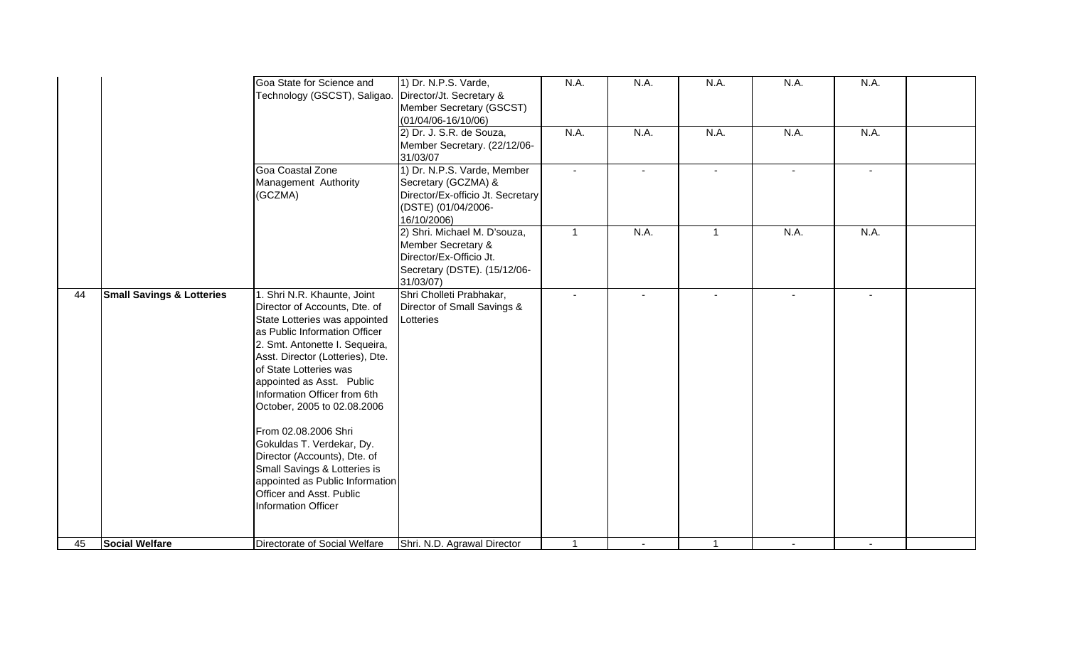| | | | | | | | | | |
|---|---|---|---|---|---|---|---|---|---|
| | | Goa State for Science and Technology (GSCST), Saligao. | 1) Dr. N.P.S. Varde, Director/Jt. Secretary & Member Secretary (GSCST) (01/04/06-16/10/06) | N.A. | N.A. | N.A. | N.A. | N.A. | |
| | | | 2) Dr. J. S.R. de Souza, Member Secretary. (22/12/06-31/03/07 | N.A. | N.A. | N.A. | N.A. | N.A. | |
| | | Goa Coastal Zone Management Authority (GCZMA) | 1) Dr. N.P.S. Varde, Member Secretary (GCZMA) & Director/Ex-officio Jt. Secretary (DSTE) (01/04/2006-16/10/2006) | - | - | - | - | - | |
| | | | 2) Shri. Michael M. D'souza, Member Secretary & Director/Ex-Officio Jt. Secretary (DSTE). (15/12/06-31/03/07) | 1 | N.A. | 1 | N.A. | N.A. | |
| 44 | **Small Savings & Lotteries** | 1. Shri N.R. Khaunte, Joint Director of Accounts, Dte. of State Lotteries was appointed as Public Information Officer<br>2. Smt. Antonette I. Sequeira, Asst. Director (Lotteries), Dte. of State Lotteries was appointed as Asst. Public Information Officer from 6th October, 2005 to 02.08.2006<br><br>From 02.08.2006 Shri Gokuldas T. Verdekar, Dy. Director (Accounts), Dte. of Small Savings & Lotteries is appointed as Public Information Officer and Asst. Public Information Officer | Shri Cholleti Prabhakar, Director of Small Savings & Lotteries | - | - | - | - | - | |
| 45 | **Social Welfare** | Directorate of Social Welfare | Shri. N.D. Agrawal Director | 1 | - | 1 | - | - | |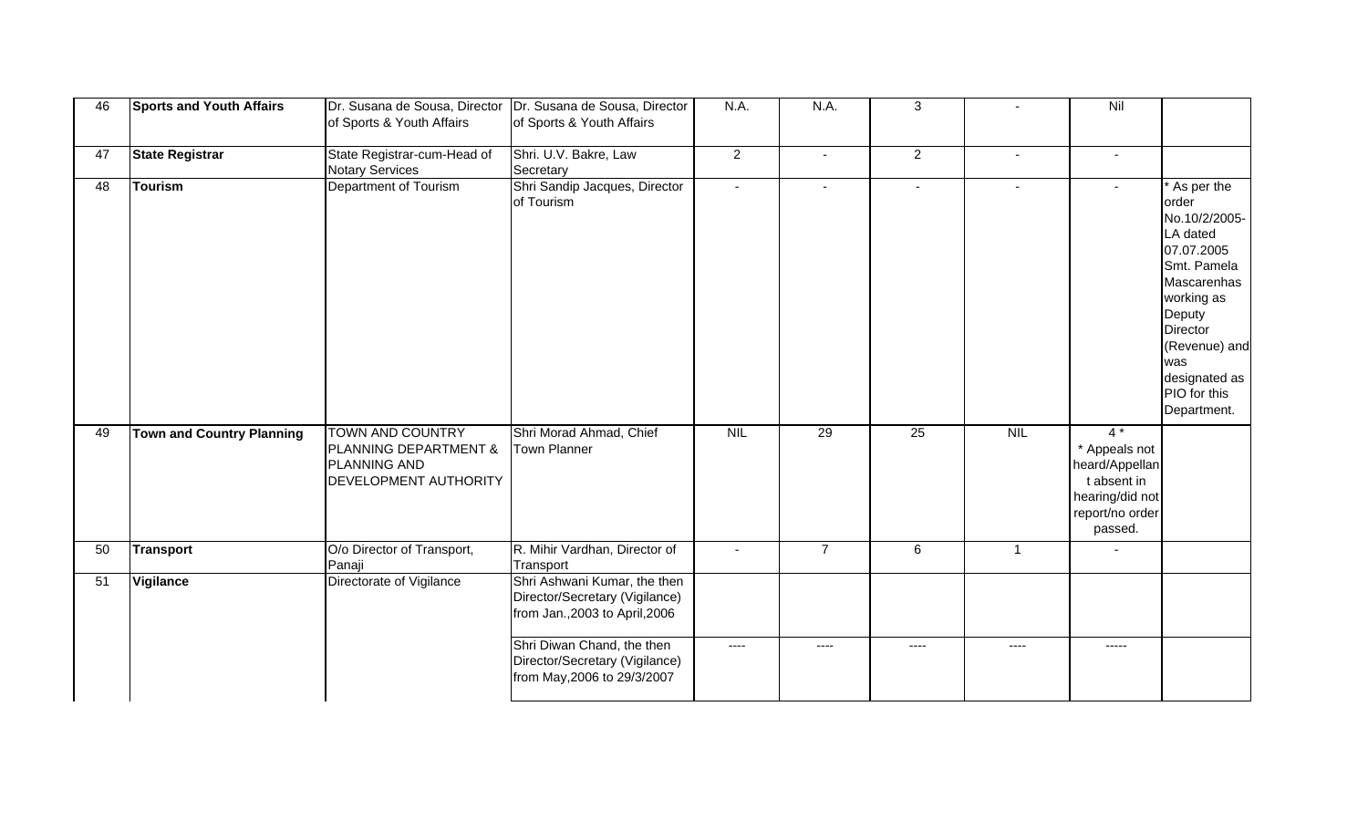| 46 | **Sports and Youth Affairs** | Dr. Susana de Sousa, Director of Sports & Youth Affairs | Dr. Susana de Sousa, Director of Sports & Youth Affairs | N.A. | N.A. | 3 | - | Nil | |
|---|---|---|---|---|---|---|---|---|---|
| 47 | **State Registrar** | State Registrar-cum-Head of Notary Services | Shri. U.V. Bakre, Law Secretary | 2 | - | 2 | - | - | |
| 48 | **Tourism** | Department of Tourism | Shri Sandip Jacques, Director of Tourism | - | - | - | - | - | * As per the order No.10/2/2005-LA dated 07.07.2005 Smt. Pamela Mascarenhas working as Deputy Director (Revenue) and was designated as PIO for this Department. |
| 49 | **Town and Country Planning** | TOWN AND COUNTRY PLANNING DEPARTMENT & PLANNING AND DEVELOPMENT AUTHORITY | Shri Morad Ahmad, Chief Town Planner | NIL | 29 | 25 | NIL | 4 * * Appeals not heard/Appellant absent in hearing/did not report/no order passed. | |
| 50 | **Transport** | O/o Director of Transport, Panaji | R. Mihir Vardhan, Director of Transport | - | 7 | 6 | 1 | - | |
| 51 | **Vigilance** | Directorate of Vigilance | Shri Ashwani Kumar, the then Director/Secretary (Vigilance) from Jan.,2003 to April,2006 | | | | | | |
| | | | Shri Diwan Chand, the then Director/Secretary (Vigilance) from May,2006 to 29/3/2007 | ---- | ---- | ---- | ---- | ----- | |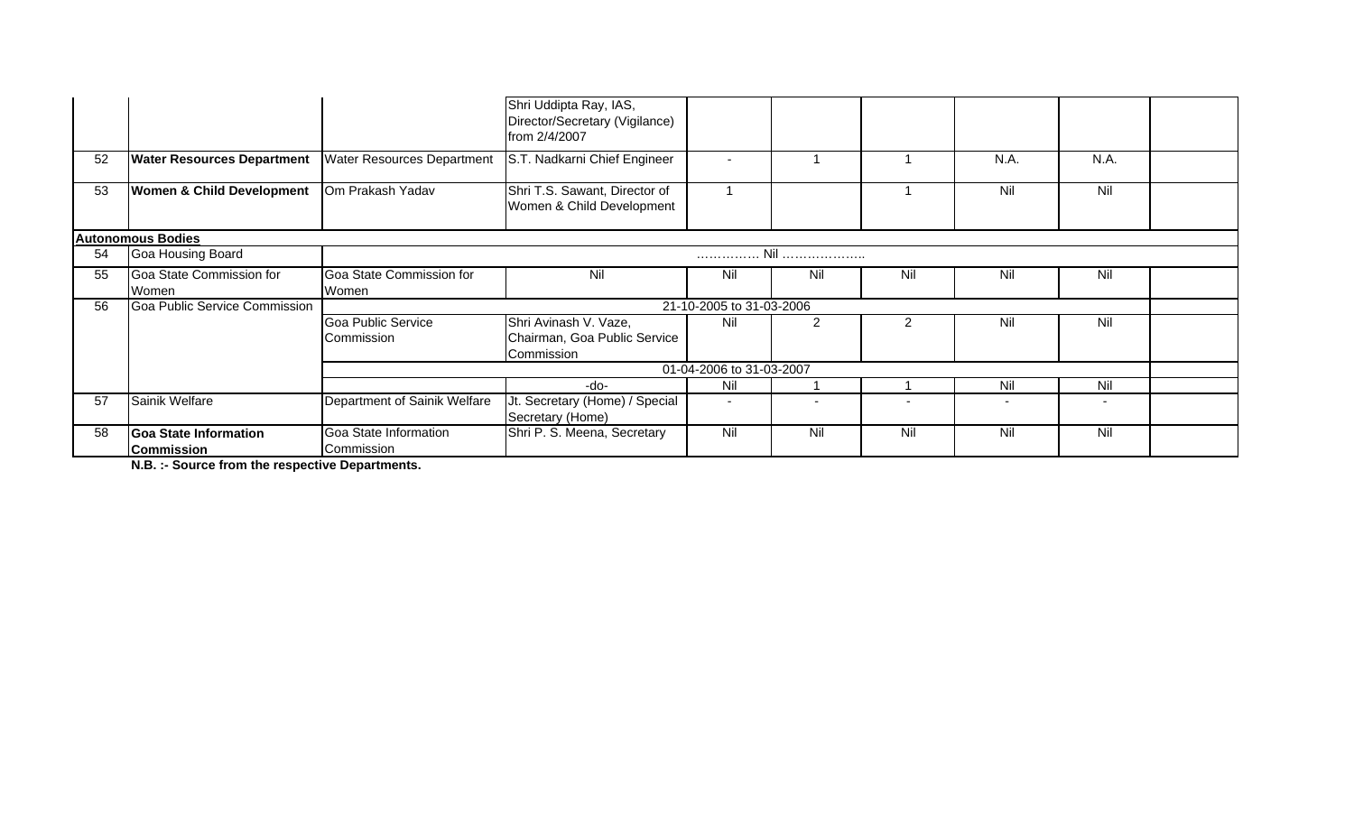| | | | | | | | | | |
|---|---|---|---|---|---|---|---|---|---|
| | | | Shri Uddipta Ray, IAS, Director/Secretary (Vigilance) from 2/4/2007 | | | | | | |
| 52 | **Water Resources Department** | Water Resources Department | S.T. Nadkarni Chief Engineer | - | 1 | 1 | N.A. | N.A. | |
| 53 | **Women & Child Development** | Om Prakash Yadav | Shri T.S. Sawant, Director of Women & Child Development | 1 | | 1 | Nil | Nil | |
| **Autonomous Bodies** | | | | | | | | | |
| 54 | Goa Housing Board | …………… Nil ……………….. | | | | | | | |
| 55 | Goa State Commission for Women | Goa State Commission for Women | Nil | Nil | Nil | Nil | Nil | Nil | |
| 56 | Goa Public Service Commission | 21-10-2005 to 31-03-2006 | | | | | | | |
| | | Goa Public Service Commission | Shri Avinash V. Vaze, Chairman, Goa Public Service Commission | Nil | 2 | 2 | Nil | Nil | |
| | | 01-04-2006 to 31-03-2007 | | | | | | | |
| | | | -do- | Nil | 1 | 1 | Nil | Nil | |
| 57 | Sainik Welfare | Department of Sainik Welfare | Jt. Secretary (Home) / Special Secretary (Home) | - | - | - | - | - | |
| 58 | **Goa State Information Commission** | Goa State Information Commission | Shri P. S. Meena, Secretary | Nil | Nil | Nil | Nil | Nil | |

**N.B. :- Source from the respective Departments.**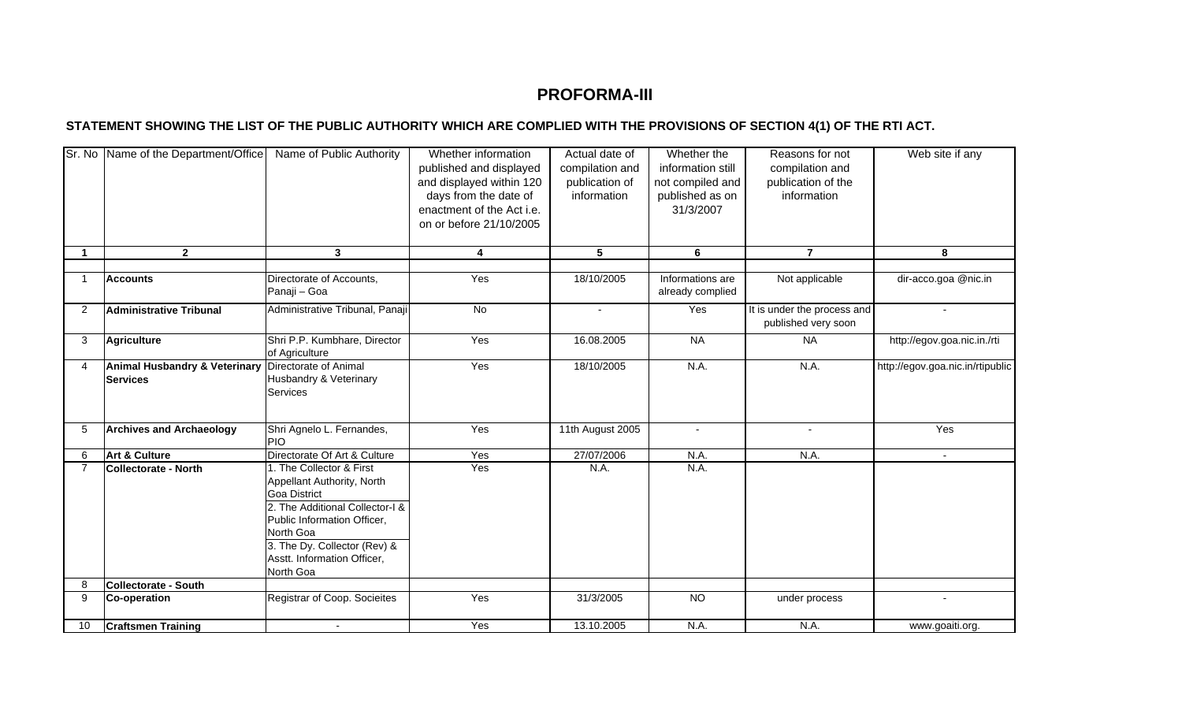# PROFORMA-III

## STATEMENT SHOWING THE LIST OF THE PUBLIC AUTHORITY WHICH ARE COMPLIED WITH THE PROVISIONS OF SECTION 4(1) OF THE RTI ACT.

| Sr. No | Name of the Department/Office | Name of Public Authority | Whether information published and displayed and displayed within 120 days from the date of enactment of the Act i.e. on or before 21/10/2005 | Actual date of compilation and publication of information | Whether the information still not compiled and published as on 31/3/2007 | Reasons for not compilation and publication of the information | Web site if any |
|---|---|---|---|---|---|---|---|
| 1 | 2 | 3 | 4 | 5 | 6 | 7 | 8 |
| 1 | **Accounts** | Directorate of Accounts, Panaji – Goa | Yes | 18/10/2005 | Informations are already complied | Not applicable | dir-acco.goa @nic.in |
| 2 | **Administrative Tribunal** | Administrative Tribunal, Panaji | No | - | Yes | It is under the process and published very soon | - |
| 3 | **Agriculture** | Shri P.P. Kumbhare, Director of Agriculture | Yes | 16.08.2005 | NA | NA | http://egov.goa.nic.in./rti |
| 4 | **Animal Husbandry & Veterinary Services** | Directorate of Animal Husbandry & Veterinary Services | Yes | 18/10/2005 | N.A. | N.A. | http://egov.goa.nic.in/rtipublic |
| 5 | **Archives and Archaeology** | Shri Agnelo L. Fernandes, PIO | Yes | 11th August 2005 | - | - | Yes |
| 6 | **Art & Culture** | Directorate Of Art & Culture | Yes | 27/07/2006 | N.A. | N.A. | - |
| 7 | **Collectorate - North** | 1. The Collector & First Appellant Authority, North Goa District<br>2. The Additional Collector-I & Public Information Officer, North Goa<br>3. The Dy. Collector (Rev) & Asstt. Information Officer, North Goa | Yes | N.A. | N.A. | | |
| 8 | **Collectorate - South** | | | | | | |
| 9 | **Co-operation** | Registrar of Coop. Socieites | Yes | 31/3/2005 | NO | under process | - |
| 10 | **Craftsmen Training** | - | Yes | 13.10.2005 | N.A. | N.A. | www.goaiti.org. |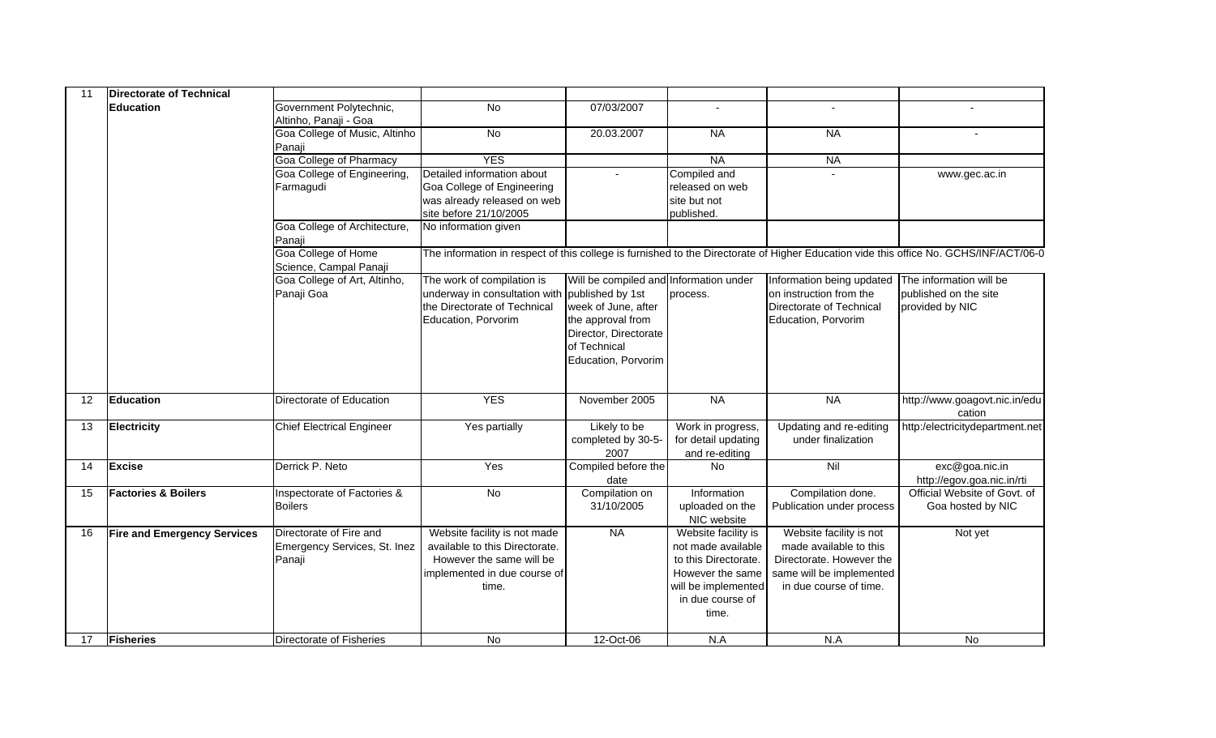| 11 | **Directorate of Technical Education** | | | | | | |
|---|---|---|---|---|---|---|---|
| | | Government Polytechnic, Altinho, Panaji - Goa | No | 07/03/2007 | - | - | - |
| | | Goa College of Music, Altinho Panaji | No | 20.03.2007 | NA | NA | - |
| | | Goa College of Pharmacy | YES | | NA | NA | |
| | | Goa College of Engineering, Farmagudi | Detailed information about Goa College of Engineering was already released on web site before 21/10/2005 | - | Compiled and released on web site but not published. | - | www.gec.ac.in |
| | | Goa College of Architecture, Panaji | No information given | | | | |
| | | Goa College of Home Science, Campal Panaji | The information in respect of this college is furnished to the Directorate of Higher Education vide this office No. GCHS/INF/ACT/06-0 | | | | |
| | | Goa College of Art, Altinho, Panaji Goa | The work of compilation is underway in consultation with the Directorate of Technical Education, Porvorim | Will be compiled and published by 1st week of June, after the approval from Director, Directorate of Technical Education, Porvorim | Information under process. | Information being updated on instruction from the Directorate of Technical Education, Porvorim | The information will be published on the site provided by NIC |
| 12 | **Education** | Directorate of Education | YES | November 2005 | NA | NA | http://www.goagovt.nic.in/education |
| 13 | **Electricity** | Chief Electrical Engineer | Yes partially | Likely to be completed by 30-5-2007 | Work in progress, for detail updating and re-editing | Updating and re-editing under finalization | http:/electricitydepartment.net |
| 14 | **Excise** | Derrick P. Neto | Yes | Compiled before the date | No | Nil | exc@goa.nic.in http://egov.goa.nic.in/rti |
| 15 | **Factories & Boilers** | Inspectorate of Factories & Boilers | No | Compilation on 31/10/2005 | Information uploaded on the NIC website | Compilation done. Publication under process | Official Website of Govt. of Goa hosted by NIC |
| 16 | **Fire and Emergency Services** | Directorate of Fire and Emergency Services, St. Inez Panaji | Website facility is not made available to this Directorate. However the same will be implemented in due course of time. | NA | Website facility is not made available to this Directorate. However the same will be implemented in due course of time. | Website facility is not made available to this Directorate. However the same will be implemented in due course of time. | Not yet |
| 17 | **Fisheries** | Directorate of Fisheries | No | 12-Oct-06 | N.A | N.A | No |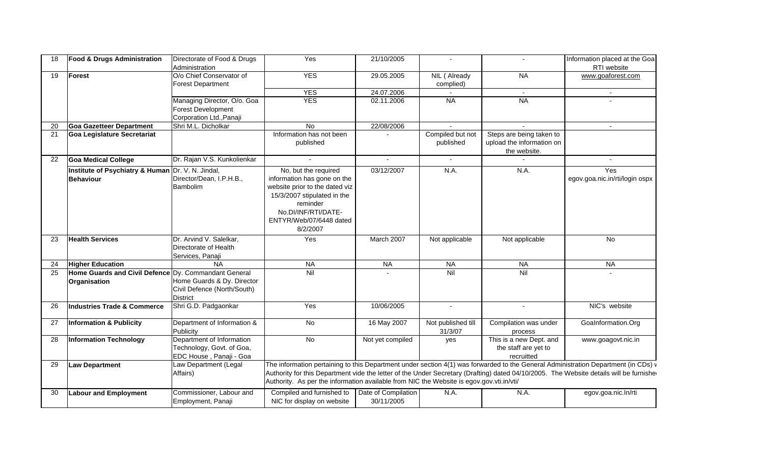| 18 | **Food & Drugs Administration** | Directorate of Food & Drugs Administration | Yes | 21/10/2005 | - | - | Information placed at the Goa RTI website |
|---|---|---|---|---|---|---|---|
| 19 | **Forest** | O/o Chief Conservator of Forest Department | YES | 29.05.2005 | NIL ( Already complied) | NA | www.goaforest.com |
| | | | YES | 24.07.2006 | - | - | - |
| | | Managing Director, O/o. Goa Forest Development Corporation Ltd.,Panaji | YES | 02.11.2006 | NA | NA | - |
| 20 | **Goa Gazetteer Department** | Shri M.L. Dicholkar | No | 22/08/2006 | - | - | - |
| 21 | **Goa Legislature Secretariat** | | Information has not been published | - | Compiled but not published | Steps are being taken to upload the information on the website. | |
| 22 | **Goa Medical College** | Dr. Rajan V.S. Kunkolienkar | - | - | - | - | - |
| | **Institute of Psychiatry & Human Behaviour** | Dr. V. N. Jindal, Director/Dean, I.P.H.B., Bambolim | No, but the required information has gone on the website prior to the dated viz 15/3/2007 stipulated in the reminder No.DI/INF/RTI/DATE-ENTYR/Web/07/6448 dated 8/2/2007 | 03/12/2007 | N.A. | N.A. | Yes egov.goa.nic.in/rti/login ospx |
| 23 | **Health Services** | Dr. Arvind V. Salelkar, Directorate of Health Services, Panaji | Yes | March 2007 | Not applicable | Not applicable | No |
| 24 | **Higher Education** | NA | NA | NA | NA | NA | NA |
| 25 | **Home Guards and Civil Defence Organisation** | Dy. Commandant General Home Guards & Dy. Director Civil Defence (North/South) District | Nil | - | Nil | Nil | - |
| 26 | **Industries Trade & Commerce** | Shri G.D. Padgaonkar | Yes | 10/06/2005 | - | - | NIC's website |
| 27 | **Information & Publicity** | Department of Information & Publicity | No | 16 May 2007 | Not published till 31/3/07 | Compilation was under process | GoaInformation.Org |
| 28 | **Information Technology** | Department of Information Technology, Govt. of Goa, EDC House , Panaji - Goa | No | Not yet compiled | yes | This is a new Dept. and the staff are yet to recruitted | www.goagovt.nic.in |
| 29 | **Law Department** | Law Department (Legal Affairs) | The information pertaining to this Department under section 4(1) was forwarded to the General Administration Department (in CDs) v Authority for this Department vide the letter of the Under Secretary (Drafting) dated 04/10/2005. The Website details will be furnishe Authority. As per the information available from NIC the Website is egov.gov.vti.in/vti/ | | | | |
| 30 | **Labour and Employment** | Commissioner, Labour and Employment, Panaji | Compiled and furnished to NIC for display on website | Date of Compilation 30/11/2005 | N.A. | N.A. | egov.goa.nic.In/rti |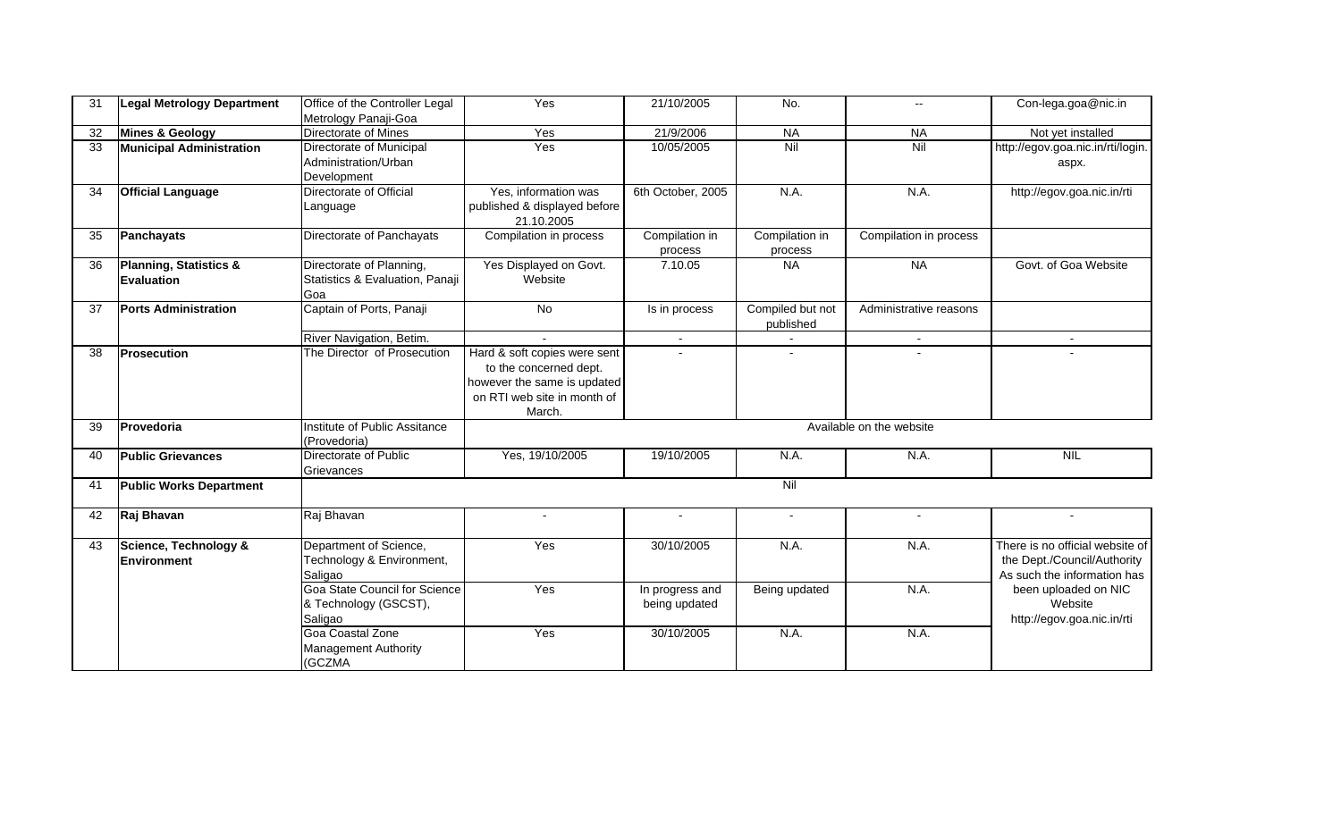| 31 | **Legal Metrology Department** | Office of the Controller Legal Metrology Panaji-Goa | Yes | 21/10/2005 | No. | -- | Con-lega.goa@nic.in |
|---|---|---|---|---|---|---|---|
| 32 | **Mines & Geology** | Directorate of Mines | Yes | 21/9/2006 | NA | NA | Not yet installed |
| 33 | **Municipal Administration** | Directorate of Municipal Administration/Urban Development | Yes | 10/05/2005 | Nil | Nil | http://egov.goa.nic.in/rti/login.aspx. |
| 34 | **Official Language** | Directorate of Official Language | Yes, information was published & displayed before 21.10.2005 | 6th October, 2005 | N.A. | N.A. | http://egov.goa.nic.in/rti |
| 35 | **Panchayats** | Directorate of Panchayats | Compilation in process | Compilation in process | Compilation in process | Compilation in process | |
| 36 | **Planning, Statistics & Evaluation** | Directorate of Planning, Statistics & Evaluation, Panaji Goa | Yes Displayed on Govt. Website | 7.10.05 | NA | NA | Govt. of Goa Website |
| 37 | **Ports Administration** | Captain of Ports, Panaji | No | Is in process | Compiled but not published | Administrative reasons | |
| | | River Navigation, Betim. | - | - | - | - | - |
| 38 | **Prosecution** | The Director of Prosecution | Hard & soft copies were sent to the concerned dept. however the same is updated on RTI web site in month of March. | - | - | - | - |
| 39 | **Provedoria** | Institute of Public Assitance (Provedoria) | Available on the website | | | | |
| 40 | **Public Grievances** | Directorate of Public Grievances | Yes, 19/10/2005 | 19/10/2005 | N.A. | N.A. | NIL |
| 41 | **Public Works Department** | Nil | | | | | |
| 42 | **Raj Bhavan** | Raj Bhavan | - | - | - | - | - |
| 43 | **Science, Technology & Environment** | Department of Science, Technology & Environment, Saligao | Yes | 30/10/2005 | N.A. | N.A. | There is no official website of the Dept./Council/Authority As such the information has been uploaded on NIC Website http://egov.goa.nic.in/rti |
| | | Goa State Council for Science & Technology (GSCST), Saligao | Yes | In progress and being updated | Being updated | N.A. | |
| | | Goa Coastal Zone Management Authority (GCZMA | Yes | 30/10/2005 | N.A. | N.A. | |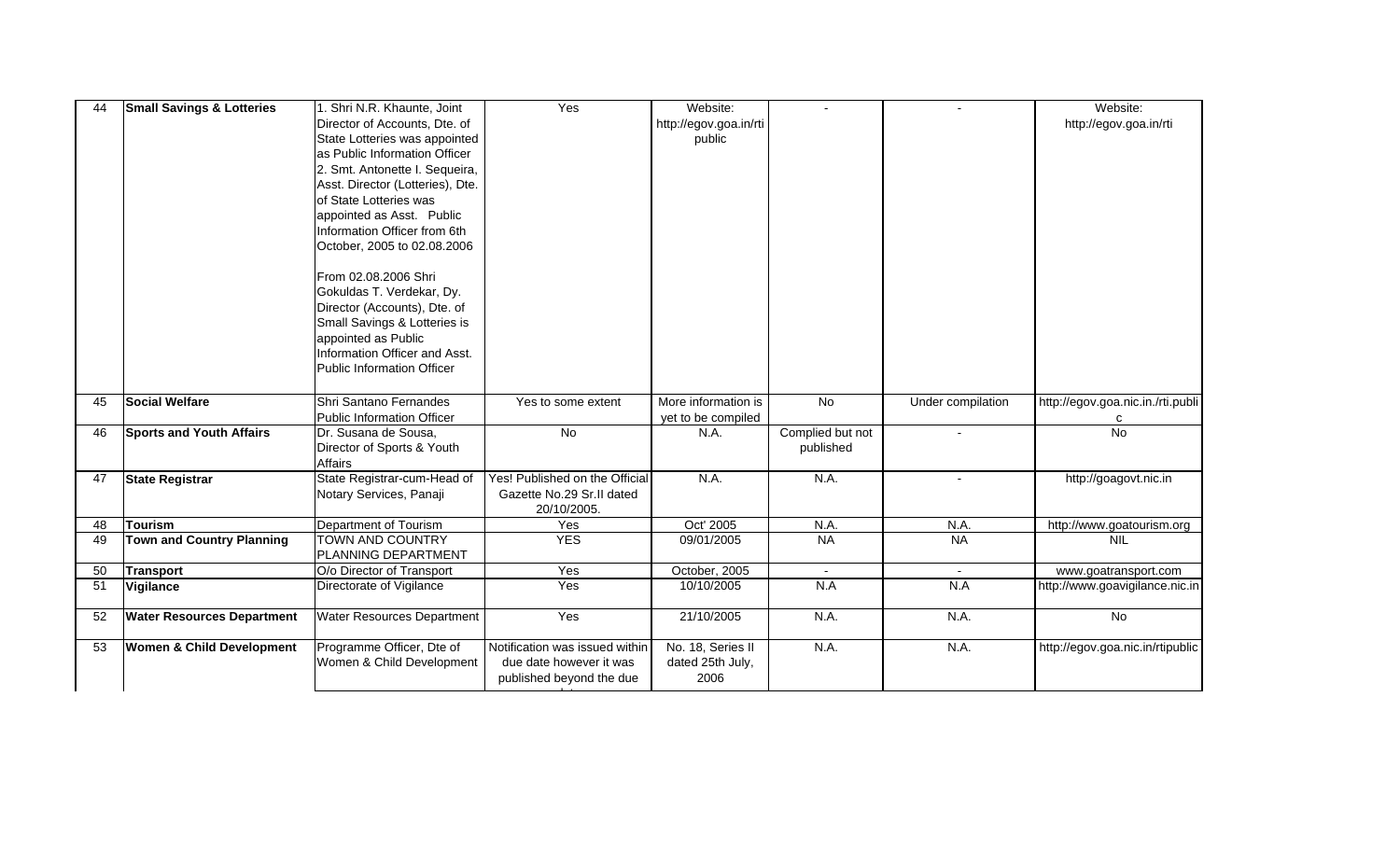| 44 | **Small Savings & Lotteries** | 1. Shri N.R. Khaunte, Joint Director of Accounts, Dte. of State Lotteries was appointed as Public Information Officer 2. Smt. Antonette I. Sequeira, Asst. Director (Lotteries), Dte. of State Lotteries was appointed as Asst. Public Information Officer from 6th October, 2005 to 02.08.2006<br><br>From 02.08.2006 Shri Gokuldas T. Verdekar, Dy. Director (Accounts), Dte. of Small Savings & Lotteries is appointed as Public Information Officer and Asst. Public Information Officer | Yes | Website: http://egov.goa.in/rti public | - | - | Website: http://egov.goa.in/rti |
|---|---|---|---|---|---|---|---|
| 45 | **Social Welfare** | Shri Santano Fernandes Public Information Officer | Yes to some extent | More information is yet to be compiled | No | Under compilation | http://egov.goa.nic.in./rti.public |
| 46 | **Sports and Youth Affairs** | Dr. Susana de Sousa, Director of Sports & Youth Affairs | No | N.A. | Complied but not published | - | No |
| 47 | **State Registrar** | State Registrar-cum-Head of Notary Services, Panaji | Yes! Published on the Official Gazette No.29 Sr.II dated 20/10/2005. | N.A. | N.A. | - | http://goagovt.nic.in |
| 48 | **Tourism** | Department of Tourism | Yes | Oct' 2005 | N.A. | N.A. | http://www.goatourism.org |
| 49 | **Town and Country Planning** | TOWN AND COUNTRY PLANNING DEPARTMENT | YES | 09/01/2005 | NA | NA | NIL |
| 50 | **Transport** | O/o Director of Transport | Yes | October, 2005 | - | - | www.goatransport.com |
| 51 | **Vigilance** | Directorate of Vigilance | Yes | 10/10/2005 | N.A | N.A | http://www.goavigilance.nic.in |
| 52 | **Water Resources Department** | Water Resources Department | Yes | 21/10/2005 | N.A. | N.A. | No |
| 53 | **Women & Child Development** | Programme Officer, Dte of Women & Child Development | Notification was issued within due date however it was published beyond the due | No. 18, Series II dated 25th July, 2006 | N.A. | N.A. | http://egov.goa.nic.in/rtipublic |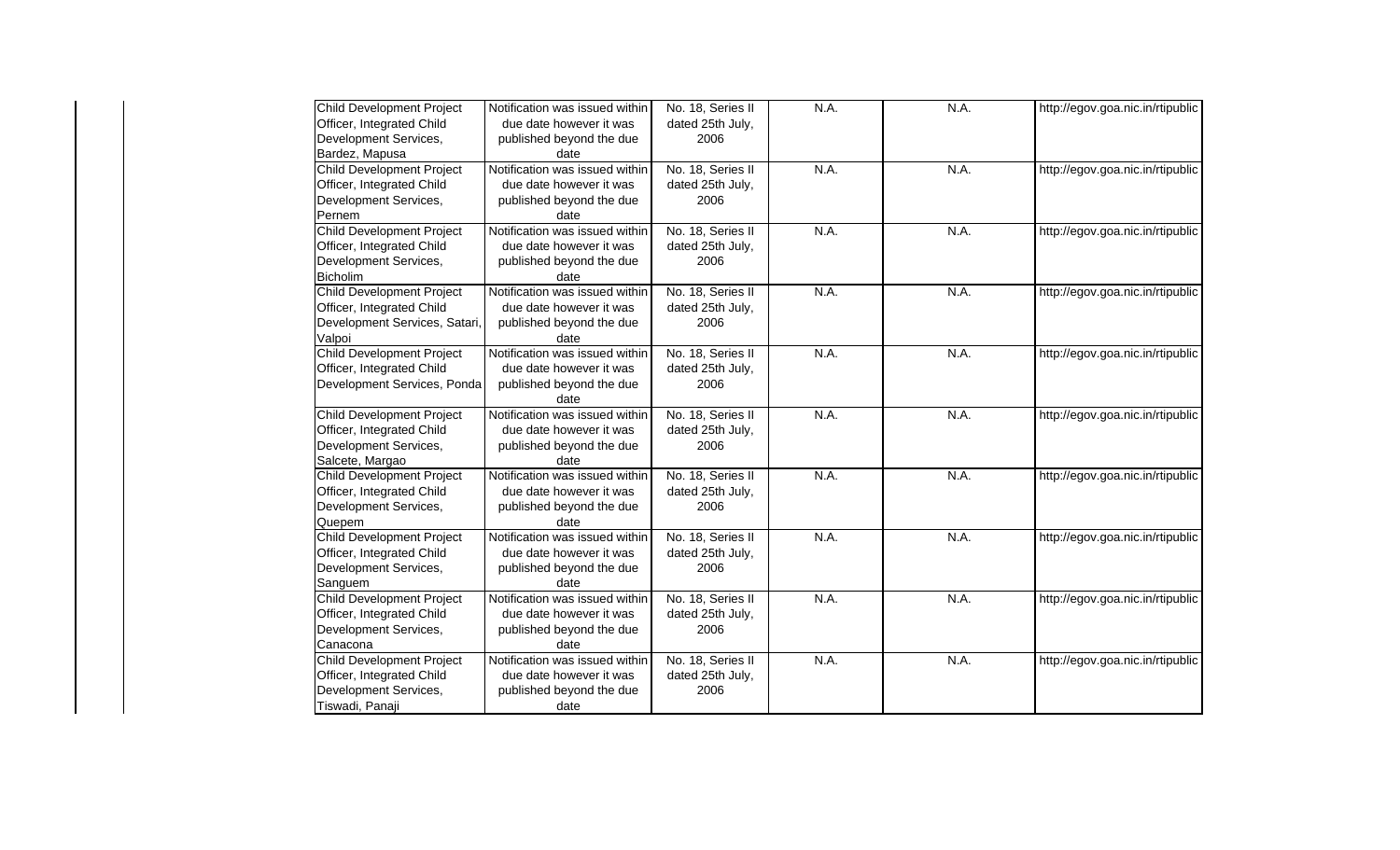| | | | | | |
|---|---|---|---|---|---|
| Child Development Project Officer, Integrated Child Development Services, Bardez, Mapusa | Notification was issued within due date however it was published beyond the due date | No. 18, Series II dated 25th July, 2006 | N.A. | N.A. | http://egov.goa.nic.in/rtipublic |
| Child Development Project Officer, Integrated Child Development Services, Pernem | Notification was issued within due date however it was published beyond the due date | No. 18, Series II dated 25th July, 2006 | N.A. | N.A. | http://egov.goa.nic.in/rtipublic |
| Child Development Project Officer, Integrated Child Development Services, Bicholim | Notification was issued within due date however it was published beyond the due date | No. 18, Series II dated 25th July, 2006 | N.A. | N.A. | http://egov.goa.nic.in/rtipublic |
| Child Development Project Officer, Integrated Child Development Services, Satari, Valpoi | Notification was issued within due date however it was published beyond the due date | No. 18, Series II dated 25th July, 2006 | N.A. | N.A. | http://egov.goa.nic.in/rtipublic |
| Child Development Project Officer, Integrated Child Development Services, Ponda | Notification was issued within due date however it was published beyond the due date | No. 18, Series II dated 25th July, 2006 | N.A. | N.A. | http://egov.goa.nic.in/rtipublic |
| Child Development Project Officer, Integrated Child Development Services, Salcete, Margao | Notification was issued within due date however it was published beyond the due date | No. 18, Series II dated 25th July, 2006 | N.A. | N.A. | http://egov.goa.nic.in/rtipublic |
| Child Development Project Officer, Integrated Child Development Services, Quepem | Notification was issued within due date however it was published beyond the due date | No. 18, Series II dated 25th July, 2006 | N.A. | N.A. | http://egov.goa.nic.in/rtipublic |
| Child Development Project Officer, Integrated Child Development Services, Sanguem | Notification was issued within due date however it was published beyond the due date | No. 18, Series II dated 25th July, 2006 | N.A. | N.A. | http://egov.goa.nic.in/rtipublic |
| Child Development Project Officer, Integrated Child Development Services, Canacona | Notification was issued within due date however it was published beyond the due date | No. 18, Series II dated 25th July, 2006 | N.A. | N.A. | http://egov.goa.nic.in/rtipublic |
| Child Development Project Officer, Integrated Child Development Services, Tiswadi, Panaji | Notification was issued within due date however it was published beyond the due date | No. 18, Series II dated 25th July, 2006 | N.A. | N.A. | http://egov.goa.nic.in/rtipublic |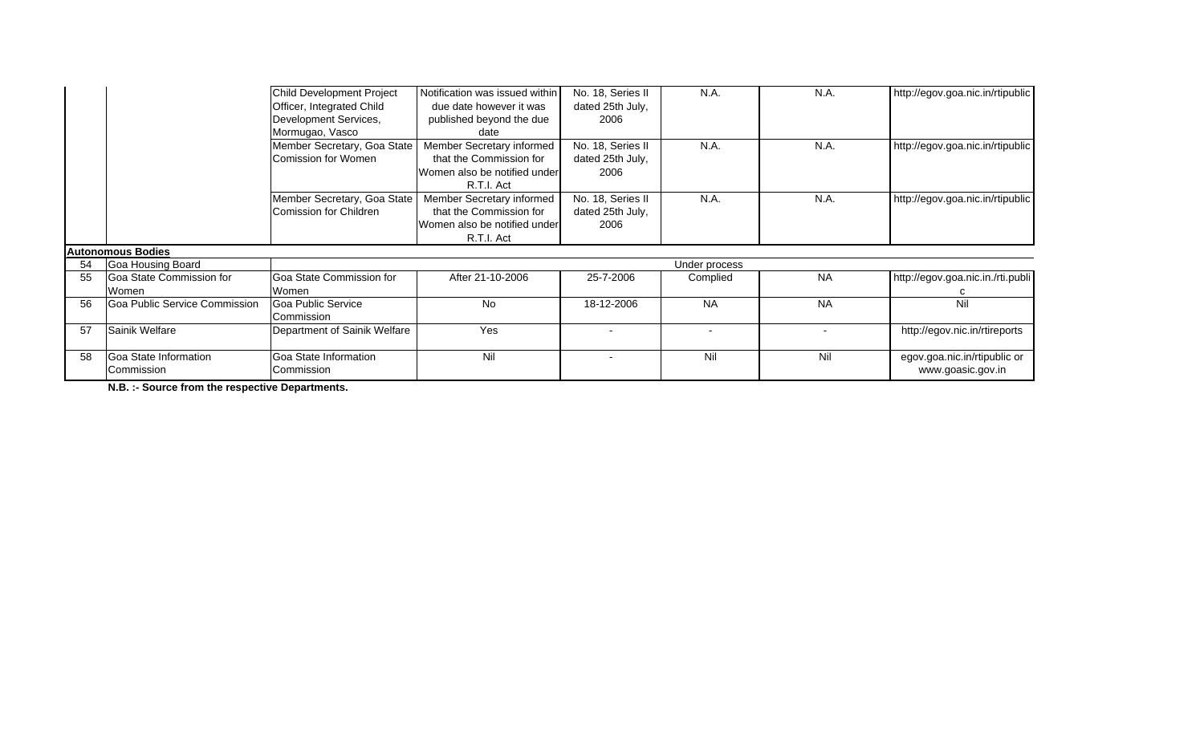| | | | | | | | |
|---|---|---|---|---|---|---|---|
| | | Child Development Project Officer, Integrated Child Development Services, Mormugao, Vasco | Notification was issued within due date however it was published beyond the due date | No. 18, Series II dated 25th July, 2006 | N.A. | N.A. | http://egov.goa.nic.in/rtipublic |
| | | Member Secretary, Goa State Comission for Women | Member Secretary informed that the Commission for Women also be notified under R.T.I. Act | No. 18, Series II dated 25th July, 2006 | N.A. | N.A. | http://egov.goa.nic.in/rtipublic |
| | | Member Secretary, Goa State Comission for Children | Member Secretary informed that the Commission for Women also be notified under R.T.I. Act | No. 18, Series II dated 25th July, 2006 | N.A. | N.A. | http://egov.goa.nic.in/rtipublic |
| **Autonomous Bodies** | | | | | | | |
| 54 | Goa Housing Board | Under process | | | | | |
| 55 | Goa State Commission for Women | Goa State Commission for Women | After 21-10-2006 | 25-7-2006 | Complied | NA | http://egov.goa.nic.in./rti.public |
| 56 | Goa Public Service Commission | Goa Public Service Commission | No | 18-12-2006 | NA | NA | Nil |
| 57 | Sainik Welfare | Department of Sainik Welfare | Yes | - | - | - | http://egov.nic.in/rtireports |
| 58 | Goa State Information Commission | Goa State Information Commission | Nil | - | Nil | Nil | egov.goa.nic.in/rtipublic or www.goasic.gov.in |

**N.B. :- Source from the respective Departments.**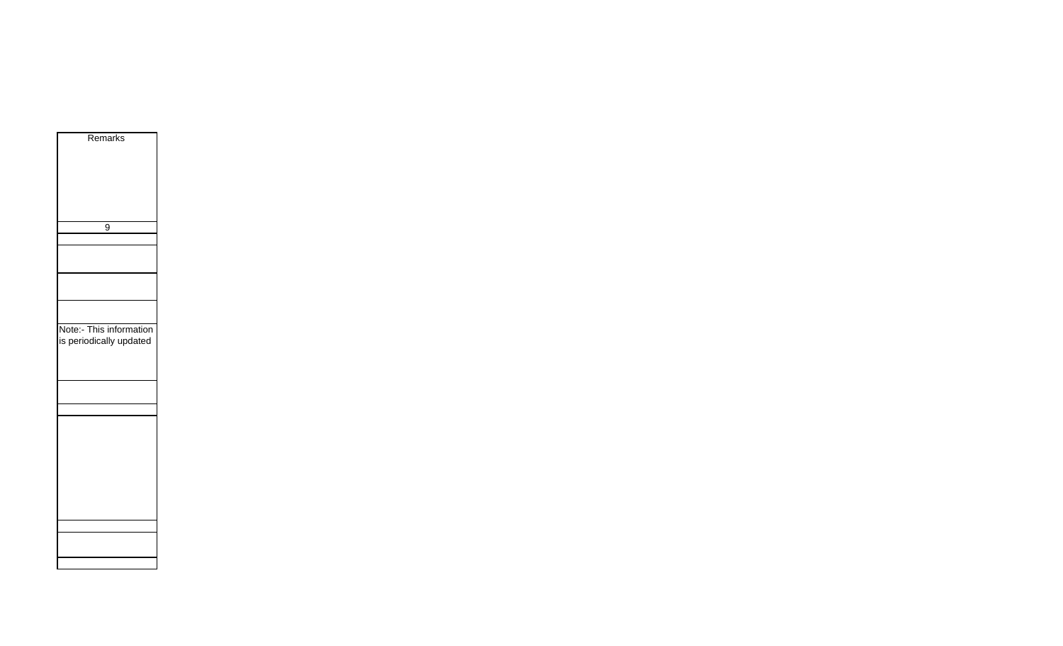| Remarks |
| --- |
| 9 |
| |
| |
| |
| |
| Note:- This information is periodically updated |
| |
| |
| |
| |
| |
| |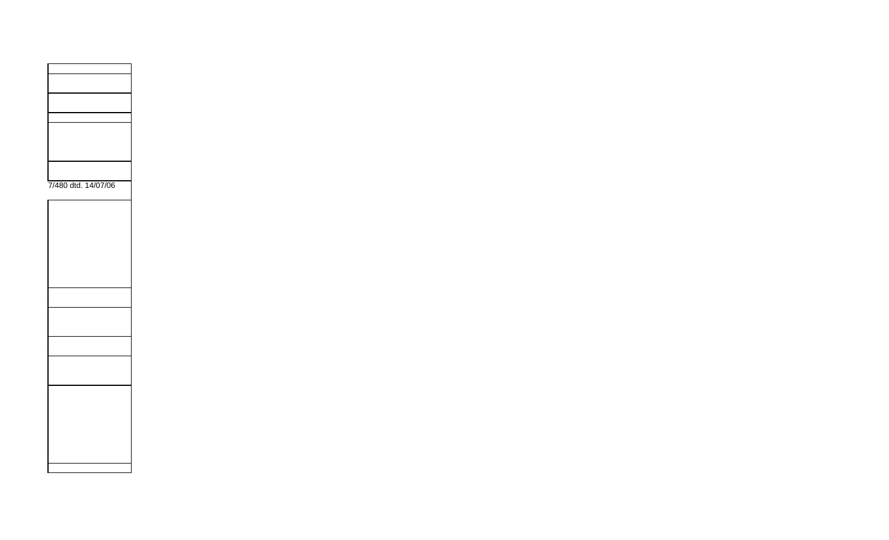7/480 dtd. 14/07/06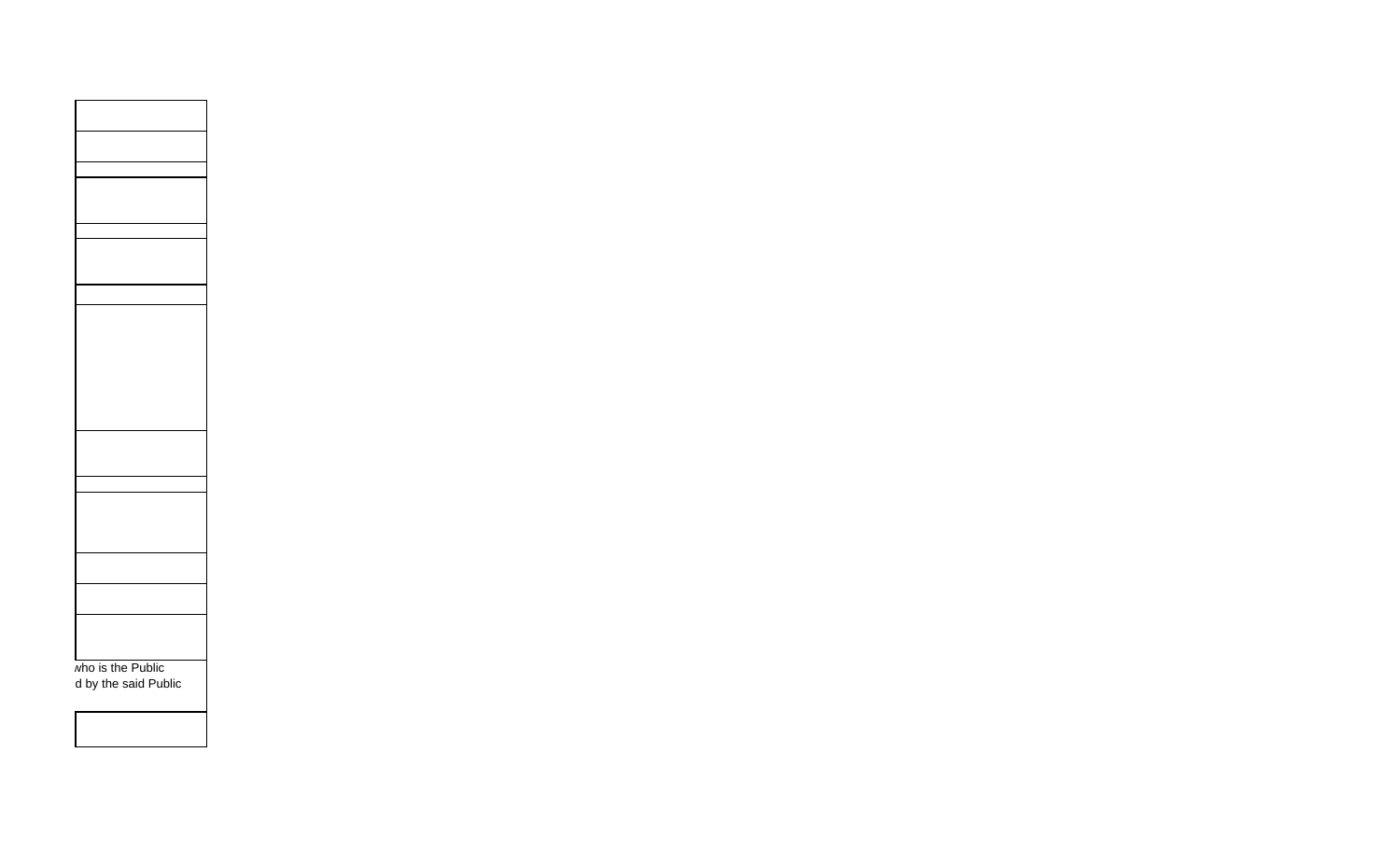who is the Public
d by the said Public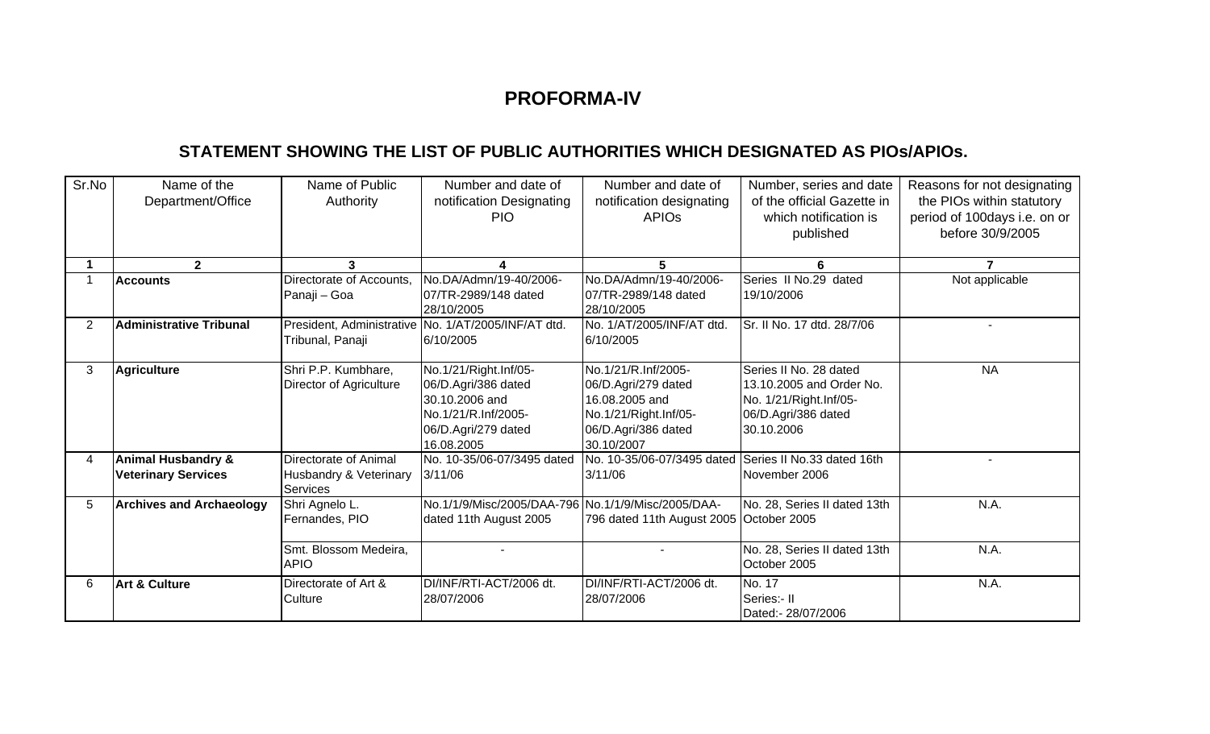# PROFORMA-IV

## STATEMENT SHOWING THE LIST OF PUBLIC AUTHORITIES WHICH DESIGNATED AS PIOs/APIOs.

| Sr.No | Name of the Department/Office | Name of Public Authority | Number and date of notification Designating PIO | Number and date of notification designating APIOs | Number, series and date of the official Gazette in which notification is published | Reasons for not designating the PIOs within statutory period of 100days i.e. on or before 30/9/2005 |
|---|---|---|---|---|---|---|
| **1** | **2** | **3** | **4** | **5** | **6** | **7** |
| 1 | **Accounts** | Directorate of Accounts, Panaji – Goa | No.DA/Admn/19-40/2006-07/TR-2989/148 dated 28/10/2005 | No.DA/Admn/19-40/2006-07/TR-2989/148 dated 28/10/2005 | Series II No.29 dated 19/10/2006 | Not applicable |
| 2 | **Administrative Tribunal** | President, Administrative Tribunal, Panaji | No. 1/AT/2005/INF/AT dtd. 6/10/2005 | No. 1/AT/2005/INF/AT dtd. 6/10/2005 | Sr. II No. 17 dtd. 28/7/06 | - |
| 3 | **Agriculture** | Shri P.P. Kumbhare, Director of Agriculture | No.1/21/Right.Inf/05-06/D.Agri/386 dated 30.10.2006 and No.1/21/R.Inf/2005-06/D.Agri/279 dated 16.08.2005 | No.1/21/R.Inf/2005-06/D.Agri/279 dated 16.08.2005 and No.1/21/Right.Inf/05-06/D.Agri/386 dated 30/10/2007 | Series II No. 28 dated 13.10.2005 and Order No. No. 1/21/Right.Inf/05-06/D.Agri/386 dated 30.10.2006 | NA |
| 4 | **Animal Husbandry & Veterinary Services** | Directorate of Animal Husbandry & Veterinary Services | No. 10-35/06-07/3495 dated 3/11/06 | No. 10-35/06-07/3495 dated 3/11/06 | Series II No.33 dated 16th November 2006 | - |
| 5 | **Archives and Archaeology** | Shri Agnelo L. Fernandes, PIO | No.1/1/9/Misc/2005/DAA-796 dated 11th August 2005 | No.1/1/9/Misc/2005/DAA-796 dated 11th August 2005 | No. 28, Series II dated 13th October 2005 | N.A. |
| | | Smt. Blossom Medeira, APIO | - | - | No. 28, Series II dated 13th October 2005 | N.A. |
| 6 | **Art & Culture** | Directorate of Art & Culture | DI/INF/RTI-ACT/2006 dt. 28/07/2006 | DI/INF/RTI-ACT/2006 dt. 28/07/2006 | No. 17 Series:- II Dated:- 28/07/2006 | N.A. |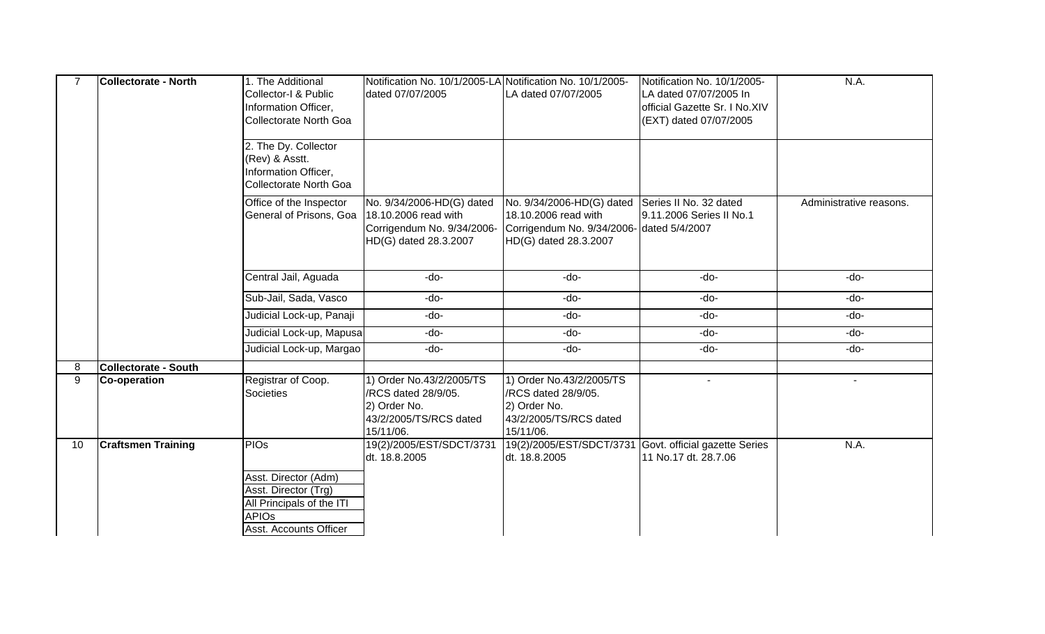| | | | | | | |
|---|---|---|---|---|---|---|
| 7 | **Collectorate - North** | 1. The Additional Collector-I & Public Information Officer, Collectorate North Goa | Notification No. 10/1/2005-LA dated 07/07/2005 | Notification No. 10/1/2005-LA dated 07/07/2005 | Notification No. 10/1/2005-LA dated 07/07/2005 In official Gazette Sr. I No.XIV (EXT) dated 07/07/2005 | N.A. |
| | | 2. The Dy. Collector (Rev) & Asstt. Information Officer, Collectorate North Goa | | | | |
| | | Office of the Inspector General of Prisons, Goa | No. 9/34/2006-HD(G) dated 18.10.2006 read with Corrigendum No. 9/34/2006-HD(G) dated 28.3.2007 | No. 9/34/2006-HD(G) dated 18.10.2006 read with Corrigendum No. 9/34/2006-HD(G) dated 28.3.2007 | Series II No. 32 dated 9.11.2006 Series II No.1 dated 5/4/2007 | Administrative reasons. |
| | | Central Jail, Aguada | -do- | -do- | -do- | -do- |
| | | Sub-Jail, Sada, Vasco | -do- | -do- | -do- | -do- |
| | | Judicial Lock-up, Panaji | -do- | -do- | -do- | -do- |
| | | Judicial Lock-up, Mapusa | -do- | -do- | -do- | -do- |
| | | Judicial Lock-up, Margao | -do- | -do- | -do- | -do- |
| 8 | **Collectorate - South** | | | | | |
| 9 | **Co-operation** | Registrar of Coop. Societies | 1) Order No.43/2/2005/TS /RCS dated 28/9/05. 2) Order No. 43/2/2005/TS/RCS dated 15/11/06. | 1) Order No.43/2/2005/TS /RCS dated 28/9/05. 2) Order No. 43/2/2005/TS/RCS dated 15/11/06. | - | - |
| 10 | **Craftsmen Training** | PIOs | 19(2)/2005/EST/SDCT/3731 dt. 18.8.2005 | 19(2)/2005/EST/SDCT/3731 dt. 18.8.2005 | Govt. official gazette Series 11 No.17 dt. 28.7.06 | N.A. |
| | | Asst. Director (Adm) | | | | |
| | | Asst. Director (Trg) | | | | |
| | | All Principals of the ITI | | | | |
| | | APIOs | | | | |
| | | Asst. Accounts Officer | | | | |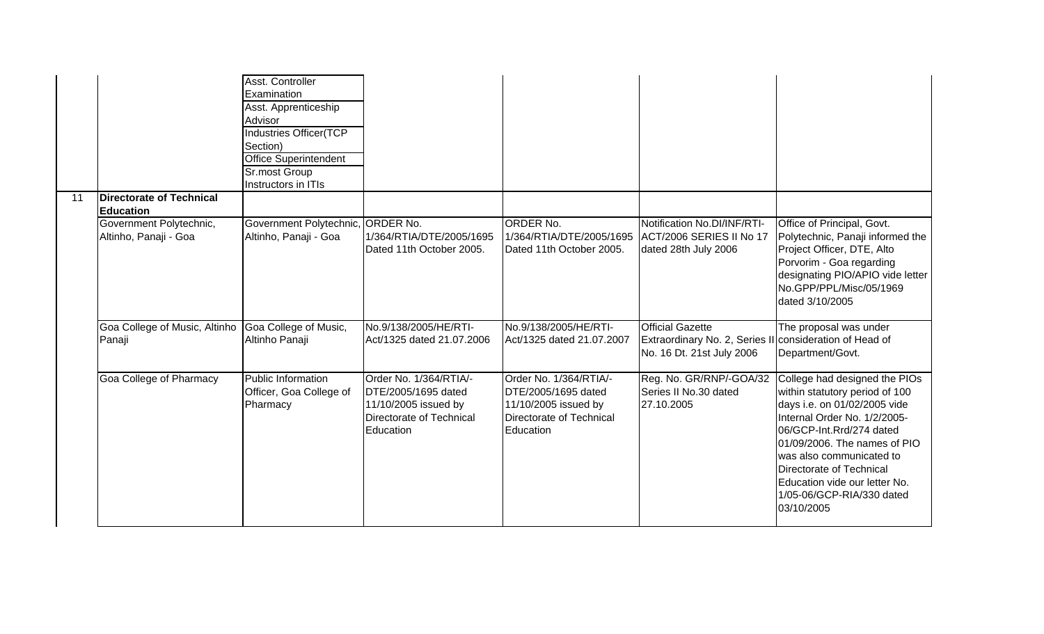| | | | | | | |
|---|---|---|---|---|---|---|
| | | Asst. Controller Examination | | | | |
| | | Asst. Apprenticeship Advisor | | | | |
| | | Industries Officer(TCP Section) | | | | |
| | | Office Superintendent | | | | |
| | | Sr.most Group Instructors in ITIs | | | | |
| 11 | **Directorate of Technical Education** | | | | | |
| | Government Polytechnic, Altinho, Panaji - Goa | Government Polytechnic, Altinho, Panaji - Goa | ORDER No. 1/364/RTIA/DTE/2005/1695 Dated 11th October 2005. | ORDER No. 1/364/RTIA/DTE/2005/1695 Dated 11th October 2005. | Notification No.DI/INF/RTI-ACT/2006 SERIES II No 17 dated 28th July 2006 | Office of Principal, Govt. Polytechnic, Panaji informed the Project Officer, DTE, Alto Porvorim - Goa regarding designating PIO/APIO vide letter No.GPP/PPL/Misc/05/1969 dated 3/10/2005 |
| | Goa College of Music, Altinho Panaji | Goa College of Music, Altinho Panaji | No.9/138/2005/HE/RTI-Act/1325 dated 21.07.2006 | No.9/138/2005/HE/RTI-Act/1325 dated 21.07.2007 | Official Gazette Extraordinary No. 2, Series II No. 16 Dt. 21st July 2006 | The proposal was under consideration of Head of Department/Govt. |
| | Goa College of Pharmacy | Public Information Officer, Goa College of Pharmacy | Order No. 1/364/RTIA/-DTE/2005/1695 dated 11/10/2005 issued by Directorate of Technical Education | Order No. 1/364/RTIA/-DTE/2005/1695 dated 11/10/2005 issued by Directorate of Technical Education | Reg. No. GR/RNP/-GOA/32 Series II No.30 dated 27.10.2005 | College had designed the PIOs within statutory period of 100 days i.e. on 01/02/2005 vide Internal Order No. 1/2/2005-06/GCP-Int.Rrd/274 dated 01/09/2006. The names of PIO was also communicated to Directorate of Technical Education vide our letter No. 1/05-06/GCP-RIA/330 dated 03/10/2005 |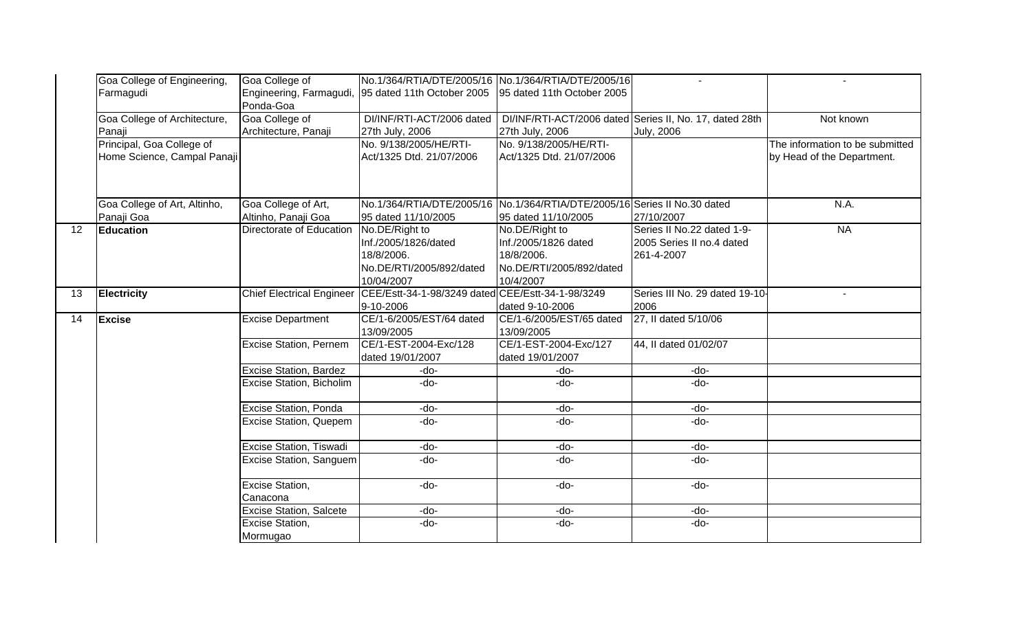| | | | | | | |
|---|---|---|---|---|---|---|
| | Goa College of Engineering, Farmagudi | Goa College of Engineering, Farmagudi, Ponda-Goa | No.1/364/RTIA/DTE/2005/16 95 dated 11th October 2005 | No.1/364/RTIA/DTE/2005/16 95 dated 11th October 2005 | - | - |
| | Goa College of Architecture, Panaji | Goa College of Architecture, Panaji | DI/INF/RTI-ACT/2006 dated 27th July, 2006 | DI/INF/RTI-ACT/2006 dated 27th July, 2006 | Series II, No. 17, dated 28th July, 2006 | Not known |
| | Principal, Goa College of Home Science, Campal Panaji | | No. 9/138/2005/HE/RTI-Act/1325 Dtd. 21/07/2006 | No. 9/138/2005/HE/RTI-Act/1325 Dtd. 21/07/2006 | | The information to be submitted by Head of the Department. |
| | Goa College of Art, Altinho, Panaji Goa | Goa College of Art, Altinho, Panaji Goa | No.1/364/RTIA/DTE/2005/16 95 dated 11/10/2005 | No.1/364/RTIA/DTE/2005/16 95 dated 11/10/2005 | Series II No.30 dated 27/10/2007 | N.A. |
| 12 | **Education** | Directorate of Education | No.DE/Right to Inf./2005/1826/dated 18/8/2006. No.DE/RTI/2005/892/dated 10/04/2007 | No.DE/Right to Inf./2005/1826 dated 18/8/2006. No.DE/RTI/2005/892/dated 10/4/2007 | Series II No.22 dated 1-9-2005 Series II no.4 dated 261-4-2007 | NA |
| 13 | **Electricity** | Chief Electrical Engineer | CEE/Estt-34-1-98/3249 dated 9-10-2006 | CEE/Estt-34-1-98/3249 dated 9-10-2006 | Series III No. 29 dated 19-10-2006 | - |
| 14 | **Excise** | Excise Department | CE/1-6/2005/EST/64 dated 13/09/2005 | CE/1-6/2005/EST/65 dated 13/09/2005 | 27, II dated 5/10/06 | |
| | | Excise Station, Pernem | CE/1-EST-2004-Exc/128 dated 19/01/2007 | CE/1-EST-2004-Exc/127 dated 19/01/2007 | 44, II dated 01/02/07 | |
| | | Excise Station, Bardez | -do- | -do- | -do- | |
| | | Excise Station, Bicholim | -do- | -do- | -do- | |
| | | Excise Station, Ponda | -do- | -do- | -do- | |
| | | Excise Station, Quepem | -do- | -do- | -do- | |
| | | Excise Station, Tiswadi | -do- | -do- | -do- | |
| | | Excise Station, Sanguem | -do- | -do- | -do- | |
| | | Excise Station, Canacona | -do- | -do- | -do- | |
| | | Excise Station, Salcete | -do- | -do- | -do- | |
| | | Excise Station, Mormugao | -do- | -do- | -do- | |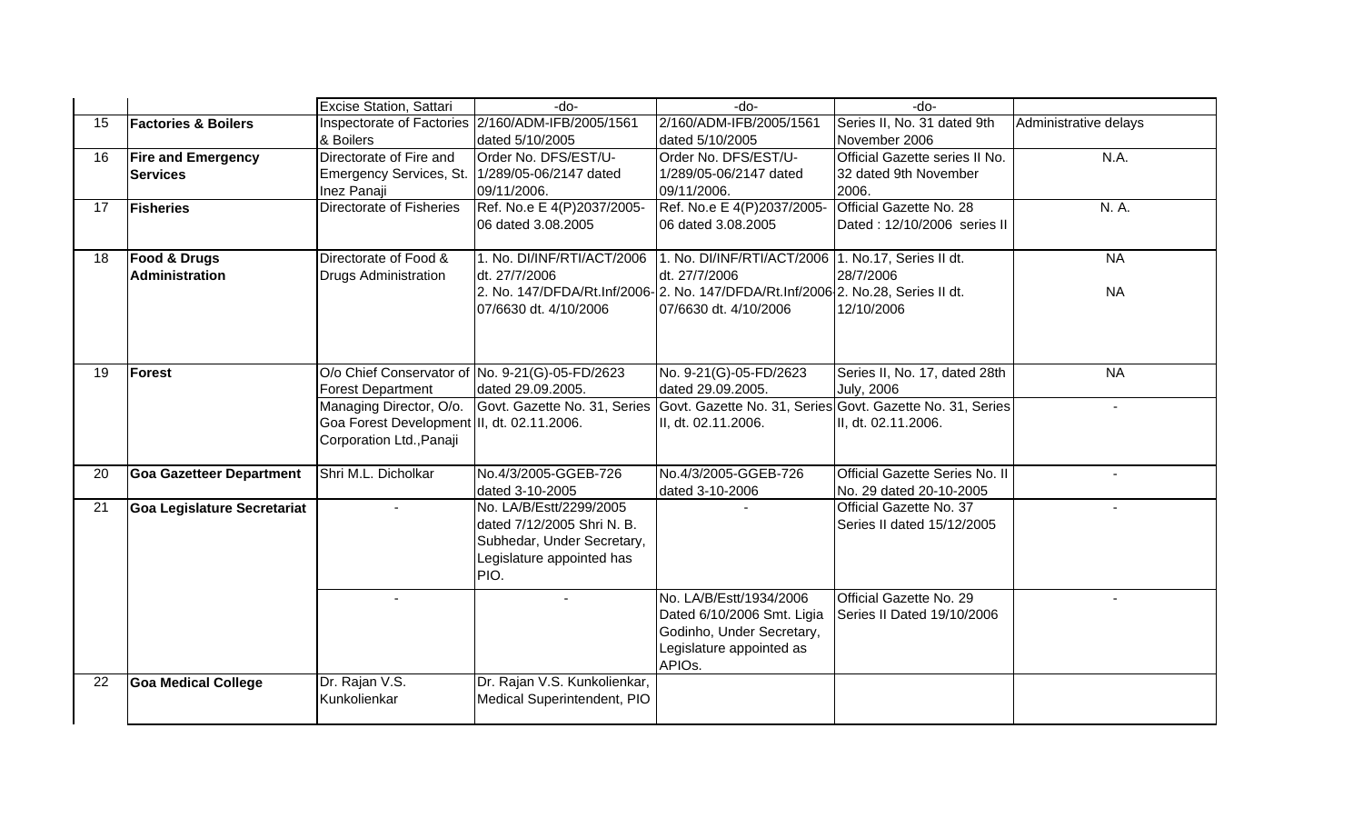| | | | | | | |
|---|---|---|---|---|---|---|
| | | Excise Station, Sattari | -do- | -do- | -do- | |
| 15 | **Factories & Boilers** | Inspectorate of Factories & Boilers | 2/160/ADM-IFB/2005/1561 dated 5/10/2005 | 2/160/ADM-IFB/2005/1561 dated 5/10/2005 | Series II, No. 31 dated 9th November 2006 | Administrative delays |
| 16 | **Fire and Emergency Services** | Directorate of Fire and Emergency Services, St. Inez Panaji | Order No. DFS/EST/U-1/289/05-06/2147 dated 09/11/2006. | Order No. DFS/EST/U-1/289/05-06/2147 dated 09/11/2006. | Official Gazette series II No. 32 dated 9th November 2006. | N.A. |
| 17 | **Fisheries** | Directorate of Fisheries | Ref. No.e E 4(P)2037/2005-06 dated 3.08.2005 | Ref. No.e E 4(P)2037/2005-06 dated 3.08.2005 | Official Gazette No. 28 Dated : 12/10/2006 series II | N. A. |
| 18 | **Food & Drugs Administration** | Directorate of Food & Drugs Administration | 1. No. DI/INF/RTI/ACT/2006 dt. 27/7/2006<br>2. No. 147/DFDA/Rt.Inf/2006-07/6630 dt. 4/10/2006 | 1. No. DI/INF/RTI/ACT/2006 dt. 27/7/2006<br>2. No. 147/DFDA/Rt.Inf/2006-07/6630 dt. 4/10/2006 | 1. No.17, Series II dt. 28/7/2006<br>2. No.28, Series II dt. 12/10/2006 | NA<br>NA |
| 19 | **Forest** | O/o Chief Conservator of Forest Department | No. 9-21(G)-05-FD/2623 dated 29.09.2005. | No. 9-21(G)-05-FD/2623 dated 29.09.2005. | Series II, No. 17, dated 28th July, 2006 | NA |
| | | Managing Director, O/o. Goa Forest Development Corporation Ltd.,Panaji | Govt. Gazette No. 31, Series II, dt. 02.11.2006. | Govt. Gazette No. 31, Series II, dt. 02.11.2006. | Govt. Gazette No. 31, Series II, dt. 02.11.2006. | - |
| 20 | **Goa Gazetteer Department** | Shri M.L. Dicholkar | No.4/3/2005-GGEB-726 dated 3-10-2005 | No.4/3/2005-GGEB-726 dated 3-10-2006 | Official Gazette Series No. II No. 29 dated 20-10-2005 | - |
| 21 | **Goa Legislature Secretariat** | - | No. LA/B/Estt/2299/2005 dated 7/12/2005 Shri N. B. Subhedar, Under Secretary, Legislature appointed has PIO. | - | Official Gazette No. 37 Series II dated 15/12/2005 | - |
| | | - | - | No. LA/B/Estt/1934/2006 Dated 6/10/2006 Smt. Ligia Godinho, Under Secretary, Legislature appointed as APIOs. | Official Gazette No. 29 Series II Dated 19/10/2006 | - |
| 22 | **Goa Medical College** | Dr. Rajan V.S. Kunkolienkar | Dr. Rajan V.S. Kunkolienkar, Medical Superintendent, PIO | | | |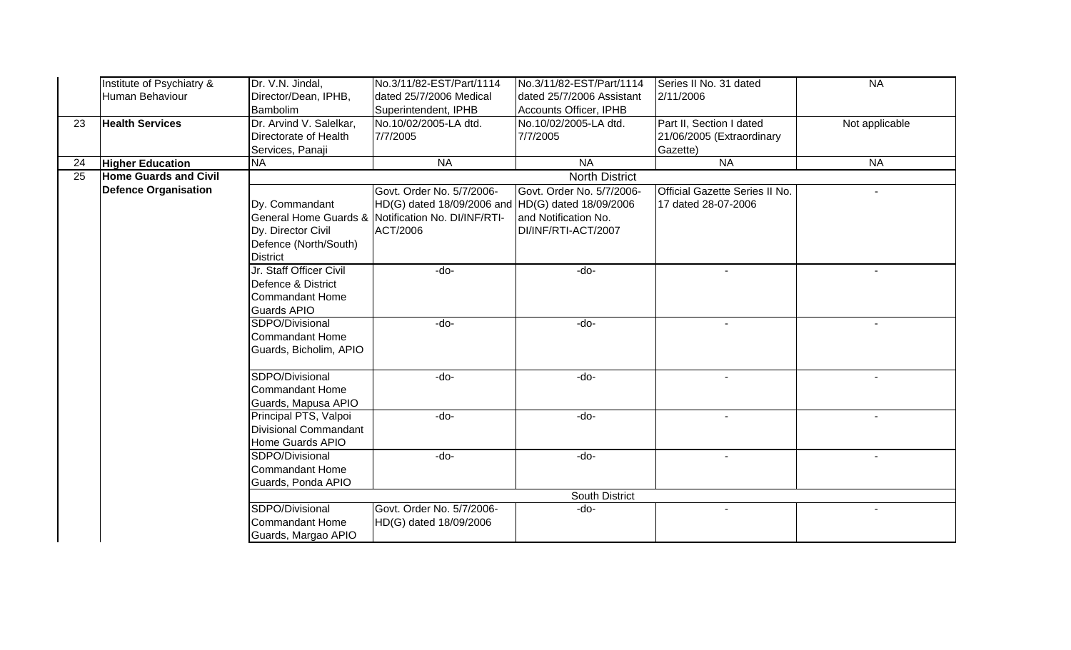| | | | | | | |
|---|---|---|---|---|---|---|
| | Institute of Psychiatry & Human Behaviour | Dr. V.N. Jindal, Director/Dean, IPHB, Bambolim | No.3/11/82-EST/Part/1114 dated 25/7/2006 Medical Superintendent, IPHB | No.3/11/82-EST/Part/1114 dated 25/7/2006 Assistant Accounts Officer, IPHB | Series II No. 31 dated 2/11/2006 | NA |
| 23 | **Health Services** | Dr. Arvind V. Salelkar, Directorate of Health Services, Panaji | No.10/02/2005-LA dtd. 7/7/2005 | No.10/02/2005-LA dtd. 7/7/2005 | Part II, Section I dated 21/06/2005 (Extraordinary Gazette) | Not applicable |
| 24 | **Higher Education** | NA | NA | NA | NA | NA |
| 25 | **Home Guards and Civil Defence Organisation** | North District | | | | |
| | | Dy. Commandant General Home Guards & Dy. Director Civil Defence (North/South) District | Govt. Order No. 5/7/2006-HD(G) dated 18/09/2006 and Notification No. DI/INF/RTI-ACT/2006 | Govt. Order No. 5/7/2006-HD(G) dated 18/09/2006 and Notification No. DI/INF/RTI-ACT/2007 | Official Gazette Series II No. 17 dated 28-07-2006 | - |
| | | Jr. Staff Officer Civil Defence & District Commandant Home Guards APIO | -do- | -do- | - | - |
| | | SDPO/Divisional Commandant Home Guards, Bicholim, APIO | -do- | -do- | - | - |
| | | SDPO/Divisional Commandant Home Guards, Mapusa APIO | -do- | -do- | - | - |
| | | Principal PTS, Valpoi Divisional Commandant Home Guards APIO | -do- | -do- | - | - |
| | | SDPO/Divisional Commandant Home Guards, Ponda APIO | -do- | -do- | - | - |
| | | South District | | | | |
| | | SDPO/Divisional Commandant Home Guards, Margao APIO | Govt. Order No. 5/7/2006-HD(G) dated 18/09/2006 | -do- | - | - |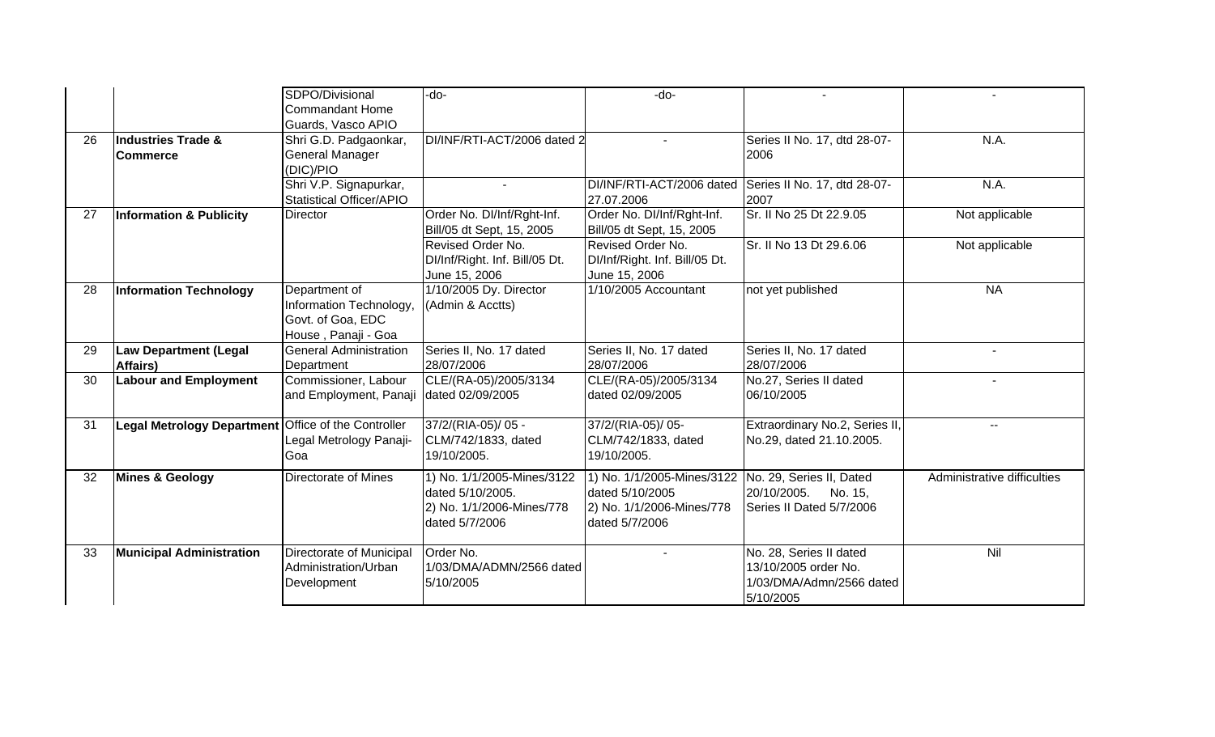|  |  | SDPO/Divisional Commandant Home Guards, Vasco APIO | -do- | -do- | - | - |
|---|---|---|---|---|---|---|
| 26 | **Industries Trade & Commerce** | Shri G.D. Padgaonkar, General Manager (DIC)/PIO | DI/INF/RTI-ACT/2006 dated 2 | - | Series II No. 17, dtd 28-07-2006 | N.A. |
|  |  | Shri V.P. Signapurkar, Statistical Officer/APIO | - | DI/INF/RTI-ACT/2006 dated 27.07.2006 | Series II No. 17, dtd 28-07-2007 | N.A. |
| 27 | **Information & Publicity** | Director | Order No. DI/Inf/Rght-Inf. Bill/05 dt Sept, 15, 2005 | Order No. DI/Inf/Rght-Inf. Bill/05 dt Sept, 15, 2005 | Sr. II No 25 Dt 22.9.05 | Not applicable |
|  |  |  | Revised Order No. DI/Inf/Right. Inf. Bill/05 Dt. June 15, 2006 | Revised Order No. DI/Inf/Right. Inf. Bill/05 Dt. June 15, 2006 | Sr. II No 13 Dt 29.6.06 | Not applicable |
| 28 | **Information Technology** | Department of Information Technology, Govt. of Goa, EDC House , Panaji - Goa | 1/10/2005 Dy. Director (Admin & Acctts) | 1/10/2005 Accountant | not yet published | NA |
| 29 | **Law Department (Legal Affairs)** | General Administration Department | Series II, No. 17 dated 28/07/2006 | Series II, No. 17 dated 28/07/2006 | Series II, No. 17 dated 28/07/2006 | - |
| 30 | **Labour and Employment** | Commissioner, Labour and Employment, Panaji | CLE/(RA-05)/2005/3134 dated 02/09/2005 | CLE/(RA-05)/2005/3134 dated 02/09/2005 | No.27, Series II dated 06/10/2005 | - |
| 31 | **Legal Metrology Department** | Office of the Controller Legal Metrology Panaji-Goa | 37/2/(RIA-05)/ 05 - CLM/742/1833, dated 19/10/2005. | 37/2/(RIA-05)/ 05-CLM/742/1833, dated 19/10/2005. | Extraordinary No.2, Series II, No.29, dated 21.10.2005. | -- |
| 32 | **Mines & Geology** | Directorate of Mines | 1) No. 1/1/2005-Mines/3122 dated 5/10/2005. 2) No. 1/1/2006-Mines/778 dated 5/7/2006 | 1) No. 1/1/2005-Mines/3122 dated 5/10/2005 2) No. 1/1/2006-Mines/778 dated 5/7/2006 | No. 29, Series II, Dated 20/10/2005. No. 15, Series II Dated 5/7/2006 | Administrative difficulties |
| 33 | **Municipal Administration** | Directorate of Municipal Administration/Urban Development | Order No. 1/03/DMA/ADMN/2566 dated 5/10/2005 | - | No. 28, Series II dated 13/10/2005 order No. 1/03/DMA/Admn/2566 dated 5/10/2005 | Nil |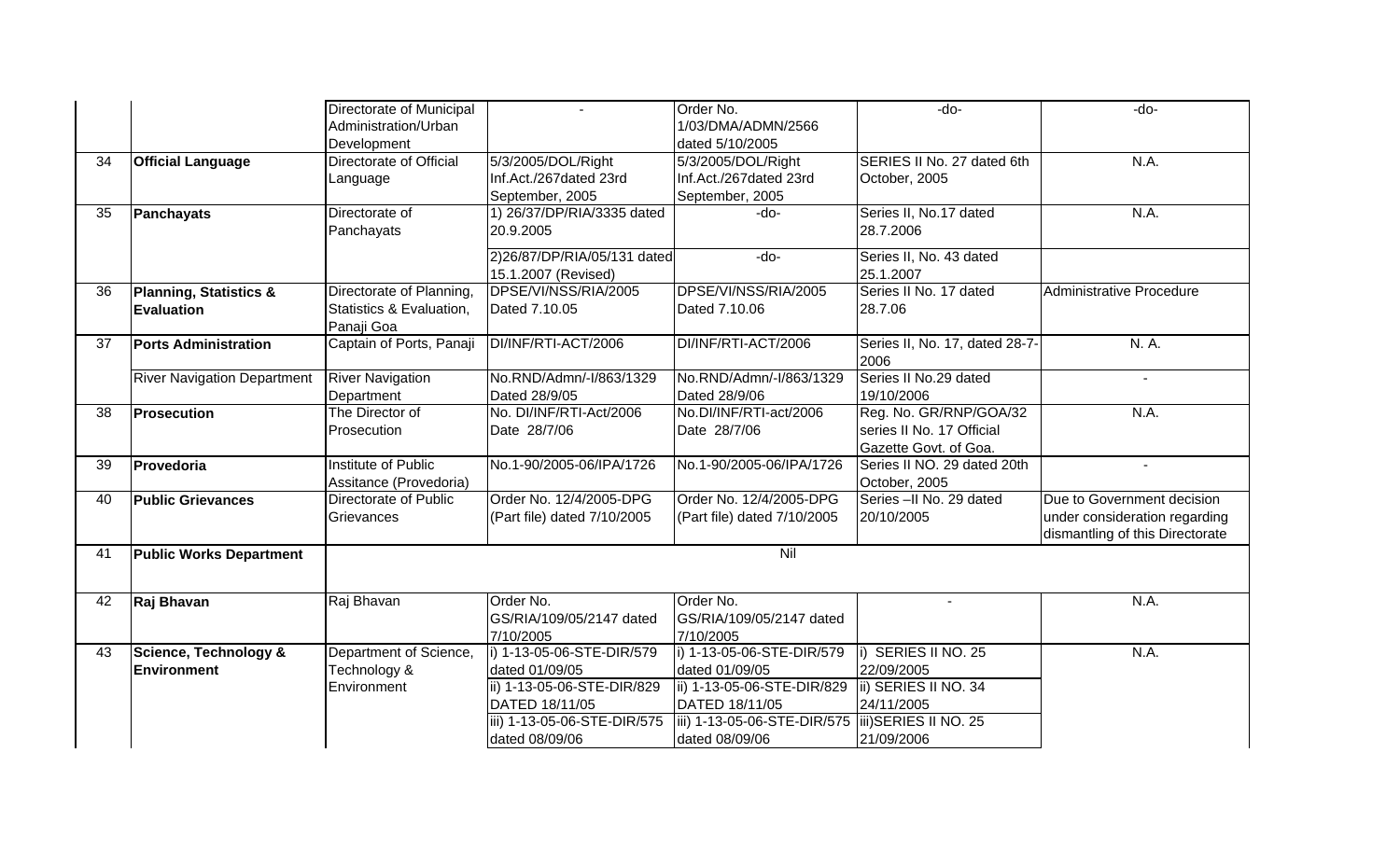| | | | | | | |
|---|---|---|---|---|---|---|
| | | Directorate of Municipal Administration/Urban Development | - | Order No. 1/03/DMA/ADMN/2566 dated 5/10/2005 | -do- | -do- |
| 34 | **Official Language** | Directorate of Official Language | 5/3/2005/DOL/Right Inf.Act./267dated 23rd September, 2005 | 5/3/2005/DOL/Right Inf.Act./267dated 23rd September, 2005 | SERIES II No. 27 dated 6th October, 2005 | N.A. |
| 35 | **Panchayats** | Directorate of Panchayats | 1) 26/37/DP/RIA/3335 dated 20.9.2005 | -do- | Series II, No.17 dated 28.7.2006 | N.A. |
| | | | 2)26/87/DP/RIA/05/131 dated 15.1.2007 (Revised) | -do- | Series II, No. 43 dated 25.1.2007 | |
| 36 | **Planning, Statistics & Evaluation** | Directorate of Planning, Statistics & Evaluation, Panaji Goa | DPSE/VI/NSS/RIA/2005 Dated 7.10.05 | DPSE/VI/NSS/RIA/2005 Dated 7.10.06 | Series II No. 17 dated 28.7.06 | Administrative Procedure |
| 37 | **Ports Administration** | Captain of Ports, Panaji | DI/INF/RTI-ACT/2006 | DI/INF/RTI-ACT/2006 | Series II, No. 17, dated 28-7-2006 | N. A. |
| | River Navigation Department | River Navigation Department | No.RND/Admn/-I/863/1329 Dated 28/9/05 | No.RND/Admn/-I/863/1329 Dated 28/9/06 | Series II No.29 dated 19/10/2006 | - |
| 38 | **Prosecution** | The Director of Prosecution | No. DI/INF/RTI-Act/2006 Date 28/7/06 | No.DI/INF/RTI-act/2006 Date 28/7/06 | Reg. No. GR/RNP/GOA/32 series II No. 17 Official Gazette Govt. of Goa. | N.A. |
| 39 | **Provedoria** | Institute of Public Assitance (Provedoria) | No.1-90/2005-06/IPA/1726 | No.1-90/2005-06/IPA/1726 | Series II NO. 29 dated 20th October, 2005 | - |
| 40 | **Public Grievances** | Directorate of Public Grievances | Order No. 12/4/2005-DPG (Part file) dated 7/10/2005 | Order No. 12/4/2005-DPG (Part file) dated 7/10/2005 | Series –II No. 29 dated 20/10/2005 | Due to Government decision under consideration regarding dismantling of this Directorate |
| 41 | **Public Works Department** | | | Nil | | |
| 42 | **Raj Bhavan** | Raj Bhavan | Order No. GS/RIA/109/05/2147 dated 7/10/2005 | Order No. GS/RIA/109/05/2147 dated 7/10/2005 | - | N.A. |
| 43 | **Science, Technology & Environment** | Department of Science, Technology & Environment | i) 1-13-05-06-STE-DIR/579 dated 01/09/05 | i) 1-13-05-06-STE-DIR/579 dated 01/09/05 | i) SERIES II NO. 25 22/09/2005 | N.A. |
| | | | ii) 1-13-05-06-STE-DIR/829 DATED 18/11/05 | ii) 1-13-05-06-STE-DIR/829 DATED 18/11/05 | ii) SERIES II NO. 34 24/11/2005 | |
| | | | iii) 1-13-05-06-STE-DIR/575 dated 08/09/06 | iii) 1-13-05-06-STE-DIR/575 dated 08/09/06 | iii)SERIES II NO. 25 21/09/2006 | |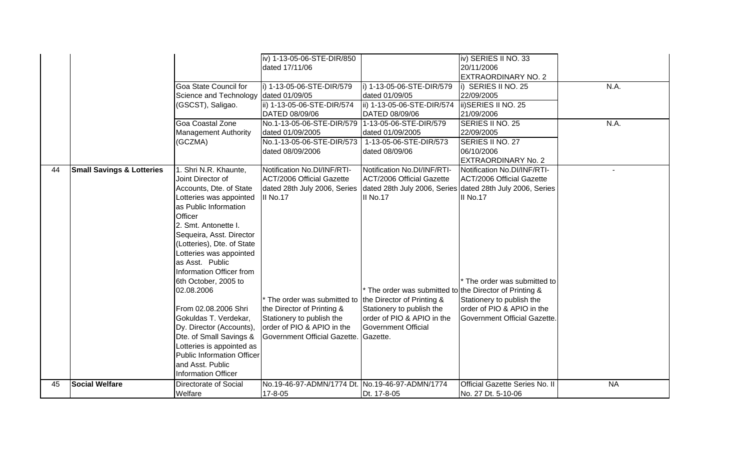| | | | | | | |
|---|---|---|---|---|---|---|
| | | | iv) 1-13-05-06-STE-DIR/850 dated 17/11/06 | | iv) SERIES II NO. 33 20/11/2006 EXTRAORDINARY NO. 2 | |
| | | Goa State Council for Science and Technology (GSCST), Saligao. | i) 1-13-05-06-STE-DIR/579 dated 01/09/05<br>ii) 1-13-05-06-STE-DIR/574 DATED 08/09/06 | i) 1-13-05-06-STE-DIR/579 dated 01/09/05<br>ii) 1-13-05-06-STE-DIR/574 DATED 08/09/06 | i) SERIES II NO. 25 22/09/2005<br>ii)SERIES II NO. 25 21/09/2006 | N.A. |
| | | Goa Coastal Zone Management Authority (GCZMA) | No.1-13-05-06-STE-DIR/579 dated 01/09/2005<br>No.1-13-05-06-STE-DIR/573 dated 08/09/2006 | 1-13-05-06-STE-DIR/579 dated 01/09/2005<br>1-13-05-06-STE-DIR/573 dated 08/09/06 | SERIES II NO. 25 22/09/2005<br>SERIES II NO. 27 06/10/2006 EXTRAORDINARY No. 2 | N.A. |
| 44 | **Small Savings & Lotteries** | 1. Shri N.R. Khaunte, Joint Director of Accounts, Dte. of State Lotteries was appointed as Public Information Officer<br>2. Smt. Antonette I. Sequeira, Asst. Director (Lotteries), Dte. of State Lotteries was appointed as Asst. Public Information Officer from 6th October, 2005 to 02.08.2006<br><br>From 02.08.2006 Shri Gokuldas T. Verdekar, Dy. Director (Accounts), Dte. of Small Savings & Lotteries is appointed as Public Information Officer and Asst. Public Information Officer | Notification No.DI/INF/RTI-ACT/2006 Official Gazette dated 28th July 2006, Series II No.17<br><br>* The order was submitted to the Director of Printing & Stationery to publish the order of PIO & APIO in the Government Official Gazette. | Notification No.DI/INF/RTI-ACT/2006 Official Gazette dated 28th July 2006, Series II No.17<br><br>* The order was submitted to the Director of Printing & Stationery to publish the order of PIO & APIO in the Government Official Gazette. | Notification No.DI/INF/RTI-ACT/2006 Official Gazette dated 28th July 2006, Series II No.17<br><br>* The order was submitted to the Director of Printing & Stationery to publish the order of PIO & APIO in the Government Official Gazette. | - |
| 45 | **Social Welfare** | Directorate of Social Welfare | No.19-46-97-ADMN/1774 Dt. 17-8-05 | No.19-46-97-ADMN/1774 Dt. 17-8-05 | Official Gazette Series No. II No. 27 Dt. 5-10-06 | NA |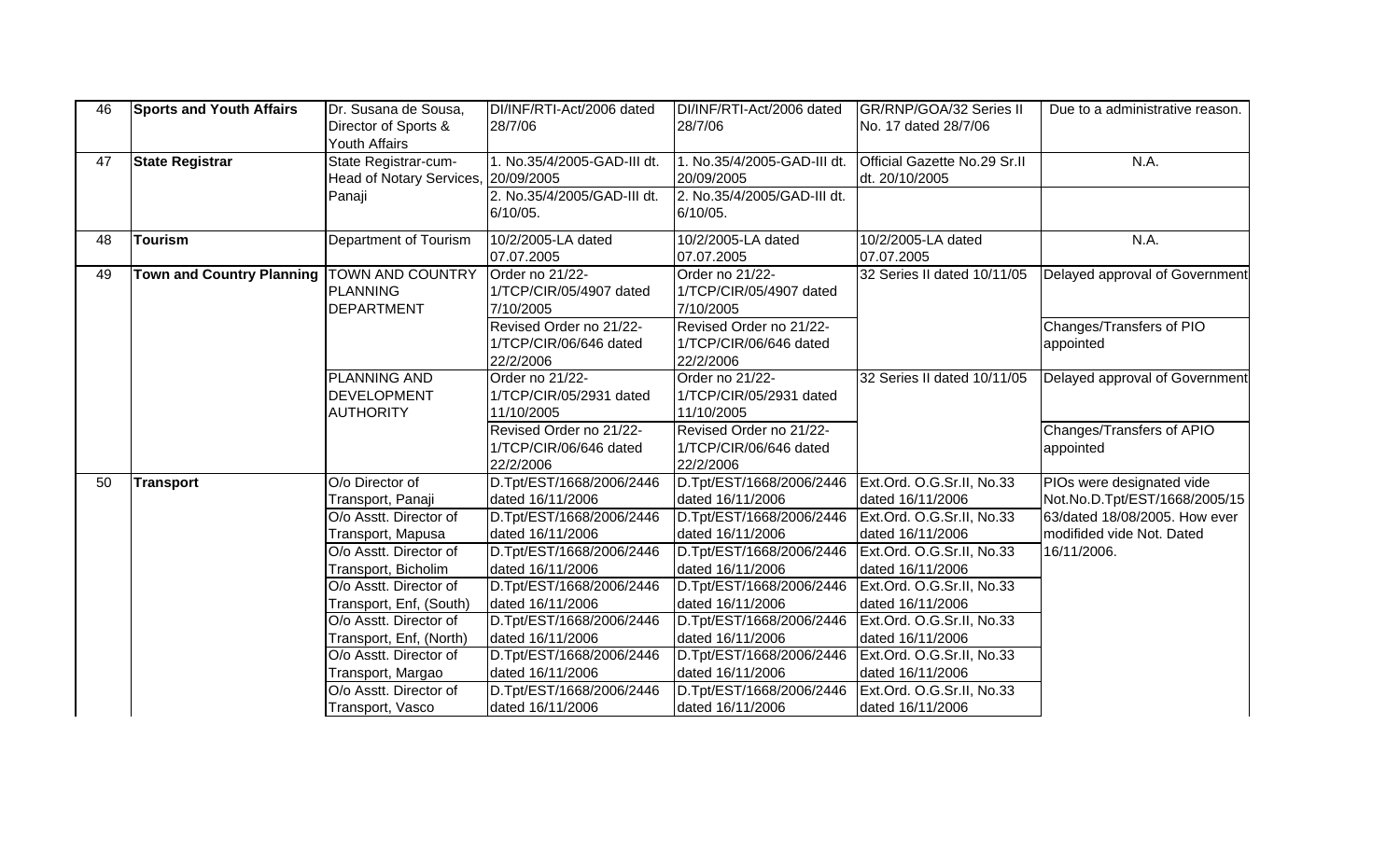| | | | | | | |
|---|---|---|---|---|---|---|
| 46 | **Sports and Youth Affairs** | Dr. Susana de Sousa, Director of Sports & Youth Affairs | DI/INF/RTI-Act/2006 dated 28/7/06 | DI/INF/RTI-Act/2006 dated 28/7/06 | GR/RNP/GOA/32 Series II No. 17 dated 28/7/06 | Due to a administrative reason. |
| 47 | **State Registrar** | State Registrar-cum-Head of Notary Services, Panaji | 1. No.35/4/2005-GAD-III dt. 20/09/2005 | 1. No.35/4/2005-GAD-III dt. 20/09/2005 | Official Gazette No.29 Sr.II dt. 20/10/2005 | N.A. |
| | | | 2. No.35/4/2005/GAD-III dt. 6/10/05. | 2. No.35/4/2005/GAD-III dt. 6/10/05. | | |
| 48 | **Tourism** | Department of Tourism | 10/2/2005-LA dated 07.07.2005 | 10/2/2005-LA dated 07.07.2005 | 10/2/2005-LA dated 07.07.2005 | N.A. |
| 49 | **Town and Country Planning** | TOWN AND COUNTRY PLANNING DEPARTMENT | Order no 21/22-1/TCP/CIR/05/4907 dated 7/10/2005 | Order no 21/22-1/TCP/CIR/05/4907 dated 7/10/2005 | 32 Series II dated 10/11/05 | Delayed approval of Government |
| | | | Revised Order no 21/22-1/TCP/CIR/06/646 dated 22/2/2006 | Revised Order no 21/22-1/TCP/CIR/06/646 dated 22/2/2006 | | Changes/Transfers of PIO appointed |
| | | PLANNING AND DEVELOPMENT AUTHORITY | Order no 21/22-1/TCP/CIR/05/2931 dated 11/10/2005 | Order no 21/22-1/TCP/CIR/05/2931 dated 11/10/2005 | 32 Series II dated 10/11/05 | Delayed approval of Government |
| | | | Revised Order no 21/22-1/TCP/CIR/06/646 dated 22/2/2006 | Revised Order no 21/22-1/TCP/CIR/06/646 dated 22/2/2006 | | Changes/Transfers of APIO appointed |
| 50 | **Transport** | O/o Director of Transport, Panaji | D.Tpt/EST/1668/2006/2446 dated 16/11/2006 | D.Tpt/EST/1668/2006/2446 dated 16/11/2006 | Ext.Ord. O.G.Sr.II, No.33 dated 16/11/2006 | PIOs were designated vide Not.No.D.Tpt/EST/1668/2005/15 63/dated 18/08/2005. How ever modified vide Not. Dated 16/11/2006. |
| | | O/o Asstt. Director of Transport, Mapusa | D.Tpt/EST/1668/2006/2446 dated 16/11/2006 | D.Tpt/EST/1668/2006/2446 dated 16/11/2006 | Ext.Ord. O.G.Sr.II, No.33 dated 16/11/2006 | |
| | | O/o Asstt. Director of Transport, Bicholim | D.Tpt/EST/1668/2006/2446 dated 16/11/2006 | D.Tpt/EST/1668/2006/2446 dated 16/11/2006 | Ext.Ord. O.G.Sr.II, No.33 dated 16/11/2006 | |
| | | O/o Asstt. Director of Transport, Enf, (South) | D.Tpt/EST/1668/2006/2446 dated 16/11/2006 | D.Tpt/EST/1668/2006/2446 dated 16/11/2006 | Ext.Ord. O.G.Sr.II, No.33 dated 16/11/2006 | |
| | | O/o Asstt. Director of Transport, Enf, (North) | D.Tpt/EST/1668/2006/2446 dated 16/11/2006 | D.Tpt/EST/1668/2006/2446 dated 16/11/2006 | Ext.Ord. O.G.Sr.II, No.33 dated 16/11/2006 | |
| | | O/o Asstt. Director of Transport, Margao | D.Tpt/EST/1668/2006/2446 dated 16/11/2006 | D.Tpt/EST/1668/2006/2446 dated 16/11/2006 | Ext.Ord. O.G.Sr.II, No.33 dated 16/11/2006 | |
| | | O/o Asstt. Director of Transport, Vasco | D.Tpt/EST/1668/2006/2446 dated 16/11/2006 | D.Tpt/EST/1668/2006/2446 dated 16/11/2006 | Ext.Ord. O.G.Sr.II, No.33 dated 16/11/2006 | |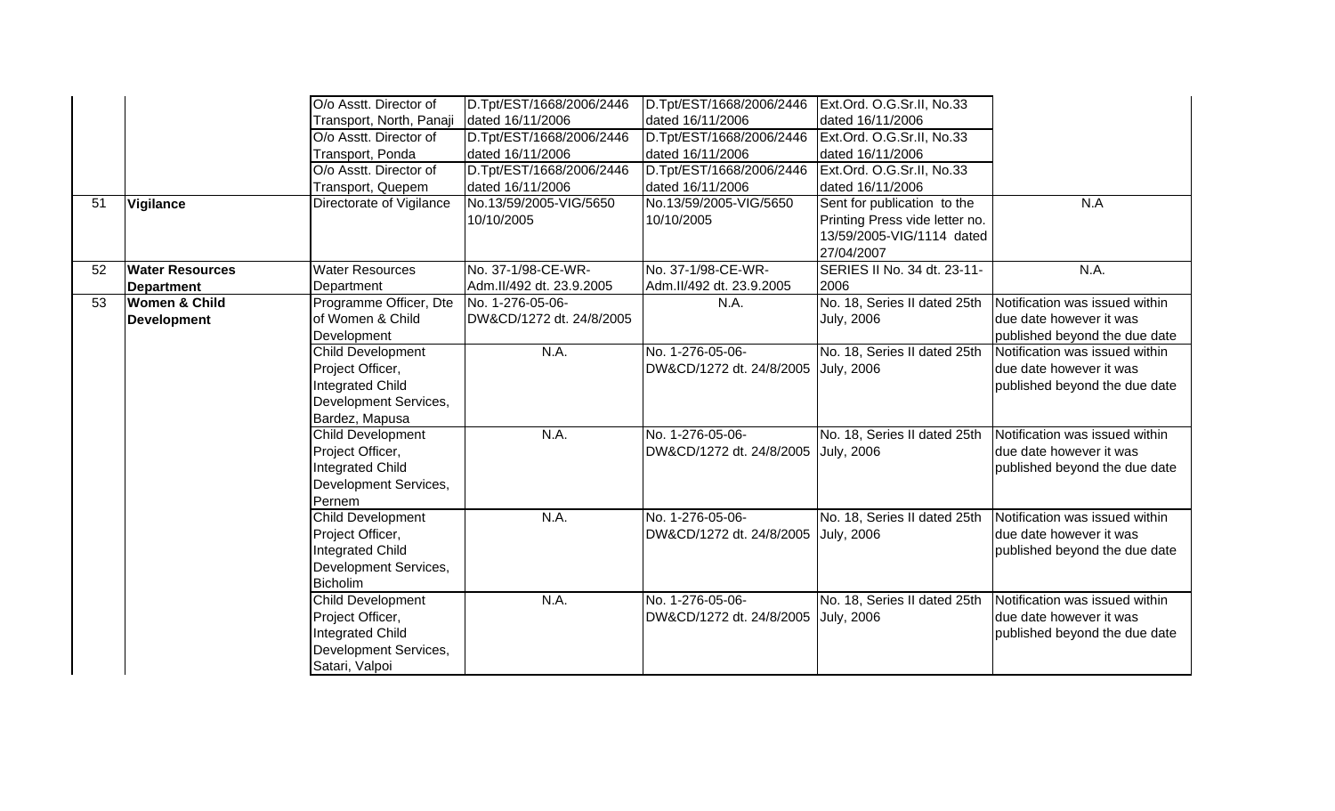| | | | | | | |
|---|---|---|---|---|---|---|
| | | O/o Asstt. Director of Transport, North, Panaji | D.Tpt/EST/1668/2006/2446 dated 16/11/2006 | D.Tpt/EST/1668/2006/2446 dated 16/11/2006 | Ext.Ord. O.G.Sr.II, No.33 dated 16/11/2006 | |
| | | O/o Asstt. Director of Transport, Ponda | D.Tpt/EST/1668/2006/2446 dated 16/11/2006 | D.Tpt/EST/1668/2006/2446 dated 16/11/2006 | Ext.Ord. O.G.Sr.II, No.33 dated 16/11/2006 | |
| | | O/o Asstt. Director of Transport, Quepem | D.Tpt/EST/1668/2006/2446 dated 16/11/2006 | D.Tpt/EST/1668/2006/2446 dated 16/11/2006 | Ext.Ord. O.G.Sr.II, No.33 dated 16/11/2006 | |
| 51 | **Vigilance** | Directorate of Vigilance | No.13/59/2005-VIG/5650 10/10/2005 | No.13/59/2005-VIG/5650 10/10/2005 | Sent for publication to the Printing Press vide letter no. 13/59/2005-VIG/1114 dated 27/04/2007 | N.A |
| 52 | **Water Resources Department** | Water Resources Department | No. 37-1/98-CE-WR-Adm.II/492 dt. 23.9.2005 | No. 37-1/98-CE-WR-Adm.II/492 dt. 23.9.2005 | SERIES II No. 34 dt. 23-11-2006 | N.A. |
| 53 | **Women & Child Development** | Programme Officer, Dte of Women & Child Development | No. 1-276-05-06-DW&CD/1272 dt. 24/8/2005 | N.A. | No. 18, Series II dated 25th July, 2006 | Notification was issued within due date however it was published beyond the due date |
| | | Child Development Project Officer, Integrated Child Development Services, Bardez, Mapusa | N.A. | No. 1-276-05-06-DW&CD/1272 dt. 24/8/2005 | No. 18, Series II dated 25th July, 2006 | Notification was issued within due date however it was published beyond the due date |
| | | Child Development Project Officer, Integrated Child Development Services, Pernem | N.A. | No. 1-276-05-06-DW&CD/1272 dt. 24/8/2005 | No. 18, Series II dated 25th July, 2006 | Notification was issued within due date however it was published beyond the due date |
| | | Child Development Project Officer, Integrated Child Development Services, Bicholim | N.A. | No. 1-276-05-06-DW&CD/1272 dt. 24/8/2005 | No. 18, Series II dated 25th July, 2006 | Notification was issued within due date however it was published beyond the due date |
| | | Child Development Project Officer, Integrated Child Development Services, Satari, Valpoi | N.A. | No. 1-276-05-06-DW&CD/1272 dt. 24/8/2005 | No. 18, Series II dated 25th July, 2006 | Notification was issued within due date however it was published beyond the due date |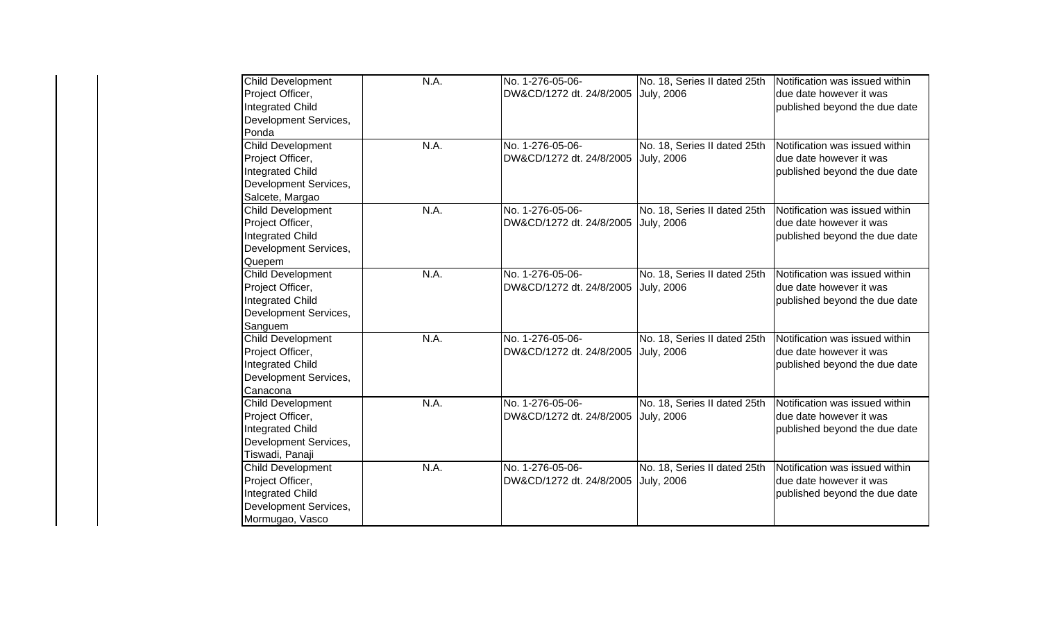| | | | | |
|---|---|---|---|---|
| Child Development Project Officer, Integrated Child Development Services, Ponda | N.A. | No. 1-276-05-06-DW&CD/1272 dt. 24/8/2005 | No. 18, Series II dated 25th July, 2006 | Notification was issued within due date however it was published beyond the due date |
| Child Development Project Officer, Integrated Child Development Services, Salcete, Margao | N.A. | No. 1-276-05-06-DW&CD/1272 dt. 24/8/2005 | No. 18, Series II dated 25th July, 2006 | Notification was issued within due date however it was published beyond the due date |
| Child Development Project Officer, Integrated Child Development Services, Quepem | N.A. | No. 1-276-05-06-DW&CD/1272 dt. 24/8/2005 | No. 18, Series II dated 25th July, 2006 | Notification was issued within due date however it was published beyond the due date |
| Child Development Project Officer, Integrated Child Development Services, Sanguem | N.A. | No. 1-276-05-06-DW&CD/1272 dt. 24/8/2005 | No. 18, Series II dated 25th July, 2006 | Notification was issued within due date however it was published beyond the due date |
| Child Development Project Officer, Integrated Child Development Services, Canacona | N.A. | No. 1-276-05-06-DW&CD/1272 dt. 24/8/2005 | No. 18, Series II dated 25th July, 2006 | Notification was issued within due date however it was published beyond the due date |
| Child Development Project Officer, Integrated Child Development Services, Tiswadi, Panaji | N.A. | No. 1-276-05-06-DW&CD/1272 dt. 24/8/2005 | No. 18, Series II dated 25th July, 2006 | Notification was issued within due date however it was published beyond the due date |
| Child Development Project Officer, Integrated Child Development Services, Mormugao, Vasco | N.A. | No. 1-276-05-06-DW&CD/1272 dt. 24/8/2005 | No. 18, Series II dated 25th July, 2006 | Notification was issued within due date however it was published beyond the due date |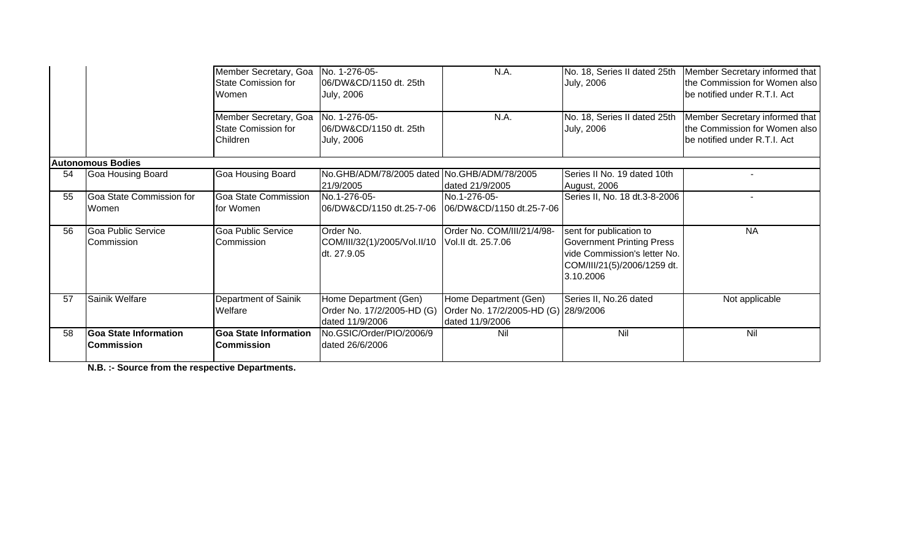| | | | | | | |
|---|---|---|---|---|---|---|
| | | Member Secretary, Goa State Comission for Women | No. 1-276-05-06/DW&CD/1150 dt. 25th July, 2006 | N.A. | No. 18, Series II dated 25th July, 2006 | Member Secretary informed that the Commission for Women also be notified under R.T.I. Act |
| | | Member Secretary, Goa State Comission for Children | No. 1-276-05-06/DW&CD/1150 dt. 25th July, 2006 | N.A. | No. 18, Series II dated 25th July, 2006 | Member Secretary informed that the Commission for Women also be notified under R.T.I. Act |
| **Autonomous Bodies** | | | | | | |
| 54 | Goa Housing Board | Goa Housing Board | No.GHB/ADM/78/2005 dated 21/9/2005 | No.GHB/ADM/78/2005 dated 21/9/2005 | Series II No. 19 dated 10th August, 2006 | - |
| 55 | Goa State Commission for Women | Goa State Commission for Women | No.1-276-05-06/DW&CD/1150 dt.25-7-06 | No.1-276-05-06/DW&CD/1150 dt.25-7-06 | Series II, No. 18 dt.3-8-2006 | - |
| 56 | Goa Public Service Commission | Goa Public Service Commission | Order No. COM/III/32(1)/2005/Vol.II/10 dt. 27.9.05 | Order No. COM/III/21/4/98-Vol.II dt. 25.7.06 | sent for publication to Government Printing Press vide Commission's letter No. COM/III/21(5)/2006/1259 dt. 3.10.2006 | NA |
| 57 | Sainik Welfare | Department of Sainik Welfare | Home Department (Gen) Order No. 17/2/2005-HD (G) dated 11/9/2006 | Home Department (Gen) Order No. 17/2/2005-HD (G) dated 11/9/2006 | Series II, No.26 dated 28/9/2006 | Not applicable |
| 58 | **Goa State Information Commission** | **Goa State Information Commission** | No.GSIC/Order/PIO/2006/9 dated 26/6/2006 | Nil | Nil | Nil |

**N.B. :- Source from the respective Departments.**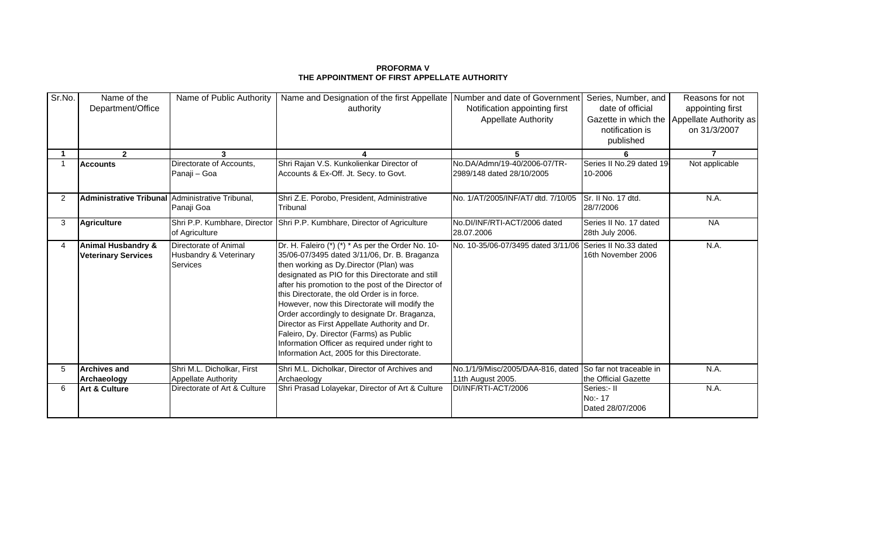**PROFORMA V**
**THE APPOINTMENT OF FIRST APPELLATE AUTHORITY**

| Sr.No. | Name of the Department/Office | Name of Public Authority | Name and Designation of the first Appellate authority | Number and date of Government Notification appointing first Appellate Authority | Series, Number, and date of official Gazette in which the notification is published | Reasons for not appointing first Appellate Authority as on 31/3/2007 |
|---|---|---|---|---|---|---|
| **1** | **2** | **3** | **4** | **5** | **6** | **7** |
| 1 | **Accounts** | Directorate of Accounts, Panaji – Goa | Shri Rajan V.S. Kunkolienkar Director of Accounts & Ex-Off. Jt. Secy. to Govt. | No.DA/Admn/19-40/2006-07/TR-2989/148 dated 28/10/2005 | Series II No.29 dated 19-10-2006 | Not applicable |
| 2 | **Administrative Tribunal** | Administrative Tribunal, Panaji Goa | Shri Z.E. Porobo, President, Administrative Tribunal | No. 1/AT/2005/INF/AT/ dtd. 7/10/05 | Sr. II No. 17 dtd. 28/7/2006 | N.A. |
| 3 | **Agriculture** | Shri P.P. Kumbhare, Director of Agriculture | Shri P.P. Kumbhare, Director of Agriculture | No.DI/INF/RTI-ACT/2006 dated 28.07.2006 | Series II No. 17 dated 28th July 2006. | NA |
| 4 | **Animal Husbandry & Veterinary Services** | Directorate of Animal Husbandry & Veterinary Services | Dr. H. Faleiro (*) (*) * As per the Order No. 10-35/06-07/3495 dated 3/11/06, Dr. B. Braganza then working as Dy.Director (Plan) was designated as PIO for this Directorate and still after his promotion to the post of the Director of this Directorate, the old Order is in force. However, now this Directorate will modify the Order accordingly to designate Dr. Braganza, Director as First Appellate Authority and Dr. Faleiro, Dy. Director (Farms) as Public Information Officer as required under right to Information Act, 2005 for this Directorate. | No. 10-35/06-07/3495 dated 3/11/06 | Series II No.33 dated 16th November 2006 | N.A. |
| 5 | **Archives and Archaeology** | Shri M.L. Dicholkar, First Appellate Authority | Shri M.L. Dicholkar, Director of Archives and Archaeology | No.1/1/9/Misc/2005/DAA-816, dated 11th August 2005. | So far not traceable in the Official Gazette | N.A. |
| 6 | **Art & Culture** | Directorate of Art & Culture | Shri Prasad Lolayekar, Director of Art & Culture | DI/INF/RTI-ACT/2006 | Series:- II No:- 17 Dated 28/07/2006 | N.A. |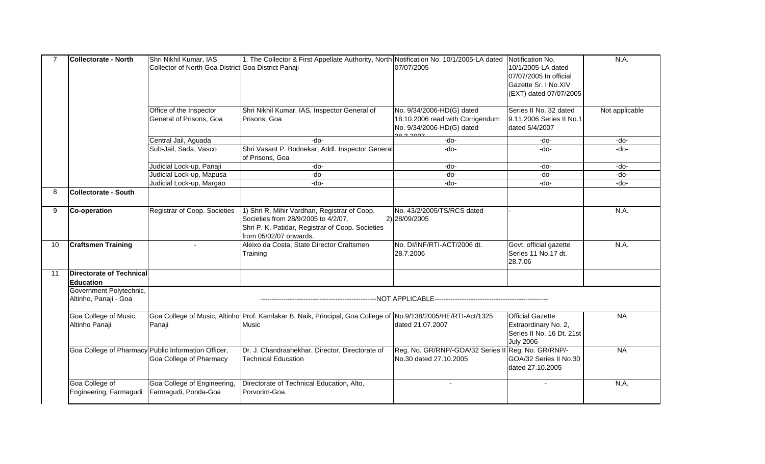| 7 | **Collectorate - North** | Shri Nikhil Kumar, IAS Collector of North Goa District | 1. The Collector & First Appellate Authority, North Goa District Panaji | Notification No. 10/1/2005-LA dated 07/07/2005 | Notification No. 10/1/2005-LA dated 07/07/2005 In official Gazette Sr. I No.XIV (EXT) dated 07/07/2005 | N.A. |
|---|---|---|---|---|---|---|
| | | Office of the Inspector General of Prisons, Goa | Shri Nikhil Kumar, IAS, Inspector General of Prisons, Goa | No. 9/34/2006-HD(G) dated 18.10.2006 read with Corrigendum No. 9/34/2006-HD(G) dated 28.3.2007 | Series II No. 32 dated 9.11.2006 Series II No.1 dated 5/4/2007 | Not applicable |
| | | Central Jail, Aguada | -do- | -do- | -do- | -do- |
| | | Sub-Jail, Sada, Vasco | Shri Vasant P. Bodnekar, Addl. Inspector General of Prisons, Goa | -do- | -do- | -do- |
| | | Judicial Lock-up, Panaji | -do- | -do- | -do- | -do- |
| | | Judicial Lock-up, Mapusa | -do- | -do- | -do- | -do- |
| | | Judicial Lock-up, Margao | -do- | -do- | -do- | -do- |
| 8 | **Collectorate - South** | | | | | |
| 9 | **Co-operation** | Registrar of Coop. Societies | 1) Shri R. Mihir Vardhan, Registrar of Coop. Societies from 28/9/2005 to 4/2/07. 2) Shri P. K. Patidar, Registrar of Coop. Societies from 05/02/07 onwards. | No. 43/2/2005/TS/RCS dated 28/09/2005 | - | N.A. |
| 10 | **Craftsmen Training** | - | Aleixo da Costa, State Director Craftsmen Training | No. DI/INF/RTI-ACT/2006 dt. 28.7.2006 | Govt. official gazette Series 11 No.17 dt. 28.7.06 | N.A. |
| 11 | **Directorate of Technical Education** | | | | | |
| | Government Polytechnic, Altinho, Panaji - Goa | ---NOT APPLICABLE--- | | | | |
| | Goa College of Music, Altinho Panaji | Goa College of Music, Altinho Panaji | Prof. Kamlakar B. Naik, Principal, Goa College of Music | No.9/138/2005/HE/RTI-Act/1325 dated 21.07.2007 | Official Gazette Extraordinary No. 2, Series II No. 16 Dt. 21st July 2006 | NA |
| | Goa College of Pharmacy | Public Information Officer, Goa College of Pharmacy | Dr. J. Chandrashekhar, Director, Directorate of Technical Education | Reg. No. GR/RNP/-GOA/32 Series II No.30 dated 27.10.2005 | Reg. No. GR/RNP/-GOA/32 Series II No.30 dated 27.10.2005 | NA |
| | Goa College of Engineering, Farmagudi | Goa College of Engineering, Farmagudi, Ponda-Goa | Directorate of Technical Education, Alto, Porvorim-Goa. | - | - | N.A. |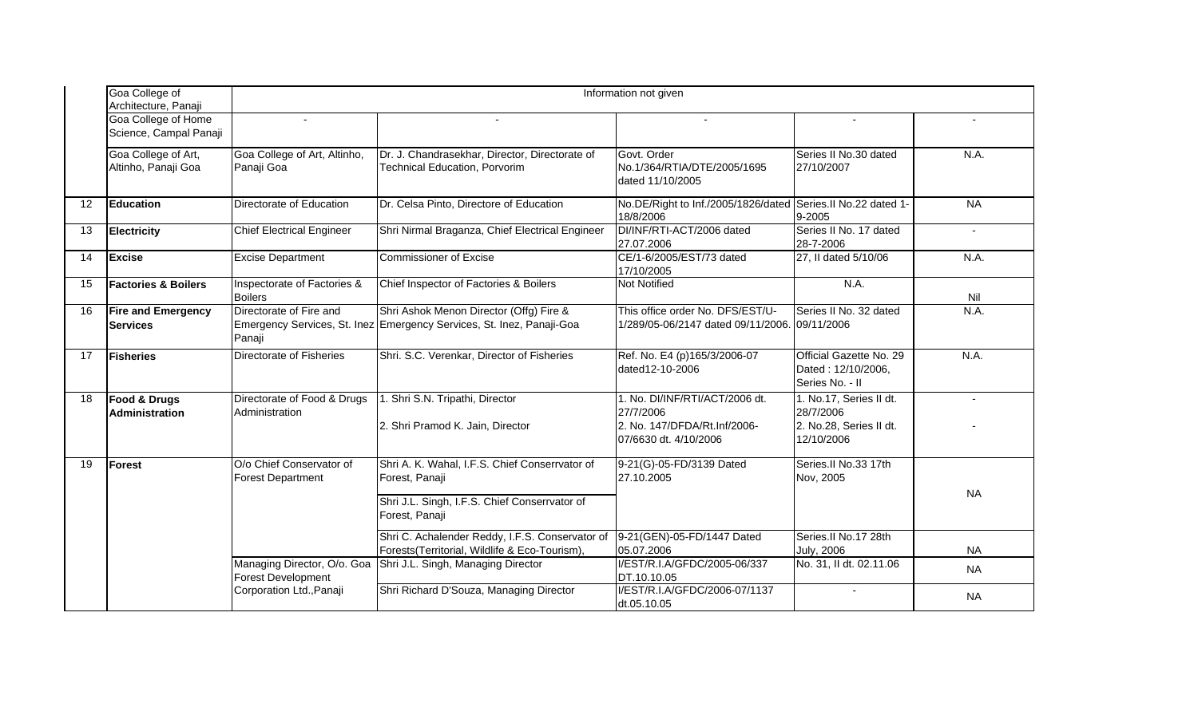|  |  |  |  |  |  |  |
|---|---|---|---|---|---|---|
|  | Goa College of Architecture, Panaji | Information not given | | | | |
|  | Goa College of Home Science, Campal Panaji | - | - | - | - | - |
|  | Goa College of Art, Altinho, Panaji Goa | Goa College of Art, Altinho, Panaji Goa | Dr. J. Chandrasekhar, Director, Directorate of Technical Education, Porvorim | Govt. Order No.1/364/RTIA/DTE/2005/1695 dated 11/10/2005 | Series II No.30 dated 27/10/2007 | N.A. |
| 12 | **Education** | Directorate of Education | Dr. Celsa Pinto, Directore of Education | No.DE/Right to Inf./2005/1826/dated 18/8/2006 | Series.II No.22 dated 1-9-2005 | NA |
| 13 | **Electricity** | Chief Electrical Engineer | Shri Nirmal Braganza, Chief Electrical Engineer | DI/INF/RTI-ACT/2006 dated 27.07.2006 | Series II No. 17 dated 28-7-2006 | - |
| 14 | **Excise** | Excise Department | Commissioner of Excise | CE/1-6/2005/EST/73 dated 17/10/2005 | 27, II dated 5/10/06 | N.A. |
| 15 | **Factories & Boilers** | Inspectorate of Factories & Boilers | Chief Inspector of Factories & Boilers | Not Notified | N.A. | Nil |
| 16 | **Fire and Emergency Services** | Directorate of Fire and Emergency Services, St. Inez Panaji | Shri Ashok Menon Director (Offg) Fire & Emergency Services, St. Inez, Panaji-Goa | This office order No. DFS/EST/U-1/289/05-06/2147 dated 09/11/2006. | Series II No. 32 dated 09/11/2006 | N.A. |
| 17 | **Fisheries** | Directorate of Fisheries | Shri. S.C. Verenkar, Director of Fisheries | Ref. No. E4 (p)165/3/2006-07 dated12-10-2006 | Official Gazette No. 29 Dated : 12/10/2006, Series No. - II | N.A. |
| 18 | **Food & Drugs Administration** | Directorate of Food & Drugs Administration | 1. Shri S.N. Tripathi, Director<br>2. Shri Pramod K. Jain, Director | 1. No. DI/INF/RTI/ACT/2006 dt. 27/7/2006<br>2. No. 147/DFDA/Rt.Inf/2006-07/6630 dt. 4/10/2006 | 1. No.17, Series II dt. 28/7/2006<br>2. No.28, Series II dt. 12/10/2006 | -<br>- |
| 19 | **Forest** | O/o Chief Conservator of Forest Department | Shri A. K. Wahal, I.F.S. Chief Conserrvator of Forest, Panaji<br>Shri J.L. Singh, I.F.S. Chief Conserrvator of Forest, Panaji | 9-21(G)-05-FD/3139 Dated 27.10.2005 | Series.II No.33 17th Nov, 2005 | NA |
|  |  |  | Shri C. Achalender Reddy, I.F.S. Conservator of Forests(Territorial, Wildlife & Eco-Tourism), | 9-21(GEN)-05-FD/1447 Dated 05.07.2006 | Series.II No.17 28th July, 2006 | NA |
|  |  | Managing Director, O/o. Goa Forest Development Corporation Ltd.,Panaji | Shri J.L. Singh, Managing Director | I/EST/R.I.A/GFDC/2005-06/337 DT.10.10.05 | No. 31, II dt. 02.11.06 | NA |
|  |  |  | Shri Richard D'Souza, Managing Director | I/EST/R.I.A/GFDC/2006-07/1137 dt.05.10.05 | - | NA |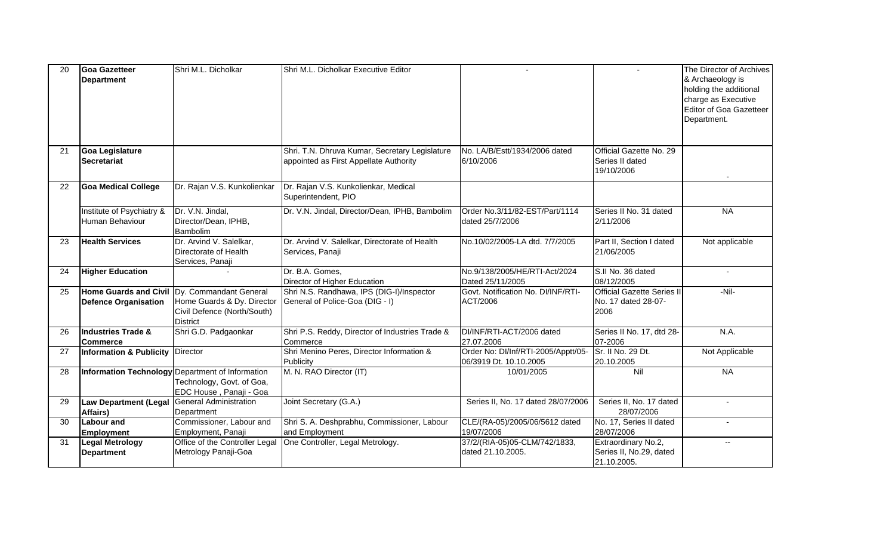| 20 | **Goa Gazetteer Department** | Shri M.L. Dicholkar | Shri M.L. Dicholkar Executive Editor | - | - | The Director of Archives & Archaeology is holding the additional charge as Executive Editor of Goa Gazetteer Department. |
|---|---|---|---|---|---|---|
| 21 | **Goa Legislature Secretariat** | | Shri. T.N. Dhruva Kumar, Secretary Legislature appointed as First Appellate Authority | No. LA/B/Estt/1934/2006 dated 6/10/2006 | Official Gazette No. 29 Series II dated 19/10/2006 | - |
| 22 | **Goa Medical College** | Dr. Rajan V.S. Kunkolienkar | Dr. Rajan V.S. Kunkolienkar, Medical Superintendent, PIO | | | |
| | Institute of Psychiatry & Human Behaviour | Dr. V.N. Jindal, Director/Dean, IPHB, Bambolim | Dr. V.N. Jindal, Director/Dean, IPHB, Bambolim | Order No.3/11/82-EST/Part/1114 dated 25/7/2006 | Series II No. 31 dated 2/11/2006 | NA |
| 23 | **Health Services** | Dr. Arvind V. Salelkar, Directorate of Health Services, Panaji | Dr. Arvind V. Salelkar, Directorate of Health Services, Panaji | No.10/02/2005-LA dtd. 7/7/2005 | Part II, Section I dated 21/06/2005 | Not applicable |
| 24 | **Higher Education** | - | Dr. B.A. Gomes, Director of Higher Education | No.9/138/2005/HE/RTI-Act/2024 Dated 25/11/2005 | S.II No. 36 dated 08/12/2005 | - |
| 25 | **Home Guards and Civil Defence Organisation** | Dy. Commandant General Home Guards & Dy. Director Civil Defence (North/South) District | Shri N.S. Randhawa, IPS (DIG-I)/Inspector General of Police-Goa (DIG - I) | Govt. Notification No. DI/INF/RTI-ACT/2006 | Official Gazette Series II No. 17 dated 28-07-2006 | -Nil- |
| 26 | **Industries Trade & Commerce** | Shri G.D. Padgaonkar | Shri P.S. Reddy, Director of Industries Trade & Commerce | DI/INF/RTI-ACT/2006 dated 27.07.2006 | Series II No. 17, dtd 28-07-2006 | N.A. |
| 27 | **Information & Publicity** | Director | Shri Menino Peres, Director Information & Publicity | Order No: DI/Inf/RTI-2005/Apptt/05-06/3919 Dt. 10.10.2005 | Sr. II No. 29 Dt. 20.10.2005 | Not Applicable |
| 28 | **Information Technology** | Department of Information Technology, Govt. of Goa, EDC House , Panaji - Goa | M. N. RAO Director (IT) | 10/01/2005 | Nil | NA |
| 29 | **Law Department (Legal Affairs)** | General Administration Department | Joint Secretary (G.A.) | Series II, No. 17 dated 28/07/2006 | Series II, No. 17 dated 28/07/2006 | - |
| 30 | **Labour and Employment** | Commissioner, Labour and Employment, Panaji | Shri S. A. Deshprabhu, Commissioner, Labour and Employment | CLE/(RA-05)/2005/06/5612 dated 19/07/2006 | No. 17, Series II dated 28/07/2006 | - |
| 31 | **Legal Metrology Department** | Office of the Controller Legal Metrology Panaji-Goa | One Controller, Legal Metrology. | 37/2/(RIA-05)05-CLM/742/1833, dated 21.10.2005. | Extraordinary No.2, Series II, No.29, dated 21.10.2005. | -- |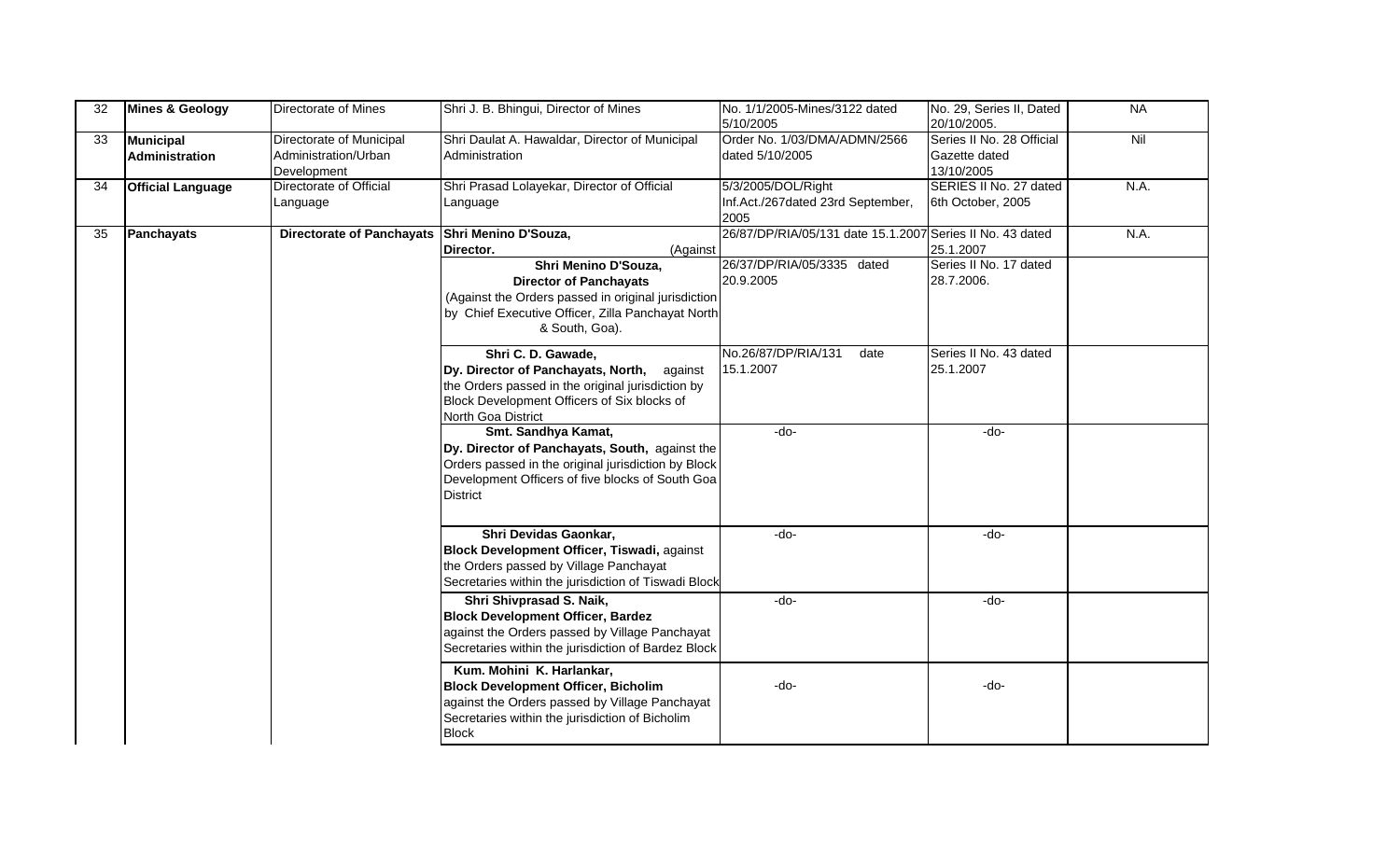| 32 | **Mines & Geology** | Directorate of Mines | Shri J. B. Bhingui, Director of Mines | No. 1/1/2005-Mines/3122 dated 5/10/2005 | No. 29, Series II, Dated 20/10/2005. | NA |
|---|---|---|---|---|---|---|
| 33 | **Municipal Administration** | Directorate of Municipal Administration/Urban Development | Shri Daulat A. Hawaldar, Director of Municipal Administration | Order No. 1/03/DMA/ADMN/2566 dated 5/10/2005 | Series II No. 28 Official Gazette dated 13/10/2005 | Nil |
| 34 | **Official Language** | Directorate of Official Language | Shri Prasad Lolayekar, Director of Official Language | 5/3/2005/DOL/Right Inf.Act./267dated 23rd September, 2005 | SERIES II No. 27 dated 6th October, 2005 | N.A. |
| 35 | **Panchayats** | **Directorate of Panchayats** | **Shri Menino D'Souza, Director.** (Against | 26/87/DP/RIA/05/131 date 15.1.2007 | Series II No. 43 dated 25.1.2007 | N.A. |
| | | | **Shri Menino D'Souza, Director of Panchayats** (Against the Orders passed in original jurisdiction by Chief Executive Officer, Zilla Panchayat North & South, Goa). | 26/37/DP/RIA/05/3335 dated 20.9.2005 | Series II No. 17 dated 28.7.2006. | |
| | | | **Shri C. D. Gawade, Dy. Director of Panchayats, North,** against the Orders passed in the original jurisdiction by Block Development Officers of Six blocks of North Goa District | No.26/87/DP/RIA/131 date 15.1.2007 | Series II No. 43 dated 25.1.2007 | |
| | | | **Smt. Sandhya Kamat, Dy. Director of Panchayats, South,** against the Orders passed in the original jurisdiction by Block Development Officers of five blocks of South Goa District | -do- | -do- | |
| | | | **Shri Devidas Gaonkar, Block Development Officer, Tiswadi,** against the Orders passed by Village Panchayat Secretaries within the jurisdiction of Tiswadi Block | -do- | -do- | |
| | | | **Shri Shivprasad S. Naik, Block Development Officer, Bardez** against the Orders passed by Village Panchayat Secretaries within the jurisdiction of Bardez Block | -do- | -do- | |
| | | | **Kum. Mohini K. Harlankar, Block Development Officer, Bicholim** against the Orders passed by Village Panchayat Secretaries within the jurisdiction of Bicholim Block | -do- | -do- | |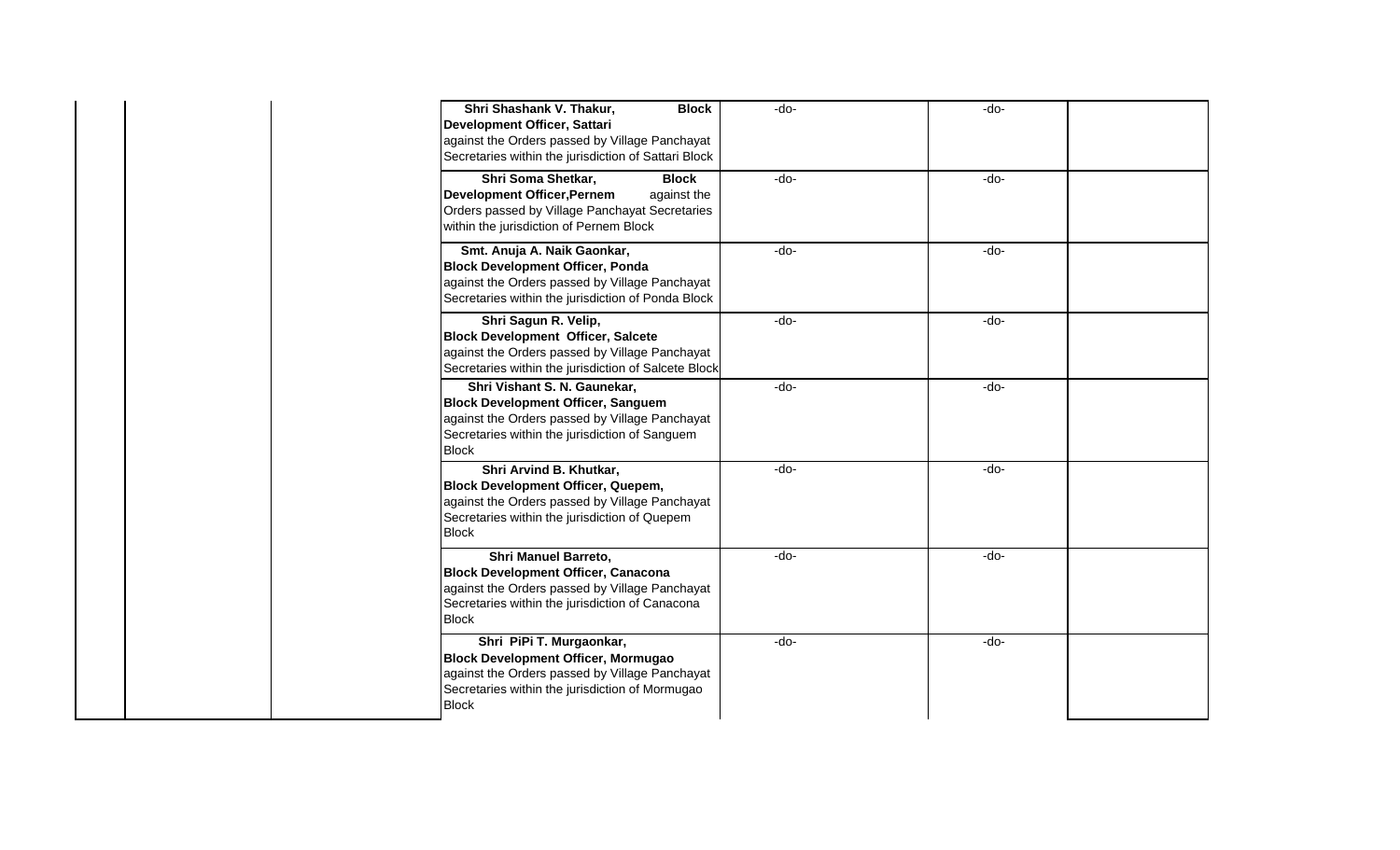|  |  |  | **Shri Shashank V. Thakur, Block Development Officer, Sattari** against the Orders passed by Village Panchayat Secretaries within the jurisdiction of Sattari Block | -do- | -do- |  |
|---|---|---|---|---|---|---|
|  |  |  | **Shri Soma Shetkar, Block Development Officer,Pernem** against the Orders passed by Village Panchayat Secretaries within the jurisdiction of Pernem Block | -do- | -do- |  |
|  |  |  | **Smt. Anuja A. Naik Gaonkar, Block Development Officer, Ponda** against the Orders passed by Village Panchayat Secretaries within the jurisdiction of Ponda Block | -do- | -do- |  |
|  |  |  | **Shri Sagun R. Velip, Block Development Officer, Salcete** against the Orders passed by Village Panchayat Secretaries within the jurisdiction of Salcete Block | -do- | -do- |  |
|  |  |  | **Shri Vishant S. N. Gaunekar, Block Development Officer, Sanguem** against the Orders passed by Village Panchayat Secretaries within the jurisdiction of Sanguem Block | -do- | -do- |  |
|  |  |  | **Shri Arvind B. Khutkar, Block Development Officer, Quepem,** against the Orders passed by Village Panchayat Secretaries within the jurisdiction of Quepem Block | -do- | -do- |  |
|  |  |  | **Shri Manuel Barreto, Block Development Officer, Canacona** against the Orders passed by Village Panchayat Secretaries within the jurisdiction of Canacona Block | -do- | -do- |  |
|  |  |  | **Shri PiPi T. Murgaonkar, Block Development Officer, Mormugao** against the Orders passed by Village Panchayat Secretaries within the jurisdiction of Mormugao Block | -do- | -do- |  |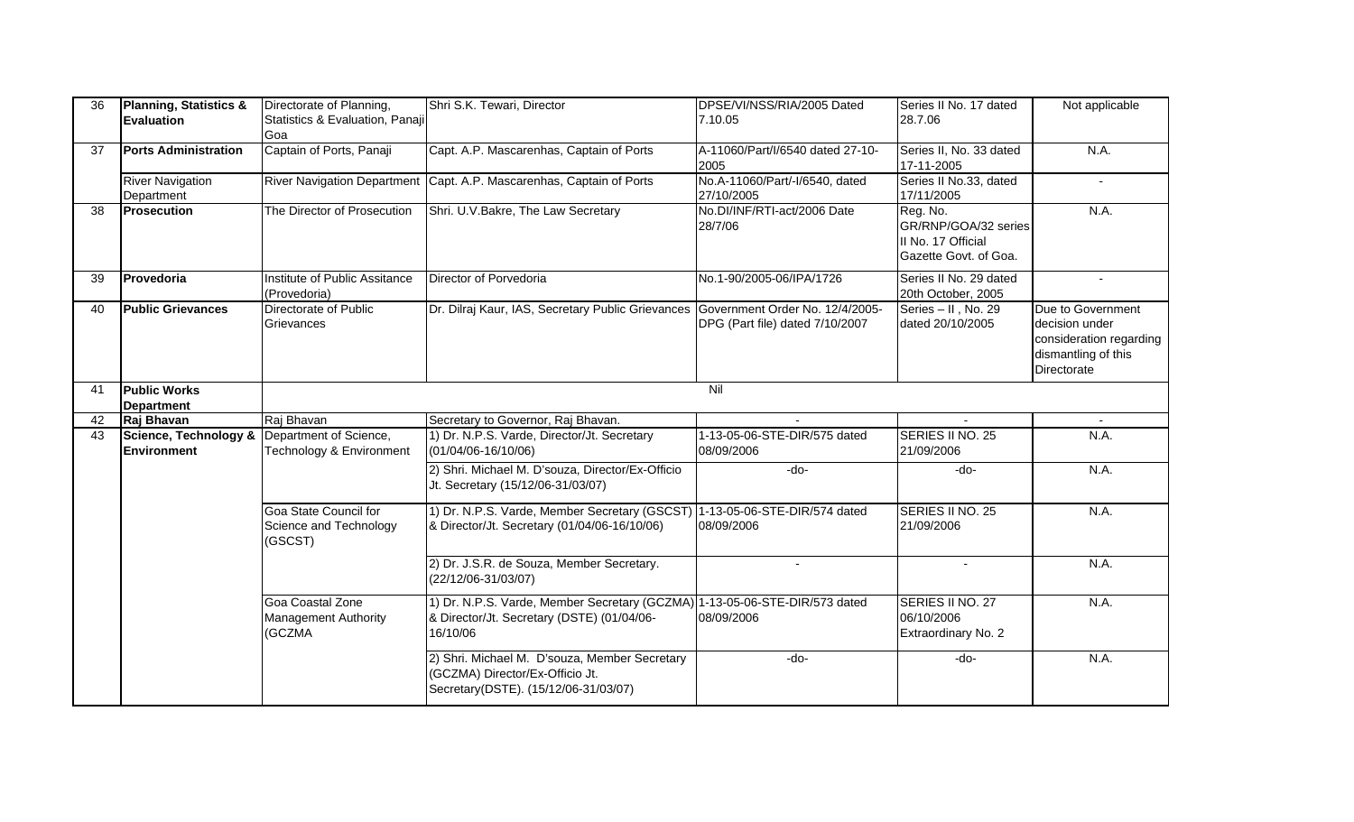| 36 | **Planning, Statistics & Evaluation** | Directorate of Planning, Statistics & Evaluation, Panaji Goa | Shri S.K. Tewari, Director | DPSE/VI/NSS/RIA/2005 Dated 7.10.05 | Series II No. 17 dated 28.7.06 | Not applicable |
|---|---|---|---|---|---|---|
| 37 | **Ports Administration** | Captain of Ports, Panaji | Capt. A.P. Mascarenhas, Captain of Ports | A-11060/Part/I/6540 dated 27-10-2005 | Series II, No. 33 dated 17-11-2005 | N.A. |
| | River Navigation Department | River Navigation Department | Capt. A.P. Mascarenhas, Captain of Ports | No.A-11060/Part/-I/6540, dated 27/10/2005 | Series II No.33, dated 17/11/2005 | - |
| 38 | **Prosecution** | The Director of Prosecution | Shri. U.V.Bakre, The Law Secretary | No.DI/INF/RTI-act/2006 Date 28/7/06 | Reg. No. GR/RNP/GOA/32 series II No. 17 Official Gazette Govt. of Goa. | N.A. |
| 39 | **Provedoria** | Institute of Public Assitance (Provedoria) | Director of Porvedoria | No.1-90/2005-06/IPA/1726 | Series II No. 29 dated 20th October, 2005 | - |
| 40 | **Public Grievances** | Directorate of Public Grievances | Dr. Dilraj Kaur, IAS, Secretary Public Grievances | Government Order No. 12/4/2005-DPG (Part file) dated 7/10/2007 | Series – II , No. 29 dated 20/10/2005 | Due to Government decision under consideration regarding dismantling of this Directorate |
| 41 | **Public Works Department** | | | Nil | | |
| 42 | **Raj Bhavan** | Raj Bhavan | Secretary to Governor, Raj Bhavan. | - | - | - |
| 43 | **Science, Technology & Environment** | Department of Science, Technology & Environment | 1) Dr. N.P.S. Varde, Director/Jt. Secretary (01/04/06-16/10/06) | 1-13-05-06-STE-DIR/575 dated 08/09/2006 | SERIES II NO. 25 21/09/2006 | N.A. |
| | | | 2) Shri. Michael M. D'souza, Director/Ex-Officio Jt. Secretary (15/12/06-31/03/07) | -do- | -do- | N.A. |
| | | Goa State Council for Science and Technology (GSCST) | 1) Dr. N.P.S. Varde, Member Secretary (GSCST) & Director/Jt. Secretary (01/04/06-16/10/06) | 1-13-05-06-STE-DIR/574 dated 08/09/2006 | SERIES II NO. 25 21/09/2006 | N.A. |
| | | | 2) Dr. J.S.R. de Souza, Member Secretary. (22/12/06-31/03/07) | - | - | N.A. |
| | | Goa Coastal Zone Management Authority (GCZMA | 1) Dr. N.P.S. Varde, Member Secretary (GCZMA) & Director/Jt. Secretary (DSTE) (01/04/06-16/10/06 | 1-13-05-06-STE-DIR/573 dated 08/09/2006 | SERIES II NO. 27 06/10/2006 Extraordinary No. 2 | N.A. |
| | | | 2) Shri. Michael M. D'souza, Member Secretary (GCZMA) Director/Ex-Officio Jt. Secretary(DSTE). (15/12/06-31/03/07) | -do- | -do- | N.A. |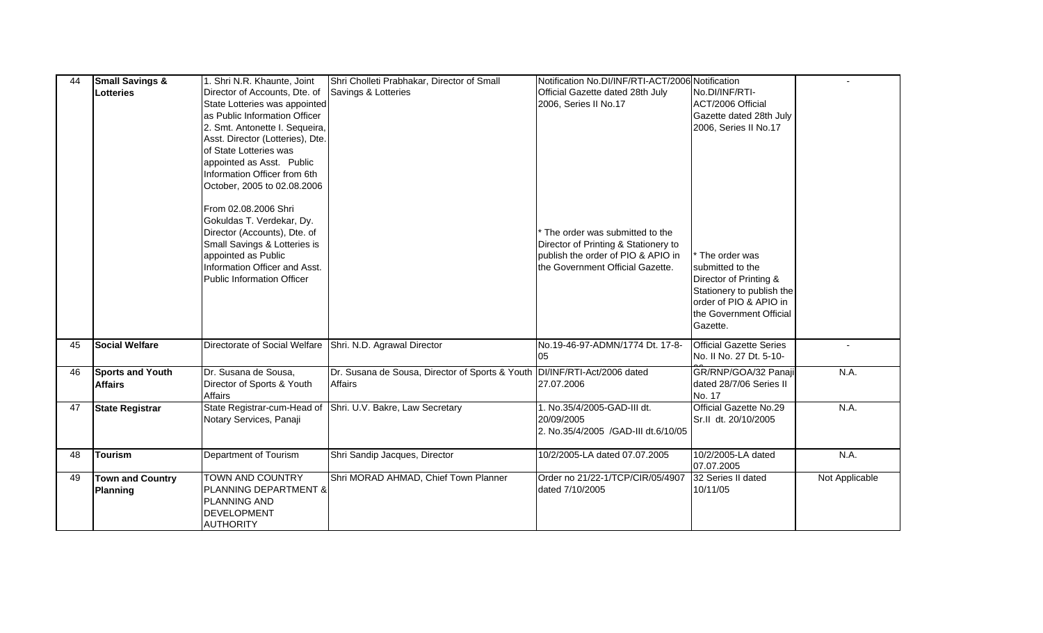| 44 | **Small Savings & Lotteries** | 1. Shri N.R. Khaunte, Joint Director of Accounts, Dte. of State Lotteries was appointed as Public Information Officer 2. Smt. Antonette I. Sequeira, Asst. Director (Lotteries), Dte. of State Lotteries was appointed as Asst. Public Information Officer from 6th October, 2005 to 02.08.2006<br><br>From 02.08.2006 Shri Gokuldas T. Verdekar, Dy. Director (Accounts), Dte. of Small Savings & Lotteries is appointed as Public Information Officer and Asst. Public Information Officer | Shri Cholleti Prabhakar, Director of Small Savings & Lotteries | Notification No.DI/INF/RTI-ACT/2006 Official Gazette dated 28th July 2006, Series II No.17<br><br>* The order was submitted to the Director of Printing & Stationery to publish the order of PIO & APIO in the Government Official Gazette. | Notification No.DI/INF/RTI-ACT/2006 Official Gazette dated 28th July 2006, Series II No.17<br><br>* The order was submitted to the Director of Printing & Stationery to publish the order of PIO & APIO in the Government Official Gazette. | - |
|---|---|---|---|---|---|---|
| 45 | **Social Welfare** | Directorate of Social Welfare | Shri. N.D. Agrawal Director | No.19-46-97-ADMN/1774 Dt. 17-8-05 | Official Gazette Series No. II No. 27 Dt. 5-10-05 | - |
| 46 | **Sports and Youth Affairs** | Dr. Susana de Sousa, Director of Sports & Youth Affairs | Dr. Susana de Sousa, Director of Sports & Youth Affairs | DI/INF/RTI-Act/2006 dated 27.07.2006 | GR/RNP/GOA/32 Panaji dated 28/7/06 Series II No. 17 | N.A. |
| 47 | **State Registrar** | State Registrar-cum-Head of Notary Services, Panaji | Shri. U.V. Bakre, Law Secretary | 1. No.35/4/2005-GAD-III dt. 20/09/2005<br>2. No.35/4/2005 /GAD-III dt.6/10/05 | Official Gazette No.29 Sr.II dt. 20/10/2005 | N.A. |
| 48 | **Tourism** | Department of Tourism | Shri Sandip Jacques, Director | 10/2/2005-LA dated 07.07.2005 | 10/2/2005-LA dated 07.07.2005 | N.A. |
| 49 | **Town and Country Planning** | TOWN AND COUNTRY PLANNING DEPARTMENT & PLANNING AND DEVELOPMENT AUTHORITY | Shri MORAD AHMAD, Chief Town Planner | Order no 21/22-1/TCP/CIR/05/4907 dated 7/10/2005 | 32 Series II dated 10/11/05 | Not Applicable |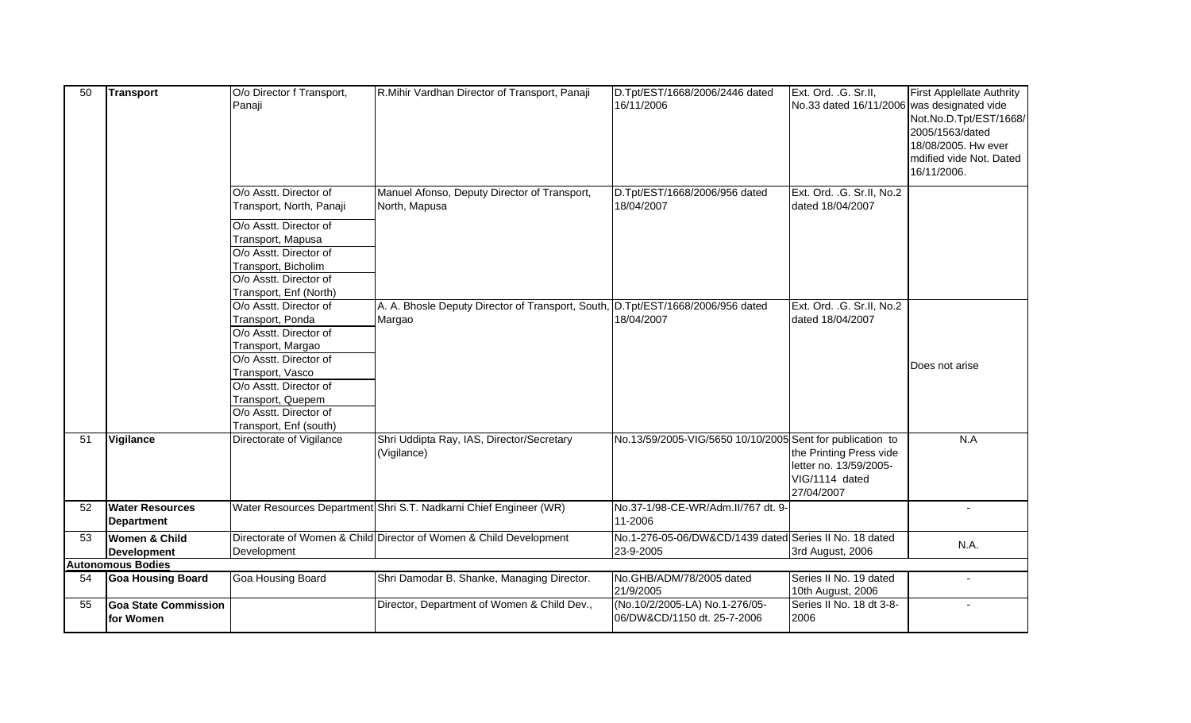| 50 | **Transport** | O/o Director f Transport, Panaji | R.Mihir Vardhan Director of Transport, Panaji | D.Tpt/EST/1668/2006/2446 dated 16/11/2006 | Ext. Ord. .G. Sr.II, No.33 dated 16/11/2006 | First Applellate Authrity was designated vide Not.No.D.Tpt/EST/1668/2005/1563/dated 18/08/2005. Hw ever mdified vide Not. Dated 16/11/2006. |
|---|---|---|---|---|---|---|
| | | O/o Asstt. Director of Transport, North, Panaji | Manuel Afonso, Deputy Director of Transport, North, Mapusa | D.Tpt/EST/1668/2006/956 dated 18/04/2007 | Ext. Ord. .G. Sr.II, No.2 dated 18/04/2007 | |
| | | O/o Asstt. Director of Transport, Mapusa | | | | |
| | | O/o Asstt. Director of Transport, Bicholim | | | | |
| | | O/o Asstt. Director of Transport, Enf (North) | | | | |
| | | O/o Asstt. Director of Transport, Ponda | A. A. Bhosle Deputy Director of Transport, South, Margao | D.Tpt/EST/1668/2006/956 dated 18/04/2007 | Ext. Ord. .G. Sr.II, No.2 dated 18/04/2007 | Does not arise |
| | | O/o Asstt. Director of Transport, Margao | | | | |
| | | O/o Asstt. Director of Transport, Vasco | | | | |
| | | O/o Asstt. Director of Transport, Quepem | | | | |
| | | O/o Asstt. Director of Transport, Enf (south) | | | | |
| 51 | **Vigilance** | Directorate of Vigilance | Shri Uddipta Ray, IAS, Director/Secretary (Vigilance) | No.13/59/2005-VIG/5650 10/10/2005 | Sent for publication to the Printing Press vide letter no. 13/59/2005-VIG/1114 dated 27/04/2007 | N.A |
| 52 | **Water Resources Department** | Water Resources Department | Shri S.T. Nadkarni Chief Engineer (WR) | No.37-1/98-CE-WR/Adm.II/767 dt. 9-11-2006 | | - |
| 53 | **Women & Child Development** | Directorate of Women & Child Development | Director of Women & Child Development | No.1-276-05-06/DW&CD/1439 dated 23-9-2005 | Series II No. 18 dated 3rd August, 2006 | N.A. |
| **Autonomous Bodies** | | | | | | |
| 54 | **Goa Housing Board** | Goa Housing Board | Shri Damodar B. Shanke, Managing Director. | No.GHB/ADM/78/2005 dated 21/9/2005 | Series II No. 19 dated 10th August, 2006 | - |
| 55 | **Goa State Commission for Women** | | Director, Department of Women & Child Dev., | (No.10/2/2005-LA) No.1-276/05-06/DW&CD/1150 dt. 25-7-2006 | Series II No. 18 dt 3-8-2006 | - |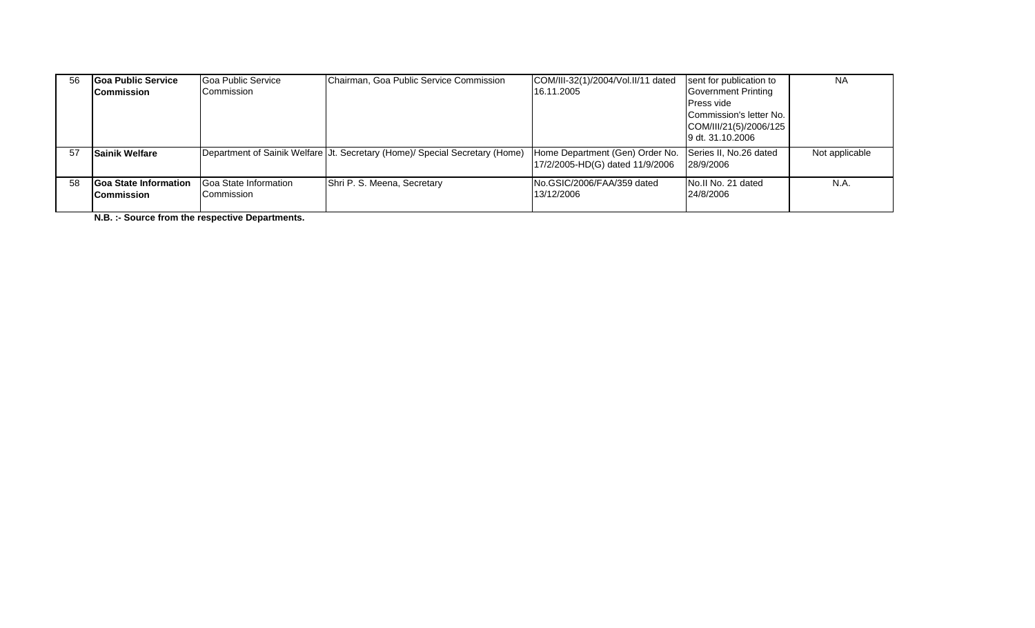| | | | | | | |
|---|---|---|---|---|---|---|
| 56 | **Goa Public Service Commission** | Goa Public Service Commission | Chairman, Goa Public Service Commission | COM/III-32(1)/2004/Vol.II/11 dated 16.11.2005 | sent for publication to Government Printing Press vide Commission's letter No. COM/III/21(5)/2006/1259 dt. 31.10.2006 | NA |
| 57 | **Sainik Welfare** | Department of Sainik Welfare | Jt. Secretary (Home)/ Special Secretary (Home) | Home Department (Gen) Order No. 17/2/2005-HD(G) dated 11/9/2006 | Series II, No.26 dated 28/9/2006 | Not applicable |
| 58 | **Goa State Information Commission** | Goa State Information Commission | Shri P. S. Meena, Secretary | No.GSIC/2006/FAA/359 dated 13/12/2006 | No.II No. 21 dated 24/8/2006 | N.A. |

**N.B. :- Source from the respective Departments.**